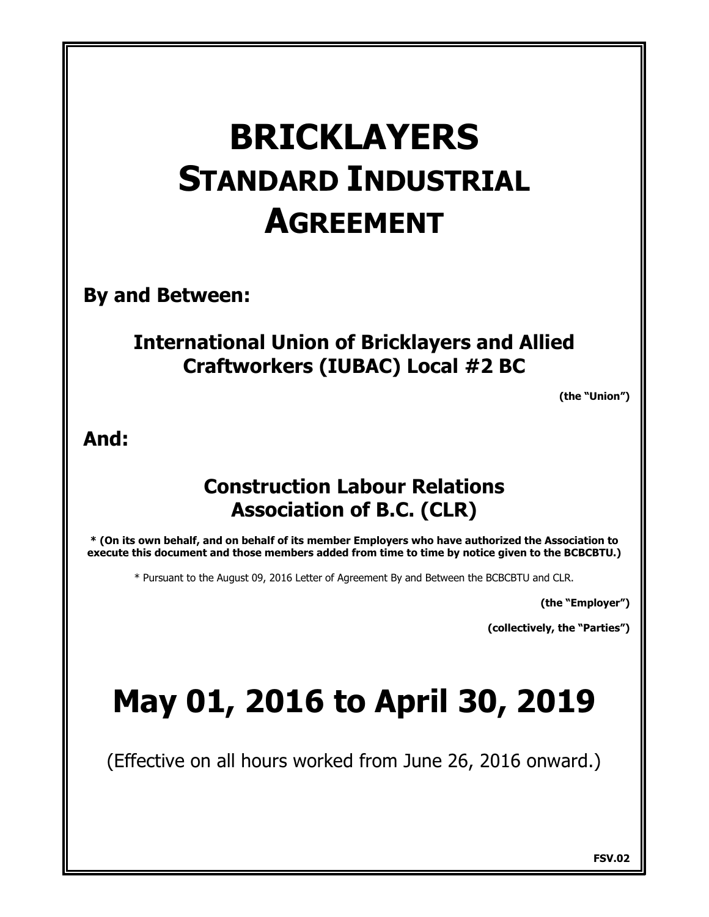# BRICKLAYERS STANDARD INDUSTRIAL AGREEMENT

**By and Between:**

**International Union of Bricklayers and Allied Craftworkers (IUBAC) Local #2 BC**

**(the "Union")**

**And:**

**Construction Labour Relations Association of B.C. (CLR)**

**\* (On its own behalf, and on behalf of its member Employers who have authorized the Association to execute this document and those members added from time to time by notice given to the BCBCBTU.)**

\* Pursuant to the August 09, 2016 Letter of Agreement By and Between the BCBCBTU and CLR.

**(the "Employer")**

**(collectively, the "Parties")**

# May 01, 2016 to April 30, 2019

(Effective on all hours worked from June 26, 2016 onward.)

**FSV.02**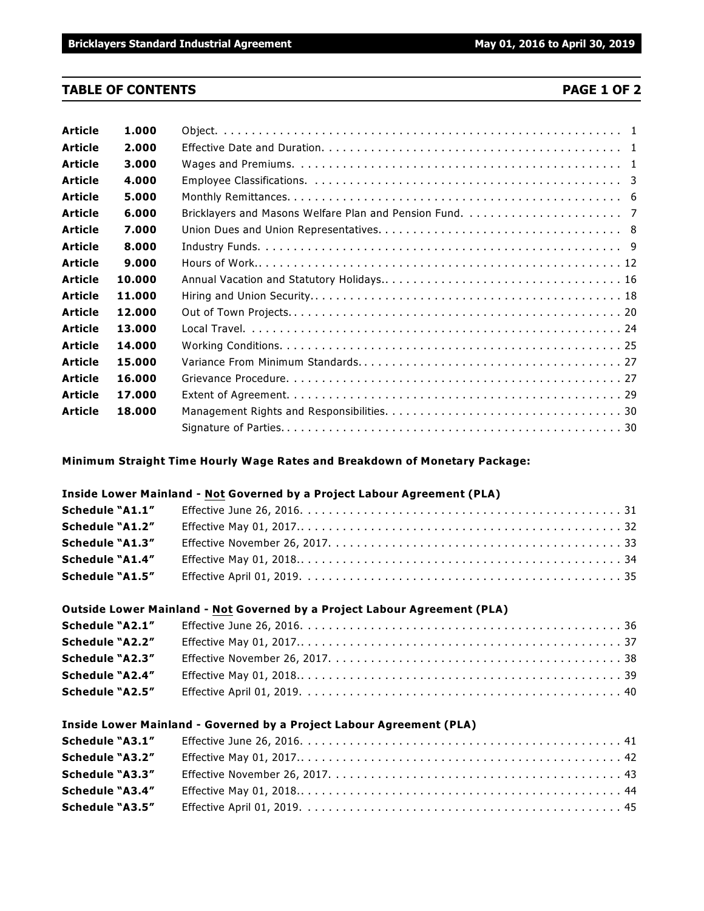## TABLE OF CONTENTS

| | | | |
|---|---|---|---|
| **Article** | **1.000** | Object. | 1 |
| **Article** | **2.000** | Effective Date and Duration. | 1 |
| **Article** | **3.000** | Wages and Premiums. | 1 |
| **Article** | **4.000** | Employee Classifications. | 3 |
| **Article** | **5.000** | Monthly Remittances. | 6 |
| **Article** | **6.000** | Bricklayers and Masons Welfare Plan and Pension Fund. | 7 |
| **Article** | **7.000** | Union Dues and Union Representatives. | 8 |
| **Article** | **8.000** | Industry Funds. | 9 |
| **Article** | **9.000** | Hours of Work. | 12 |
| **Article** | **10.000** | Annual Vacation and Statutory Holidays. | 16 |
| **Article** | **11.000** | Hiring and Union Security. | 18 |
| **Article** | **12.000** | Out of Town Projects. | 20 |
| **Article** | **13.000** | Local Travel. | 24 |
| **Article** | **14.000** | Working Conditions. | 25 |
| **Article** | **15.000** | Variance From Minimum Standards. | 27 |
| **Article** | **16.000** | Grievance Procedure. | 27 |
| **Article** | **17.000** | Extent of Agreement. | 29 |
| **Article** | **18.000** | Management Rights and Responsibilities. | 30 |
| | | Signature of Parties. | 30 |

**Minimum Straight Time Hourly Wage Rates and Breakdown of Monetary Package:**

**Inside Lower Mainland - Not Governed by a Project Labour Agreement (PLA)**

| | | |
|---|---|---|
| **Schedule "A1.1"** | Effective June 26, 2016. | 31 |
| **Schedule "A1.2"** | Effective May 01, 2017. | 32 |
| **Schedule "A1.3"** | Effective November 26, 2017. | 33 |
| **Schedule "A1.4"** | Effective May 01, 2018. | 34 |
| **Schedule "A1.5"** | Effective April 01, 2019. | 35 |

**Outside Lower Mainland - Not Governed by a Project Labour Agreement (PLA)**

| | | |
|---|---|---|
| **Schedule "A2.1"** | Effective June 26, 2016. | 36 |
| **Schedule "A2.2"** | Effective May 01, 2017. | 37 |
| **Schedule "A2.3"** | Effective November 26, 2017. | 38 |
| **Schedule "A2.4"** | Effective May 01, 2018. | 39 |
| **Schedule "A2.5"** | Effective April 01, 2019. | 40 |

**Inside Lower Mainland - Governed by a Project Labour Agreement (PLA)**

| | | |
|---|---|---|
| **Schedule "A3.1"** | Effective June 26, 2016. | 41 |
| **Schedule "A3.2"** | Effective May 01, 2017. | 42 |
| **Schedule "A3.3"** | Effective November 26, 2017. | 43 |
| **Schedule "A3.4"** | Effective May 01, 2018. | 44 |
| **Schedule "A3.5"** | Effective April 01, 2019. | 45 |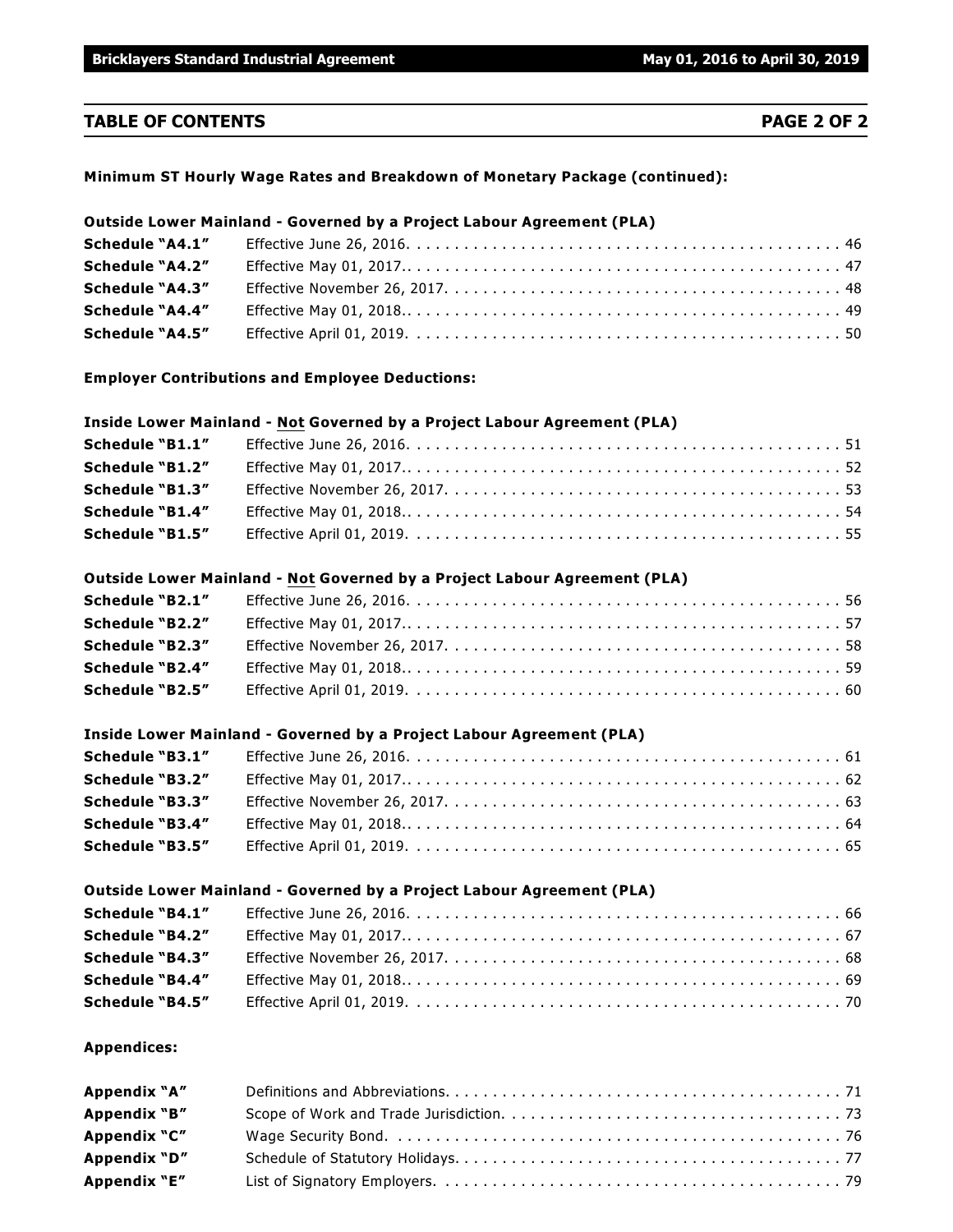## TABLE OF CONTENTS

**Minimum ST Hourly Wage Rates and Breakdown of Monetary Package (continued):**

**Outside Lower Mainland - Governed by a Project Labour Agreement (PLA)**

| | | |
|---|---|---|
| **Schedule "A4.1"** | Effective June 26, 2016. | 46 |
| **Schedule "A4.2"** | Effective May 01, 2017.. | 47 |
| **Schedule "A4.3"** | Effective November 26, 2017. | 48 |
| **Schedule "A4.4"** | Effective May 01, 2018.. | 49 |
| **Schedule "A4.5"** | Effective April 01, 2019. | 50 |

**Employer Contributions and Employee Deductions:**

**Inside Lower Mainland - <u>Not</u> Governed by a Project Labour Agreement (PLA)**

| | | |
|---|---|---|
| **Schedule "B1.1"** | Effective June 26, 2016. | 51 |
| **Schedule "B1.2"** | Effective May 01, 2017.. | 52 |
| **Schedule "B1.3"** | Effective November 26, 2017. | 53 |
| **Schedule "B1.4"** | Effective May 01, 2018.. | 54 |
| **Schedule "B1.5"** | Effective April 01, 2019. | 55 |

**Outside Lower Mainland - <u>Not</u> Governed by a Project Labour Agreement (PLA)**

| | | |
|---|---|---|
| **Schedule "B2.1"** | Effective June 26, 2016. | 56 |
| **Schedule "B2.2"** | Effective May 01, 2017.. | 57 |
| **Schedule "B2.3"** | Effective November 26, 2017. | 58 |
| **Schedule "B2.4"** | Effective May 01, 2018.. | 59 |
| **Schedule "B2.5"** | Effective April 01, 2019. | 60 |

**Inside Lower Mainland - Governed by a Project Labour Agreement (PLA)**

| | | |
|---|---|---|
| **Schedule "B3.1"** | Effective June 26, 2016. | 61 |
| **Schedule "B3.2"** | Effective May 01, 2017.. | 62 |
| **Schedule "B3.3"** | Effective November 26, 2017. | 63 |
| **Schedule "B3.4"** | Effective May 01, 2018.. | 64 |
| **Schedule "B3.5"** | Effective April 01, 2019. | 65 |

**Outside Lower Mainland - Governed by a Project Labour Agreement (PLA)**

| | | |
|---|---|---|
| **Schedule "B4.1"** | Effective June 26, 2016. | 66 |
| **Schedule "B4.2"** | Effective May 01, 2017.. | 67 |
| **Schedule "B4.3"** | Effective November 26, 2017. | 68 |
| **Schedule "B4.4"** | Effective May 01, 2018.. | 69 |
| **Schedule "B4.5"** | Effective April 01, 2019. | 70 |

**Appendices:**

| | | |
|---|---|---|
| **Appendix "A"** | Definitions and Abbreviations. | 71 |
| **Appendix "B"** | Scope of Work and Trade Jurisdiction. | 73 |
| **Appendix "C"** | Wage Security Bond. | 76 |
| **Appendix "D"** | Schedule of Statutory Holidays. | 77 |
| **Appendix "E"** | List of Signatory Employers. | 79 |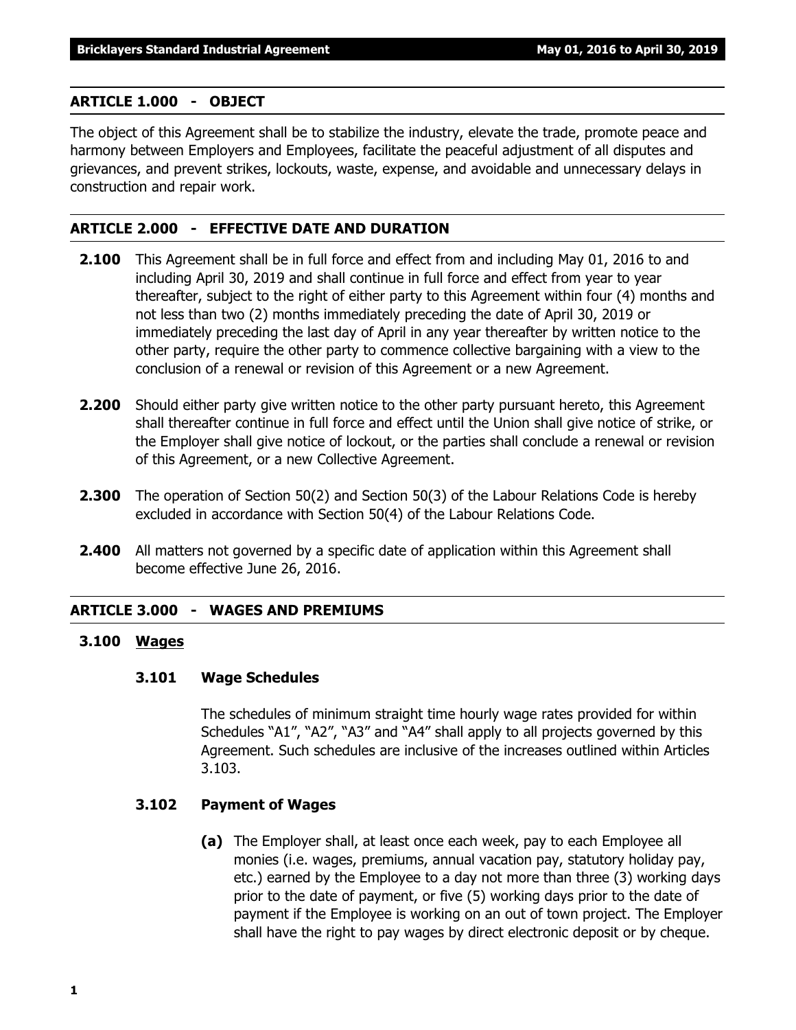## ARTICLE 1.000 - OBJECT

The object of this Agreement shall be to stabilize the industry, elevate the trade, promote peace and harmony between Employers and Employees, facilitate the peaceful adjustment of all disputes and grievances, and prevent strikes, lockouts, waste, expense, and avoidable and unnecessary delays in construction and repair work.

## ARTICLE 2.000 - EFFECTIVE DATE AND DURATION

**2.100** This Agreement shall be in full force and effect from and including May 01, 2016 to and including April 30, 2019 and shall continue in full force and effect from year to year thereafter, subject to the right of either party to this Agreement within four (4) months and not less than two (2) months immediately preceding the date of April 30, 2019 or immediately preceding the last day of April in any year thereafter by written notice to the other party, require the other party to commence collective bargaining with a view to the conclusion of a renewal or revision of this Agreement or a new Agreement.

**2.200** Should either party give written notice to the other party pursuant hereto, this Agreement shall thereafter continue in full force and effect until the Union shall give notice of strike, or the Employer shall give notice of lockout, or the parties shall conclude a renewal or revision of this Agreement, or a new Collective Agreement.

**2.300** The operation of Section 50(2) and Section 50(3) of the Labour Relations Code is hereby excluded in accordance with Section 50(4) of the Labour Relations Code.

**2.400** All matters not governed by a specific date of application within this Agreement shall become effective June 26, 2016.

## ARTICLE 3.000 - WAGES AND PREMIUMS

### 3.100 Wages

#### 3.101 Wage Schedules

The schedules of minimum straight time hourly wage rates provided for within Schedules "A1", "A2", "A3" and "A4" shall apply to all projects governed by this Agreement. Such schedules are inclusive of the increases outlined within Articles 3.103.

#### 3.102 Payment of Wages

**(a)** The Employer shall, at least once each week, pay to each Employee all monies (i.e. wages, premiums, annual vacation pay, statutory holiday pay, etc.) earned by the Employee to a day not more than three (3) working days prior to the date of payment, or five (5) working days prior to the date of payment if the Employee is working on an out of town project. The Employer shall have the right to pay wages by direct electronic deposit or by cheque.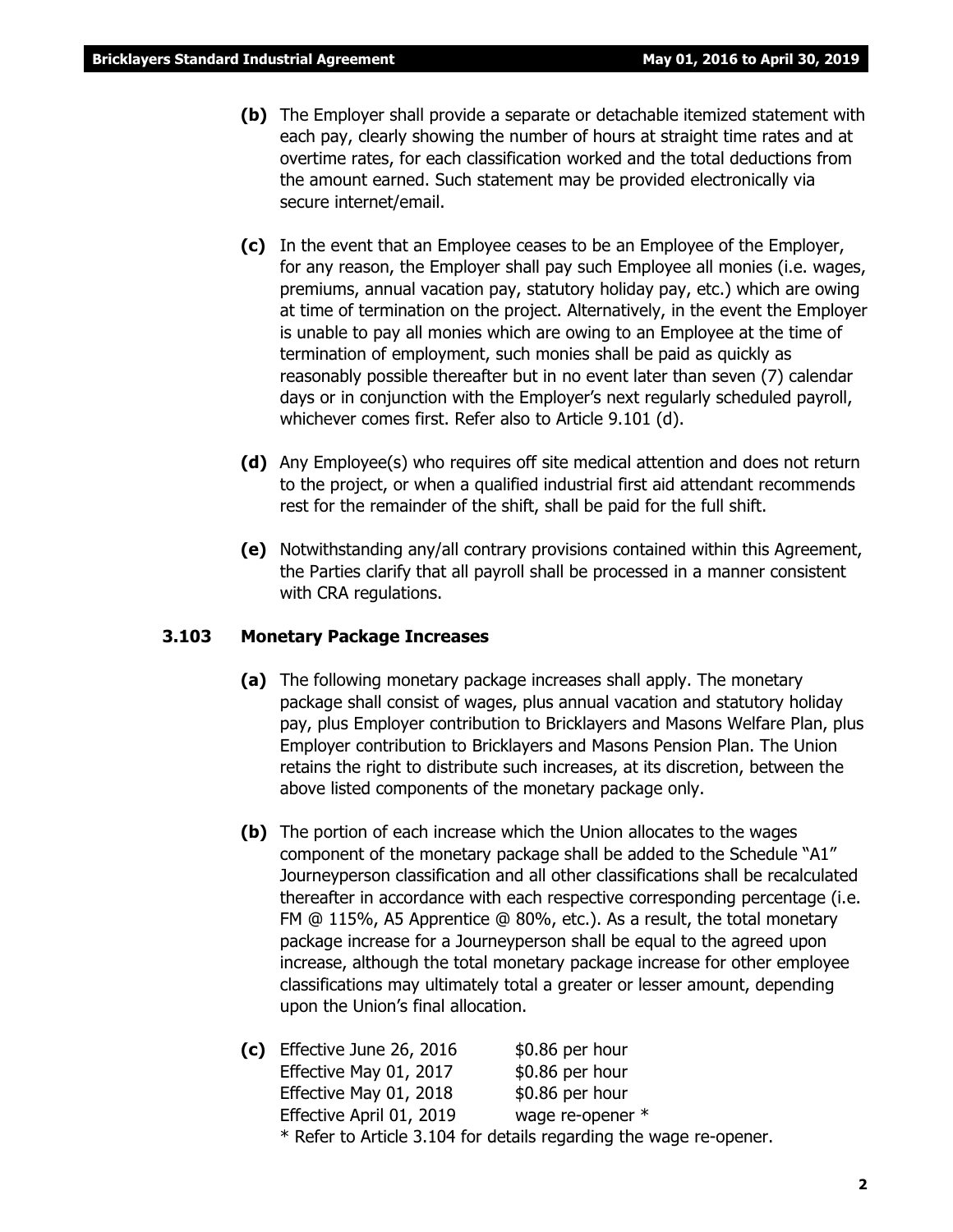**(b)** The Employer shall provide a separate or detachable itemized statement with each pay, clearly showing the number of hours at straight time rates and at overtime rates, for each classification worked and the total deductions from the amount earned. Such statement may be provided electronically via secure internet/email.

**(c)** In the event that an Employee ceases to be an Employee of the Employer, for any reason, the Employer shall pay such Employee all monies (i.e. wages, premiums, annual vacation pay, statutory holiday pay, etc.) which are owing at time of termination on the project. Alternatively, in the event the Employer is unable to pay all monies which are owing to an Employee at the time of termination of employment, such monies shall be paid as quickly as reasonably possible thereafter but in no event later than seven (7) calendar days or in conjunction with the Employer's next regularly scheduled payroll, whichever comes first. Refer also to Article 9.101 (d).

**(d)** Any Employee(s) who requires off site medical attention and does not return to the project, or when a qualified industrial first aid attendant recommends rest for the remainder of the shift, shall be paid for the full shift.

**(e)** Notwithstanding any/all contrary provisions contained within this Agreement, the Parties clarify that all payroll shall be processed in a manner consistent with CRA regulations.

### 3.103 Monetary Package Increases

**(a)** The following monetary package increases shall apply. The monetary package shall consist of wages, plus annual vacation and statutory holiday pay, plus Employer contribution to Bricklayers and Masons Welfare Plan, plus Employer contribution to Bricklayers and Masons Pension Plan. The Union retains the right to distribute such increases, at its discretion, between the above listed components of the monetary package only.

**(b)** The portion of each increase which the Union allocates to the wages component of the monetary package shall be added to the Schedule "A1" Journeyperson classification and all other classifications shall be recalculated thereafter in accordance with each respective corresponding percentage (i.e. FM @ 115%, A5 Apprentice @ 80%, etc.). As a result, the total monetary package increase for a Journeyperson shall be equal to the agreed upon increase, although the total monetary package increase for other employee classifications may ultimately total a greater or lesser amount, depending upon the Union's final allocation.

**(c)**

| | |
|---|---|
| Effective June 26, 2016 | $0.86 per hour |
| Effective May 01, 2017 | $0.86 per hour |
| Effective May 01, 2018 | $0.86 per hour |
| Effective April 01, 2019 | wage re-opener * |

\* Refer to Article 3.104 for details regarding the wage re-opener.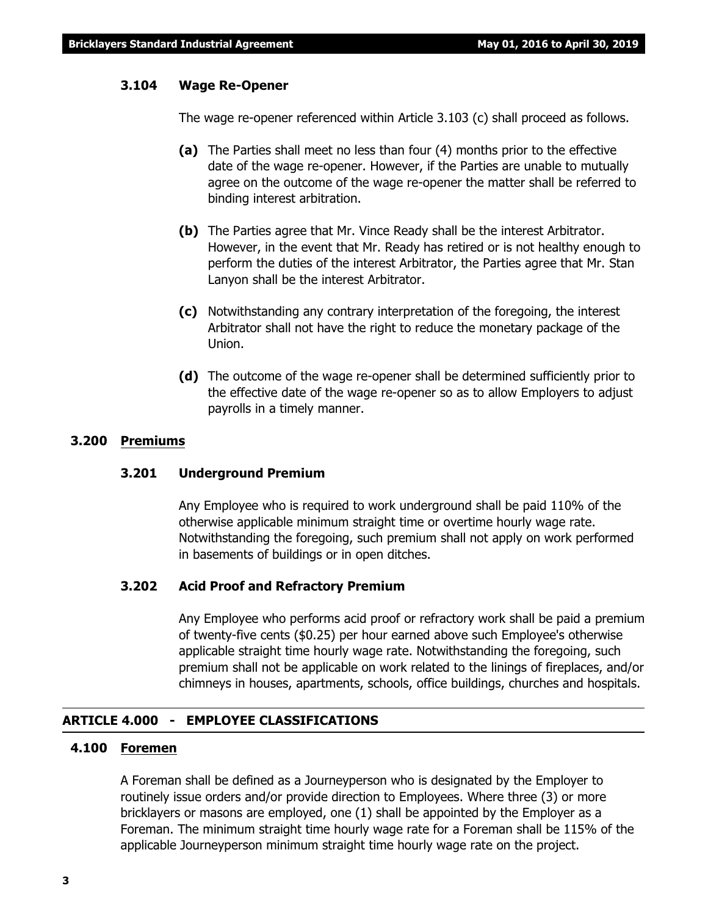### 3.104 Wage Re-Opener

The wage re-opener referenced within Article 3.103 (c) shall proceed as follows.

**(a)** The Parties shall meet no less than four (4) months prior to the effective date of the wage re-opener. However, if the Parties are unable to mutually agree on the outcome of the wage re-opener the matter shall be referred to binding interest arbitration.

**(b)** The Parties agree that Mr. Vince Ready shall be the interest Arbitrator. However, in the event that Mr. Ready has retired or is not healthy enough to perform the duties of the interest Arbitrator, the Parties agree that Mr. Stan Lanyon shall be the interest Arbitrator.

**(c)** Notwithstanding any contrary interpretation of the foregoing, the interest Arbitrator shall not have the right to reduce the monetary package of the Union.

**(d)** The outcome of the wage re-opener shall be determined sufficiently prior to the effective date of the wage re-opener so as to allow Employers to adjust payrolls in a timely manner.

## 3.200 Premiums

### 3.201 Underground Premium

Any Employee who is required to work underground shall be paid 110% of the otherwise applicable minimum straight time or overtime hourly wage rate. Notwithstanding the foregoing, such premium shall not apply on work performed in basements of buildings or in open ditches.

### 3.202 Acid Proof and Refractory Premium

Any Employee who performs acid proof or refractory work shall be paid a premium of twenty-five cents ($0.25) per hour earned above such Employee's otherwise applicable straight time hourly wage rate. Notwithstanding the foregoing, such premium shall not be applicable on work related to the linings of fireplaces, and/or chimneys in houses, apartments, schools, office buildings, churches and hospitals.

# ARTICLE 4.000 - EMPLOYEE CLASSIFICATIONS

## 4.100 Foremen

A Foreman shall be defined as a Journeyperson who is designated by the Employer to routinely issue orders and/or provide direction to Employees. Where three (3) or more bricklayers or masons are employed, one (1) shall be appointed by the Employer as a Foreman. The minimum straight time hourly wage rate for a Foreman shall be 115% of the applicable Journeyperson minimum straight time hourly wage rate on the project.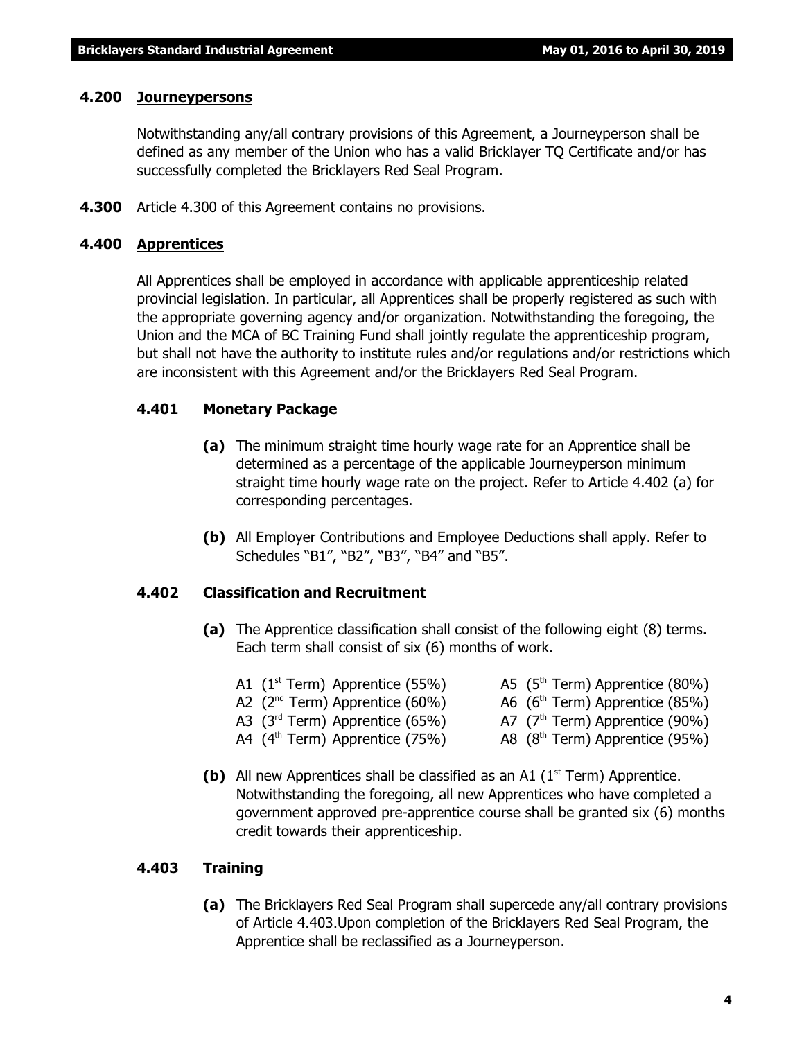### 4.200 Journeypersons

Notwithstanding any/all contrary provisions of this Agreement, a Journeyperson shall be defined as any member of the Union who has a valid Bricklayer TQ Certificate and/or has successfully completed the Bricklayers Red Seal Program.

**4.300** Article 4.300 of this Agreement contains no provisions.

### 4.400 Apprentices

All Apprentices shall be employed in accordance with applicable apprenticeship related provincial legislation. In particular, all Apprentices shall be properly registered as such with the appropriate governing agency and/or organization. Notwithstanding the foregoing, the Union and the MCA of BC Training Fund shall jointly regulate the apprenticeship program, but shall not have the authority to institute rules and/or regulations and/or restrictions which are inconsistent with this Agreement and/or the Bricklayers Red Seal Program.

#### 4.401 Monetary Package

**(a)** The minimum straight time hourly wage rate for an Apprentice shall be determined as a percentage of the applicable Journeyperson minimum straight time hourly wage rate on the project. Refer to Article 4.402 (a) for corresponding percentages.

**(b)** All Employer Contributions and Employee Deductions shall apply. Refer to Schedules "B1", "B2", "B3", "B4" and "B5".

#### 4.402 Classification and Recruitment

**(a)** The Apprentice classification shall consist of the following eight (8) terms. Each term shall consist of six (6) months of work.

- A1 (1st Term) Apprentice (55%)
- A2 (2nd Term) Apprentice (60%)
- A3 (3rd Term) Apprentice (65%)
- A4 (4th Term) Apprentice (75%)
- A5 (5th Term) Apprentice (80%)
- A6 (6th Term) Apprentice (85%)
- A7 (7th Term) Apprentice (90%)
- A8 (8th Term) Apprentice (95%)

**(b)** All new Apprentices shall be classified as an A1 (1st Term) Apprentice. Notwithstanding the foregoing, all new Apprentices who have completed a government approved pre-apprentice course shall be granted six (6) months credit towards their apprenticeship.

#### 4.403 Training

**(a)** The Bricklayers Red Seal Program shall supercede any/all contrary provisions of Article 4.403.Upon completion of the Bricklayers Red Seal Program, the Apprentice shall be reclassified as a Journeyperson.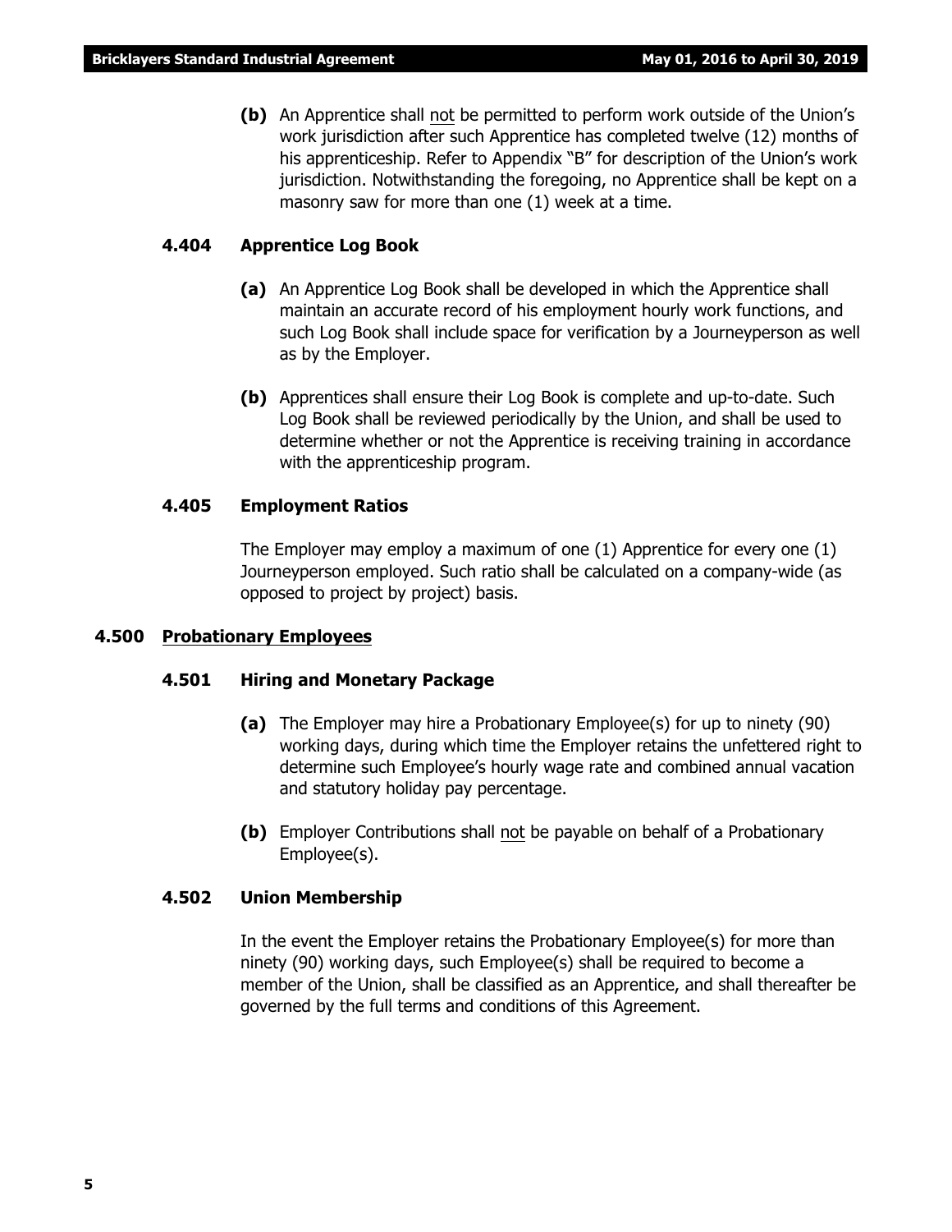**(b)** An Apprentice shall not be permitted to perform work outside of the Union's work jurisdiction after such Apprentice has completed twelve (12) months of his apprenticeship. Refer to Appendix "B" for description of the Union's work jurisdiction. Notwithstanding the foregoing, no Apprentice shall be kept on a masonry saw for more than one (1) week at a time.

### 4.404 Apprentice Log Book

**(a)** An Apprentice Log Book shall be developed in which the Apprentice shall maintain an accurate record of his employment hourly work functions, and such Log Book shall include space for verification by a Journeyperson as well as by the Employer.

**(b)** Apprentices shall ensure their Log Book is complete and up-to-date. Such Log Book shall be reviewed periodically by the Union, and shall be used to determine whether or not the Apprentice is receiving training in accordance with the apprenticeship program.

### 4.405 Employment Ratios

The Employer may employ a maximum of one (1) Apprentice for every one (1) Journeyperson employed. Such ratio shall be calculated on a company-wide (as opposed to project by project) basis.

## 4.500 Probationary Employees

### 4.501 Hiring and Monetary Package

**(a)** The Employer may hire a Probationary Employee(s) for up to ninety (90) working days, during which time the Employer retains the unfettered right to determine such Employee's hourly wage rate and combined annual vacation and statutory holiday pay percentage.

**(b)** Employer Contributions shall not be payable on behalf of a Probationary Employee(s).

### 4.502 Union Membership

In the event the Employer retains the Probationary Employee(s) for more than ninety (90) working days, such Employee(s) shall be required to become a member of the Union, shall be classified as an Apprentice, and shall thereafter be governed by the full terms and conditions of this Agreement.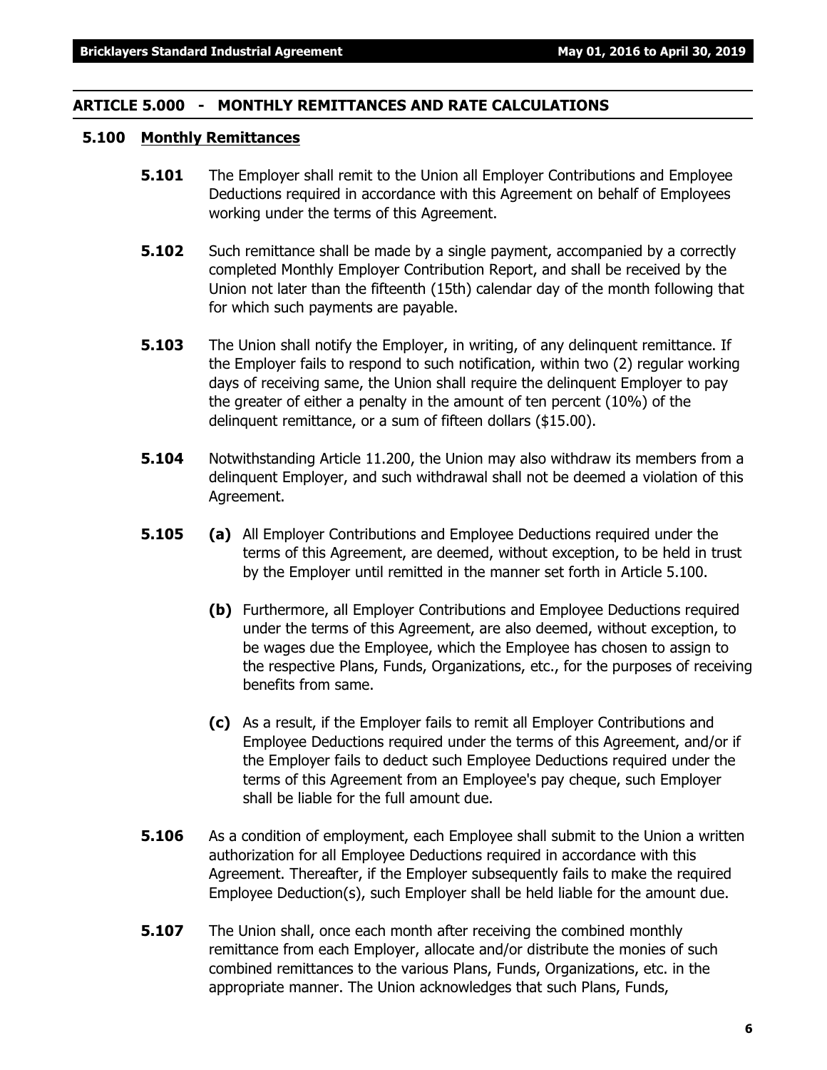## ARTICLE 5.000 - MONTHLY REMITTANCES AND RATE CALCULATIONS

### 5.100 Monthly Remittances

**5.101** The Employer shall remit to the Union all Employer Contributions and Employee Deductions required in accordance with this Agreement on behalf of Employees working under the terms of this Agreement.

**5.102** Such remittance shall be made by a single payment, accompanied by a correctly completed Monthly Employer Contribution Report, and shall be received by the Union not later than the fifteenth (15th) calendar day of the month following that for which such payments are payable.

**5.103** The Union shall notify the Employer, in writing, of any delinquent remittance. If the Employer fails to respond to such notification, within two (2) regular working days of receiving same, the Union shall require the delinquent Employer to pay the greater of either a penalty in the amount of ten percent (10%) of the delinquent remittance, or a sum of fifteen dollars ($15.00).

**5.104** Notwithstanding Article 11.200, the Union may also withdraw its members from a delinquent Employer, and such withdrawal shall not be deemed a violation of this Agreement.

**5.105** **(a)** All Employer Contributions and Employee Deductions required under the terms of this Agreement, are deemed, without exception, to be held in trust by the Employer until remitted in the manner set forth in Article 5.100.

**(b)** Furthermore, all Employer Contributions and Employee Deductions required under the terms of this Agreement, are also deemed, without exception, to be wages due the Employee, which the Employee has chosen to assign to the respective Plans, Funds, Organizations, etc., for the purposes of receiving benefits from same.

**(c)** As a result, if the Employer fails to remit all Employer Contributions and Employee Deductions required under the terms of this Agreement, and/or if the Employer fails to deduct such Employee Deductions required under the terms of this Agreement from an Employee's pay cheque, such Employer shall be liable for the full amount due.

**5.106** As a condition of employment, each Employee shall submit to the Union a written authorization for all Employee Deductions required in accordance with this Agreement. Thereafter, if the Employer subsequently fails to make the required Employee Deduction(s), such Employer shall be held liable for the amount due.

**5.107** The Union shall, once each month after receiving the combined monthly remittance from each Employer, allocate and/or distribute the monies of such combined remittances to the various Plans, Funds, Organizations, etc. in the appropriate manner. The Union acknowledges that such Plans, Funds,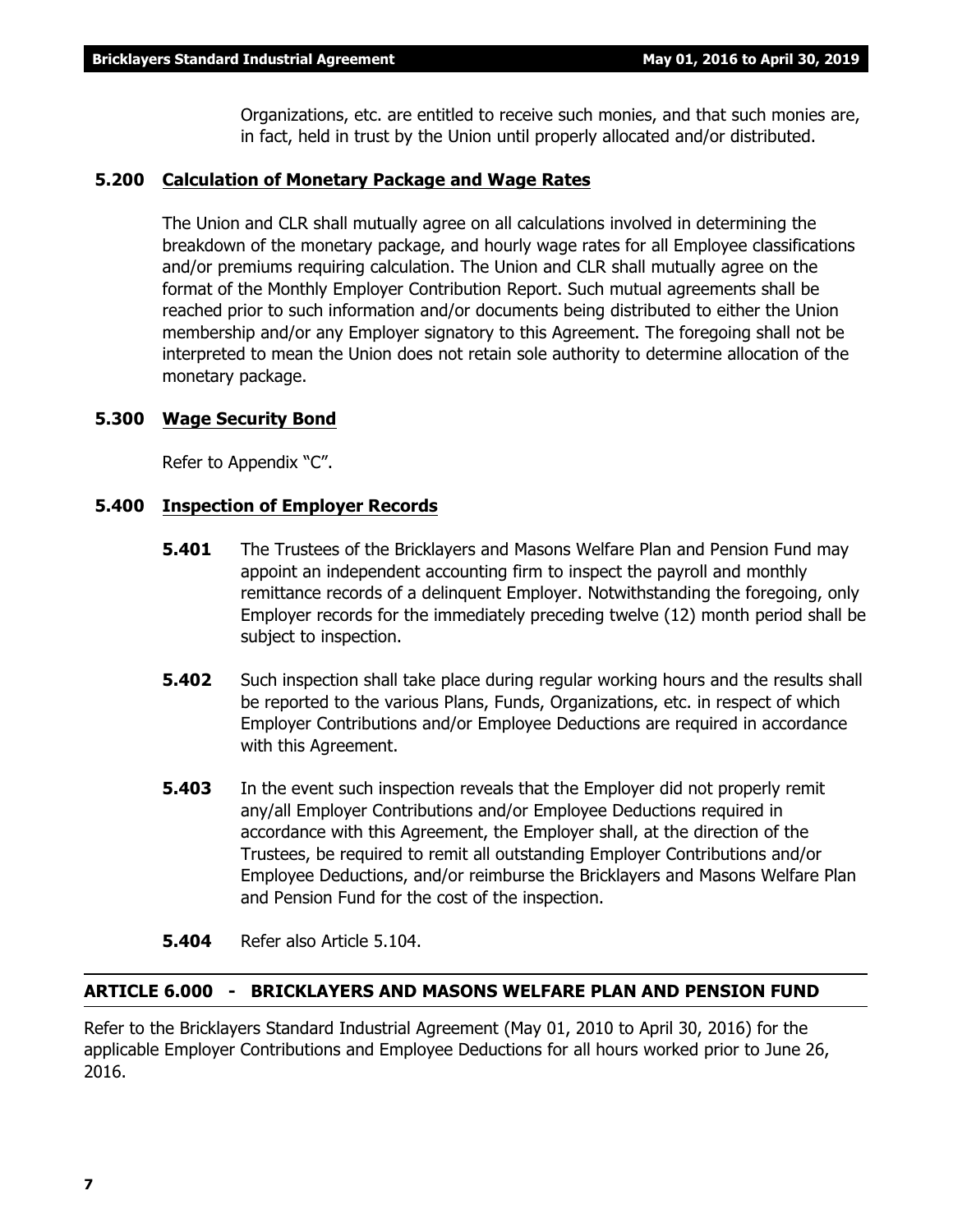Organizations, etc. are entitled to receive such monies, and that such monies are, in fact, held in trust by the Union until properly allocated and/or distributed.

### 5.200 Calculation of Monetary Package and Wage Rates

The Union and CLR shall mutually agree on all calculations involved in determining the breakdown of the monetary package, and hourly wage rates for all Employee classifications and/or premiums requiring calculation. The Union and CLR shall mutually agree on the format of the Monthly Employer Contribution Report. Such mutual agreements shall be reached prior to such information and/or documents being distributed to either the Union membership and/or any Employer signatory to this Agreement. The foregoing shall not be interpreted to mean the Union does not retain sole authority to determine allocation of the monetary package.

### 5.300 Wage Security Bond

Refer to Appendix "C".

### 5.400 Inspection of Employer Records

**5.401** The Trustees of the Bricklayers and Masons Welfare Plan and Pension Fund may appoint an independent accounting firm to inspect the payroll and monthly remittance records of a delinquent Employer. Notwithstanding the foregoing, only Employer records for the immediately preceding twelve (12) month period shall be subject to inspection.

**5.402** Such inspection shall take place during regular working hours and the results shall be reported to the various Plans, Funds, Organizations, etc. in respect of which Employer Contributions and/or Employee Deductions are required in accordance with this Agreement.

**5.403** In the event such inspection reveals that the Employer did not properly remit any/all Employer Contributions and/or Employee Deductions required in accordance with this Agreement, the Employer shall, at the direction of the Trustees, be required to remit all outstanding Employer Contributions and/or Employee Deductions, and/or reimburse the Bricklayers and Masons Welfare Plan and Pension Fund for the cost of the inspection.

**5.404** Refer also Article 5.104.

## ARTICLE 6.000 - BRICKLAYERS AND MASONS WELFARE PLAN AND PENSION FUND

Refer to the Bricklayers Standard Industrial Agreement (May 01, 2010 to April 30, 2016) for the applicable Employer Contributions and Employee Deductions for all hours worked prior to June 26, 2016.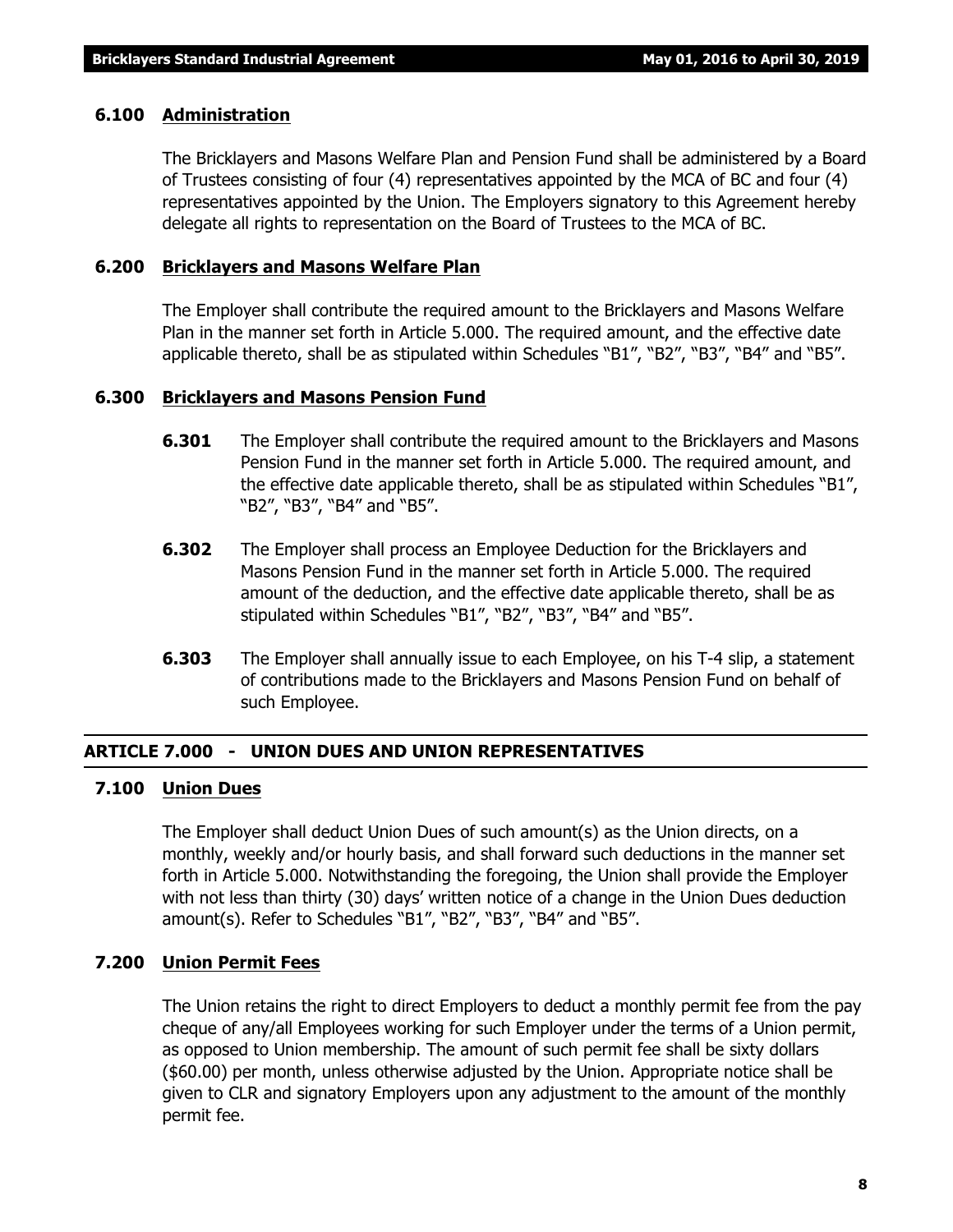### 6.100 Administration

The Bricklayers and Masons Welfare Plan and Pension Fund shall be administered by a Board of Trustees consisting of four (4) representatives appointed by the MCA of BC and four (4) representatives appointed by the Union. The Employers signatory to this Agreement hereby delegate all rights to representation on the Board of Trustees to the MCA of BC.

### 6.200 Bricklayers and Masons Welfare Plan

The Employer shall contribute the required amount to the Bricklayers and Masons Welfare Plan in the manner set forth in Article 5.000. The required amount, and the effective date applicable thereto, shall be as stipulated within Schedules "B1", "B2", "B3", "B4" and "B5".

### 6.300 Bricklayers and Masons Pension Fund

**6.301** The Employer shall contribute the required amount to the Bricklayers and Masons Pension Fund in the manner set forth in Article 5.000. The required amount, and the effective date applicable thereto, shall be as stipulated within Schedules "B1", "B2", "B3", "B4" and "B5".

**6.302** The Employer shall process an Employee Deduction for the Bricklayers and Masons Pension Fund in the manner set forth in Article 5.000. The required amount of the deduction, and the effective date applicable thereto, shall be as stipulated within Schedules "B1", "B2", "B3", "B4" and "B5".

**6.303** The Employer shall annually issue to each Employee, on his T-4 slip, a statement of contributions made to the Bricklayers and Masons Pension Fund on behalf of such Employee.

## ARTICLE 7.000 - UNION DUES AND UNION REPRESENTATIVES

### 7.100 Union Dues

The Employer shall deduct Union Dues of such amount(s) as the Union directs, on a monthly, weekly and/or hourly basis, and shall forward such deductions in the manner set forth in Article 5.000. Notwithstanding the foregoing, the Union shall provide the Employer with not less than thirty (30) days' written notice of a change in the Union Dues deduction amount(s). Refer to Schedules "B1", "B2", "B3", "B4" and "B5".

### 7.200 Union Permit Fees

The Union retains the right to direct Employers to deduct a monthly permit fee from the pay cheque of any/all Employees working for such Employer under the terms of a Union permit, as opposed to Union membership. The amount of such permit fee shall be sixty dollars ($60.00) per month, unless otherwise adjusted by the Union. Appropriate notice shall be given to CLR and signatory Employers upon any adjustment to the amount of the monthly permit fee.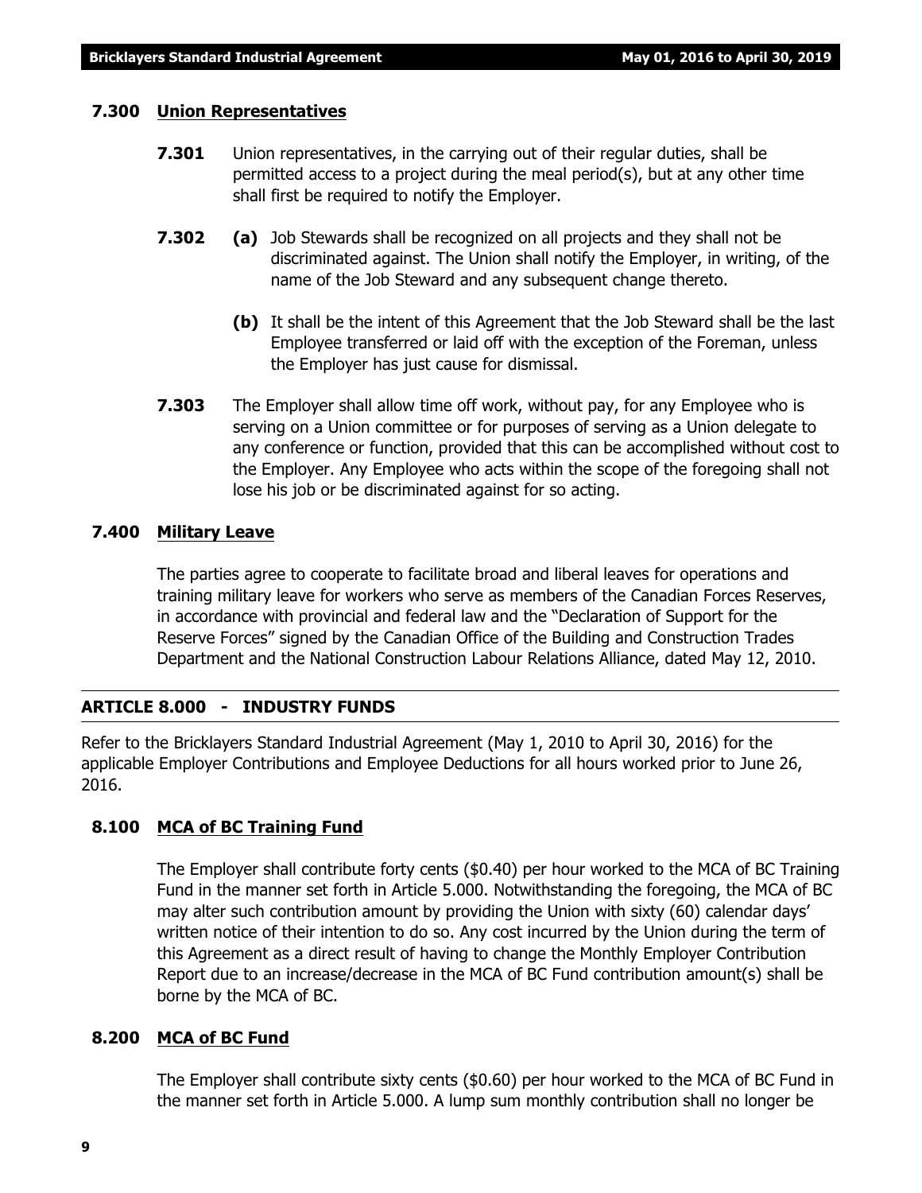### 7.300 Union Representatives

**7.301** Union representatives, in the carrying out of their regular duties, shall be permitted access to a project during the meal period(s), but at any other time shall first be required to notify the Employer.

**7.302** **(a)** Job Stewards shall be recognized on all projects and they shall not be discriminated against. The Union shall notify the Employer, in writing, of the name of the Job Steward and any subsequent change thereto.

**(b)** It shall be the intent of this Agreement that the Job Steward shall be the last Employee transferred or laid off with the exception of the Foreman, unless the Employer has just cause for dismissal.

**7.303** The Employer shall allow time off work, without pay, for any Employee who is serving on a Union committee or for purposes of serving as a Union delegate to any conference or function, provided that this can be accomplished without cost to the Employer. Any Employee who acts within the scope of the foregoing shall not lose his job or be discriminated against for so acting.

### 7.400 Military Leave

The parties agree to cooperate to facilitate broad and liberal leaves for operations and training military leave for workers who serve as members of the Canadian Forces Reserves, in accordance with provincial and federal law and the "Declaration of Support for the Reserve Forces" signed by the Canadian Office of the Building and Construction Trades Department and the National Construction Labour Relations Alliance, dated May 12, 2010.

## ARTICLE 8.000 - INDUSTRY FUNDS

Refer to the Bricklayers Standard Industrial Agreement (May 1, 2010 to April 30, 2016) for the applicable Employer Contributions and Employee Deductions for all hours worked prior to June 26, 2016.

### 8.100 MCA of BC Training Fund

The Employer shall contribute forty cents ($0.40) per hour worked to the MCA of BC Training Fund in the manner set forth in Article 5.000. Notwithstanding the foregoing, the MCA of BC may alter such contribution amount by providing the Union with sixty (60) calendar days' written notice of their intention to do so. Any cost incurred by the Union during the term of this Agreement as a direct result of having to change the Monthly Employer Contribution Report due to an increase/decrease in the MCA of BC Fund contribution amount(s) shall be borne by the MCA of BC.

### 8.200 MCA of BC Fund

The Employer shall contribute sixty cents ($0.60) per hour worked to the MCA of BC Fund in the manner set forth in Article 5.000. A lump sum monthly contribution shall no longer be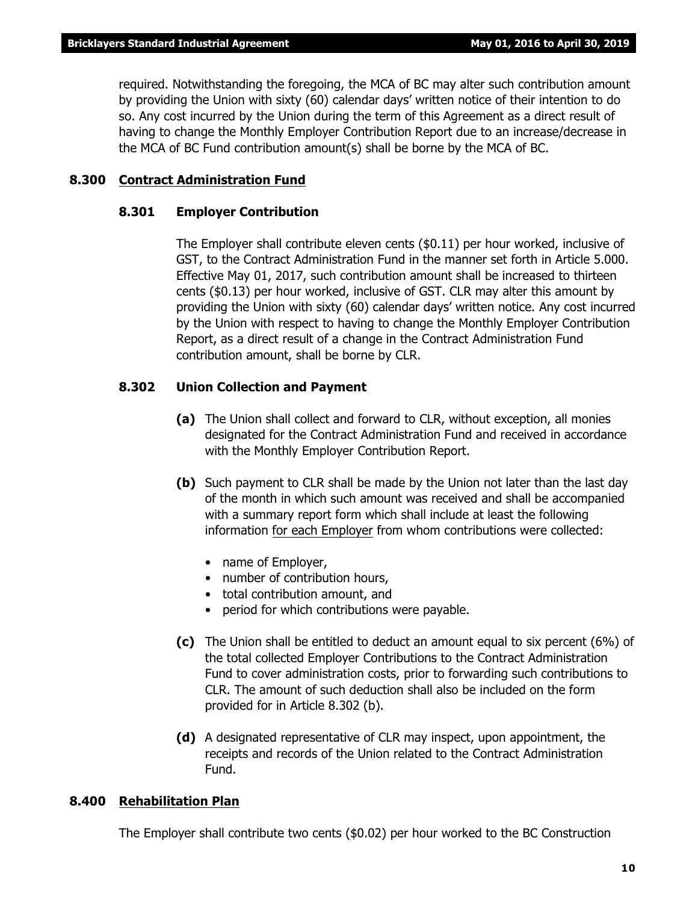required. Notwithstanding the foregoing, the MCA of BC may alter such contribution amount by providing the Union with sixty (60) calendar days' written notice of their intention to do so. Any cost incurred by the Union during the term of this Agreement as a direct result of having to change the Monthly Employer Contribution Report due to an increase/decrease in the MCA of BC Fund contribution amount(s) shall be borne by the MCA of BC.

## 8.300 Contract Administration Fund

### 8.301 Employer Contribution

The Employer shall contribute eleven cents ($0.11) per hour worked, inclusive of GST, to the Contract Administration Fund in the manner set forth in Article 5.000. Effective May 01, 2017, such contribution amount shall be increased to thirteen cents ($0.13) per hour worked, inclusive of GST. CLR may alter this amount by providing the Union with sixty (60) calendar days' written notice. Any cost incurred by the Union with respect to having to change the Monthly Employer Contribution Report, as a direct result of a change in the Contract Administration Fund contribution amount, shall be borne by CLR.

### 8.302 Union Collection and Payment

**(a)** The Union shall collect and forward to CLR, without exception, all monies designated for the Contract Administration Fund and received in accordance with the Monthly Employer Contribution Report.

**(b)** Such payment to CLR shall be made by the Union not later than the last day of the month in which such amount was received and shall be accompanied with a summary report form which shall include at least the following information for each Employer from whom contributions were collected:

- name of Employer,
- number of contribution hours,
- total contribution amount, and
- period for which contributions were payable.

**(c)** The Union shall be entitled to deduct an amount equal to six percent (6%) of the total collected Employer Contributions to the Contract Administration Fund to cover administration costs, prior to forwarding such contributions to CLR. The amount of such deduction shall also be included on the form provided for in Article 8.302 (b).

**(d)** A designated representative of CLR may inspect, upon appointment, the receipts and records of the Union related to the Contract Administration Fund.

## 8.400 Rehabilitation Plan

The Employer shall contribute two cents ($0.02) per hour worked to the BC Construction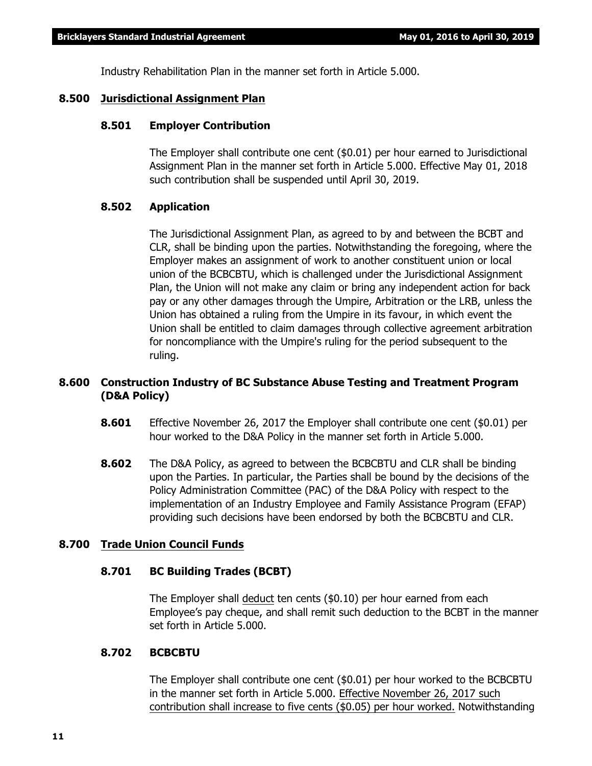Industry Rehabilitation Plan in the manner set forth in Article 5.000.

## 8.500 Jurisdictional Assignment Plan

### 8.501 Employer Contribution

The Employer shall contribute one cent ($0.01) per hour earned to Jurisdictional Assignment Plan in the manner set forth in Article 5.000. Effective May 01, 2018 such contribution shall be suspended until April 30, 2019.

### 8.502 Application

The Jurisdictional Assignment Plan, as agreed to by and between the BCBT and CLR, shall be binding upon the parties. Notwithstanding the foregoing, where the Employer makes an assignment of work to another constituent union or local union of the BCBCBTU, which is challenged under the Jurisdictional Assignment Plan, the Union will not make any claim or bring any independent action for back pay or any other damages through the Umpire, Arbitration or the LRB, unless the Union has obtained a ruling from the Umpire in its favour, in which event the Union shall be entitled to claim damages through collective agreement arbitration for noncompliance with the Umpire's ruling for the period subsequent to the ruling.

## 8.600 Construction Industry of BC Substance Abuse Testing and Treatment Program (D&A Policy)

**8.601** Effective November 26, 2017 the Employer shall contribute one cent ($0.01) per hour worked to the D&A Policy in the manner set forth in Article 5.000.

**8.602** The D&A Policy, as agreed to between the BCBCBTU and CLR shall be binding upon the Parties. In particular, the Parties shall be bound by the decisions of the Policy Administration Committee (PAC) of the D&A Policy with respect to the implementation of an Industry Employee and Family Assistance Program (EFAP) providing such decisions have been endorsed by both the BCBCBTU and CLR.

## 8.700 Trade Union Council Funds

### 8.701 BC Building Trades (BCBT)

The Employer shall deduct ten cents ($0.10) per hour earned from each Employee's pay cheque, and shall remit such deduction to the BCBT in the manner set forth in Article 5.000.

### 8.702 BCBCBTU

The Employer shall contribute one cent ($0.01) per hour worked to the BCBCBTU in the manner set forth in Article 5.000. Effective November 26, 2017 such contribution shall increase to five cents ($0.05) per hour worked. Notwithstanding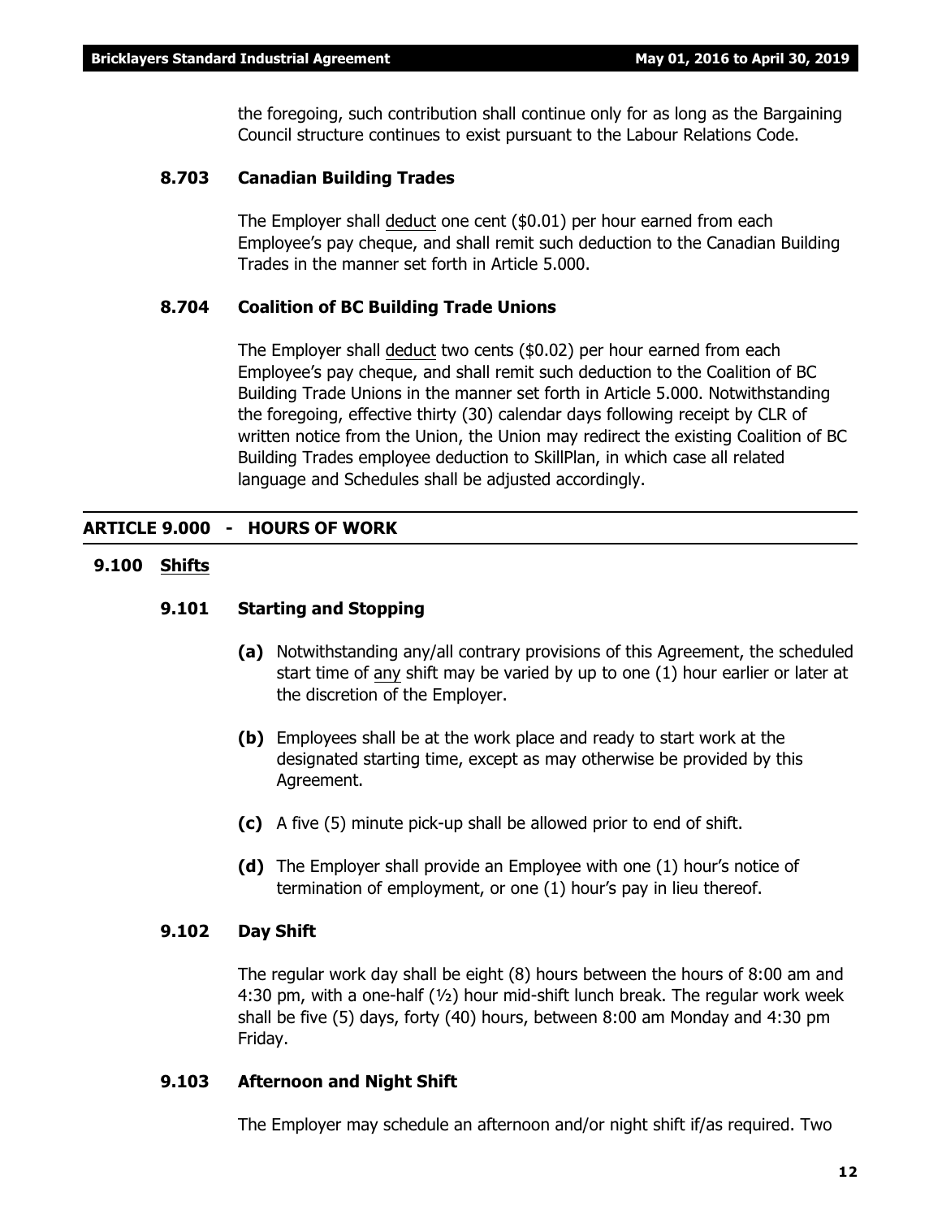the foregoing, such contribution shall continue only for as long as the Bargaining Council structure continues to exist pursuant to the Labour Relations Code.

### 8.703 Canadian Building Trades

The Employer shall deduct one cent ($0.01) per hour earned from each Employee's pay cheque, and shall remit such deduction to the Canadian Building Trades in the manner set forth in Article 5.000.

### 8.704 Coalition of BC Building Trade Unions

The Employer shall deduct two cents ($0.02) per hour earned from each Employee's pay cheque, and shall remit such deduction to the Coalition of BC Building Trade Unions in the manner set forth in Article 5.000. Notwithstanding the foregoing, effective thirty (30) calendar days following receipt by CLR of written notice from the Union, the Union may redirect the existing Coalition of BC Building Trades employee deduction to SkillPlan, in which case all related language and Schedules shall be adjusted accordingly.

## ARTICLE 9.000 - HOURS OF WORK

### 9.100 Shifts

### 9.101 Starting and Stopping

**(a)** Notwithstanding any/all contrary provisions of this Agreement, the scheduled start time of any shift may be varied by up to one (1) hour earlier or later at the discretion of the Employer.

**(b)** Employees shall be at the work place and ready to start work at the designated starting time, except as may otherwise be provided by this Agreement.

**(c)** A five (5) minute pick-up shall be allowed prior to end of shift.

**(d)** The Employer shall provide an Employee with one (1) hour's notice of termination of employment, or one (1) hour's pay in lieu thereof.

### 9.102 Day Shift

The regular work day shall be eight (8) hours between the hours of 8:00 am and 4:30 pm, with a one-half (½) hour mid-shift lunch break. The regular work week shall be five (5) days, forty (40) hours, between 8:00 am Monday and 4:30 pm Friday.

### 9.103 Afternoon and Night Shift

The Employer may schedule an afternoon and/or night shift if/as required. Two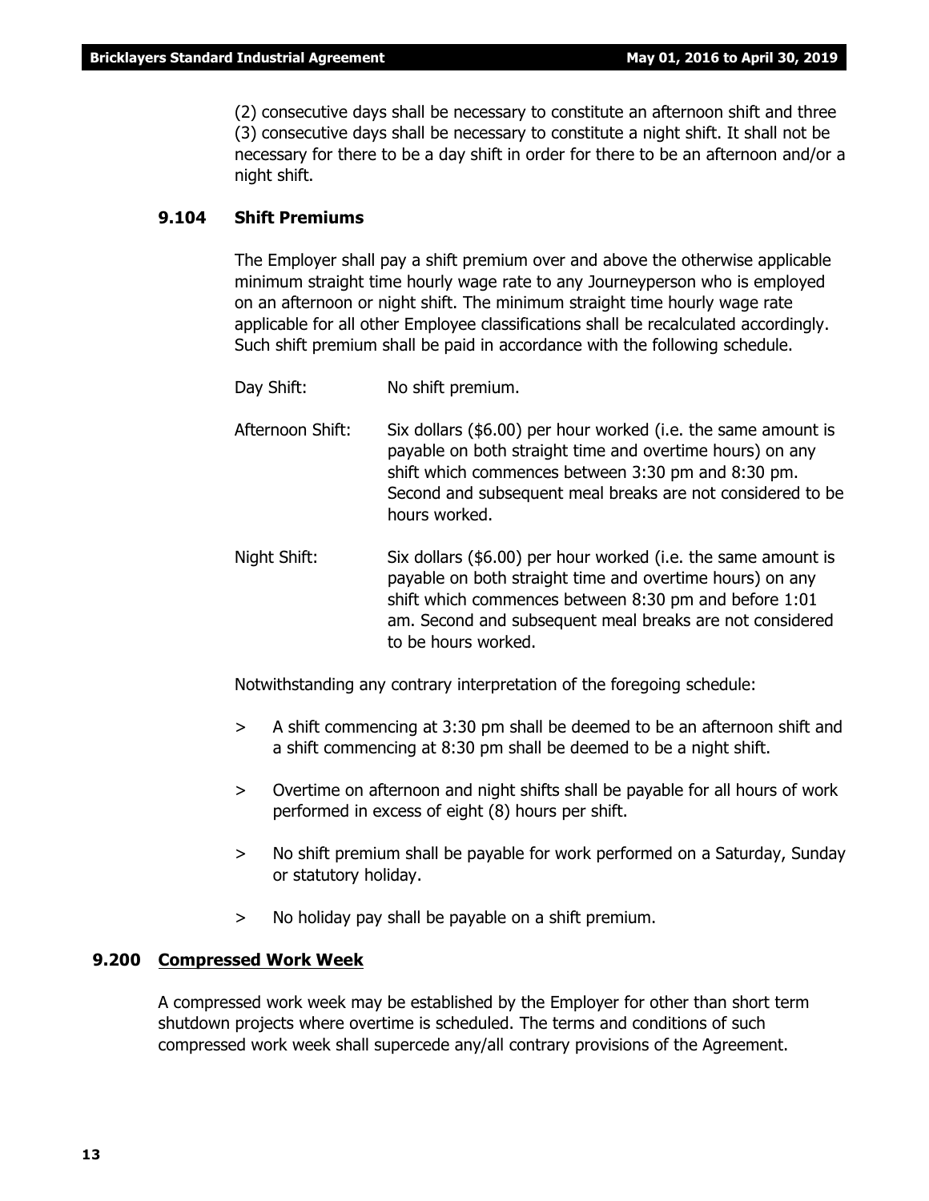(2) consecutive days shall be necessary to constitute an afternoon shift and three (3) consecutive days shall be necessary to constitute a night shift. It shall not be necessary for there to be a day shift in order for there to be an afternoon and/or a night shift.

### 9.104 Shift Premiums

The Employer shall pay a shift premium over and above the otherwise applicable minimum straight time hourly wage rate to any Journeyperson who is employed on an afternoon or night shift. The minimum straight time hourly wage rate applicable for all other Employee classifications shall be recalculated accordingly. Such shift premium shall be paid in accordance with the following schedule.

Day Shift: No shift premium.

Afternoon Shift: Six dollars ($6.00) per hour worked (i.e. the same amount is payable on both straight time and overtime hours) on any shift which commences between 3:30 pm and 8:30 pm. Second and subsequent meal breaks are not considered to be hours worked.

Night Shift: Six dollars ($6.00) per hour worked (i.e. the same amount is payable on both straight time and overtime hours) on any shift which commences between 8:30 pm and before 1:01 am. Second and subsequent meal breaks are not considered to be hours worked.

Notwithstanding any contrary interpretation of the foregoing schedule:

> A shift commencing at 3:30 pm shall be deemed to be an afternoon shift and a shift commencing at 8:30 pm shall be deemed to be a night shift.

> Overtime on afternoon and night shifts shall be payable for all hours of work performed in excess of eight (8) hours per shift.

> No shift premium shall be payable for work performed on a Saturday, Sunday or statutory holiday.

> No holiday pay shall be payable on a shift premium.

## 9.200 Compressed Work Week

A compressed work week may be established by the Employer for other than short term shutdown projects where overtime is scheduled. The terms and conditions of such compressed work week shall supercede any/all contrary provisions of the Agreement.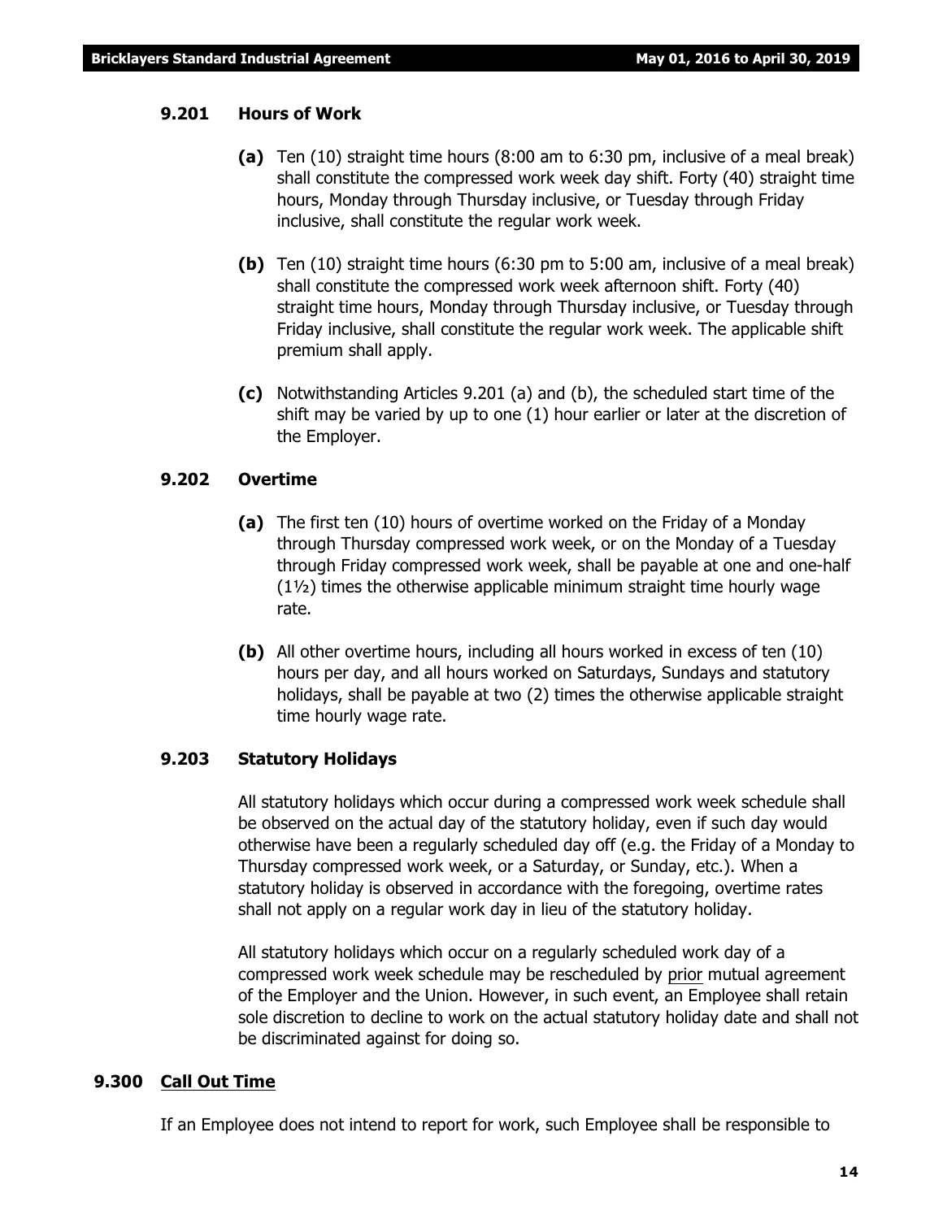#### 9.201 Hours of Work

**(a)** Ten (10) straight time hours (8:00 am to 6:30 pm, inclusive of a meal break) shall constitute the compressed work week day shift. Forty (40) straight time hours, Monday through Thursday inclusive, or Tuesday through Friday inclusive, shall constitute the regular work week.

**(b)** Ten (10) straight time hours (6:30 pm to 5:00 am, inclusive of a meal break) shall constitute the compressed work week afternoon shift. Forty (40) straight time hours, Monday through Thursday inclusive, or Tuesday through Friday inclusive, shall constitute the regular work week. The applicable shift premium shall apply.

**(c)** Notwithstanding Articles 9.201 (a) and (b), the scheduled start time of the shift may be varied by up to one (1) hour earlier or later at the discretion of the Employer.

#### 9.202 Overtime

**(a)** The first ten (10) hours of overtime worked on the Friday of a Monday through Thursday compressed work week, or on the Monday of a Tuesday through Friday compressed work week, shall be payable at one and one-half (1½) times the otherwise applicable minimum straight time hourly wage rate.

**(b)** All other overtime hours, including all hours worked in excess of ten (10) hours per day, and all hours worked on Saturdays, Sundays and statutory holidays, shall be payable at two (2) times the otherwise applicable straight time hourly wage rate.

#### 9.203 Statutory Holidays

All statutory holidays which occur during a compressed work week schedule shall be observed on the actual day of the statutory holiday, even if such day would otherwise have been a regularly scheduled day off (e.g. the Friday of a Monday to Thursday compressed work week, or a Saturday, or Sunday, etc.). When a statutory holiday is observed in accordance with the foregoing, overtime rates shall not apply on a regular work day in lieu of the statutory holiday.

All statutory holidays which occur on a regularly scheduled work day of a compressed work week schedule may be rescheduled by prior mutual agreement of the Employer and the Union. However, in such event, an Employee shall retain sole discretion to decline to work on the actual statutory holiday date and shall not be discriminated against for doing so.

### 9.300 Call Out Time

If an Employee does not intend to report for work, such Employee shall be responsible to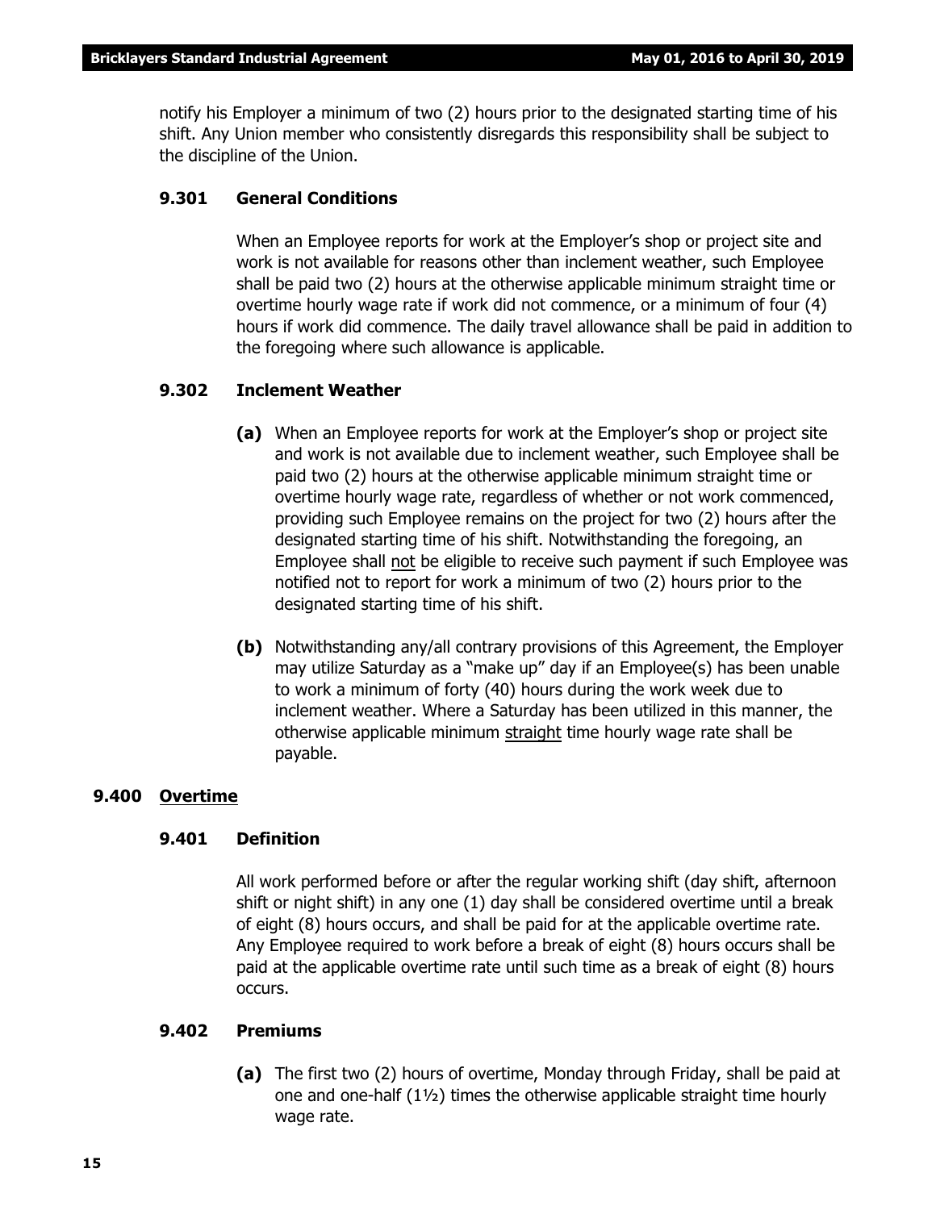notify his Employer a minimum of two (2) hours prior to the designated starting time of his shift. Any Union member who consistently disregards this responsibility shall be subject to the discipline of the Union.

#### 9.301 General Conditions

When an Employee reports for work at the Employer's shop or project site and work is not available for reasons other than inclement weather, such Employee shall be paid two (2) hours at the otherwise applicable minimum straight time or overtime hourly wage rate if work did not commence, or a minimum of four (4) hours if work did commence. The daily travel allowance shall be paid in addition to the foregoing where such allowance is applicable.

#### 9.302 Inclement Weather

**(a)** When an Employee reports for work at the Employer's shop or project site and work is not available due to inclement weather, such Employee shall be paid two (2) hours at the otherwise applicable minimum straight time or overtime hourly wage rate, regardless of whether or not work commenced, providing such Employee remains on the project for two (2) hours after the designated starting time of his shift. Notwithstanding the foregoing, an Employee shall not be eligible to receive such payment if such Employee was notified not to report for work a minimum of two (2) hours prior to the designated starting time of his shift.

**(b)** Notwithstanding any/all contrary provisions of this Agreement, the Employer may utilize Saturday as a "make up" day if an Employee(s) has been unable to work a minimum of forty (40) hours during the work week due to inclement weather. Where a Saturday has been utilized in this manner, the otherwise applicable minimum straight time hourly wage rate shall be payable.

### 9.400 Overtime

#### 9.401 Definition

All work performed before or after the regular working shift (day shift, afternoon shift or night shift) in any one (1) day shall be considered overtime until a break of eight (8) hours occurs, and shall be paid for at the applicable overtime rate. Any Employee required to work before a break of eight (8) hours occurs shall be paid at the applicable overtime rate until such time as a break of eight (8) hours occurs.

#### 9.402 Premiums

**(a)** The first two (2) hours of overtime, Monday through Friday, shall be paid at one and one-half (1½) times the otherwise applicable straight time hourly wage rate.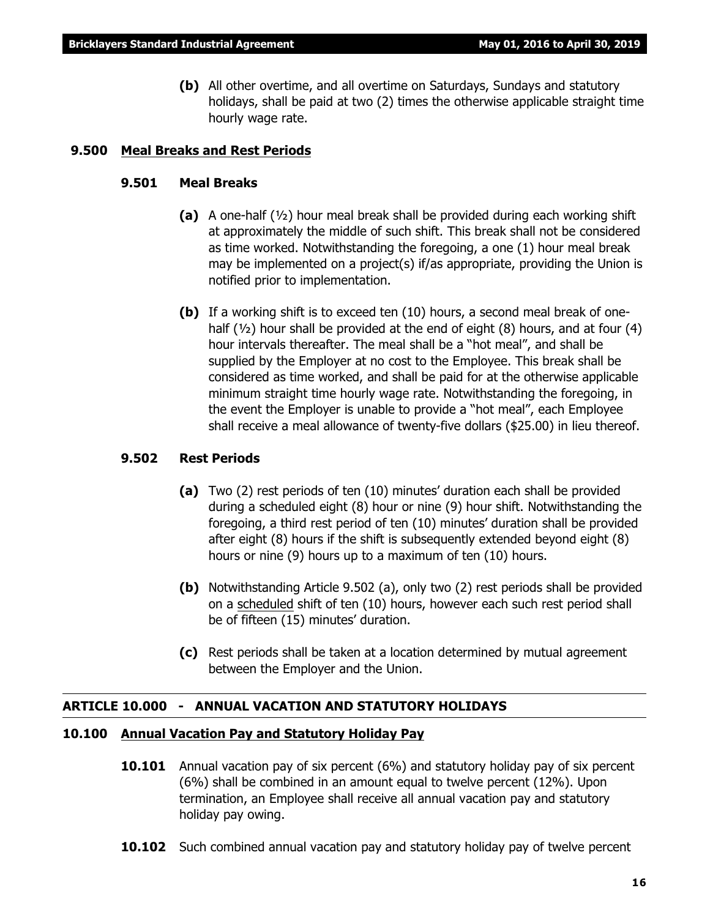**(b)** All other overtime, and all overtime on Saturdays, Sundays and statutory holidays, shall be paid at two (2) times the otherwise applicable straight time hourly wage rate.

### 9.500 Meal Breaks and Rest Periods

#### 9.501 Meal Breaks

**(a)** A one-half (½) hour meal break shall be provided during each working shift at approximately the middle of such shift. This break shall not be considered as time worked. Notwithstanding the foregoing, a one (1) hour meal break may be implemented on a project(s) if/as appropriate, providing the Union is notified prior to implementation.

**(b)** If a working shift is to exceed ten (10) hours, a second meal break of one-half (½) hour shall be provided at the end of eight (8) hours, and at four (4) hour intervals thereafter. The meal shall be a "hot meal", and shall be supplied by the Employer at no cost to the Employee. This break shall be considered as time worked, and shall be paid for at the otherwise applicable minimum straight time hourly wage rate. Notwithstanding the foregoing, in the event the Employer is unable to provide a "hot meal", each Employee shall receive a meal allowance of twenty-five dollars ($25.00) in lieu thereof.

#### 9.502 Rest Periods

**(a)** Two (2) rest periods of ten (10) minutes' duration each shall be provided during a scheduled eight (8) hour or nine (9) hour shift. Notwithstanding the foregoing, a third rest period of ten (10) minutes' duration shall be provided after eight (8) hours if the shift is subsequently extended beyond eight (8) hours or nine (9) hours up to a maximum of ten (10) hours.

**(b)** Notwithstanding Article 9.502 (a), only two (2) rest periods shall be provided on a scheduled shift of ten (10) hours, however each such rest period shall be of fifteen (15) minutes' duration.

**(c)** Rest periods shall be taken at a location determined by mutual agreement between the Employer and the Union.

## ARTICLE 10.000 - ANNUAL VACATION AND STATUTORY HOLIDAYS

### 10.100 Annual Vacation Pay and Statutory Holiday Pay

**10.101** Annual vacation pay of six percent (6%) and statutory holiday pay of six percent (6%) shall be combined in an amount equal to twelve percent (12%). Upon termination, an Employee shall receive all annual vacation pay and statutory holiday pay owing.

**10.102** Such combined annual vacation pay and statutory holiday pay of twelve percent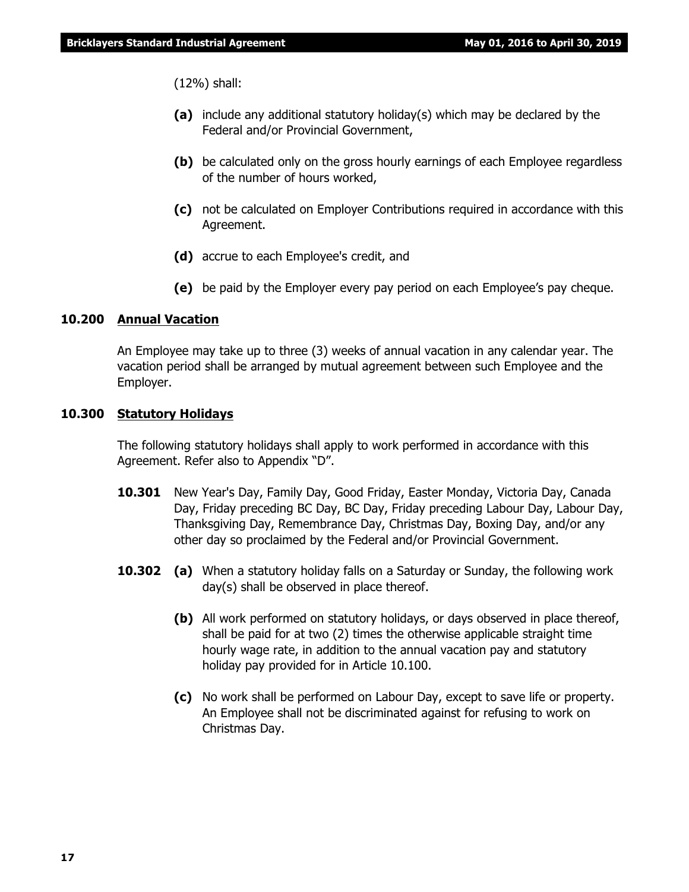(12%) shall:

- **(a)** include any additional statutory holiday(s) which may be declared by the Federal and/or Provincial Government,
- **(b)** be calculated only on the gross hourly earnings of each Employee regardless of the number of hours worked,
- **(c)** not be calculated on Employer Contributions required in accordance with this Agreement.
- **(d)** accrue to each Employee's credit, and
- **(e)** be paid by the Employer every pay period on each Employee's pay cheque.

### 10.200 Annual Vacation

An Employee may take up to three (3) weeks of annual vacation in any calendar year. The vacation period shall be arranged by mutual agreement between such Employee and the Employer.

### 10.300 Statutory Holidays

The following statutory holidays shall apply to work performed in accordance with this Agreement. Refer also to Appendix "D".

**10.301** New Year's Day, Family Day, Good Friday, Easter Monday, Victoria Day, Canada Day, Friday preceding BC Day, BC Day, Friday preceding Labour Day, Labour Day, Thanksgiving Day, Remembrance Day, Christmas Day, Boxing Day, and/or any other day so proclaimed by the Federal and/or Provincial Government.

**10.302**

- **(a)** When a statutory holiday falls on a Saturday or Sunday, the following work day(s) shall be observed in place thereof.
- **(b)** All work performed on statutory holidays, or days observed in place thereof, shall be paid for at two (2) times the otherwise applicable straight time hourly wage rate, in addition to the annual vacation pay and statutory holiday pay provided for in Article 10.100.
- **(c)** No work shall be performed on Labour Day, except to save life or property. An Employee shall not be discriminated against for refusing to work on Christmas Day.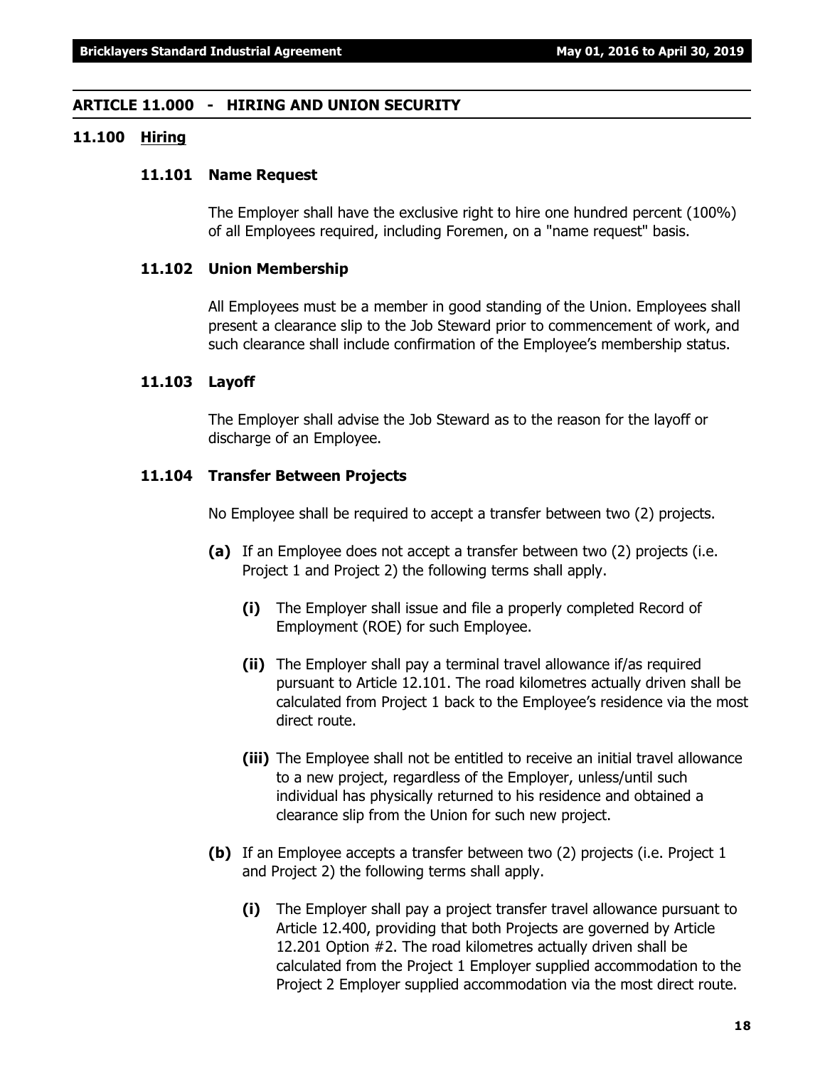## ARTICLE 11.000 - HIRING AND UNION SECURITY

### 11.100 Hiring

#### 11.101 Name Request

The Employer shall have the exclusive right to hire one hundred percent (100%) of all Employees required, including Foremen, on a "name request" basis.

#### 11.102 Union Membership

All Employees must be a member in good standing of the Union. Employees shall present a clearance slip to the Job Steward prior to commencement of work, and such clearance shall include confirmation of the Employee's membership status.

#### 11.103 Layoff

The Employer shall advise the Job Steward as to the reason for the layoff or discharge of an Employee.

#### 11.104 Transfer Between Projects

No Employee shall be required to accept a transfer between two (2) projects.

**(a)** If an Employee does not accept a transfer between two (2) projects (i.e. Project 1 and Project 2) the following terms shall apply.

- **(i)** The Employer shall issue and file a properly completed Record of Employment (ROE) for such Employee.
- **(ii)** The Employer shall pay a terminal travel allowance if/as required pursuant to Article 12.101. The road kilometres actually driven shall be calculated from Project 1 back to the Employee's residence via the most direct route.
- **(iii)** The Employee shall not be entitled to receive an initial travel allowance to a new project, regardless of the Employer, unless/until such individual has physically returned to his residence and obtained a clearance slip from the Union for such new project.

**(b)** If an Employee accepts a transfer between two (2) projects (i.e. Project 1 and Project 2) the following terms shall apply.

- **(i)** The Employer shall pay a project transfer travel allowance pursuant to Article 12.400, providing that both Projects are governed by Article 12.201 Option #2. The road kilometres actually driven shall be calculated from the Project 1 Employer supplied accommodation to the Project 2 Employer supplied accommodation via the most direct route.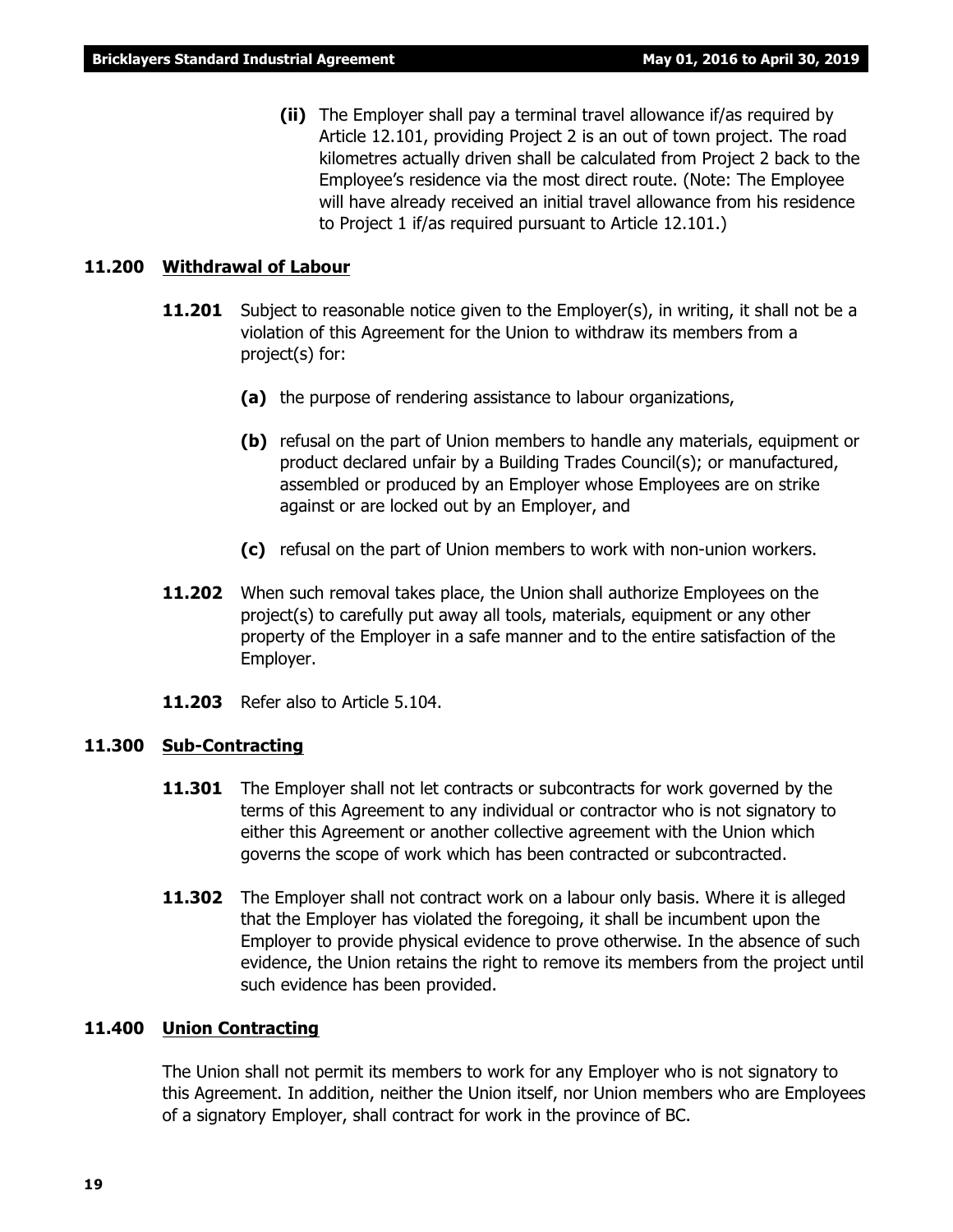**(ii)** The Employer shall pay a terminal travel allowance if/as required by Article 12.101, providing Project 2 is an out of town project. The road kilometres actually driven shall be calculated from Project 2 back to the Employee's residence via the most direct route. (Note: The Employee will have already received an initial travel allowance from his residence to Project 1 if/as required pursuant to Article 12.101.)

## 11.200 Withdrawal of Labour

**11.201** Subject to reasonable notice given to the Employer(s), in writing, it shall not be a violation of this Agreement for the Union to withdraw its members from a project(s) for:

**(a)** the purpose of rendering assistance to labour organizations,

**(b)** refusal on the part of Union members to handle any materials, equipment or product declared unfair by a Building Trades Council(s); or manufactured, assembled or produced by an Employer whose Employees are on strike against or are locked out by an Employer, and

**(c)** refusal on the part of Union members to work with non-union workers.

**11.202** When such removal takes place, the Union shall authorize Employees on the project(s) to carefully put away all tools, materials, equipment or any other property of the Employer in a safe manner and to the entire satisfaction of the Employer.

**11.203** Refer also to Article 5.104.

## 11.300 Sub-Contracting

**11.301** The Employer shall not let contracts or subcontracts for work governed by the terms of this Agreement to any individual or contractor who is not signatory to either this Agreement or another collective agreement with the Union which governs the scope of work which has been contracted or subcontracted.

**11.302** The Employer shall not contract work on a labour only basis. Where it is alleged that the Employer has violated the foregoing, it shall be incumbent upon the Employer to provide physical evidence to prove otherwise. In the absence of such evidence, the Union retains the right to remove its members from the project until such evidence has been provided.

## 11.400 Union Contracting

The Union shall not permit its members to work for any Employer who is not signatory to this Agreement. In addition, neither the Union itself, nor Union members who are Employees of a signatory Employer, shall contract for work in the province of BC.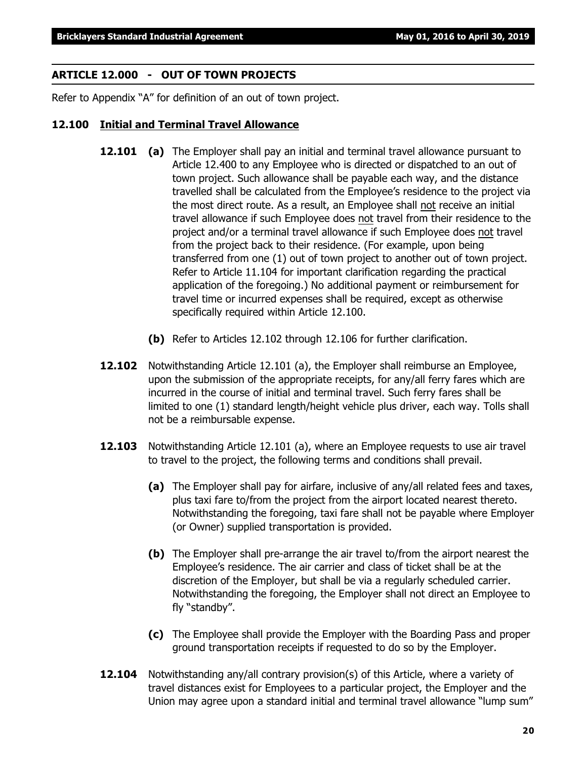## ARTICLE 12.000 - OUT OF TOWN PROJECTS

Refer to Appendix "A" for definition of an out of town project.

### 12.100 Initial and Terminal Travel Allowance

**12.101** **(a)** The Employer shall pay an initial and terminal travel allowance pursuant to Article 12.400 to any Employee who is directed or dispatched to an out of town project. Such allowance shall be payable each way, and the distance travelled shall be calculated from the Employee's residence to the project via the most direct route. As a result, an Employee shall not receive an initial travel allowance if such Employee does not travel from their residence to the project and/or a terminal travel allowance if such Employee does not travel from the project back to their residence. (For example, upon being transferred from one (1) out of town project to another out of town project. Refer to Article 11.104 for important clarification regarding the practical application of the foregoing.) No additional payment or reimbursement for travel time or incurred expenses shall be required, except as otherwise specifically required within Article 12.100.

**(b)** Refer to Articles 12.102 through 12.106 for further clarification.

**12.102** Notwithstanding Article 12.101 (a), the Employer shall reimburse an Employee, upon the submission of the appropriate receipts, for any/all ferry fares which are incurred in the course of initial and terminal travel. Such ferry fares shall be limited to one (1) standard length/height vehicle plus driver, each way. Tolls shall not be a reimbursable expense.

**12.103** Notwithstanding Article 12.101 (a), where an Employee requests to use air travel to travel to the project, the following terms and conditions shall prevail.

**(a)** The Employer shall pay for airfare, inclusive of any/all related fees and taxes, plus taxi fare to/from the project from the airport located nearest thereto. Notwithstanding the foregoing, taxi fare shall not be payable where Employer (or Owner) supplied transportation is provided.

**(b)** The Employer shall pre-arrange the air travel to/from the airport nearest the Employee's residence. The air carrier and class of ticket shall be at the discretion of the Employer, but shall be via a regularly scheduled carrier. Notwithstanding the foregoing, the Employer shall not direct an Employee to fly "standby".

**(c)** The Employee shall provide the Employer with the Boarding Pass and proper ground transportation receipts if requested to do so by the Employer.

**12.104** Notwithstanding any/all contrary provision(s) of this Article, where a variety of travel distances exist for Employees to a particular project, the Employer and the Union may agree upon a standard initial and terminal travel allowance "lump sum"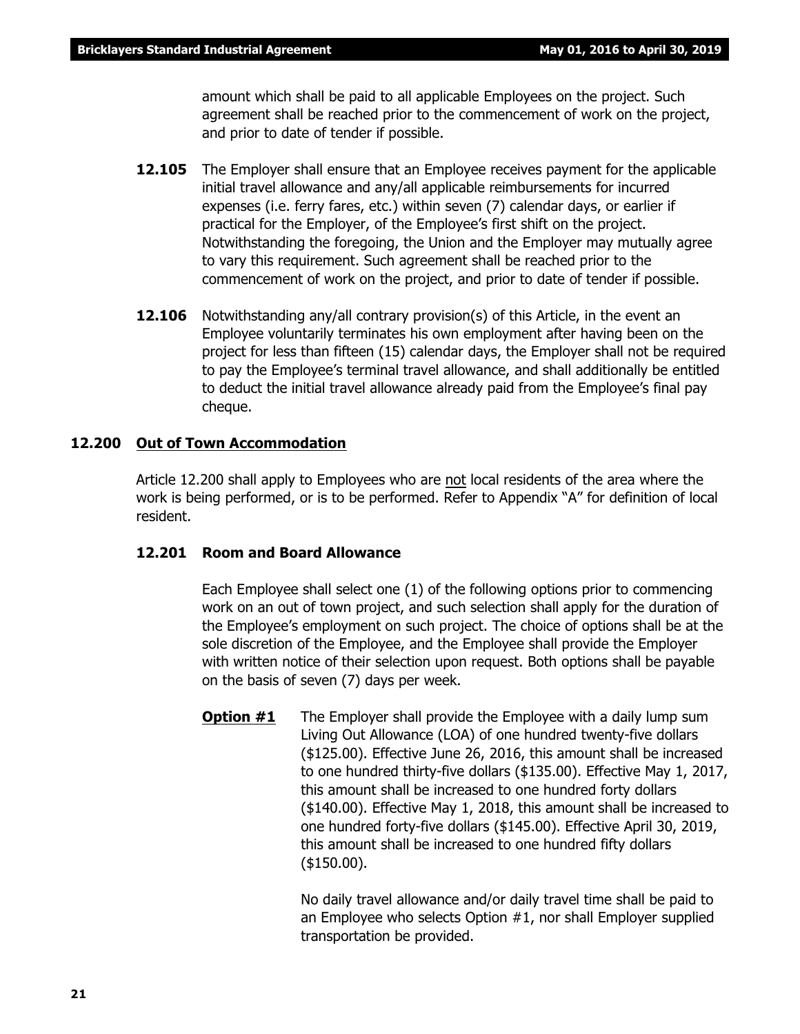amount which shall be paid to all applicable Employees on the project. Such agreement shall be reached prior to the commencement of work on the project, and prior to date of tender if possible.

**12.105** The Employer shall ensure that an Employee receives payment for the applicable initial travel allowance and any/all applicable reimbursements for incurred expenses (i.e. ferry fares, etc.) within seven (7) calendar days, or earlier if practical for the Employer, of the Employee's first shift on the project. Notwithstanding the foregoing, the Union and the Employer may mutually agree to vary this requirement. Such agreement shall be reached prior to the commencement of work on the project, and prior to date of tender if possible.

**12.106** Notwithstanding any/all contrary provision(s) of this Article, in the event an Employee voluntarily terminates his own employment after having been on the project for less than fifteen (15) calendar days, the Employer shall not be required to pay the Employee's terminal travel allowance, and shall additionally be entitled to deduct the initial travel allowance already paid from the Employee's final pay cheque.

## 12.200 Out of Town Accommodation

Article 12.200 shall apply to Employees who are not local residents of the area where the work is being performed, or is to be performed. Refer to Appendix "A" for definition of local resident.

### 12.201 Room and Board Allowance

Each Employee shall select one (1) of the following options prior to commencing work on an out of town project, and such selection shall apply for the duration of the Employee's employment on such project. The choice of options shall be at the sole discretion of the Employee, and the Employee shall provide the Employer with written notice of their selection upon request. Both options shall be payable on the basis of seven (7) days per week.

**Option #1** The Employer shall provide the Employee with a daily lump sum Living Out Allowance (LOA) of one hundred twenty-five dollars ($125.00). Effective June 26, 2016, this amount shall be increased to one hundred thirty-five dollars ($135.00). Effective May 1, 2017, this amount shall be increased to one hundred forty dollars ($140.00). Effective May 1, 2018, this amount shall be increased to one hundred forty-five dollars ($145.00). Effective April 30, 2019, this amount shall be increased to one hundred fifty dollars ($150.00).

No daily travel allowance and/or daily travel time shall be paid to an Employee who selects Option #1, nor shall Employer supplied transportation be provided.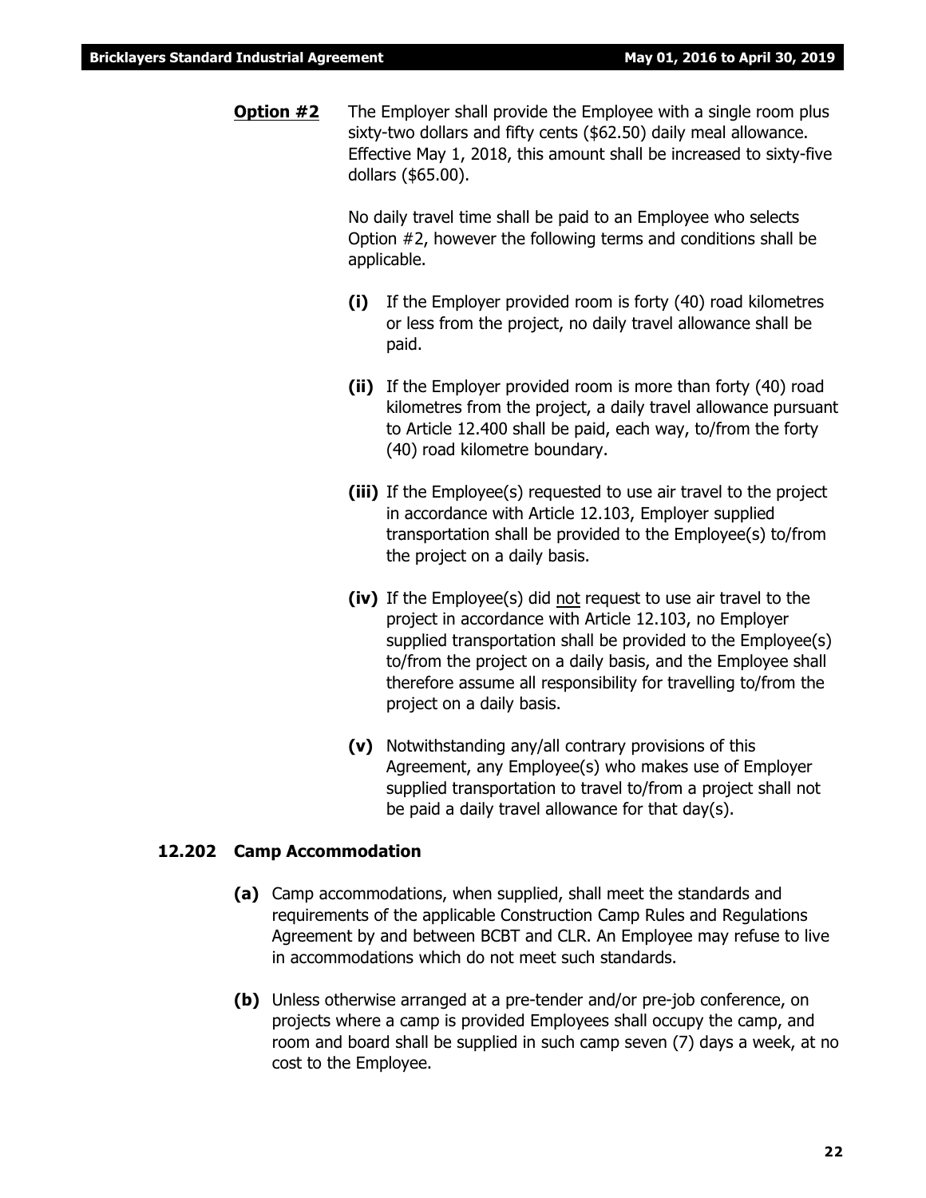**Option #2** The Employer shall provide the Employee with a single room plus sixty-two dollars and fifty cents ($62.50) daily meal allowance. Effective May 1, 2018, this amount shall be increased to sixty-five dollars ($65.00).

No daily travel time shall be paid to an Employee who selects Option #2, however the following terms and conditions shall be applicable.

**(i)** If the Employer provided room is forty (40) road kilometres or less from the project, no daily travel allowance shall be paid.

**(ii)** If the Employer provided room is more than forty (40) road kilometres from the project, a daily travel allowance pursuant to Article 12.400 shall be paid, each way, to/from the forty (40) road kilometre boundary.

**(iii)** If the Employee(s) requested to use air travel to the project in accordance with Article 12.103, Employer supplied transportation shall be provided to the Employee(s) to/from the project on a daily basis.

**(iv)** If the Employee(s) did not request to use air travel to the project in accordance with Article 12.103, no Employer supplied transportation shall be provided to the Employee(s) to/from the project on a daily basis, and the Employee shall therefore assume all responsibility for travelling to/from the project on a daily basis.

**(v)** Notwithstanding any/all contrary provisions of this Agreement, any Employee(s) who makes use of Employer supplied transportation to travel to/from a project shall not be paid a daily travel allowance for that day(s).

### 12.202 Camp Accommodation

**(a)** Camp accommodations, when supplied, shall meet the standards and requirements of the applicable Construction Camp Rules and Regulations Agreement by and between BCBT and CLR. An Employee may refuse to live in accommodations which do not meet such standards.

**(b)** Unless otherwise arranged at a pre-tender and/or pre-job conference, on projects where a camp is provided Employees shall occupy the camp, and room and board shall be supplied in such camp seven (7) days a week, at no cost to the Employee.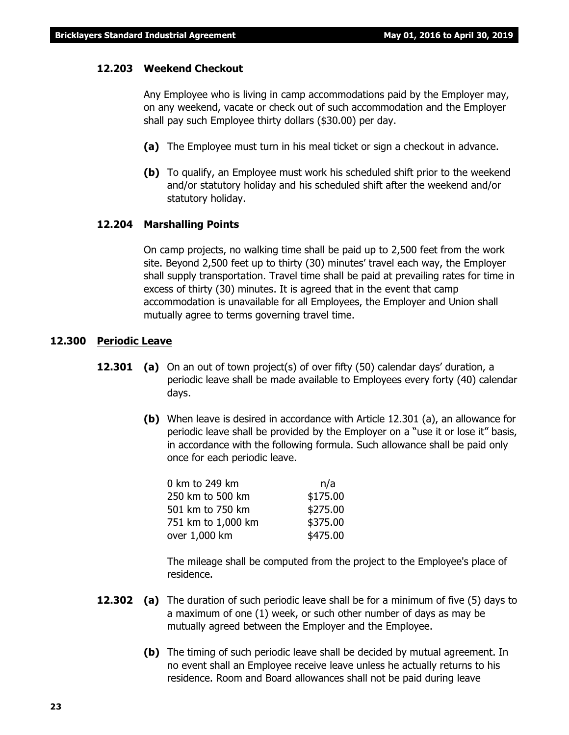### 12.203 Weekend Checkout

Any Employee who is living in camp accommodations paid by the Employer may, on any weekend, vacate or check out of such accommodation and the Employer shall pay such Employee thirty dollars ($30.00) per day.

**(a)** The Employee must turn in his meal ticket or sign a checkout in advance.

**(b)** To qualify, an Employee must work his scheduled shift prior to the weekend and/or statutory holiday and his scheduled shift after the weekend and/or statutory holiday.

### 12.204 Marshalling Points

On camp projects, no walking time shall be paid up to 2,500 feet from the work site. Beyond 2,500 feet up to thirty (30) minutes' travel each way, the Employer shall supply transportation. Travel time shall be paid at prevailing rates for time in excess of thirty (30) minutes. It is agreed that in the event that camp accommodation is unavailable for all Employees, the Employer and Union shall mutually agree to terms governing travel time.

## 12.300 Periodic Leave

**12.301 (a)** On an out of town project(s) of over fifty (50) calendar days' duration, a periodic leave shall be made available to Employees every forty (40) calendar days.

**(b)** When leave is desired in accordance with Article 12.301 (a), an allowance for periodic leave shall be provided by the Employer on a "use it or lose it" basis, in accordance with the following formula. Such allowance shall be paid only once for each periodic leave.

| | |
|---|---|
| 0 km to 249 km | n/a |
| 250 km to 500 km | $175.00 |
| 501 km to 750 km | $275.00 |
| 751 km to 1,000 km | $375.00 |
| over 1,000 km | $475.00 |

The mileage shall be computed from the project to the Employee's place of residence.

**12.302 (a)** The duration of such periodic leave shall be for a minimum of five (5) days to a maximum of one (1) week, or such other number of days as may be mutually agreed between the Employer and the Employee.

**(b)** The timing of such periodic leave shall be decided by mutual agreement. In no event shall an Employee receive leave unless he actually returns to his residence. Room and Board allowances shall not be paid during leave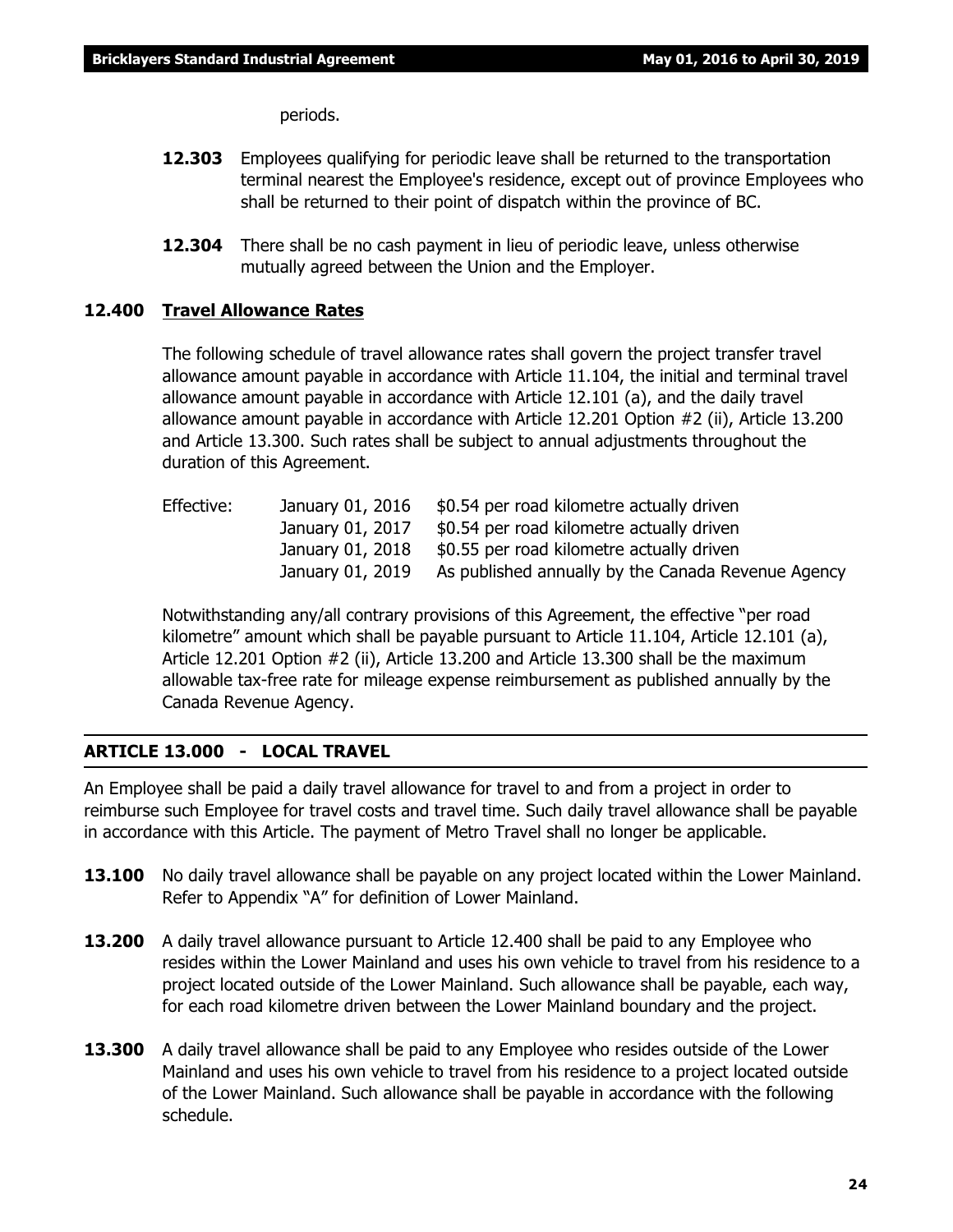periods.

**12.303** Employees qualifying for periodic leave shall be returned to the transportation terminal nearest the Employee's residence, except out of province Employees who shall be returned to their point of dispatch within the province of BC.

**12.304** There shall be no cash payment in lieu of periodic leave, unless otherwise mutually agreed between the Union and the Employer.

### 12.400 Travel Allowance Rates

The following schedule of travel allowance rates shall govern the project transfer travel allowance amount payable in accordance with Article 11.104, the initial and terminal travel allowance amount payable in accordance with Article 12.101 (a), and the daily travel allowance amount payable in accordance with Article 12.201 Option #2 (ii), Article 13.200 and Article 13.300. Such rates shall be subject to annual adjustments throughout the duration of this Agreement.

| Effective: | | |
|---|---|---|
| | January 01, 2016 | \$0.54 per road kilometre actually driven |
| | January 01, 2017 | \$0.54 per road kilometre actually driven |
| | January 01, 2018 | \$0.55 per road kilometre actually driven |
| | January 01, 2019 | As published annually by the Canada Revenue Agency |

Notwithstanding any/all contrary provisions of this Agreement, the effective "per road kilometre" amount which shall be payable pursuant to Article 11.104, Article 12.101 (a), Article 12.201 Option #2 (ii), Article 13.200 and Article 13.300 shall be the maximum allowable tax-free rate for mileage expense reimbursement as published annually by the Canada Revenue Agency.

## ARTICLE 13.000 - LOCAL TRAVEL

An Employee shall be paid a daily travel allowance for travel to and from a project in order to reimburse such Employee for travel costs and travel time. Such daily travel allowance shall be payable in accordance with this Article. The payment of Metro Travel shall no longer be applicable.

**13.100** No daily travel allowance shall be payable on any project located within the Lower Mainland. Refer to Appendix "A" for definition of Lower Mainland.

**13.200** A daily travel allowance pursuant to Article 12.400 shall be paid to any Employee who resides within the Lower Mainland and uses his own vehicle to travel from his residence to a project located outside of the Lower Mainland. Such allowance shall be payable, each way, for each road kilometre driven between the Lower Mainland boundary and the project.

**13.300** A daily travel allowance shall be paid to any Employee who resides outside of the Lower Mainland and uses his own vehicle to travel from his residence to a project located outside of the Lower Mainland. Such allowance shall be payable in accordance with the following schedule.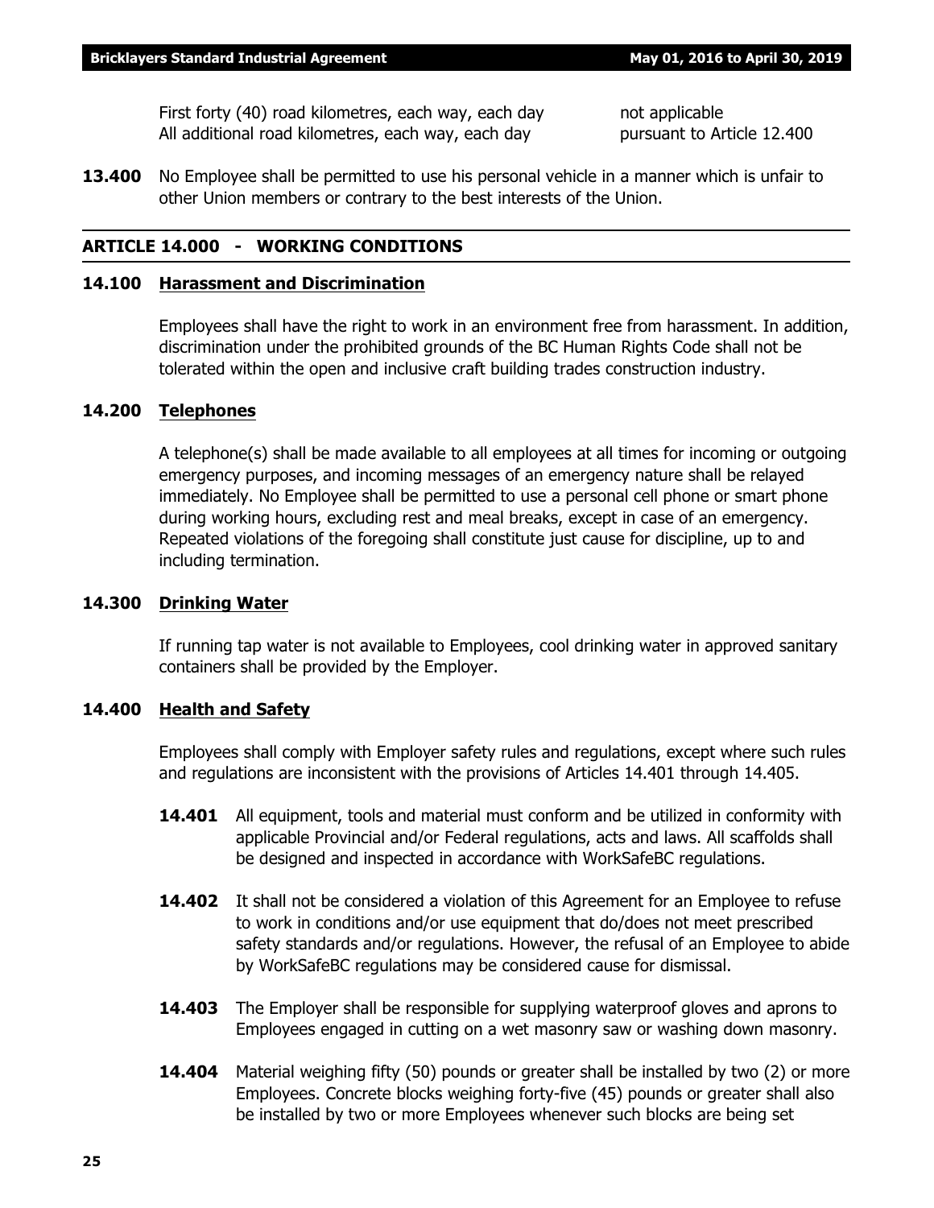| | |
|---|---|
| First forty (40) road kilometres, each way, each day | not applicable |
| All additional road kilometres, each way, each day | pursuant to Article 12.400 |

**13.400** No Employee shall be permitted to use his personal vehicle in a manner which is unfair to other Union members or contrary to the best interests of the Union.

## ARTICLE 14.000 - WORKING CONDITIONS

### 14.100 Harassment and Discrimination

Employees shall have the right to work in an environment free from harassment. In addition, discrimination under the prohibited grounds of the BC Human Rights Code shall not be tolerated within the open and inclusive craft building trades construction industry.

### 14.200 Telephones

A telephone(s) shall be made available to all employees at all times for incoming or outgoing emergency purposes, and incoming messages of an emergency nature shall be relayed immediately. No Employee shall be permitted to use a personal cell phone or smart phone during working hours, excluding rest and meal breaks, except in case of an emergency. Repeated violations of the foregoing shall constitute just cause for discipline, up to and including termination.

### 14.300 Drinking Water

If running tap water is not available to Employees, cool drinking water in approved sanitary containers shall be provided by the Employer.

### 14.400 Health and Safety

Employees shall comply with Employer safety rules and regulations, except where such rules and regulations are inconsistent with the provisions of Articles 14.401 through 14.405.

**14.401** All equipment, tools and material must conform and be utilized in conformity with applicable Provincial and/or Federal regulations, acts and laws. All scaffolds shall be designed and inspected in accordance with WorkSafeBC regulations.

**14.402** It shall not be considered a violation of this Agreement for an Employee to refuse to work in conditions and/or use equipment that do/does not meet prescribed safety standards and/or regulations. However, the refusal of an Employee to abide by WorkSafeBC regulations may be considered cause for dismissal.

**14.403** The Employer shall be responsible for supplying waterproof gloves and aprons to Employees engaged in cutting on a wet masonry saw or washing down masonry.

**14.404** Material weighing fifty (50) pounds or greater shall be installed by two (2) or more Employees. Concrete blocks weighing forty-five (45) pounds or greater shall also be installed by two or more Employees whenever such blocks are being set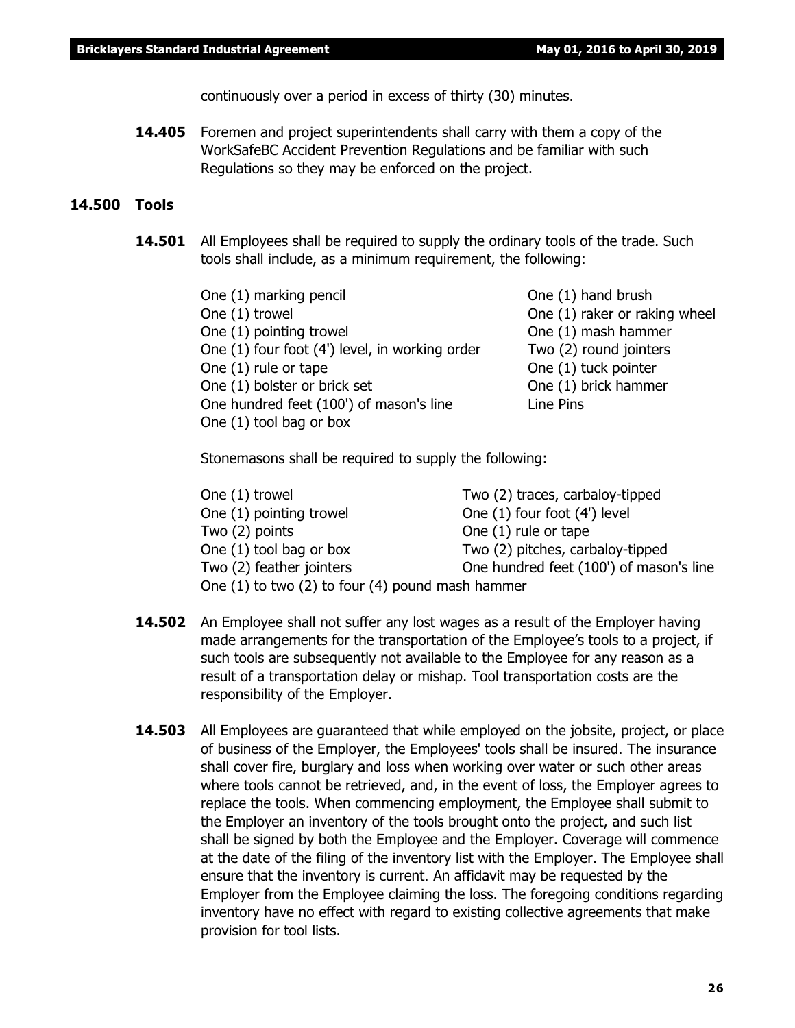continuously over a period in excess of thirty (30) minutes.

**14.405** Foremen and project superintendents shall carry with them a copy of the WorkSafeBC Accident Prevention Regulations and be familiar with such Regulations so they may be enforced on the project.

## 14.500 Tools

**14.501** All Employees shall be required to supply the ordinary tools of the trade. Such tools shall include, as a minimum requirement, the following:

| | |
|---|---|
| One (1) marking pencil | One (1) hand brush |
| One (1) trowel | One (1) raker or raking wheel |
| One (1) pointing trowel | One (1) mash hammer |
| One (1) four foot (4') level, in working order | Two (2) round jointers |
| One (1) rule or tape | One (1) tuck pointer |
| One (1) bolster or brick set | One (1) brick hammer |
| One hundred feet (100') of mason's line | Line Pins |
| One (1) tool bag or box | |

Stonemasons shall be required to supply the following:

| | |
|---|---|
| One (1) trowel | Two (2) traces, carbaloy-tipped |
| One (1) pointing trowel | One (1) four foot (4') level |
| Two (2) points | One (1) rule or tape |
| One (1) tool bag or box | Two (2) pitches, carbaloy-tipped |
| Two (2) feather jointers | One hundred feet (100') of mason's line |
| One (1) to two (2) to four (4) pound mash hammer | |

**14.502** An Employee shall not suffer any lost wages as a result of the Employer having made arrangements for the transportation of the Employee's tools to a project, if such tools are subsequently not available to the Employee for any reason as a result of a transportation delay or mishap. Tool transportation costs are the responsibility of the Employer.

**14.503** All Employees are guaranteed that while employed on the jobsite, project, or place of business of the Employer, the Employees' tools shall be insured. The insurance shall cover fire, burglary and loss when working over water or such other areas where tools cannot be retrieved, and, in the event of loss, the Employer agrees to replace the tools. When commencing employment, the Employee shall submit to the Employer an inventory of the tools brought onto the project, and such list shall be signed by both the Employee and the Employer. Coverage will commence at the date of the filing of the inventory list with the Employer. The Employee shall ensure that the inventory is current. An affidavit may be requested by the Employer from the Employee claiming the loss. The foregoing conditions regarding inventory have no effect with regard to existing collective agreements that make provision for tool lists.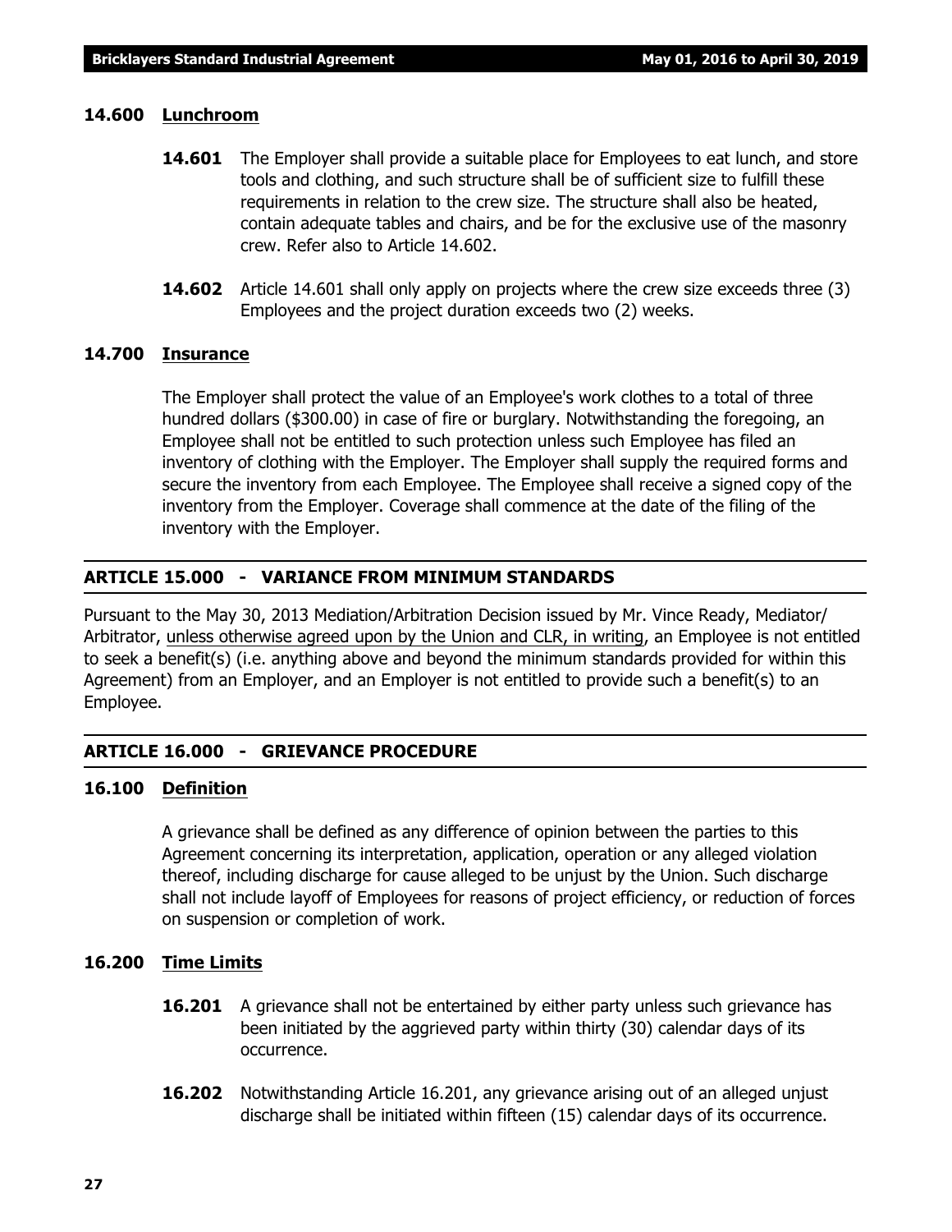### 14.600 Lunchroom

**14.601** The Employer shall provide a suitable place for Employees to eat lunch, and store tools and clothing, and such structure shall be of sufficient size to fulfill these requirements in relation to the crew size. The structure shall also be heated, contain adequate tables and chairs, and be for the exclusive use of the masonry crew. Refer also to Article 14.602.

**14.602** Article 14.601 shall only apply on projects where the crew size exceeds three (3) Employees and the project duration exceeds two (2) weeks.

### 14.700 Insurance

The Employer shall protect the value of an Employee's work clothes to a total of three hundred dollars ($300.00) in case of fire or burglary. Notwithstanding the foregoing, an Employee shall not be entitled to such protection unless such Employee has filed an inventory of clothing with the Employer. The Employer shall supply the required forms and secure the inventory from each Employee. The Employee shall receive a signed copy of the inventory from the Employer. Coverage shall commence at the date of the filing of the inventory with the Employer.

## ARTICLE 15.000 - VARIANCE FROM MINIMUM STANDARDS

Pursuant to the May 30, 2013 Mediation/Arbitration Decision issued by Mr. Vince Ready, Mediator/Arbitrator, unless otherwise agreed upon by the Union and CLR, in writing, an Employee is not entitled to seek a benefit(s) (i.e. anything above and beyond the minimum standards provided for within this Agreement) from an Employer, and an Employer is not entitled to provide such a benefit(s) to an Employee.

## ARTICLE 16.000 - GRIEVANCE PROCEDURE

### 16.100 Definition

A grievance shall be defined as any difference of opinion between the parties to this Agreement concerning its interpretation, application, operation or any alleged violation thereof, including discharge for cause alleged to be unjust by the Union. Such discharge shall not include layoff of Employees for reasons of project efficiency, or reduction of forces on suspension or completion of work.

### 16.200 Time Limits

**16.201** A grievance shall not be entertained by either party unless such grievance has been initiated by the aggrieved party within thirty (30) calendar days of its occurrence.

**16.202** Notwithstanding Article 16.201, any grievance arising out of an alleged unjust discharge shall be initiated within fifteen (15) calendar days of its occurrence.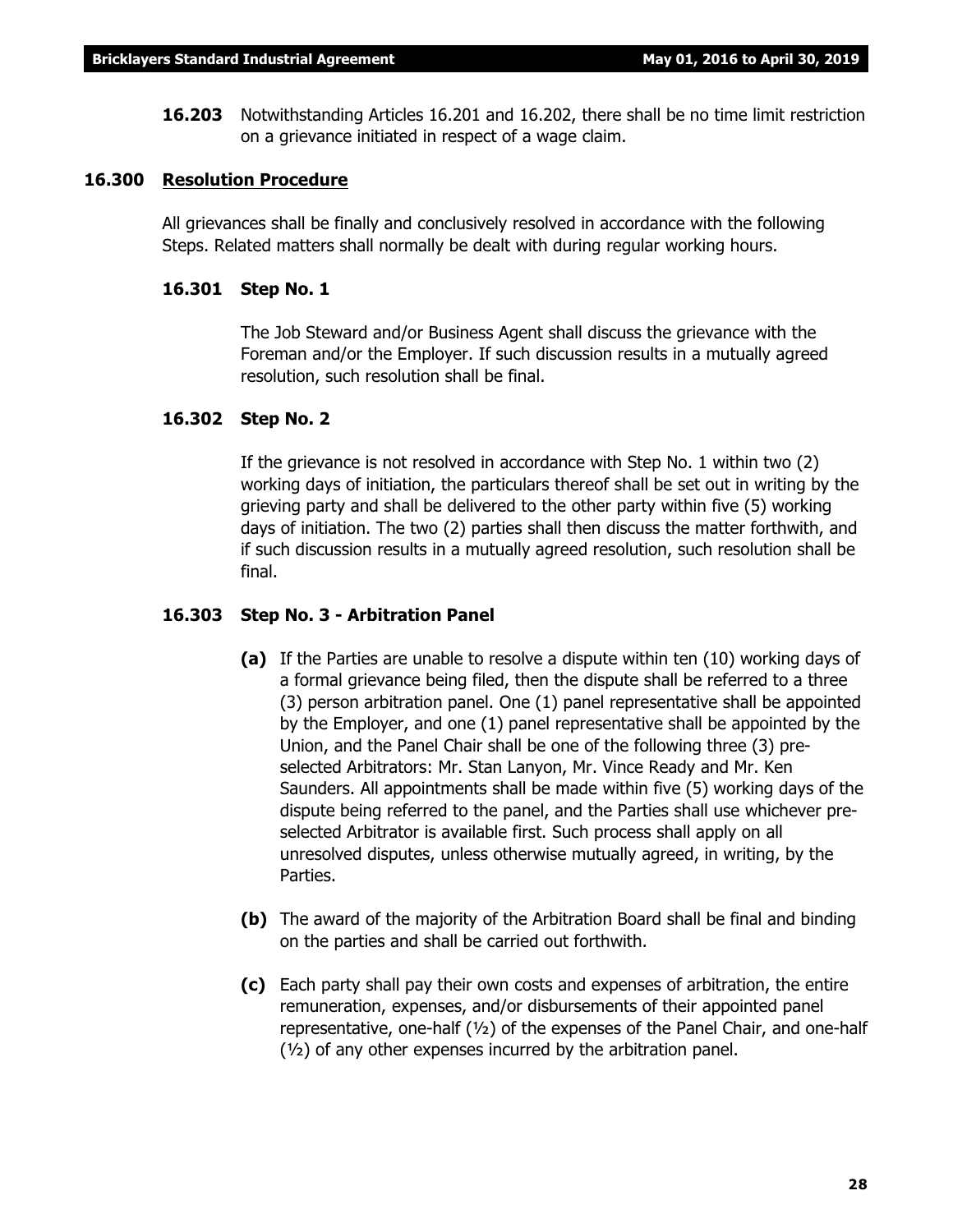**16.203** Notwithstanding Articles 16.201 and 16.202, there shall be no time limit restriction on a grievance initiated in respect of a wage claim.

## 16.300 Resolution Procedure

All grievances shall be finally and conclusively resolved in accordance with the following Steps. Related matters shall normally be dealt with during regular working hours.

### 16.301 Step No. 1

The Job Steward and/or Business Agent shall discuss the grievance with the Foreman and/or the Employer. If such discussion results in a mutually agreed resolution, such resolution shall be final.

### 16.302 Step No. 2

If the grievance is not resolved in accordance with Step No. 1 within two (2) working days of initiation, the particulars thereof shall be set out in writing by the grieving party and shall be delivered to the other party within five (5) working days of initiation. The two (2) parties shall then discuss the matter forthwith, and if such discussion results in a mutually agreed resolution, such resolution shall be final.

### 16.303 Step No. 3 - Arbitration Panel

**(a)** If the Parties are unable to resolve a dispute within ten (10) working days of a formal grievance being filed, then the dispute shall be referred to a three (3) person arbitration panel. One (1) panel representative shall be appointed by the Employer, and one (1) panel representative shall be appointed by the Union, and the Panel Chair shall be one of the following three (3) pre-selected Arbitrators: Mr. Stan Lanyon, Mr. Vince Ready and Mr. Ken Saunders. All appointments shall be made within five (5) working days of the dispute being referred to the panel, and the Parties shall use whichever pre-selected Arbitrator is available first. Such process shall apply on all unresolved disputes, unless otherwise mutually agreed, in writing, by the Parties.

**(b)** The award of the majority of the Arbitration Board shall be final and binding on the parties and shall be carried out forthwith.

**(c)** Each party shall pay their own costs and expenses of arbitration, the entire remuneration, expenses, and/or disbursements of their appointed panel representative, one-half (½) of the expenses of the Panel Chair, and one-half (½) of any other expenses incurred by the arbitration panel.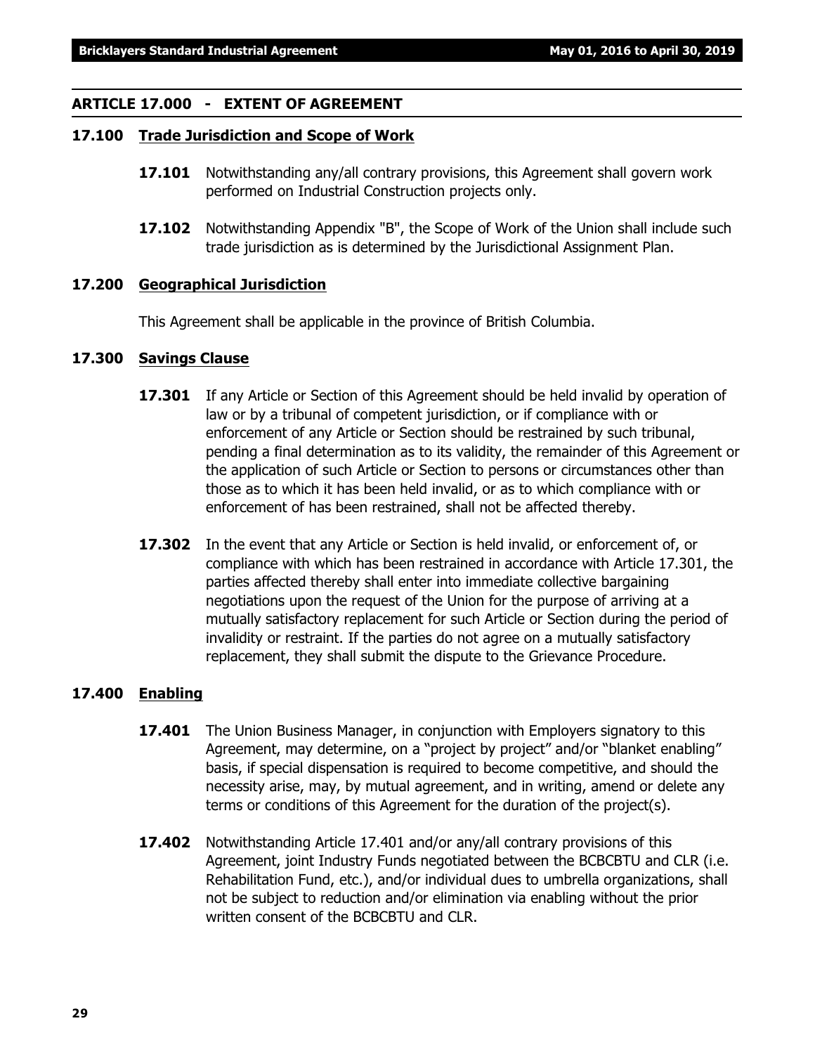## ARTICLE 17.000 - EXTENT OF AGREEMENT

### 17.100 Trade Jurisdiction and Scope of Work

**17.101** Notwithstanding any/all contrary provisions, this Agreement shall govern work performed on Industrial Construction projects only.

**17.102** Notwithstanding Appendix "B", the Scope of Work of the Union shall include such trade jurisdiction as is determined by the Jurisdictional Assignment Plan.

### 17.200 Geographical Jurisdiction

This Agreement shall be applicable in the province of British Columbia.

### 17.300 Savings Clause

**17.301** If any Article or Section of this Agreement should be held invalid by operation of law or by a tribunal of competent jurisdiction, or if compliance with or enforcement of any Article or Section should be restrained by such tribunal, pending a final determination as to its validity, the remainder of this Agreement or the application of such Article or Section to persons or circumstances other than those as to which it has been held invalid, or as to which compliance with or enforcement of has been restrained, shall not be affected thereby.

**17.302** In the event that any Article or Section is held invalid, or enforcement of, or compliance with which has been restrained in accordance with Article 17.301, the parties affected thereby shall enter into immediate collective bargaining negotiations upon the request of the Union for the purpose of arriving at a mutually satisfactory replacement for such Article or Section during the period of invalidity or restraint. If the parties do not agree on a mutually satisfactory replacement, they shall submit the dispute to the Grievance Procedure.

### 17.400 Enabling

**17.401** The Union Business Manager, in conjunction with Employers signatory to this Agreement, may determine, on a "project by project" and/or "blanket enabling" basis, if special dispensation is required to become competitive, and should the necessity arise, may, by mutual agreement, and in writing, amend or delete any terms or conditions of this Agreement for the duration of the project(s).

**17.402** Notwithstanding Article 17.401 and/or any/all contrary provisions of this Agreement, joint Industry Funds negotiated between the BCBCBTU and CLR (i.e. Rehabilitation Fund, etc.), and/or individual dues to umbrella organizations, shall not be subject to reduction and/or elimination via enabling without the prior written consent of the BCBCBTU and CLR.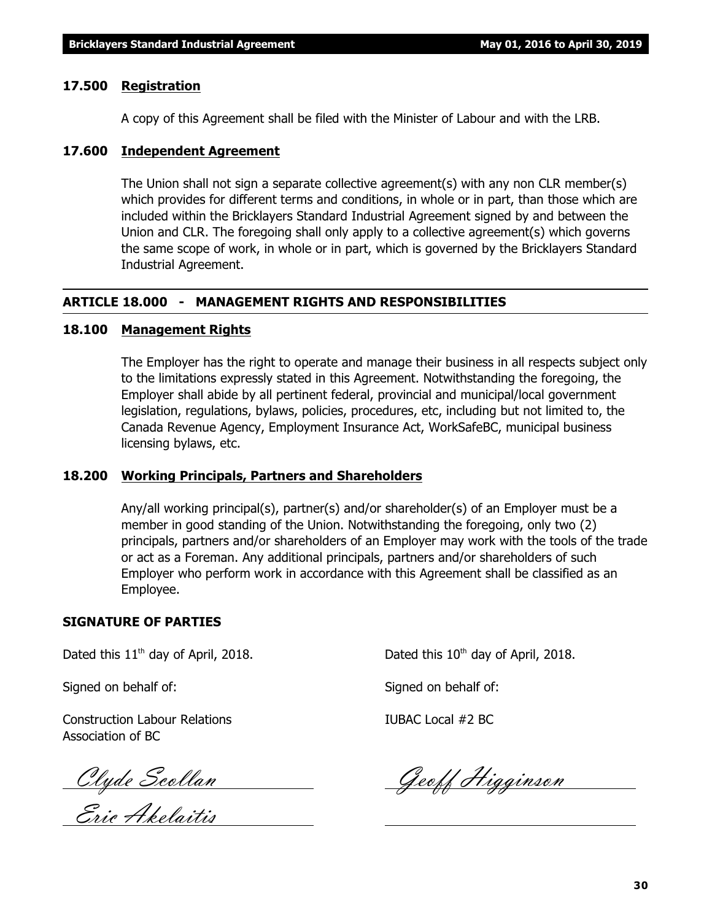### 17.500 Registration

A copy of this Agreement shall be filed with the Minister of Labour and with the LRB.

### 17.600 Independent Agreement

The Union shall not sign a separate collective agreement(s) with any non CLR member(s) which provides for different terms and conditions, in whole or in part, than those which are included within the Bricklayers Standard Industrial Agreement signed by and between the Union and CLR. The foregoing shall only apply to a collective agreement(s) which governs the same scope of work, in whole or in part, which is governed by the Bricklayers Standard Industrial Agreement.

## ARTICLE 18.000 - MANAGEMENT RIGHTS AND RESPONSIBILITIES

### 18.100 Management Rights

The Employer has the right to operate and manage their business in all respects subject only to the limitations expressly stated in this Agreement. Notwithstanding the foregoing, the Employer shall abide by all pertinent federal, provincial and municipal/local government legislation, regulations, bylaws, policies, procedures, etc, including but not limited to, the Canada Revenue Agency, Employment Insurance Act, WorkSafeBC, municipal business licensing bylaws, etc.

### 18.200 Working Principals, Partners and Shareholders

Any/all working principal(s), partner(s) and/or shareholder(s) of an Employer must be a member in good standing of the Union. Notwithstanding the foregoing, only two (2) principals, partners and/or shareholders of an Employer may work with the tools of the trade or act as a Foreman. Any additional principals, partners and/or shareholders of such Employer who perform work in accordance with this Agreement shall be classified as an Employee.

**SIGNATURE OF PARTIES**

Dated this 11th day of April, 2018.

Signed on behalf of:

Construction Labour Relations Association of BC

*Clyde Scollan*

*Eric Akelaitis*

Dated this 10th day of April, 2018.

Signed on behalf of:

IUBAC Local #2 BC

*Geoff Higginson*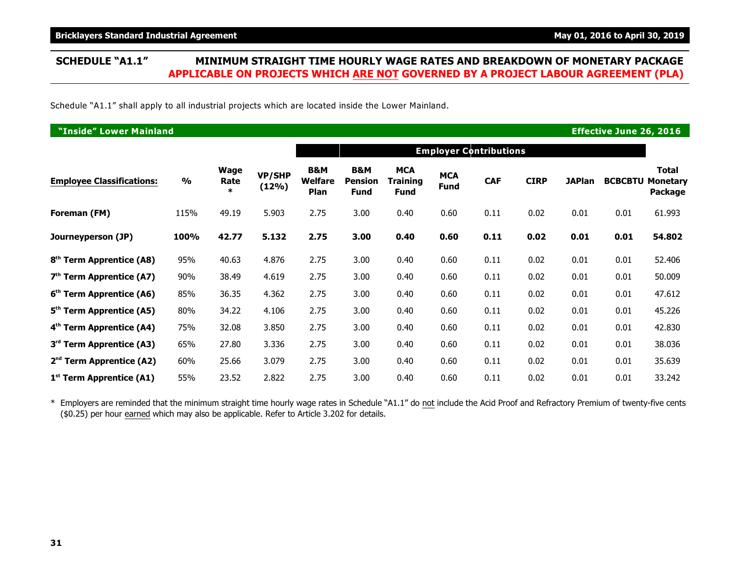## SCHEDULE "A1.1" MINIMUM STRAIGHT TIME HOURLY WAGE RATES AND BREAKDOWN OF MONETARY PACKAGE APPLICABLE ON PROJECTS WHICH ARE NOT GOVERNED BY A PROJECT LABOUR AGREEMENT (PLA)

Schedule "A1.1" shall apply to all industrial projects which are located inside the Lower Mainland.

**"Inside" Lower Mainland** — **Effective June 26, 2016**

| Employee Classifications: | % | Wage Rate * | VP/SHP (12%) | B&M Welfare Plan | B&M Pension Fund | MCA Training Fund | MCA Fund | CAF | CIRP | JAPlan | BCBCBTU | Total Monetary Package |
|---|---|---|---|---|---|---|---|---|---|---|---|---|
| | | | | Employer Contributions | | | | | | | | |
| **Foreman (FM)** | 115% | 49.19 | 5.903 | 2.75 | 3.00 | 0.40 | 0.60 | 0.11 | 0.02 | 0.01 | 0.01 | 61.993 |
| **Journeyperson (JP)** | **100%** | **42.77** | **5.132** | **2.75** | **3.00** | **0.40** | **0.60** | **0.11** | **0.02** | **0.01** | **0.01** | **54.802** |
| **8th Term Apprentice (A8)** | 95% | 40.63 | 4.876 | 2.75 | 3.00 | 0.40 | 0.60 | 0.11 | 0.02 | 0.01 | 0.01 | 52.406 |
| **7th Term Apprentice (A7)** | 90% | 38.49 | 4.619 | 2.75 | 3.00 | 0.40 | 0.60 | 0.11 | 0.02 | 0.01 | 0.01 | 50.009 |
| **6th Term Apprentice (A6)** | 85% | 36.35 | 4.362 | 2.75 | 3.00 | 0.40 | 0.60 | 0.11 | 0.02 | 0.01 | 0.01 | 47.612 |
| **5th Term Apprentice (A5)** | 80% | 34.22 | 4.106 | 2.75 | 3.00 | 0.40 | 0.60 | 0.11 | 0.02 | 0.01 | 0.01 | 45.226 |
| **4th Term Apprentice (A4)** | 75% | 32.08 | 3.850 | 2.75 | 3.00 | 0.40 | 0.60 | 0.11 | 0.02 | 0.01 | 0.01 | 42.830 |
| **3rd Term Apprentice (A3)** | 65% | 27.80 | 3.336 | 2.75 | 3.00 | 0.40 | 0.60 | 0.11 | 0.02 | 0.01 | 0.01 | 38.036 |
| **2nd Term Apprentice (A2)** | 60% | 25.66 | 3.079 | 2.75 | 3.00 | 0.40 | 0.60 | 0.11 | 0.02 | 0.01 | 0.01 | 35.639 |
| **1st Term Apprentice (A1)** | 55% | 23.52 | 2.822 | 2.75 | 3.00 | 0.40 | 0.60 | 0.11 | 0.02 | 0.01 | 0.01 | 33.242 |

\* Employers are reminded that the minimum straight time hourly wage rates in Schedule "A1.1" do not include the Acid Proof and Refractory Premium of twenty-five cents ($0.25) per hour earned which may also be applicable. Refer to Article 3.202 for details.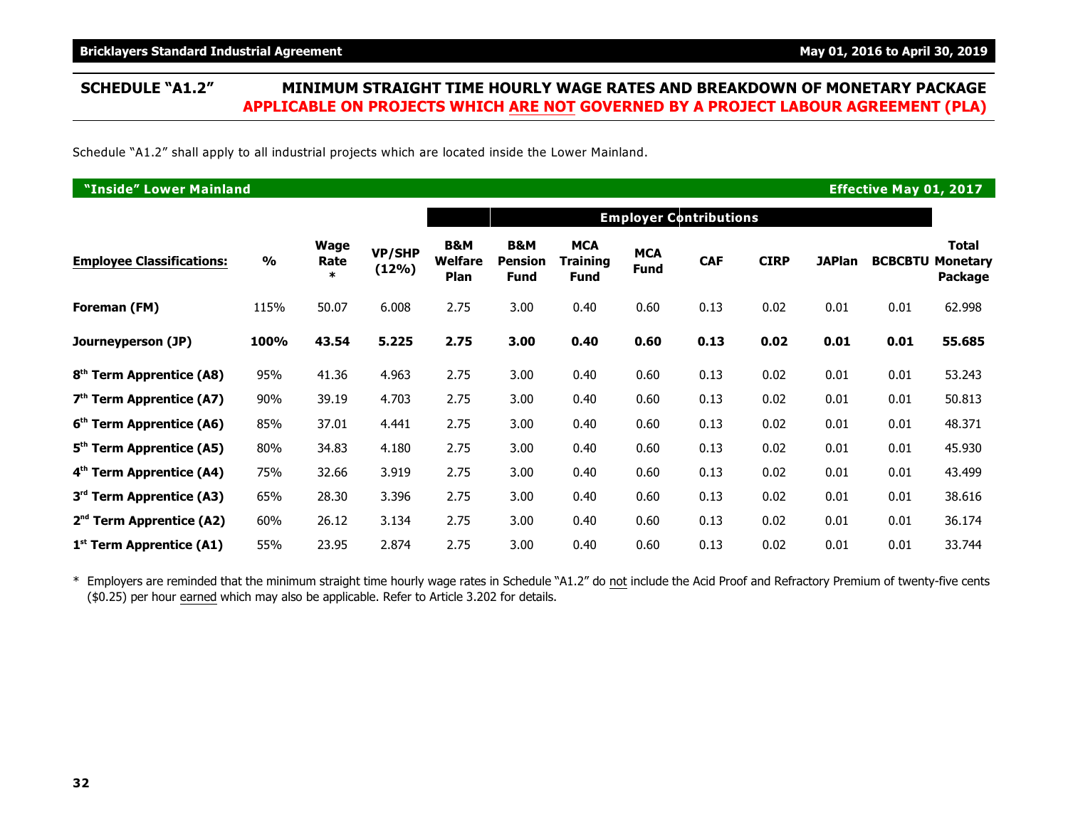## SCHEDULE "A1.2" MINIMUM STRAIGHT TIME HOURLY WAGE RATES AND BREAKDOWN OF MONETARY PACKAGE APPLICABLE ON PROJECTS WHICH ARE NOT GOVERNED BY A PROJECT LABOUR AGREEMENT (PLA)

Schedule "A1.2" shall apply to all industrial projects which are located inside the Lower Mainland.

**"Inside" Lower Mainland** — **Effective May 01, 2017**

| | | | | Employer Contributions | | | | | | | | |
|---|---|---|---|---|---|---|---|---|---|---|---|---|
| **Employee Classifications:** | **%** | **Wage Rate \*** | **VP/SHP (12%)** | **B&M Welfare Plan** | **B&M Pension Fund** | **MCA Training Fund** | **MCA Fund** | **CAF** | **CIRP** | **JAPlan** | **BCBCBTU** | **Total Monetary Package** |
| **Foreman (FM)** | 115% | 50.07 | 6.008 | 2.75 | 3.00 | 0.40 | 0.60 | 0.13 | 0.02 | 0.01 | 0.01 | 62.998 |
| **Journeyperson (JP)** | **100%** | **43.54** | **5.225** | **2.75** | **3.00** | **0.40** | **0.60** | **0.13** | **0.02** | **0.01** | **0.01** | **55.685** |
| **8th Term Apprentice (A8)** | 95% | 41.36 | 4.963 | 2.75 | 3.00 | 0.40 | 0.60 | 0.13 | 0.02 | 0.01 | 0.01 | 53.243 |
| **7th Term Apprentice (A7)** | 90% | 39.19 | 4.703 | 2.75 | 3.00 | 0.40 | 0.60 | 0.13 | 0.02 | 0.01 | 0.01 | 50.813 |
| **6th Term Apprentice (A6)** | 85% | 37.01 | 4.441 | 2.75 | 3.00 | 0.40 | 0.60 | 0.13 | 0.02 | 0.01 | 0.01 | 48.371 |
| **5th Term Apprentice (A5)** | 80% | 34.83 | 4.180 | 2.75 | 3.00 | 0.40 | 0.60 | 0.13 | 0.02 | 0.01 | 0.01 | 45.930 |
| **4th Term Apprentice (A4)** | 75% | 32.66 | 3.919 | 2.75 | 3.00 | 0.40 | 0.60 | 0.13 | 0.02 | 0.01 | 0.01 | 43.499 |
| **3rd Term Apprentice (A3)** | 65% | 28.30 | 3.396 | 2.75 | 3.00 | 0.40 | 0.60 | 0.13 | 0.02 | 0.01 | 0.01 | 38.616 |
| **2nd Term Apprentice (A2)** | 60% | 26.12 | 3.134 | 2.75 | 3.00 | 0.40 | 0.60 | 0.13 | 0.02 | 0.01 | 0.01 | 36.174 |
| **1st Term Apprentice (A1)** | 55% | 23.95 | 2.874 | 2.75 | 3.00 | 0.40 | 0.60 | 0.13 | 0.02 | 0.01 | 0.01 | 33.744 |

\* Employers are reminded that the minimum straight time hourly wage rates in Schedule "A1.2" do not include the Acid Proof and Refractory Premium of twenty-five cents ($0.25) per hour earned which may also be applicable. Refer to Article 3.202 for details.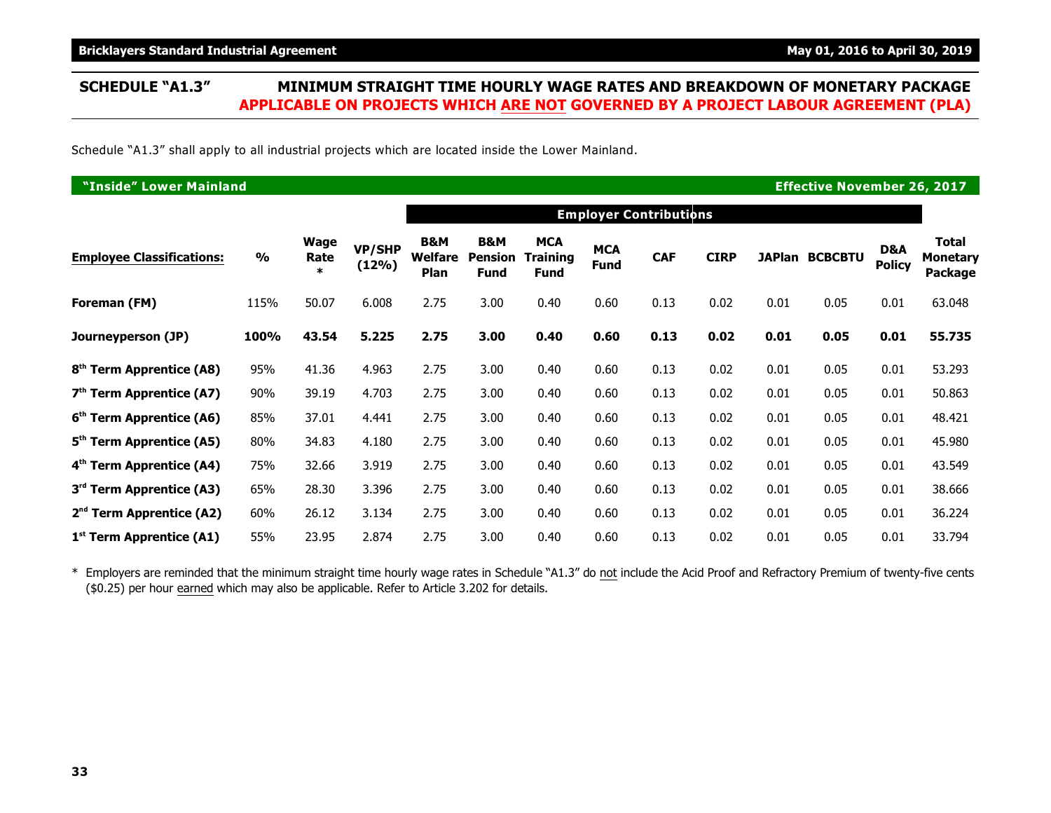## SCHEDULE "A1.3" MINIMUM STRAIGHT TIME HOURLY WAGE RATES AND BREAKDOWN OF MONETARY PACKAGE

**APPLICABLE ON PROJECTS WHICH ARE NOT GOVERNED BY A PROJECT LABOUR AGREEMENT (PLA)**

Schedule "A1.3" shall apply to all industrial projects which are located inside the Lower Mainland.

**"Inside" Lower Mainland** — **Effective November 26, 2017**

| | | | | Employer Contributions | | | | | | | | | |
|---|---|---|---|---|---|---|---|---|---|---|---|---|---|
| **Employee Classifications:** | **%** | **Wage Rate \*** | **VP/SHP (12%)** | **B&M Welfare Plan** | **B&M Pension Fund** | **MCA Training Fund** | **MCA Fund** | **CAF** | **CIRP** | **JAPlan** | **BCBCBTU** | **D&A Policy** | **Total Monetary Package** |
| **Foreman (FM)** | 115% | 50.07 | 6.008 | 2.75 | 3.00 | 0.40 | 0.60 | 0.13 | 0.02 | 0.01 | 0.05 | 0.01 | 63.048 |
| **Journeyperson (JP)** | **100%** | **43.54** | **5.225** | **2.75** | **3.00** | **0.40** | **0.60** | **0.13** | **0.02** | **0.01** | **0.05** | **0.01** | **55.735** |
| **8th Term Apprentice (A8)** | 95% | 41.36 | 4.963 | 2.75 | 3.00 | 0.40 | 0.60 | 0.13 | 0.02 | 0.01 | 0.05 | 0.01 | 53.293 |
| **7th Term Apprentice (A7)** | 90% | 39.19 | 4.703 | 2.75 | 3.00 | 0.40 | 0.60 | 0.13 | 0.02 | 0.01 | 0.05 | 0.01 | 50.863 |
| **6th Term Apprentice (A6)** | 85% | 37.01 | 4.441 | 2.75 | 3.00 | 0.40 | 0.60 | 0.13 | 0.02 | 0.01 | 0.05 | 0.01 | 48.421 |
| **5th Term Apprentice (A5)** | 80% | 34.83 | 4.180 | 2.75 | 3.00 | 0.40 | 0.60 | 0.13 | 0.02 | 0.01 | 0.05 | 0.01 | 45.980 |
| **4th Term Apprentice (A4)** | 75% | 32.66 | 3.919 | 2.75 | 3.00 | 0.40 | 0.60 | 0.13 | 0.02 | 0.01 | 0.05 | 0.01 | 43.549 |
| **3rd Term Apprentice (A3)** | 65% | 28.30 | 3.396 | 2.75 | 3.00 | 0.40 | 0.60 | 0.13 | 0.02 | 0.01 | 0.05 | 0.01 | 38.666 |
| **2nd Term Apprentice (A2)** | 60% | 26.12 | 3.134 | 2.75 | 3.00 | 0.40 | 0.60 | 0.13 | 0.02 | 0.01 | 0.05 | 0.01 | 36.224 |
| **1st Term Apprentice (A1)** | 55% | 23.95 | 2.874 | 2.75 | 3.00 | 0.40 | 0.60 | 0.13 | 0.02 | 0.01 | 0.05 | 0.01 | 33.794 |

\* Employers are reminded that the minimum straight time hourly wage rates in Schedule "A1.3" do not include the Acid Proof and Refractory Premium of twenty-five cents ($0.25) per hour earned which may also be applicable. Refer to Article 3.202 for details.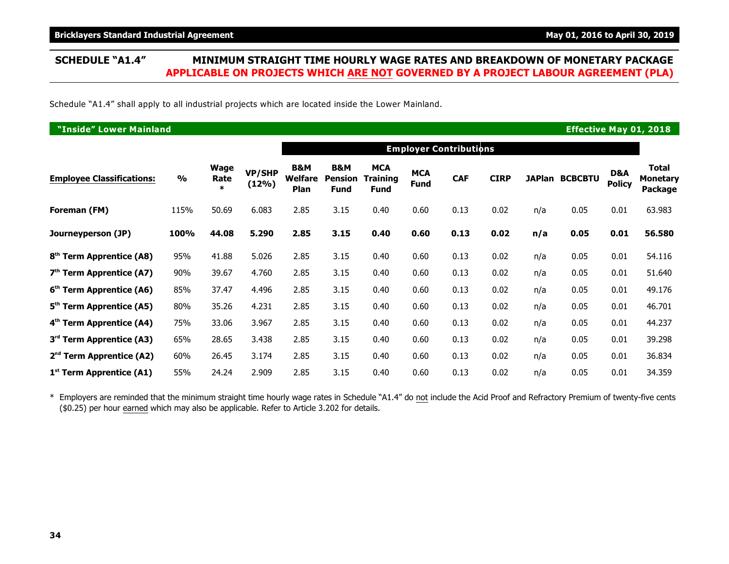## SCHEDULE "A1.4" MINIMUM STRAIGHT TIME HOURLY WAGE RATES AND BREAKDOWN OF MONETARY PACKAGE APPLICABLE ON PROJECTS WHICH ARE NOT GOVERNED BY A PROJECT LABOUR AGREEMENT (PLA)

Schedule "A1.4" shall apply to all industrial projects which are located inside the Lower Mainland.

**"Inside" Lower Mainland** — **Effective May 01, 2018**

| Employee Classifications: | % | Wage Rate * | VP/SHP (12%) | Employer Contributions | | | | | | | | | Total Monetary Package |
|---|---|---|---|---|---|---|---|---|---|---|---|---|---|
| | | | | B&M Welfare Plan | B&M Pension Fund | MCA Training Fund | MCA Fund | CAF | CIRP | JAPlan | BCBCBTU | D&A Policy | |
| **Foreman (FM)** | 115% | 50.69 | 6.083 | 2.85 | 3.15 | 0.40 | 0.60 | 0.13 | 0.02 | n/a | 0.05 | 0.01 | 63.983 |
| **Journeyperson (JP)** | **100%** | **44.08** | **5.290** | **2.85** | **3.15** | **0.40** | **0.60** | **0.13** | **0.02** | **n/a** | **0.05** | **0.01** | **56.580** |
| **8th Term Apprentice (A8)** | 95% | 41.88 | 5.026 | 2.85 | 3.15 | 0.40 | 0.60 | 0.13 | 0.02 | n/a | 0.05 | 0.01 | 54.116 |
| **7th Term Apprentice (A7)** | 90% | 39.67 | 4.760 | 2.85 | 3.15 | 0.40 | 0.60 | 0.13 | 0.02 | n/a | 0.05 | 0.01 | 51.640 |
| **6th Term Apprentice (A6)** | 85% | 37.47 | 4.496 | 2.85 | 3.15 | 0.40 | 0.60 | 0.13 | 0.02 | n/a | 0.05 | 0.01 | 49.176 |
| **5th Term Apprentice (A5)** | 80% | 35.26 | 4.231 | 2.85 | 3.15 | 0.40 | 0.60 | 0.13 | 0.02 | n/a | 0.05 | 0.01 | 46.701 |
| **4th Term Apprentice (A4)** | 75% | 33.06 | 3.967 | 2.85 | 3.15 | 0.40 | 0.60 | 0.13 | 0.02 | n/a | 0.05 | 0.01 | 44.237 |
| **3rd Term Apprentice (A3)** | 65% | 28.65 | 3.438 | 2.85 | 3.15 | 0.40 | 0.60 | 0.13 | 0.02 | n/a | 0.05 | 0.01 | 39.298 |
| **2nd Term Apprentice (A2)** | 60% | 26.45 | 3.174 | 2.85 | 3.15 | 0.40 | 0.60 | 0.13 | 0.02 | n/a | 0.05 | 0.01 | 36.834 |
| **1st Term Apprentice (A1)** | 55% | 24.24 | 2.909 | 2.85 | 3.15 | 0.40 | 0.60 | 0.13 | 0.02 | n/a | 0.05 | 0.01 | 34.359 |

\* Employers are reminded that the minimum straight time hourly wage rates in Schedule "A1.4" do not include the Acid Proof and Refractory Premium of twenty-five cents ($0.25) per hour earned which may also be applicable. Refer to Article 3.202 for details.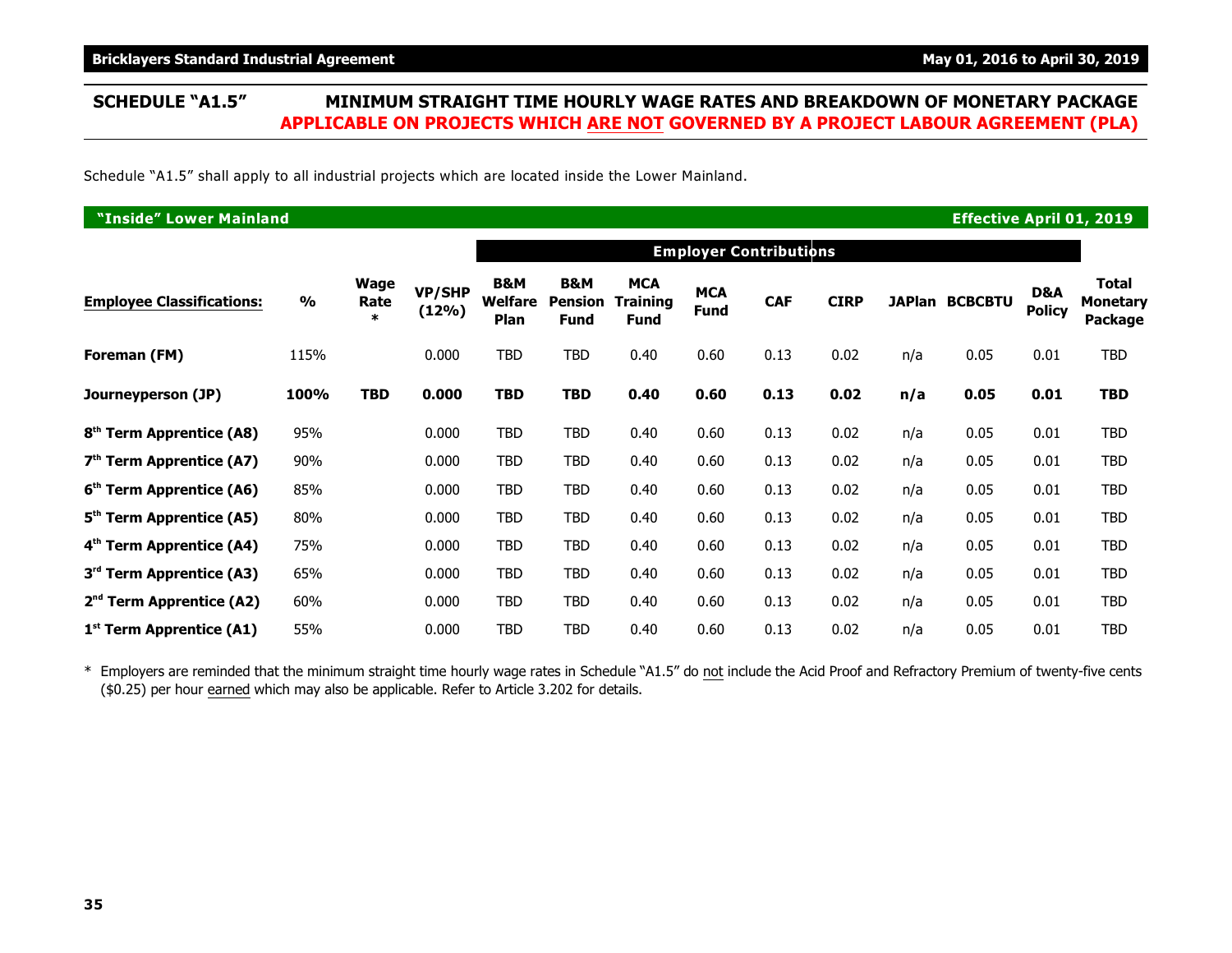## SCHEDULE "A1.5" MINIMUM STRAIGHT TIME HOURLY WAGE RATES AND BREAKDOWN OF MONETARY PACKAGE APPLICABLE ON PROJECTS WHICH ARE NOT GOVERNED BY A PROJECT LABOUR AGREEMENT (PLA)

Schedule "A1.5" shall apply to all industrial projects which are located inside the Lower Mainland.

**"Inside" Lower Mainland** — **Effective April 01, 2019**

| | | | | Employer Contributions | | | | | | | | | |
|---|---|---|---|---|---|---|---|---|---|---|---|---|---|
| **Employee Classifications:** | **%** | **Wage Rate *** | **VP/SHP (12%)** | **B&M Welfare Plan** | **B&M Pension Fund** | **MCA Training Fund** | **MCA Fund** | **CAF** | **CIRP** | **JAPlan** | **BCBCBTU** | **D&A Policy** | **Total Monetary Package** |
| **Foreman (FM)** | 115% | | 0.000 | TBD | TBD | 0.40 | 0.60 | 0.13 | 0.02 | n/a | 0.05 | 0.01 | TBD |
| **Journeyperson (JP)** | **100%** | **TBD** | **0.000** | **TBD** | **TBD** | **0.40** | **0.60** | **0.13** | **0.02** | **n/a** | **0.05** | **0.01** | **TBD** |
| **8th Term Apprentice (A8)** | 95% | | 0.000 | TBD | TBD | 0.40 | 0.60 | 0.13 | 0.02 | n/a | 0.05 | 0.01 | TBD |
| **7th Term Apprentice (A7)** | 90% | | 0.000 | TBD | TBD | 0.40 | 0.60 | 0.13 | 0.02 | n/a | 0.05 | 0.01 | TBD |
| **6th Term Apprentice (A6)** | 85% | | 0.000 | TBD | TBD | 0.40 | 0.60 | 0.13 | 0.02 | n/a | 0.05 | 0.01 | TBD |
| **5th Term Apprentice (A5)** | 80% | | 0.000 | TBD | TBD | 0.40 | 0.60 | 0.13 | 0.02 | n/a | 0.05 | 0.01 | TBD |
| **4th Term Apprentice (A4)** | 75% | | 0.000 | TBD | TBD | 0.40 | 0.60 | 0.13 | 0.02 | n/a | 0.05 | 0.01 | TBD |
| **3rd Term Apprentice (A3)** | 65% | | 0.000 | TBD | TBD | 0.40 | 0.60 | 0.13 | 0.02 | n/a | 0.05 | 0.01 | TBD |
| **2nd Term Apprentice (A2)** | 60% | | 0.000 | TBD | TBD | 0.40 | 0.60 | 0.13 | 0.02 | n/a | 0.05 | 0.01 | TBD |
| **1st Term Apprentice (A1)** | 55% | | 0.000 | TBD | TBD | 0.40 | 0.60 | 0.13 | 0.02 | n/a | 0.05 | 0.01 | TBD |

\* Employers are reminded that the minimum straight time hourly wage rates in Schedule "A1.5" do not include the Acid Proof and Refractory Premium of twenty-five cents ($0.25) per hour earned which may also be applicable. Refer to Article 3.202 for details.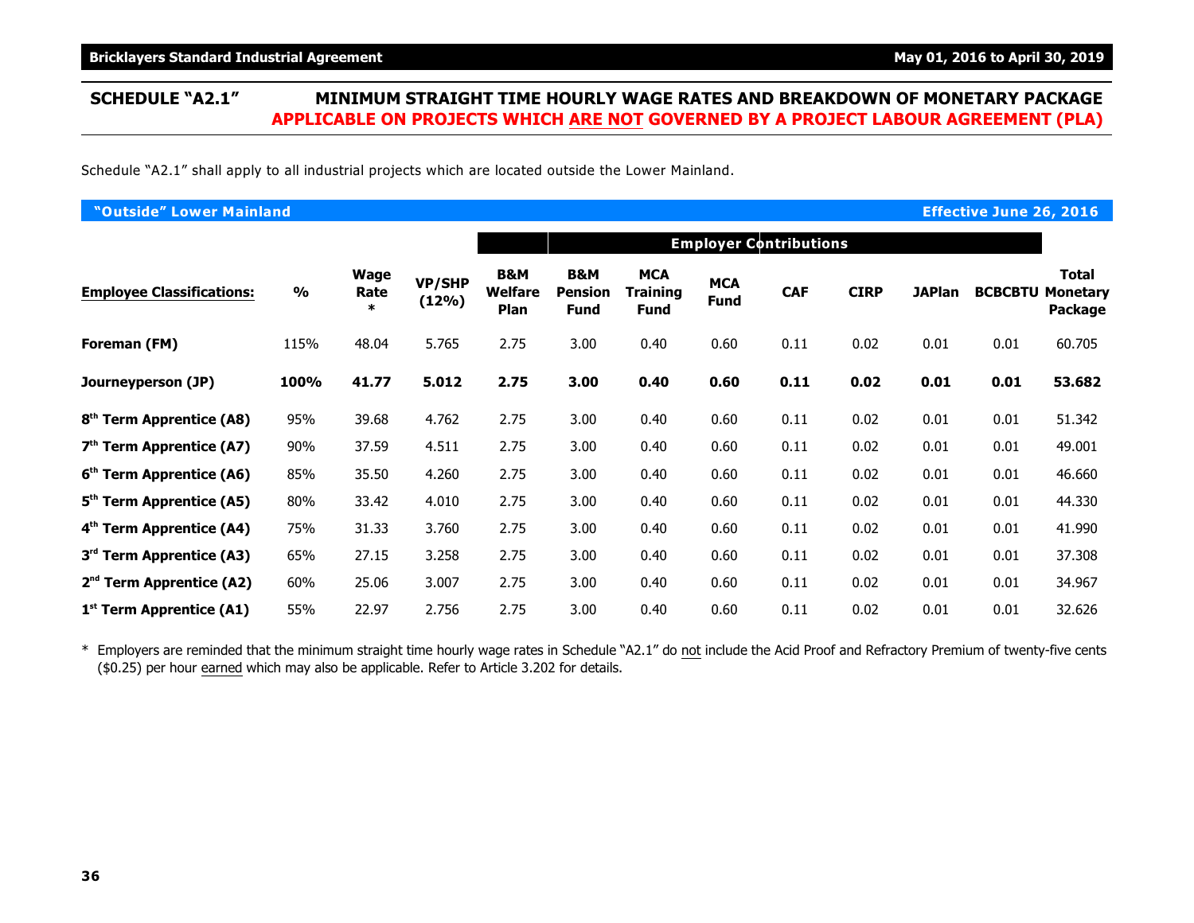## SCHEDULE "A2.1" MINIMUM STRAIGHT TIME HOURLY WAGE RATES AND BREAKDOWN OF MONETARY PACKAGE APPLICABLE ON PROJECTS WHICH ARE NOT GOVERNED BY A PROJECT LABOUR AGREEMENT (PLA)

Schedule "A2.1" shall apply to all industrial projects which are located outside the Lower Mainland.

**"Outside" Lower Mainland** — **Effective June 26, 2016**

| Employee Classifications: | % | Wage Rate * | VP/SHP (12%) | B&M Welfare Plan | Employer Contributions | | | | | | | Total Monetary Package |
|---|---|---|---|---|---|---|---|---|---|---|---|---|
| | | | | | B&M Pension Fund | MCA Training Fund | MCA Fund | CAF | CIRP | JAPlan | BCBCBTU | |
| **Foreman (FM)** | 115% | 48.04 | 5.765 | 2.75 | 3.00 | 0.40 | 0.60 | 0.11 | 0.02 | 0.01 | 0.01 | 60.705 |
| **Journeyperson (JP)** | **100%** | **41.77** | **5.012** | **2.75** | **3.00** | **0.40** | **0.60** | **0.11** | **0.02** | **0.01** | **0.01** | **53.682** |
| **8th Term Apprentice (A8)** | 95% | 39.68 | 4.762 | 2.75 | 3.00 | 0.40 | 0.60 | 0.11 | 0.02 | 0.01 | 0.01 | 51.342 |
| **7th Term Apprentice (A7)** | 90% | 37.59 | 4.511 | 2.75 | 3.00 | 0.40 | 0.60 | 0.11 | 0.02 | 0.01 | 0.01 | 49.001 |
| **6th Term Apprentice (A6)** | 85% | 35.50 | 4.260 | 2.75 | 3.00 | 0.40 | 0.60 | 0.11 | 0.02 | 0.01 | 0.01 | 46.660 |
| **5th Term Apprentice (A5)** | 80% | 33.42 | 4.010 | 2.75 | 3.00 | 0.40 | 0.60 | 0.11 | 0.02 | 0.01 | 0.01 | 44.330 |
| **4th Term Apprentice (A4)** | 75% | 31.33 | 3.760 | 2.75 | 3.00 | 0.40 | 0.60 | 0.11 | 0.02 | 0.01 | 0.01 | 41.990 |
| **3rd Term Apprentice (A3)** | 65% | 27.15 | 3.258 | 2.75 | 3.00 | 0.40 | 0.60 | 0.11 | 0.02 | 0.01 | 0.01 | 37.308 |
| **2nd Term Apprentice (A2)** | 60% | 25.06 | 3.007 | 2.75 | 3.00 | 0.40 | 0.60 | 0.11 | 0.02 | 0.01 | 0.01 | 34.967 |
| **1st Term Apprentice (A1)** | 55% | 22.97 | 2.756 | 2.75 | 3.00 | 0.40 | 0.60 | 0.11 | 0.02 | 0.01 | 0.01 | 32.626 |

\* Employers are reminded that the minimum straight time hourly wage rates in Schedule "A2.1" do not include the Acid Proof and Refractory Premium of twenty-five cents ($0.25) per hour earned which may also be applicable. Refer to Article 3.202 for details.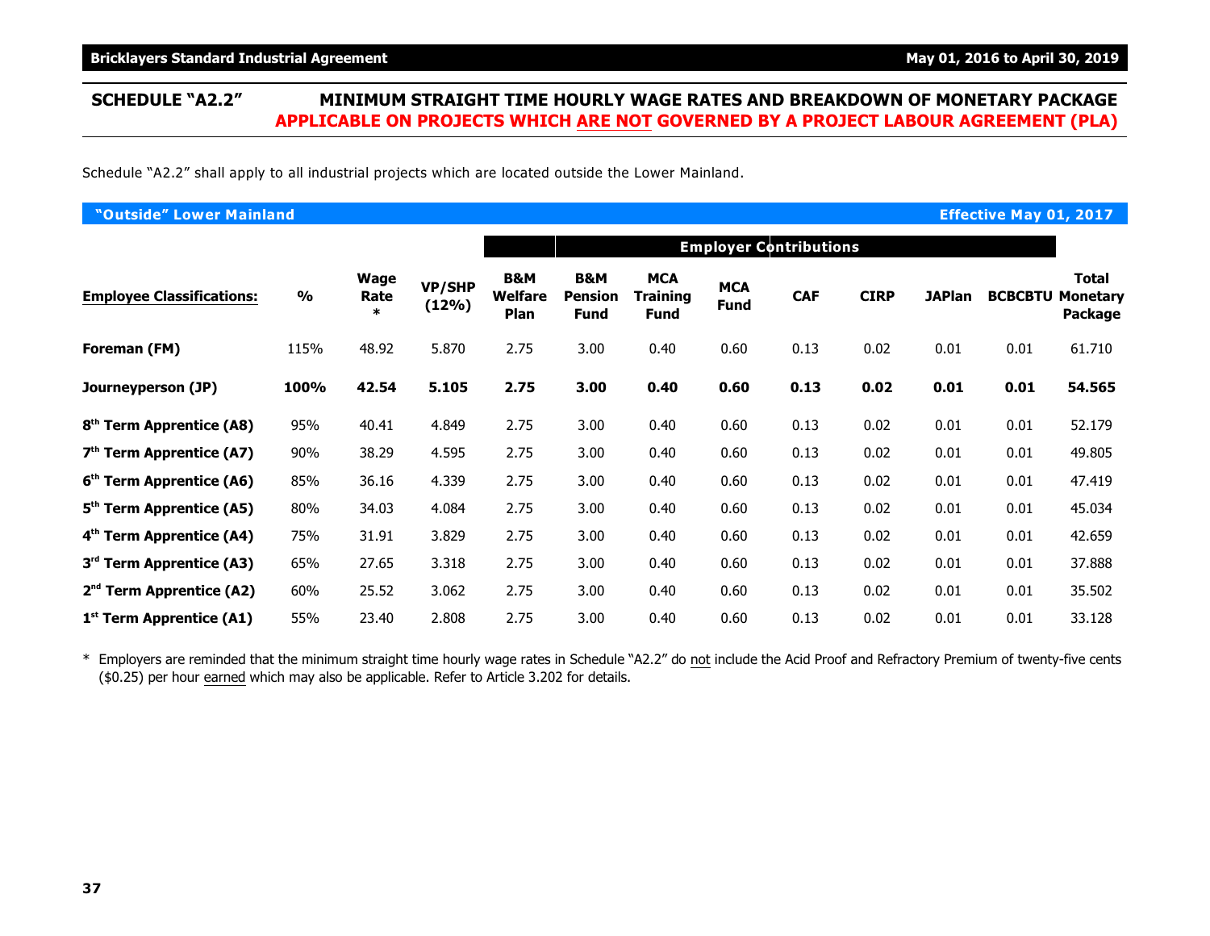## SCHEDULE "A2.2" MINIMUM STRAIGHT TIME HOURLY WAGE RATES AND BREAKDOWN OF MONETARY PACKAGE APPLICABLE ON PROJECTS WHICH ARE NOT GOVERNED BY A PROJECT LABOUR AGREEMENT (PLA)

Schedule "A2.2" shall apply to all industrial projects which are located outside the Lower Mainland.

**"Outside" Lower Mainland** — **Effective May 01, 2017**

| | | | | Employer Contributions | | | | | | | | |
|---|---|---|---|---|---|---|---|---|---|---|---|---|
| **Employee Classifications:** | **%** | **Wage Rate \*** | **VP/SHP (12%)** | **B&M Welfare Plan** | **B&M Pension Fund** | **MCA Training Fund** | **MCA Fund** | **CAF** | **CIRP** | **JAPlan** | **BCBCBTU** | **Total Monetary Package** |
| **Foreman (FM)** | 115% | 48.92 | 5.870 | 2.75 | 3.00 | 0.40 | 0.60 | 0.13 | 0.02 | 0.01 | 0.01 | 61.710 |
| **Journeyperson (JP)** | **100%** | **42.54** | **5.105** | **2.75** | **3.00** | **0.40** | **0.60** | **0.13** | **0.02** | **0.01** | **0.01** | **54.565** |
| **8th Term Apprentice (A8)** | 95% | 40.41 | 4.849 | 2.75 | 3.00 | 0.40 | 0.60 | 0.13 | 0.02 | 0.01 | 0.01 | 52.179 |
| **7th Term Apprentice (A7)** | 90% | 38.29 | 4.595 | 2.75 | 3.00 | 0.40 | 0.60 | 0.13 | 0.02 | 0.01 | 0.01 | 49.805 |
| **6th Term Apprentice (A6)** | 85% | 36.16 | 4.339 | 2.75 | 3.00 | 0.40 | 0.60 | 0.13 | 0.02 | 0.01 | 0.01 | 47.419 |
| **5th Term Apprentice (A5)** | 80% | 34.03 | 4.084 | 2.75 | 3.00 | 0.40 | 0.60 | 0.13 | 0.02 | 0.01 | 0.01 | 45.034 |
| **4th Term Apprentice (A4)** | 75% | 31.91 | 3.829 | 2.75 | 3.00 | 0.40 | 0.60 | 0.13 | 0.02 | 0.01 | 0.01 | 42.659 |
| **3rd Term Apprentice (A3)** | 65% | 27.65 | 3.318 | 2.75 | 3.00 | 0.40 | 0.60 | 0.13 | 0.02 | 0.01 | 0.01 | 37.888 |
| **2nd Term Apprentice (A2)** | 60% | 25.52 | 3.062 | 2.75 | 3.00 | 0.40 | 0.60 | 0.13 | 0.02 | 0.01 | 0.01 | 35.502 |
| **1st Term Apprentice (A1)** | 55% | 23.40 | 2.808 | 2.75 | 3.00 | 0.40 | 0.60 | 0.13 | 0.02 | 0.01 | 0.01 | 33.128 |

\* Employers are reminded that the minimum straight time hourly wage rates in Schedule "A2.2" do not include the Acid Proof and Refractory Premium of twenty-five cents ($0.25) per hour earned which may also be applicable. Refer to Article 3.202 for details.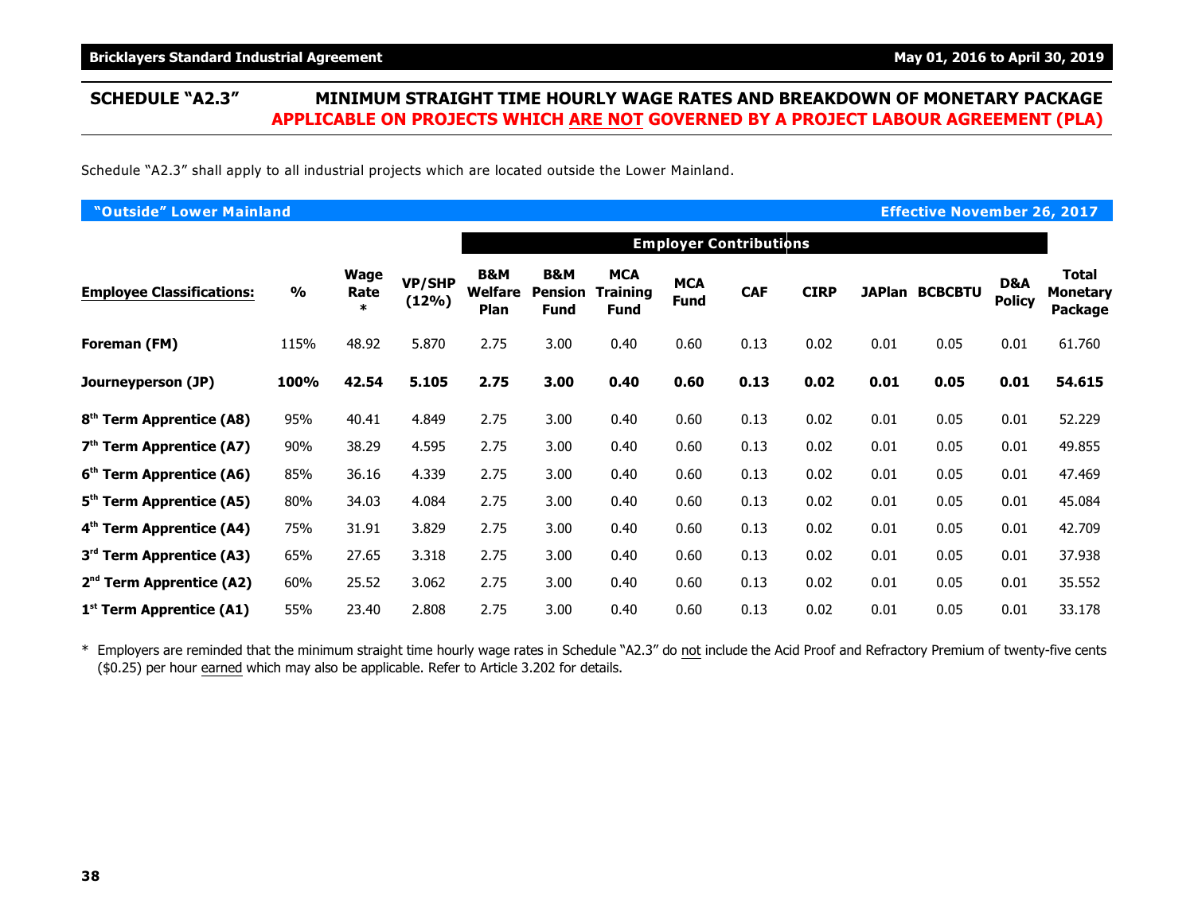## SCHEDULE "A2.3" MINIMUM STRAIGHT TIME HOURLY WAGE RATES AND BREAKDOWN OF MONETARY PACKAGE APPLICABLE ON PROJECTS WHICH ARE NOT GOVERNED BY A PROJECT LABOUR AGREEMENT (PLA)

Schedule "A2.3" shall apply to all industrial projects which are located outside the Lower Mainland.

**"Outside" Lower Mainland** — **Effective November 26, 2017**

| Employee Classifications: | % | Wage Rate * | VP/SHP (12%) | Employer Contributions | | | | | | | | | Total Monetary Package |
|---|---|---|---|---|---|---|---|---|---|---|---|---|---|
| | | | | B&M Welfare Plan | B&M Pension Fund | MCA Training Fund | MCA Fund | CAF | CIRP | JAPlan | BCBCBTU | D&A Policy | |
| Foreman (FM) | 115% | 48.92 | 5.870 | 2.75 | 3.00 | 0.40 | 0.60 | 0.13 | 0.02 | 0.01 | 0.05 | 0.01 | 61.760 |
| **Journeyperson (JP)** | **100%** | **42.54** | **5.105** | **2.75** | **3.00** | **0.40** | **0.60** | **0.13** | **0.02** | **0.01** | **0.05** | **0.01** | **54.615** |
| 8th Term Apprentice (A8) | 95% | 40.41 | 4.849 | 2.75 | 3.00 | 0.40 | 0.60 | 0.13 | 0.02 | 0.01 | 0.05 | 0.01 | 52.229 |
| 7th Term Apprentice (A7) | 90% | 38.29 | 4.595 | 2.75 | 3.00 | 0.40 | 0.60 | 0.13 | 0.02 | 0.01 | 0.05 | 0.01 | 49.855 |
| 6th Term Apprentice (A6) | 85% | 36.16 | 4.339 | 2.75 | 3.00 | 0.40 | 0.60 | 0.13 | 0.02 | 0.01 | 0.05 | 0.01 | 47.469 |
| 5th Term Apprentice (A5) | 80% | 34.03 | 4.084 | 2.75 | 3.00 | 0.40 | 0.60 | 0.13 | 0.02 | 0.01 | 0.05 | 0.01 | 45.084 |
| 4th Term Apprentice (A4) | 75% | 31.91 | 3.829 | 2.75 | 3.00 | 0.40 | 0.60 | 0.13 | 0.02 | 0.01 | 0.05 | 0.01 | 42.709 |
| 3rd Term Apprentice (A3) | 65% | 27.65 | 3.318 | 2.75 | 3.00 | 0.40 | 0.60 | 0.13 | 0.02 | 0.01 | 0.05 | 0.01 | 37.938 |
| 2nd Term Apprentice (A2) | 60% | 25.52 | 3.062 | 2.75 | 3.00 | 0.40 | 0.60 | 0.13 | 0.02 | 0.01 | 0.05 | 0.01 | 35.552 |
| 1st Term Apprentice (A1) | 55% | 23.40 | 2.808 | 2.75 | 3.00 | 0.40 | 0.60 | 0.13 | 0.02 | 0.01 | 0.05 | 0.01 | 33.178 |

\* Employers are reminded that the minimum straight time hourly wage rates in Schedule "A2.3" do not include the Acid Proof and Refractory Premium of twenty-five cents ($0.25) per hour earned which may also be applicable. Refer to Article 3.202 for details.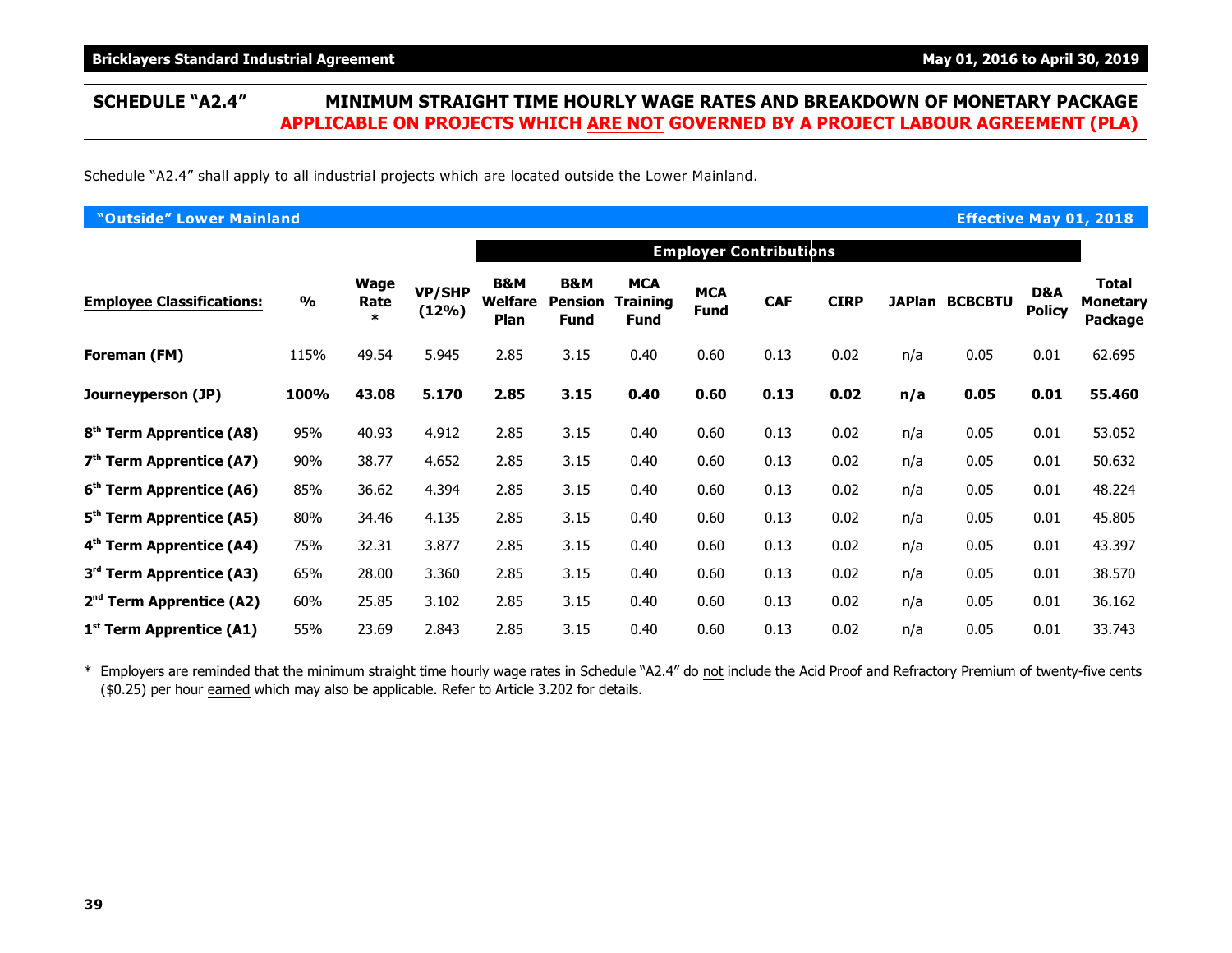## SCHEDULE "A2.4" MINIMUM STRAIGHT TIME HOURLY WAGE RATES AND BREAKDOWN OF MONETARY PACKAGE APPLICABLE ON PROJECTS WHICH ARE NOT GOVERNED BY A PROJECT LABOUR AGREEMENT (PLA)

Schedule "A2.4" shall apply to all industrial projects which are located outside the Lower Mainland.

**"Outside" Lower Mainland** — **Effective May 01, 2018**

| Employee Classifications: | % | Wage Rate * | VP/SHP (12%) | Employer Contributions | | | | | | | | | Total Monetary Package |
|---|---|---|---|---|---|---|---|---|---|---|---|---|---|
| | | | | B&M Welfare Plan | B&M Pension Fund | MCA Training Fund | MCA Fund | CAF | CIRP | JAPlan | BCBCBTU | D&A Policy | |
| **Foreman (FM)** | 115% | 49.54 | 5.945 | 2.85 | 3.15 | 0.40 | 0.60 | 0.13 | 0.02 | n/a | 0.05 | 0.01 | 62.695 |
| **Journeyperson (JP)** | **100%** | **43.08** | **5.170** | **2.85** | **3.15** | **0.40** | **0.60** | **0.13** | **0.02** | **n/a** | **0.05** | **0.01** | **55.460** |
| **8th Term Apprentice (A8)** | 95% | 40.93 | 4.912 | 2.85 | 3.15 | 0.40 | 0.60 | 0.13 | 0.02 | n/a | 0.05 | 0.01 | 53.052 |
| **7th Term Apprentice (A7)** | 90% | 38.77 | 4.652 | 2.85 | 3.15 | 0.40 | 0.60 | 0.13 | 0.02 | n/a | 0.05 | 0.01 | 50.632 |
| **6th Term Apprentice (A6)** | 85% | 36.62 | 4.394 | 2.85 | 3.15 | 0.40 | 0.60 | 0.13 | 0.02 | n/a | 0.05 | 0.01 | 48.224 |
| **5th Term Apprentice (A5)** | 80% | 34.46 | 4.135 | 2.85 | 3.15 | 0.40 | 0.60 | 0.13 | 0.02 | n/a | 0.05 | 0.01 | 45.805 |
| **4th Term Apprentice (A4)** | 75% | 32.31 | 3.877 | 2.85 | 3.15 | 0.40 | 0.60 | 0.13 | 0.02 | n/a | 0.05 | 0.01 | 43.397 |
| **3rd Term Apprentice (A3)** | 65% | 28.00 | 3.360 | 2.85 | 3.15 | 0.40 | 0.60 | 0.13 | 0.02 | n/a | 0.05 | 0.01 | 38.570 |
| **2nd Term Apprentice (A2)** | 60% | 25.85 | 3.102 | 2.85 | 3.15 | 0.40 | 0.60 | 0.13 | 0.02 | n/a | 0.05 | 0.01 | 36.162 |
| **1st Term Apprentice (A1)** | 55% | 23.69 | 2.843 | 2.85 | 3.15 | 0.40 | 0.60 | 0.13 | 0.02 | n/a | 0.05 | 0.01 | 33.743 |

\* Employers are reminded that the minimum straight time hourly wage rates in Schedule "A2.4" do not include the Acid Proof and Refractory Premium of twenty-five cents ($0.25) per hour earned which may also be applicable. Refer to Article 3.202 for details.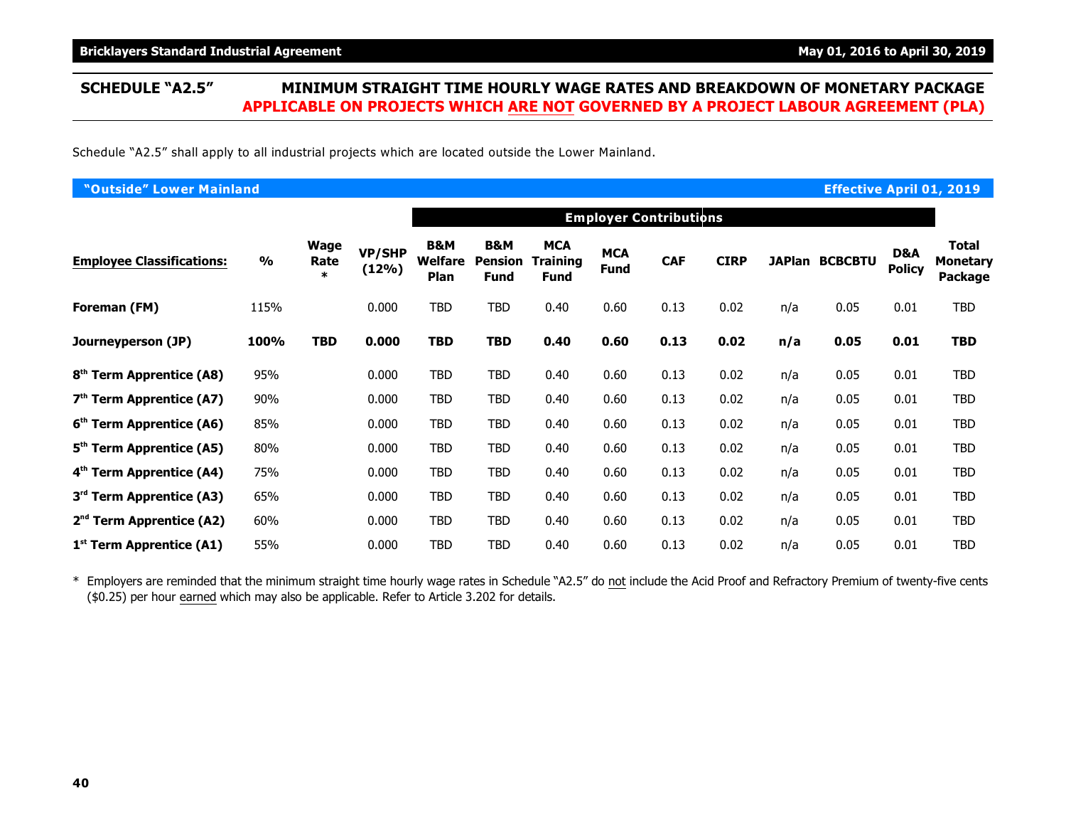## SCHEDULE "A2.5" MINIMUM STRAIGHT TIME HOURLY WAGE RATES AND BREAKDOWN OF MONETARY PACKAGE APPLICABLE ON PROJECTS WHICH ARE NOT GOVERNED BY A PROJECT LABOUR AGREEMENT (PLA)

Schedule "A2.5" shall apply to all industrial projects which are located outside the Lower Mainland.

**"Outside" Lower Mainland** — **Effective April 01, 2019**

| Employee Classifications: | % | Wage Rate * | VP/SHP (12%) | Employer Contributions | | | | | | | | | | Total Monetary Package |
|---|---|---|---|---|---|---|---|---|---|---|---|---|---|---|
| | | | | B&M Welfare Plan | B&M Pension Fund | MCA Training Fund | MCA Fund | CAF | CIRP | JAPlan | BCBCBTU | D&A Policy | | |
| Foreman (FM) | 115% | | 0.000 | TBD | TBD | 0.40 | 0.60 | 0.13 | 0.02 | n/a | 0.05 | 0.01 | | TBD |
| **Journeyperson (JP)** | **100%** | **TBD** | **0.000** | **TBD** | **TBD** | **0.40** | **0.60** | **0.13** | **0.02** | **n/a** | **0.05** | **0.01** | | **TBD** |
| 8th Term Apprentice (A8) | 95% | | 0.000 | TBD | TBD | 0.40 | 0.60 | 0.13 | 0.02 | n/a | 0.05 | 0.01 | | TBD |
| 7th Term Apprentice (A7) | 90% | | 0.000 | TBD | TBD | 0.40 | 0.60 | 0.13 | 0.02 | n/a | 0.05 | 0.01 | | TBD |
| 6th Term Apprentice (A6) | 85% | | 0.000 | TBD | TBD | 0.40 | 0.60 | 0.13 | 0.02 | n/a | 0.05 | 0.01 | | TBD |
| 5th Term Apprentice (A5) | 80% | | 0.000 | TBD | TBD | 0.40 | 0.60 | 0.13 | 0.02 | n/a | 0.05 | 0.01 | | TBD |
| 4th Term Apprentice (A4) | 75% | | 0.000 | TBD | TBD | 0.40 | 0.60 | 0.13 | 0.02 | n/a | 0.05 | 0.01 | | TBD |
| 3rd Term Apprentice (A3) | 65% | | 0.000 | TBD | TBD | 0.40 | 0.60 | 0.13 | 0.02 | n/a | 0.05 | 0.01 | | TBD |
| 2nd Term Apprentice (A2) | 60% | | 0.000 | TBD | TBD | 0.40 | 0.60 | 0.13 | 0.02 | n/a | 0.05 | 0.01 | | TBD |
| 1st Term Apprentice (A1) | 55% | | 0.000 | TBD | TBD | 0.40 | 0.60 | 0.13 | 0.02 | n/a | 0.05 | 0.01 | | TBD |

\* Employers are reminded that the minimum straight time hourly wage rates in Schedule "A2.5" do not include the Acid Proof and Refractory Premium of twenty-five cents ($0.25) per hour earned which may also be applicable. Refer to Article 3.202 for details.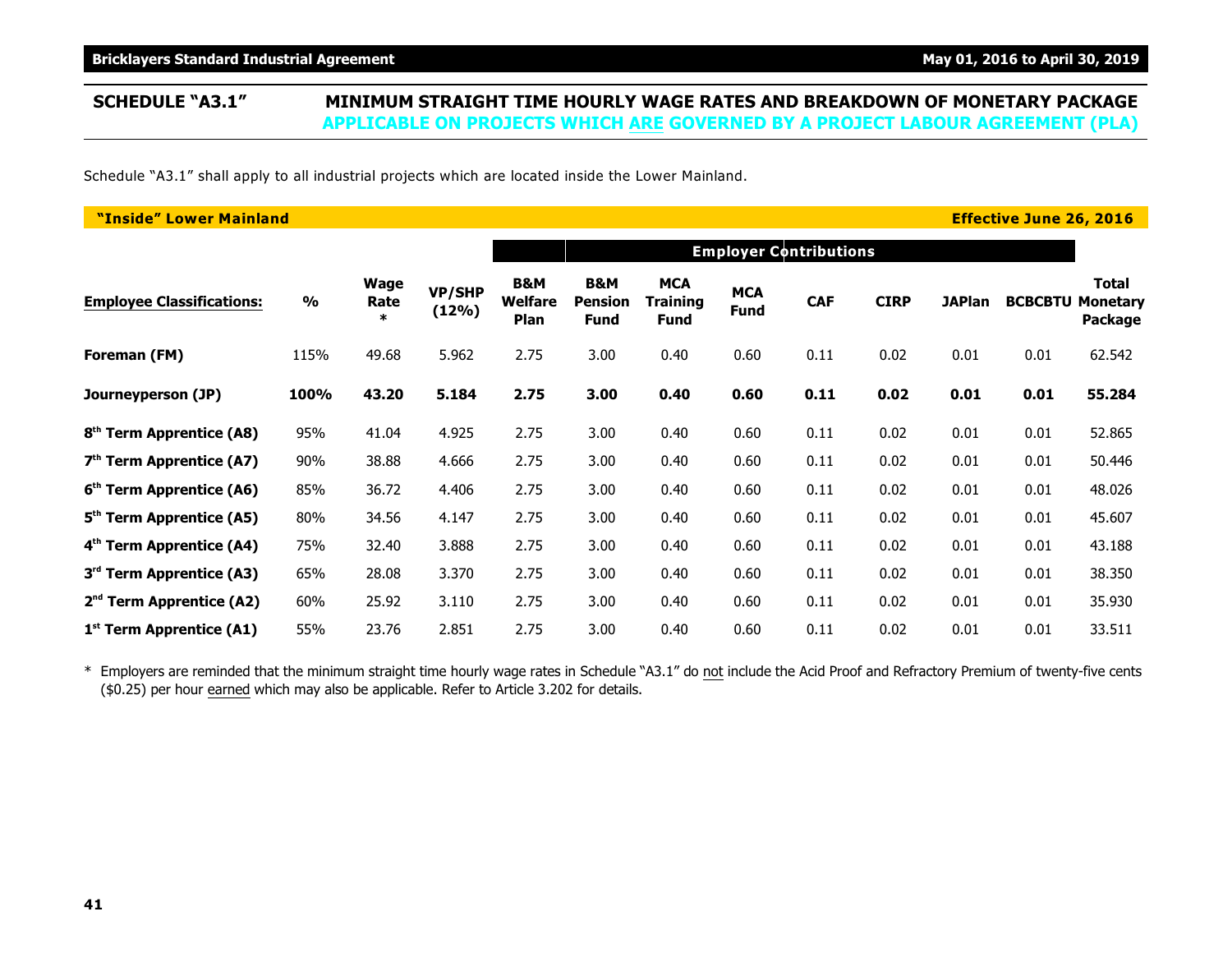## SCHEDULE "A3.1" MINIMUM STRAIGHT TIME HOURLY WAGE RATES AND BREAKDOWN OF MONETARY PACKAGE APPLICABLE ON PROJECTS WHICH ARE GOVERNED BY A PROJECT LABOUR AGREEMENT (PLA)

Schedule "A3.1" shall apply to all industrial projects which are located inside the Lower Mainland.

**"Inside" Lower Mainland** — **Effective June 26, 2016**

| | | | | Employer Contributions | | | | | | | | |
|---|---|---|---|---|---|---|---|---|---|---|---|---|
| **Employee Classifications:** | **%** | **Wage Rate \*** | **VP/SHP (12%)** | **B&M Welfare Plan** | **B&M Pension Fund** | **MCA Training Fund** | **MCA Fund** | **CAF** | **CIRP** | **JAPlan** | **BCBCBTU** | **Total Monetary Package** |
| **Foreman (FM)** | 115% | 49.68 | 5.962 | 2.75 | 3.00 | 0.40 | 0.60 | 0.11 | 0.02 | 0.01 | 0.01 | 62.542 |
| **Journeyperson (JP)** | **100%** | **43.20** | **5.184** | **2.75** | **3.00** | **0.40** | **0.60** | **0.11** | **0.02** | **0.01** | **0.01** | **55.284** |
| **8th Term Apprentice (A8)** | 95% | 41.04 | 4.925 | 2.75 | 3.00 | 0.40 | 0.60 | 0.11 | 0.02 | 0.01 | 0.01 | 52.865 |
| **7th Term Apprentice (A7)** | 90% | 38.88 | 4.666 | 2.75 | 3.00 | 0.40 | 0.60 | 0.11 | 0.02 | 0.01 | 0.01 | 50.446 |
| **6th Term Apprentice (A6)** | 85% | 36.72 | 4.406 | 2.75 | 3.00 | 0.40 | 0.60 | 0.11 | 0.02 | 0.01 | 0.01 | 48.026 |
| **5th Term Apprentice (A5)** | 80% | 34.56 | 4.147 | 2.75 | 3.00 | 0.40 | 0.60 | 0.11 | 0.02 | 0.01 | 0.01 | 45.607 |
| **4th Term Apprentice (A4)** | 75% | 32.40 | 3.888 | 2.75 | 3.00 | 0.40 | 0.60 | 0.11 | 0.02 | 0.01 | 0.01 | 43.188 |
| **3rd Term Apprentice (A3)** | 65% | 28.08 | 3.370 | 2.75 | 3.00 | 0.40 | 0.60 | 0.11 | 0.02 | 0.01 | 0.01 | 38.350 |
| **2nd Term Apprentice (A2)** | 60% | 25.92 | 3.110 | 2.75 | 3.00 | 0.40 | 0.60 | 0.11 | 0.02 | 0.01 | 0.01 | 35.930 |
| **1st Term Apprentice (A1)** | 55% | 23.76 | 2.851 | 2.75 | 3.00 | 0.40 | 0.60 | 0.11 | 0.02 | 0.01 | 0.01 | 33.511 |

\* Employers are reminded that the minimum straight time hourly wage rates in Schedule "A3.1" do not include the Acid Proof and Refractory Premium of twenty-five cents ($0.25) per hour earned which may also be applicable. Refer to Article 3.202 for details.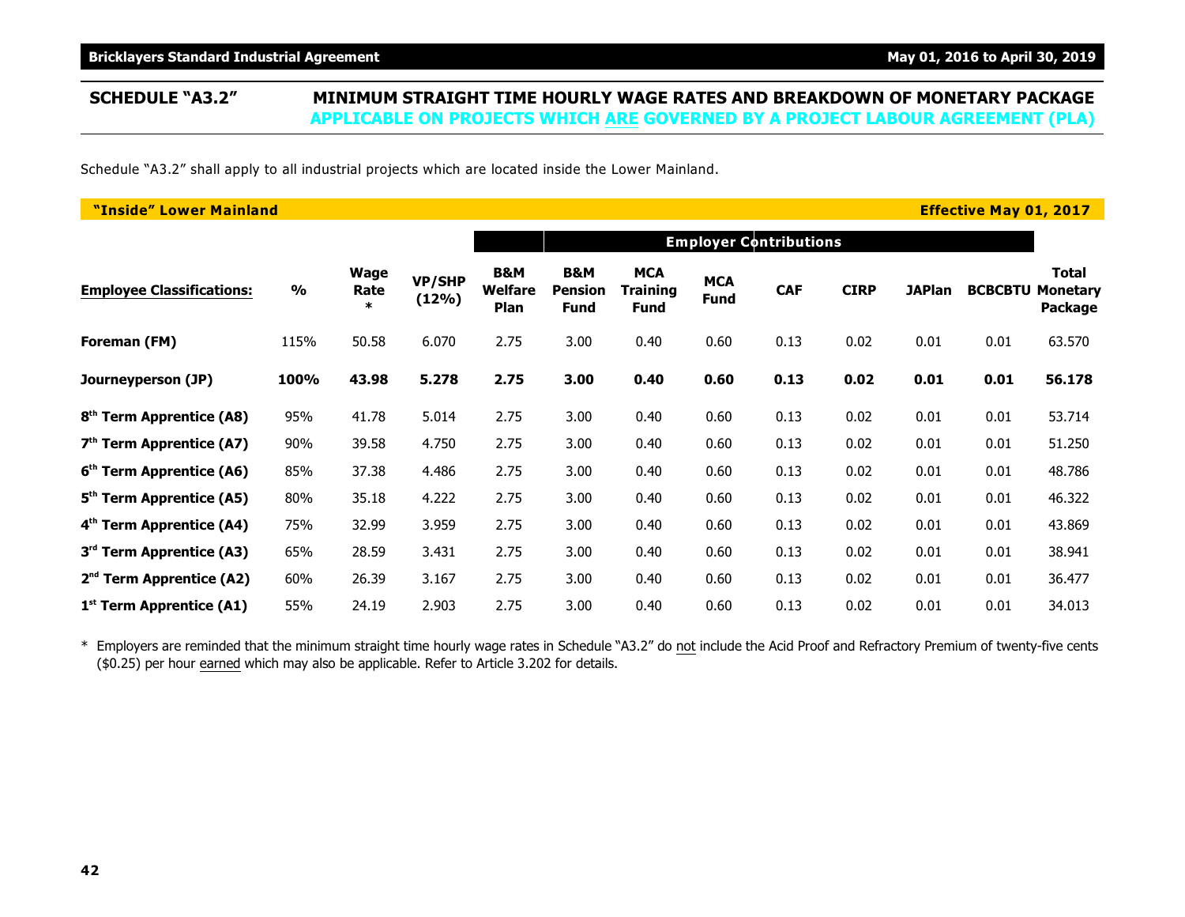## SCHEDULE "A3.2" MINIMUM STRAIGHT TIME HOURLY WAGE RATES AND BREAKDOWN OF MONETARY PACKAGE APPLICABLE ON PROJECTS WHICH ARE GOVERNED BY A PROJECT LABOUR AGREEMENT (PLA)

Schedule "A3.2" shall apply to all industrial projects which are located inside the Lower Mainland.

**"Inside" Lower Mainland** — **Effective May 01, 2017**

| | | | | | Employer Contributions | | | | | | | |
|---|---|---|---|---|---|---|---|---|---|---|---|---|
| **Employee Classifications:** | **%** | **Wage Rate *** | **VP/SHP (12%)** | **B&M Welfare Plan** | **B&M Pension Fund** | **MCA Training Fund** | **MCA Fund** | **CAF** | **CIRP** | **JAPlan** | **BCBCBTU** | **Total Monetary Package** |
| **Foreman (FM)** | 115% | 50.58 | 6.070 | 2.75 | 3.00 | 0.40 | 0.60 | 0.13 | 0.02 | 0.01 | 0.01 | 63.570 |
| **Journeyperson (JP)** | **100%** | **43.98** | **5.278** | **2.75** | **3.00** | **0.40** | **0.60** | **0.13** | **0.02** | **0.01** | **0.01** | **56.178** |
| **8th Term Apprentice (A8)** | 95% | 41.78 | 5.014 | 2.75 | 3.00 | 0.40 | 0.60 | 0.13 | 0.02 | 0.01 | 0.01 | 53.714 |
| **7th Term Apprentice (A7)** | 90% | 39.58 | 4.750 | 2.75 | 3.00 | 0.40 | 0.60 | 0.13 | 0.02 | 0.01 | 0.01 | 51.250 |
| **6th Term Apprentice (A6)** | 85% | 37.38 | 4.486 | 2.75 | 3.00 | 0.40 | 0.60 | 0.13 | 0.02 | 0.01 | 0.01 | 48.786 |
| **5th Term Apprentice (A5)** | 80% | 35.18 | 4.222 | 2.75 | 3.00 | 0.40 | 0.60 | 0.13 | 0.02 | 0.01 | 0.01 | 46.322 |
| **4th Term Apprentice (A4)** | 75% | 32.99 | 3.959 | 2.75 | 3.00 | 0.40 | 0.60 | 0.13 | 0.02 | 0.01 | 0.01 | 43.869 |
| **3rd Term Apprentice (A3)** | 65% | 28.59 | 3.431 | 2.75 | 3.00 | 0.40 | 0.60 | 0.13 | 0.02 | 0.01 | 0.01 | 38.941 |
| **2nd Term Apprentice (A2)** | 60% | 26.39 | 3.167 | 2.75 | 3.00 | 0.40 | 0.60 | 0.13 | 0.02 | 0.01 | 0.01 | 36.477 |
| **1st Term Apprentice (A1)** | 55% | 24.19 | 2.903 | 2.75 | 3.00 | 0.40 | 0.60 | 0.13 | 0.02 | 0.01 | 0.01 | 34.013 |

\* Employers are reminded that the minimum straight time hourly wage rates in Schedule "A3.2" do not include the Acid Proof and Refractory Premium of twenty-five cents ($0.25) per hour earned which may also be applicable. Refer to Article 3.202 for details.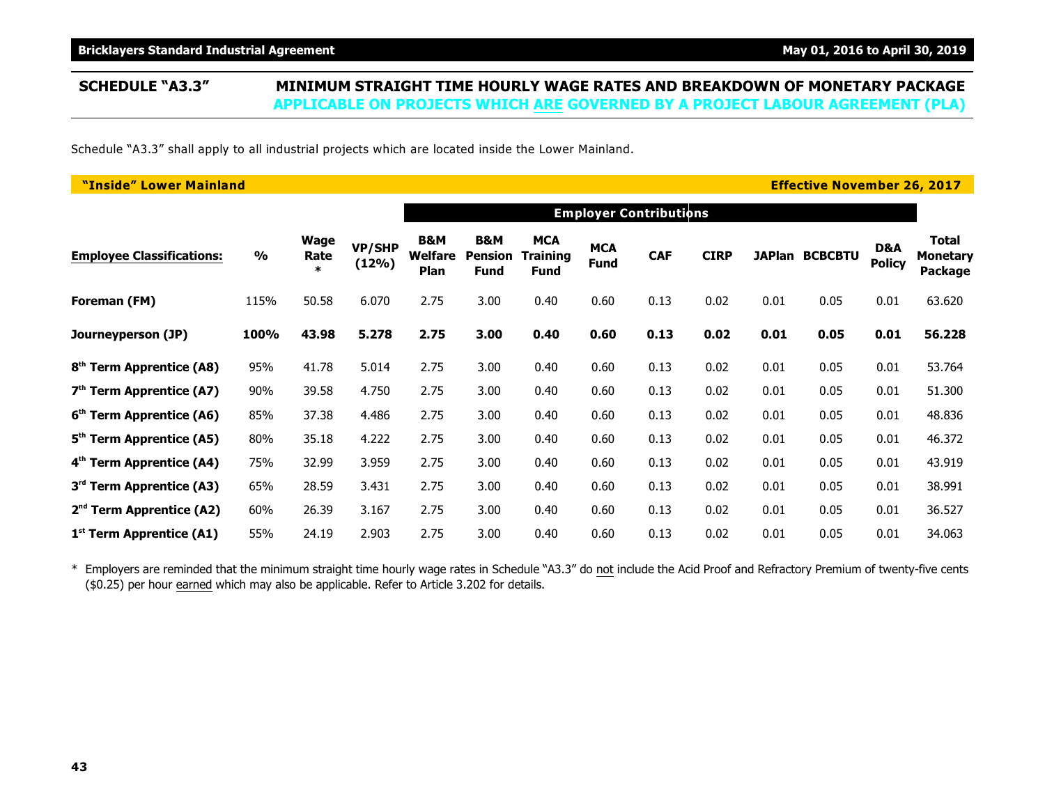## SCHEDULE "A3.3" MINIMUM STRAIGHT TIME HOURLY WAGE RATES AND BREAKDOWN OF MONETARY PACKAGE APPLICABLE ON PROJECTS WHICH ARE GOVERNED BY A PROJECT LABOUR AGREEMENT (PLA)

Schedule "A3.3" shall apply to all industrial projects which are located inside the Lower Mainland.

**"Inside" Lower Mainland** — **Effective November 26, 2017**

| Employee Classifications: | % | Wage Rate * | VP/SHP (12%) | Employer Contributions | | | | | | | | | Total Monetary Package |
|---|---|---|---|---|---|---|---|---|---|---|---|---|---|
| | | | | B&M Welfare Plan | B&M Pension Fund | MCA Training Fund | MCA Fund | CAF | CIRP | JAPlan | BCBCBTU | D&A Policy | |
| **Foreman (FM)** | 115% | 50.58 | 6.070 | 2.75 | 3.00 | 0.40 | 0.60 | 0.13 | 0.02 | 0.01 | 0.05 | 0.01 | 63.620 |
| **Journeyperson (JP)** | **100%** | **43.98** | **5.278** | **2.75** | **3.00** | **0.40** | **0.60** | **0.13** | **0.02** | **0.01** | **0.05** | **0.01** | **56.228** |
| **8th Term Apprentice (A8)** | 95% | 41.78 | 5.014 | 2.75 | 3.00 | 0.40 | 0.60 | 0.13 | 0.02 | 0.01 | 0.05 | 0.01 | 53.764 |
| **7th Term Apprentice (A7)** | 90% | 39.58 | 4.750 | 2.75 | 3.00 | 0.40 | 0.60 | 0.13 | 0.02 | 0.01 | 0.05 | 0.01 | 51.300 |
| **6th Term Apprentice (A6)** | 85% | 37.38 | 4.486 | 2.75 | 3.00 | 0.40 | 0.60 | 0.13 | 0.02 | 0.01 | 0.05 | 0.01 | 48.836 |
| **5th Term Apprentice (A5)** | 80% | 35.18 | 4.222 | 2.75 | 3.00 | 0.40 | 0.60 | 0.13 | 0.02 | 0.01 | 0.05 | 0.01 | 46.372 |
| **4th Term Apprentice (A4)** | 75% | 32.99 | 3.959 | 2.75 | 3.00 | 0.40 | 0.60 | 0.13 | 0.02 | 0.01 | 0.05 | 0.01 | 43.919 |
| **3rd Term Apprentice (A3)** | 65% | 28.59 | 3.431 | 2.75 | 3.00 | 0.40 | 0.60 | 0.13 | 0.02 | 0.01 | 0.05 | 0.01 | 38.991 |
| **2nd Term Apprentice (A2)** | 60% | 26.39 | 3.167 | 2.75 | 3.00 | 0.40 | 0.60 | 0.13 | 0.02 | 0.01 | 0.05 | 0.01 | 36.527 |
| **1st Term Apprentice (A1)** | 55% | 24.19 | 2.903 | 2.75 | 3.00 | 0.40 | 0.60 | 0.13 | 0.02 | 0.01 | 0.05 | 0.01 | 34.063 |

\* Employers are reminded that the minimum straight time hourly wage rates in Schedule "A3.3" do not include the Acid Proof and Refractory Premium of twenty-five cents ($0.25) per hour earned which may also be applicable. Refer to Article 3.202 for details.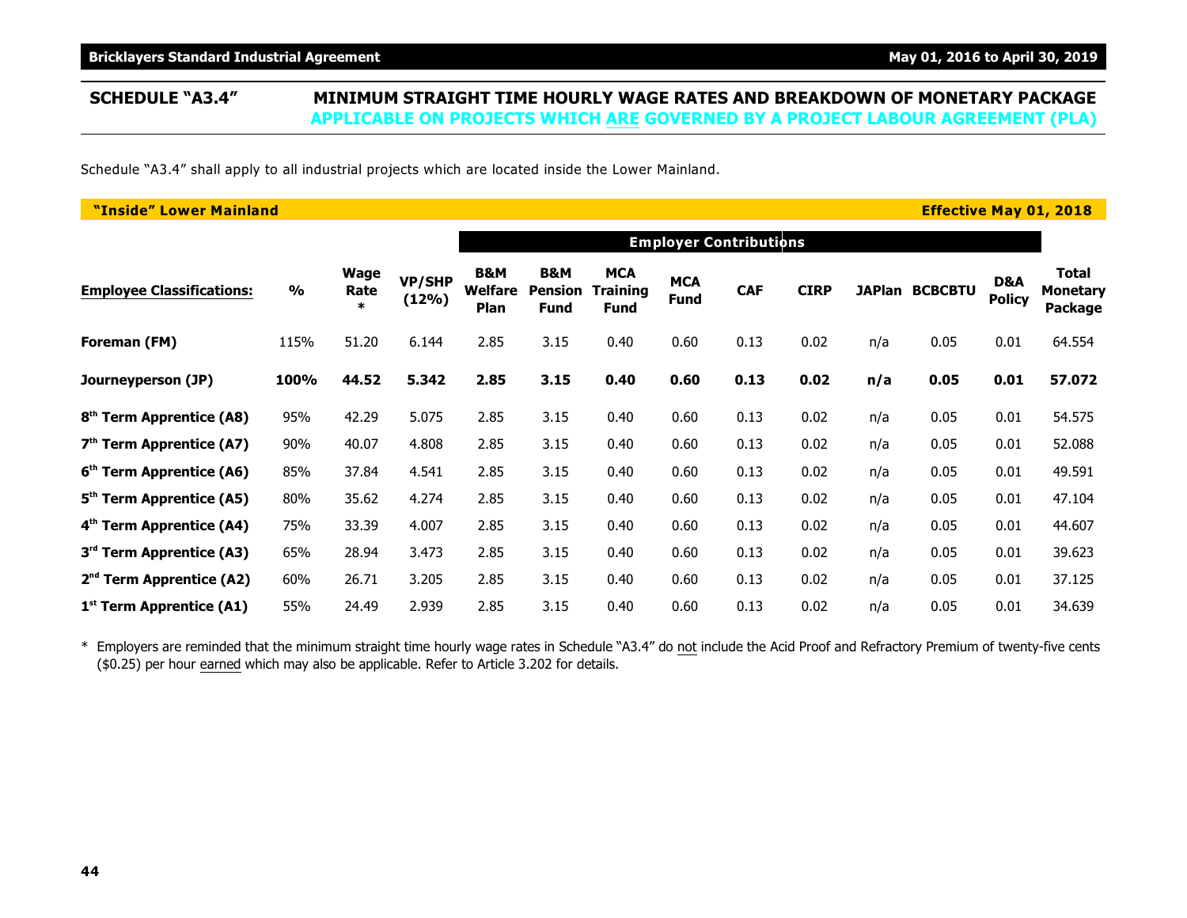## SCHEDULE "A3.4" MINIMUM STRAIGHT TIME HOURLY WAGE RATES AND BREAKDOWN OF MONETARY PACKAGE APPLICABLE ON PROJECTS WHICH ARE GOVERNED BY A PROJECT LABOUR AGREEMENT (PLA)

Schedule "A3.4" shall apply to all industrial projects which are located inside the Lower Mainland.

**"Inside" Lower Mainland** — **Effective May 01, 2018**

| | | | | Employer Contributions | | | | | | | | | |
|---|---|---|---|---|---|---|---|---|---|---|---|---|---|
| **Employee Classifications:** | **%** | **Wage Rate \*** | **VP/SHP (12%)** | **B&M Welfare Plan** | **B&M Pension Fund** | **MCA Training Fund** | **MCA Fund** | **CAF** | **CIRP** | **JAPlan** | **BCBCBTU** | **D&A Policy** | **Total Monetary Package** |
| **Foreman (FM)** | 115% | 51.20 | 6.144 | 2.85 | 3.15 | 0.40 | 0.60 | 0.13 | 0.02 | n/a | 0.05 | 0.01 | 64.554 |
| **Journeyperson (JP)** | **100%** | **44.52** | **5.342** | **2.85** | **3.15** | **0.40** | **0.60** | **0.13** | **0.02** | **n/a** | **0.05** | **0.01** | **57.072** |
| **8th Term Apprentice (A8)** | 95% | 42.29 | 5.075 | 2.85 | 3.15 | 0.40 | 0.60 | 0.13 | 0.02 | n/a | 0.05 | 0.01 | 54.575 |
| **7th Term Apprentice (A7)** | 90% | 40.07 | 4.808 | 2.85 | 3.15 | 0.40 | 0.60 | 0.13 | 0.02 | n/a | 0.05 | 0.01 | 52.088 |
| **6th Term Apprentice (A6)** | 85% | 37.84 | 4.541 | 2.85 | 3.15 | 0.40 | 0.60 | 0.13 | 0.02 | n/a | 0.05 | 0.01 | 49.591 |
| **5th Term Apprentice (A5)** | 80% | 35.62 | 4.274 | 2.85 | 3.15 | 0.40 | 0.60 | 0.13 | 0.02 | n/a | 0.05 | 0.01 | 47.104 |
| **4th Term Apprentice (A4)** | 75% | 33.39 | 4.007 | 2.85 | 3.15 | 0.40 | 0.60 | 0.13 | 0.02 | n/a | 0.05 | 0.01 | 44.607 |
| **3rd Term Apprentice (A3)** | 65% | 28.94 | 3.473 | 2.85 | 3.15 | 0.40 | 0.60 | 0.13 | 0.02 | n/a | 0.05 | 0.01 | 39.623 |
| **2nd Term Apprentice (A2)** | 60% | 26.71 | 3.205 | 2.85 | 3.15 | 0.40 | 0.60 | 0.13 | 0.02 | n/a | 0.05 | 0.01 | 37.125 |
| **1st Term Apprentice (A1)** | 55% | 24.49 | 2.939 | 2.85 | 3.15 | 0.40 | 0.60 | 0.13 | 0.02 | n/a | 0.05 | 0.01 | 34.639 |

\* Employers are reminded that the minimum straight time hourly wage rates in Schedule "A3.4" do not include the Acid Proof and Refractory Premium of twenty-five cents ($0.25) per hour earned which may also be applicable. Refer to Article 3.202 for details.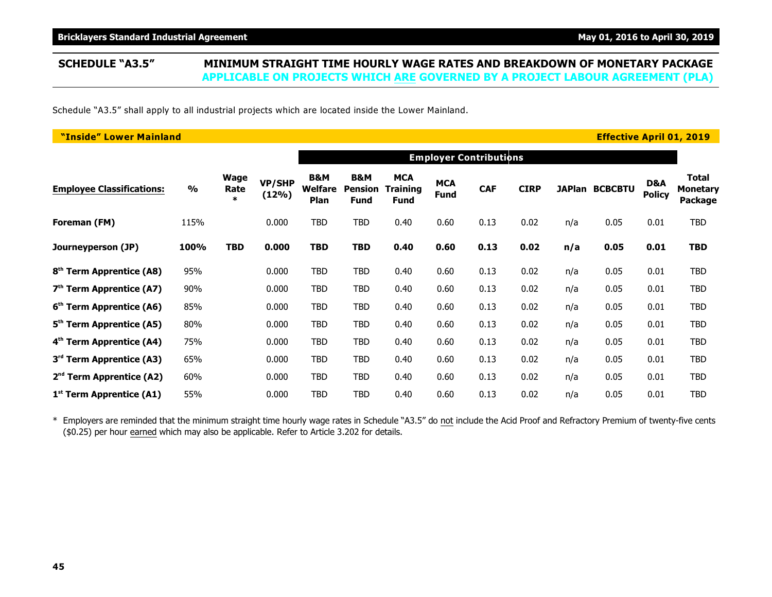## SCHEDULE "A3.5" MINIMUM STRAIGHT TIME HOURLY WAGE RATES AND BREAKDOWN OF MONETARY PACKAGE APPLICABLE ON PROJECTS WHICH ARE GOVERNED BY A PROJECT LABOUR AGREEMENT (PLA)

Schedule "A3.5" shall apply to all industrial projects which are located inside the Lower Mainland.

**"Inside" Lower Mainland** — **Effective April 01, 2019**

| | | | | Employer Contributions | | | | | | | | | |
|---|---|---|---|---|---|---|---|---|---|---|---|---|---|
| **Employee Classifications:** | **%** | **Wage Rate \*** | **VP/SHP (12%)** | **B&M Welfare Plan** | **B&M Pension Fund** | **MCA Training Fund** | **MCA Fund** | **CAF** | **CIRP** | **JAPlan** | **BCBCBTU** | **D&A Policy** | **Total Monetary Package** |
| **Foreman (FM)** | 115% | | 0.000 | TBD | TBD | 0.40 | 0.60 | 0.13 | 0.02 | n/a | 0.05 | 0.01 | TBD |
| **Journeyperson (JP)** | **100%** | **TBD** | **0.000** | **TBD** | **TBD** | **0.40** | **0.60** | **0.13** | **0.02** | **n/a** | **0.05** | **0.01** | **TBD** |
| **8th Term Apprentice (A8)** | 95% | | 0.000 | TBD | TBD | 0.40 | 0.60 | 0.13 | 0.02 | n/a | 0.05 | 0.01 | TBD |
| **7th Term Apprentice (A7)** | 90% | | 0.000 | TBD | TBD | 0.40 | 0.60 | 0.13 | 0.02 | n/a | 0.05 | 0.01 | TBD |
| **6th Term Apprentice (A6)** | 85% | | 0.000 | TBD | TBD | 0.40 | 0.60 | 0.13 | 0.02 | n/a | 0.05 | 0.01 | TBD |
| **5th Term Apprentice (A5)** | 80% | | 0.000 | TBD | TBD | 0.40 | 0.60 | 0.13 | 0.02 | n/a | 0.05 | 0.01 | TBD |
| **4th Term Apprentice (A4)** | 75% | | 0.000 | TBD | TBD | 0.40 | 0.60 | 0.13 | 0.02 | n/a | 0.05 | 0.01 | TBD |
| **3rd Term Apprentice (A3)** | 65% | | 0.000 | TBD | TBD | 0.40 | 0.60 | 0.13 | 0.02 | n/a | 0.05 | 0.01 | TBD |
| **2nd Term Apprentice (A2)** | 60% | | 0.000 | TBD | TBD | 0.40 | 0.60 | 0.13 | 0.02 | n/a | 0.05 | 0.01 | TBD |
| **1st Term Apprentice (A1)** | 55% | | 0.000 | TBD | TBD | 0.40 | 0.60 | 0.13 | 0.02 | n/a | 0.05 | 0.01 | TBD |

\* Employers are reminded that the minimum straight time hourly wage rates in Schedule "A3.5" do not include the Acid Proof and Refractory Premium of twenty-five cents ($0.25) per hour earned which may also be applicable. Refer to Article 3.202 for details.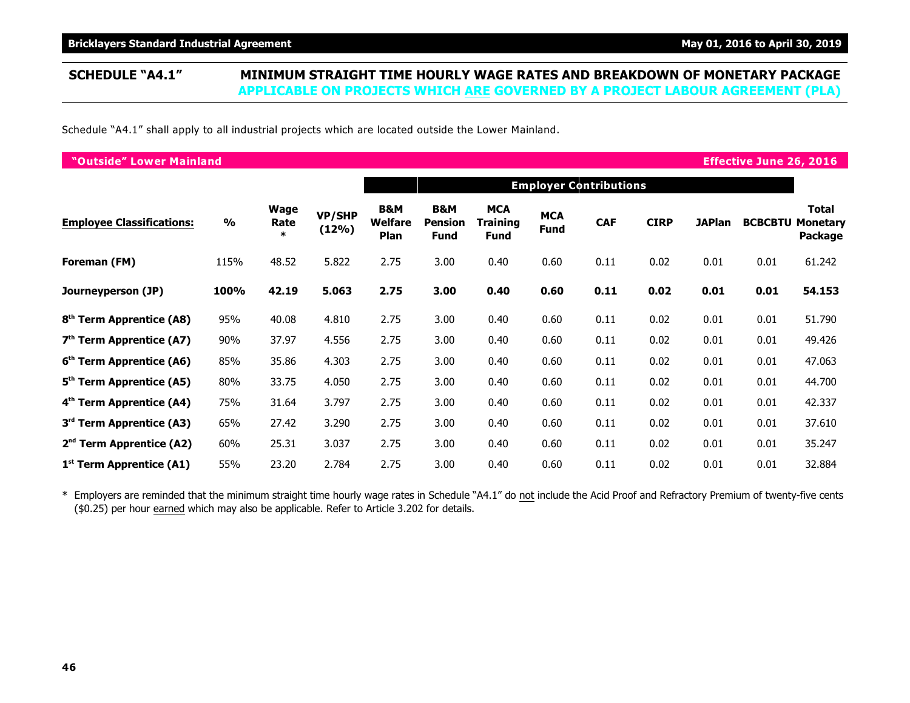## SCHEDULE "A4.1" MINIMUM STRAIGHT TIME HOURLY WAGE RATES AND BREAKDOWN OF MONETARY PACKAGE APPLICABLE ON PROJECTS WHICH ARE GOVERNED BY A PROJECT LABOUR AGREEMENT (PLA)

Schedule "A4.1" shall apply to all industrial projects which are located outside the Lower Mainland.

**"Outside" Lower Mainland** — **Effective June 26, 2016**

| | | | | Employer Contributions | | | | | | | | |
|---|---|---|---|---|---|---|---|---|---|---|---|---|
| **Employee Classifications:** | **%** | **Wage Rate \*** | **VP/SHP (12%)** | **B&M Welfare Plan** | **B&M Pension Fund** | **MCA Training Fund** | **MCA Fund** | **CAF** | **CIRP** | **JAPlan** | **BCBCBTU** | **Total Monetary Package** |
| **Foreman (FM)** | 115% | 48.52 | 5.822 | 2.75 | 3.00 | 0.40 | 0.60 | 0.11 | 0.02 | 0.01 | 0.01 | 61.242 |
| **Journeyperson (JP)** | **100%** | **42.19** | **5.063** | **2.75** | **3.00** | **0.40** | **0.60** | **0.11** | **0.02** | **0.01** | **0.01** | **54.153** |
| **8th Term Apprentice (A8)** | 95% | 40.08 | 4.810 | 2.75 | 3.00 | 0.40 | 0.60 | 0.11 | 0.02 | 0.01 | 0.01 | 51.790 |
| **7th Term Apprentice (A7)** | 90% | 37.97 | 4.556 | 2.75 | 3.00 | 0.40 | 0.60 | 0.11 | 0.02 | 0.01 | 0.01 | 49.426 |
| **6th Term Apprentice (A6)** | 85% | 35.86 | 4.303 | 2.75 | 3.00 | 0.40 | 0.60 | 0.11 | 0.02 | 0.01 | 0.01 | 47.063 |
| **5th Term Apprentice (A5)** | 80% | 33.75 | 4.050 | 2.75 | 3.00 | 0.40 | 0.60 | 0.11 | 0.02 | 0.01 | 0.01 | 44.700 |
| **4th Term Apprentice (A4)** | 75% | 31.64 | 3.797 | 2.75 | 3.00 | 0.40 | 0.60 | 0.11 | 0.02 | 0.01 | 0.01 | 42.337 |
| **3rd Term Apprentice (A3)** | 65% | 27.42 | 3.290 | 2.75 | 3.00 | 0.40 | 0.60 | 0.11 | 0.02 | 0.01 | 0.01 | 37.610 |
| **2nd Term Apprentice (A2)** | 60% | 25.31 | 3.037 | 2.75 | 3.00 | 0.40 | 0.60 | 0.11 | 0.02 | 0.01 | 0.01 | 35.247 |
| **1st Term Apprentice (A1)** | 55% | 23.20 | 2.784 | 2.75 | 3.00 | 0.40 | 0.60 | 0.11 | 0.02 | 0.01 | 0.01 | 32.884 |

\* Employers are reminded that the minimum straight time hourly wage rates in Schedule "A4.1" do not include the Acid Proof and Refractory Premium of twenty-five cents ($0.25) per hour earned which may also be applicable. Refer to Article 3.202 for details.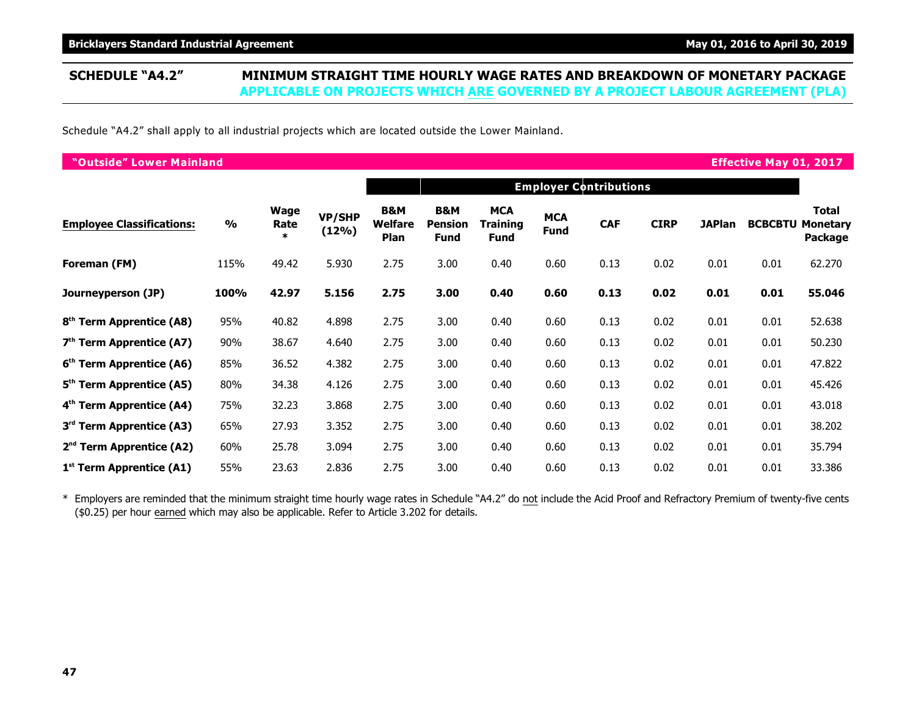## SCHEDULE "A4.2" MINIMUM STRAIGHT TIME HOURLY WAGE RATES AND BREAKDOWN OF MONETARY PACKAGE APPLICABLE ON PROJECTS WHICH ARE GOVERNED BY A PROJECT LABOUR AGREEMENT (PLA)

Schedule "A4.2" shall apply to all industrial projects which are located outside the Lower Mainland.

**"Outside" Lower Mainland** — **Effective May 01, 2017**

| | | | | Employer Contributions | | | | | | | | |
|---|---|---|---|---|---|---|---|---|---|---|---|---|
| **Employee Classifications:** | **%** | **Wage Rate \*** | **VP/SHP (12%)** | **B&M Welfare Plan** | **B&M Pension Fund** | **MCA Training Fund** | **MCA Fund** | **CAF** | **CIRP** | **JAPlan** | **BCBCBTU** | **Total Monetary Package** |
| **Foreman (FM)** | 115% | 49.42 | 5.930 | 2.75 | 3.00 | 0.40 | 0.60 | 0.13 | 0.02 | 0.01 | 0.01 | 62.270 |
| **Journeyperson (JP)** | **100%** | **42.97** | **5.156** | **2.75** | **3.00** | **0.40** | **0.60** | **0.13** | **0.02** | **0.01** | **0.01** | **55.046** |
| **8th Term Apprentice (A8)** | 95% | 40.82 | 4.898 | 2.75 | 3.00 | 0.40 | 0.60 | 0.13 | 0.02 | 0.01 | 0.01 | 52.638 |
| **7th Term Apprentice (A7)** | 90% | 38.67 | 4.640 | 2.75 | 3.00 | 0.40 | 0.60 | 0.13 | 0.02 | 0.01 | 0.01 | 50.230 |
| **6th Term Apprentice (A6)** | 85% | 36.52 | 4.382 | 2.75 | 3.00 | 0.40 | 0.60 | 0.13 | 0.02 | 0.01 | 0.01 | 47.822 |
| **5th Term Apprentice (A5)** | 80% | 34.38 | 4.126 | 2.75 | 3.00 | 0.40 | 0.60 | 0.13 | 0.02 | 0.01 | 0.01 | 45.426 |
| **4th Term Apprentice (A4)** | 75% | 32.23 | 3.868 | 2.75 | 3.00 | 0.40 | 0.60 | 0.13 | 0.02 | 0.01 | 0.01 | 43.018 |
| **3rd Term Apprentice (A3)** | 65% | 27.93 | 3.352 | 2.75 | 3.00 | 0.40 | 0.60 | 0.13 | 0.02 | 0.01 | 0.01 | 38.202 |
| **2nd Term Apprentice (A2)** | 60% | 25.78 | 3.094 | 2.75 | 3.00 | 0.40 | 0.60 | 0.13 | 0.02 | 0.01 | 0.01 | 35.794 |
| **1st Term Apprentice (A1)** | 55% | 23.63 | 2.836 | 2.75 | 3.00 | 0.40 | 0.60 | 0.13 | 0.02 | 0.01 | 0.01 | 33.386 |

\* Employers are reminded that the minimum straight time hourly wage rates in Schedule "A4.2" do not include the Acid Proof and Refractory Premium of twenty-five cents ($0.25) per hour earned which may also be applicable. Refer to Article 3.202 for details.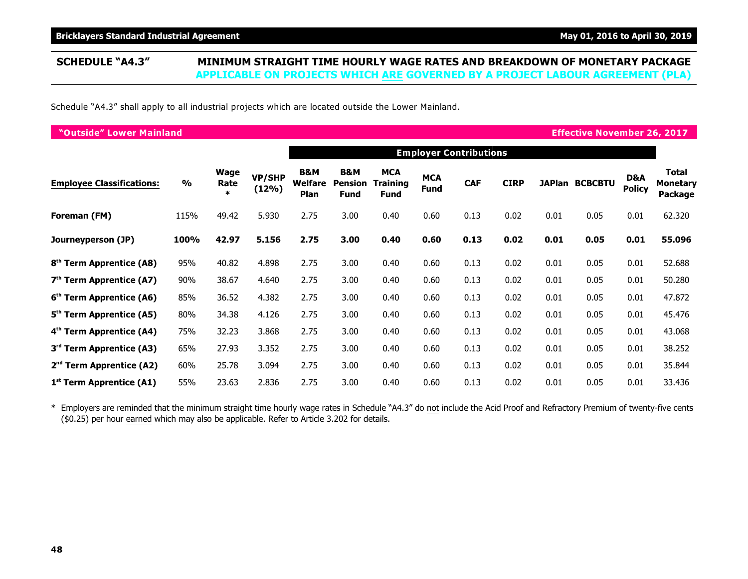## SCHEDULE "A4.3" MINIMUM STRAIGHT TIME HOURLY WAGE RATES AND BREAKDOWN OF MONETARY PACKAGE APPLICABLE ON PROJECTS WHICH ARE GOVERNED BY A PROJECT LABOUR AGREEMENT (PLA)

Schedule "A4.3" shall apply to all industrial projects which are located outside the Lower Mainland.

**"Outside" Lower Mainland** — **Effective November 26, 2017**

| | | | | Employer Contributions | | | | | | | | | |
|---|---|---|---|---|---|---|---|---|---|---|---|---|---|
| **Employee Classifications:** | **%** | **Wage Rate *** | **VP/SHP (12%)** | **B&M Welfare Plan** | **B&M Pension Fund** | **MCA Training Fund** | **MCA Fund** | **CAF** | **CIRP** | **JAPlan** | **BCBCBTU** | **D&A Policy** | **Total Monetary Package** |
| **Foreman (FM)** | 115% | 49.42 | 5.930 | 2.75 | 3.00 | 0.40 | 0.60 | 0.13 | 0.02 | 0.01 | 0.05 | 0.01 | 62.320 |
| **Journeyperson (JP)** | **100%** | **42.97** | **5.156** | **2.75** | **3.00** | **0.40** | **0.60** | **0.13** | **0.02** | **0.01** | **0.05** | **0.01** | **55.096** |
| **8th Term Apprentice (A8)** | 95% | 40.82 | 4.898 | 2.75 | 3.00 | 0.40 | 0.60 | 0.13 | 0.02 | 0.01 | 0.05 | 0.01 | 52.688 |
| **7th Term Apprentice (A7)** | 90% | 38.67 | 4.640 | 2.75 | 3.00 | 0.40 | 0.60 | 0.13 | 0.02 | 0.01 | 0.05 | 0.01 | 50.280 |
| **6th Term Apprentice (A6)** | 85% | 36.52 | 4.382 | 2.75 | 3.00 | 0.40 | 0.60 | 0.13 | 0.02 | 0.01 | 0.05 | 0.01 | 47.872 |
| **5th Term Apprentice (A5)** | 80% | 34.38 | 4.126 | 2.75 | 3.00 | 0.40 | 0.60 | 0.13 | 0.02 | 0.01 | 0.05 | 0.01 | 45.476 |
| **4th Term Apprentice (A4)** | 75% | 32.23 | 3.868 | 2.75 | 3.00 | 0.40 | 0.60 | 0.13 | 0.02 | 0.01 | 0.05 | 0.01 | 43.068 |
| **3rd Term Apprentice (A3)** | 65% | 27.93 | 3.352 | 2.75 | 3.00 | 0.40 | 0.60 | 0.13 | 0.02 | 0.01 | 0.05 | 0.01 | 38.252 |
| **2nd Term Apprentice (A2)** | 60% | 25.78 | 3.094 | 2.75 | 3.00 | 0.40 | 0.60 | 0.13 | 0.02 | 0.01 | 0.05 | 0.01 | 35.844 |
| **1st Term Apprentice (A1)** | 55% | 23.63 | 2.836 | 2.75 | 3.00 | 0.40 | 0.60 | 0.13 | 0.02 | 0.01 | 0.05 | 0.01 | 33.436 |

\* Employers are reminded that the minimum straight time hourly wage rates in Schedule "A4.3" do not include the Acid Proof and Refractory Premium of twenty-five cents ($0.25) per hour earned which may also be applicable. Refer to Article 3.202 for details.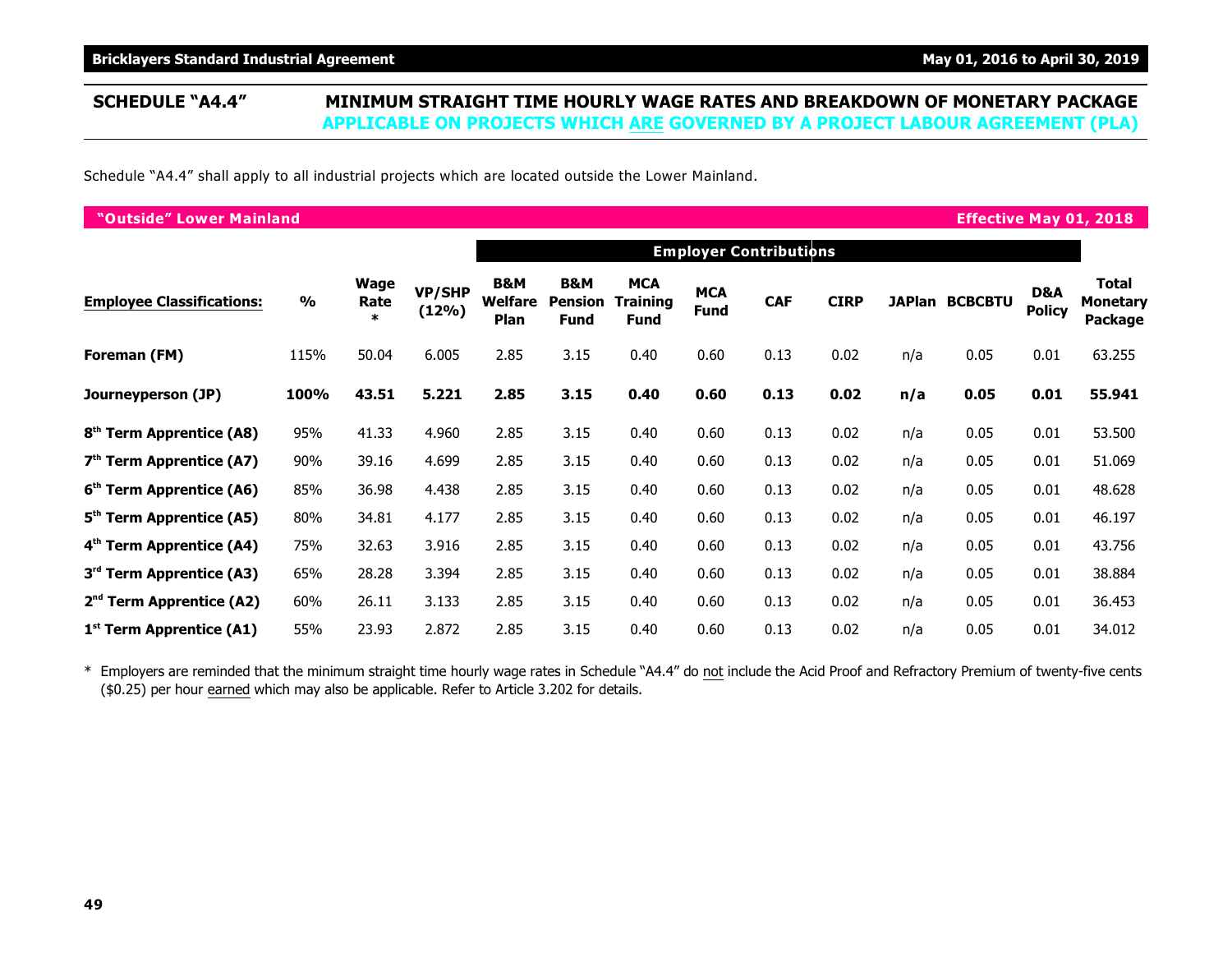## SCHEDULE "A4.4" MINIMUM STRAIGHT TIME HOURLY WAGE RATES AND BREAKDOWN OF MONETARY PACKAGE APPLICABLE ON PROJECTS WHICH ARE GOVERNED BY A PROJECT LABOUR AGREEMENT (PLA)

Schedule "A4.4" shall apply to all industrial projects which are located outside the Lower Mainland.

**"Outside" Lower Mainland** — **Effective May 01, 2018**

| | | | | Employer Contributions | | | | | | | | | |
|---|---|---|---|---|---|---|---|---|---|---|---|---|---|
| **Employee Classifications:** | **%** | **Wage Rate *** | **VP/SHP (12%)** | **B&M Welfare Plan** | **B&M Pension Fund** | **MCA Training Fund** | **MCA Fund** | **CAF** | **CIRP** | **JAPlan** | **BCBCBTU** | **D&A Policy** | **Total Monetary Package** |
| **Foreman (FM)** | 115% | 50.04 | 6.005 | 2.85 | 3.15 | 0.40 | 0.60 | 0.13 | 0.02 | n/a | 0.05 | 0.01 | 63.255 |
| **Journeyperson (JP)** | **100%** | **43.51** | **5.221** | **2.85** | **3.15** | **0.40** | **0.60** | **0.13** | **0.02** | **n/a** | **0.05** | **0.01** | **55.941** |
| **8th Term Apprentice (A8)** | 95% | 41.33 | 4.960 | 2.85 | 3.15 | 0.40 | 0.60 | 0.13 | 0.02 | n/a | 0.05 | 0.01 | 53.500 |
| **7th Term Apprentice (A7)** | 90% | 39.16 | 4.699 | 2.85 | 3.15 | 0.40 | 0.60 | 0.13 | 0.02 | n/a | 0.05 | 0.01 | 51.069 |
| **6th Term Apprentice (A6)** | 85% | 36.98 | 4.438 | 2.85 | 3.15 | 0.40 | 0.60 | 0.13 | 0.02 | n/a | 0.05 | 0.01 | 48.628 |
| **5th Term Apprentice (A5)** | 80% | 34.81 | 4.177 | 2.85 | 3.15 | 0.40 | 0.60 | 0.13 | 0.02 | n/a | 0.05 | 0.01 | 46.197 |
| **4th Term Apprentice (A4)** | 75% | 32.63 | 3.916 | 2.85 | 3.15 | 0.40 | 0.60 | 0.13 | 0.02 | n/a | 0.05 | 0.01 | 43.756 |
| **3rd Term Apprentice (A3)** | 65% | 28.28 | 3.394 | 2.85 | 3.15 | 0.40 | 0.60 | 0.13 | 0.02 | n/a | 0.05 | 0.01 | 38.884 |
| **2nd Term Apprentice (A2)** | 60% | 26.11 | 3.133 | 2.85 | 3.15 | 0.40 | 0.60 | 0.13 | 0.02 | n/a | 0.05 | 0.01 | 36.453 |
| **1st Term Apprentice (A1)** | 55% | 23.93 | 2.872 | 2.85 | 3.15 | 0.40 | 0.60 | 0.13 | 0.02 | n/a | 0.05 | 0.01 | 34.012 |

\* Employers are reminded that the minimum straight time hourly wage rates in Schedule "A4.4" do not include the Acid Proof and Refractory Premium of twenty-five cents ($0.25) per hour earned which may also be applicable. Refer to Article 3.202 for details.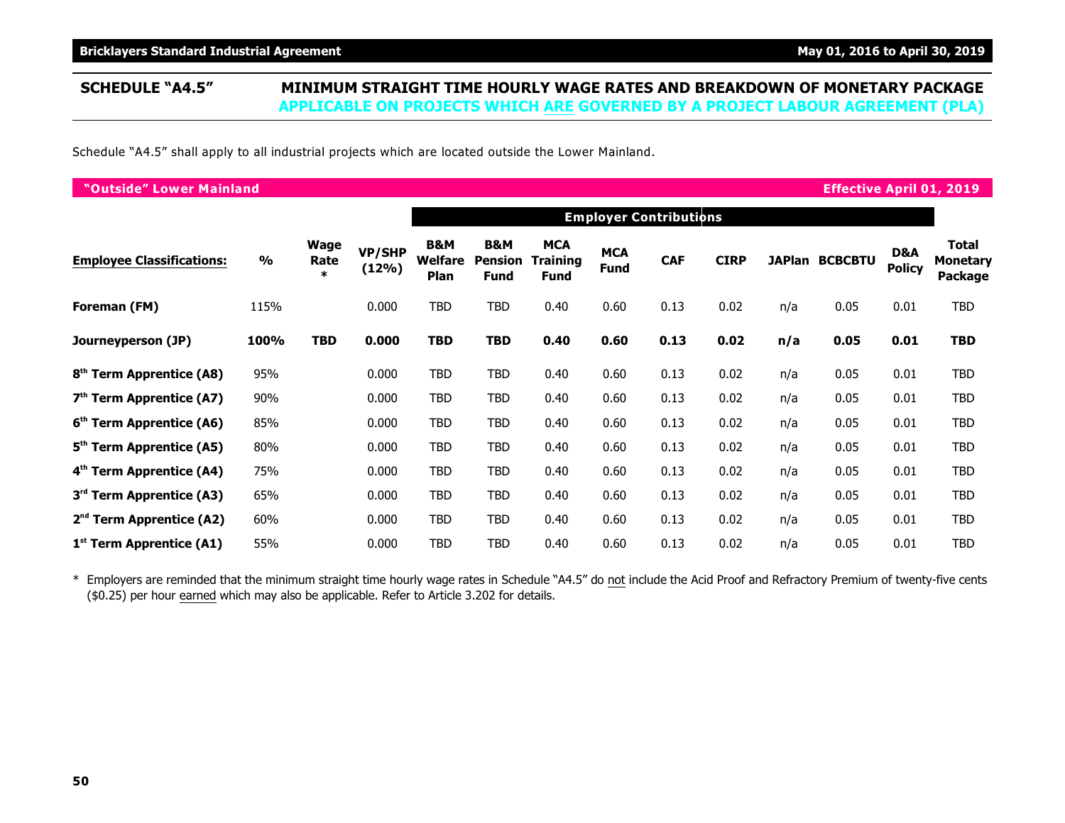## SCHEDULE "A4.5" MINIMUM STRAIGHT TIME HOURLY WAGE RATES AND BREAKDOWN OF MONETARY PACKAGE APPLICABLE ON PROJECTS WHICH ARE GOVERNED BY A PROJECT LABOUR AGREEMENT (PLA)

Schedule "A4.5" shall apply to all industrial projects which are located outside the Lower Mainland.

**"Outside" Lower Mainland** — **Effective April 01, 2019**

| | | | | Employer Contributions | | | | | | | | | |
|---|---|---|---|---|---|---|---|---|---|---|---|---|---|
| **Employee Classifications:** | **%** | **Wage Rate \*** | **VP/SHP (12%)** | **B&M Welfare Plan** | **B&M Pension Fund** | **MCA Training Fund** | **MCA Fund** | **CAF** | **CIRP** | **JAPlan** | **BCBCBTU** | **D&A Policy** | **Total Monetary Package** |
| **Foreman (FM)** | 115% | | 0.000 | TBD | TBD | 0.40 | 0.60 | 0.13 | 0.02 | n/a | 0.05 | 0.01 | TBD |
| **Journeyperson (JP)** | **100%** | **TBD** | **0.000** | **TBD** | **TBD** | **0.40** | **0.60** | **0.13** | **0.02** | **n/a** | **0.05** | **0.01** | **TBD** |
| **8th Term Apprentice (A8)** | 95% | | 0.000 | TBD | TBD | 0.40 | 0.60 | 0.13 | 0.02 | n/a | 0.05 | 0.01 | TBD |
| **7th Term Apprentice (A7)** | 90% | | 0.000 | TBD | TBD | 0.40 | 0.60 | 0.13 | 0.02 | n/a | 0.05 | 0.01 | TBD |
| **6th Term Apprentice (A6)** | 85% | | 0.000 | TBD | TBD | 0.40 | 0.60 | 0.13 | 0.02 | n/a | 0.05 | 0.01 | TBD |
| **5th Term Apprentice (A5)** | 80% | | 0.000 | TBD | TBD | 0.40 | 0.60 | 0.13 | 0.02 | n/a | 0.05 | 0.01 | TBD |
| **4th Term Apprentice (A4)** | 75% | | 0.000 | TBD | TBD | 0.40 | 0.60 | 0.13 | 0.02 | n/a | 0.05 | 0.01 | TBD |
| **3rd Term Apprentice (A3)** | 65% | | 0.000 | TBD | TBD | 0.40 | 0.60 | 0.13 | 0.02 | n/a | 0.05 | 0.01 | TBD |
| **2nd Term Apprentice (A2)** | 60% | | 0.000 | TBD | TBD | 0.40 | 0.60 | 0.13 | 0.02 | n/a | 0.05 | 0.01 | TBD |
| **1st Term Apprentice (A1)** | 55% | | 0.000 | TBD | TBD | 0.40 | 0.60 | 0.13 | 0.02 | n/a | 0.05 | 0.01 | TBD |

\* Employers are reminded that the minimum straight time hourly wage rates in Schedule "A4.5" do not include the Acid Proof and Refractory Premium of twenty-five cents ($0.25) per hour earned which may also be applicable. Refer to Article 3.202 for details.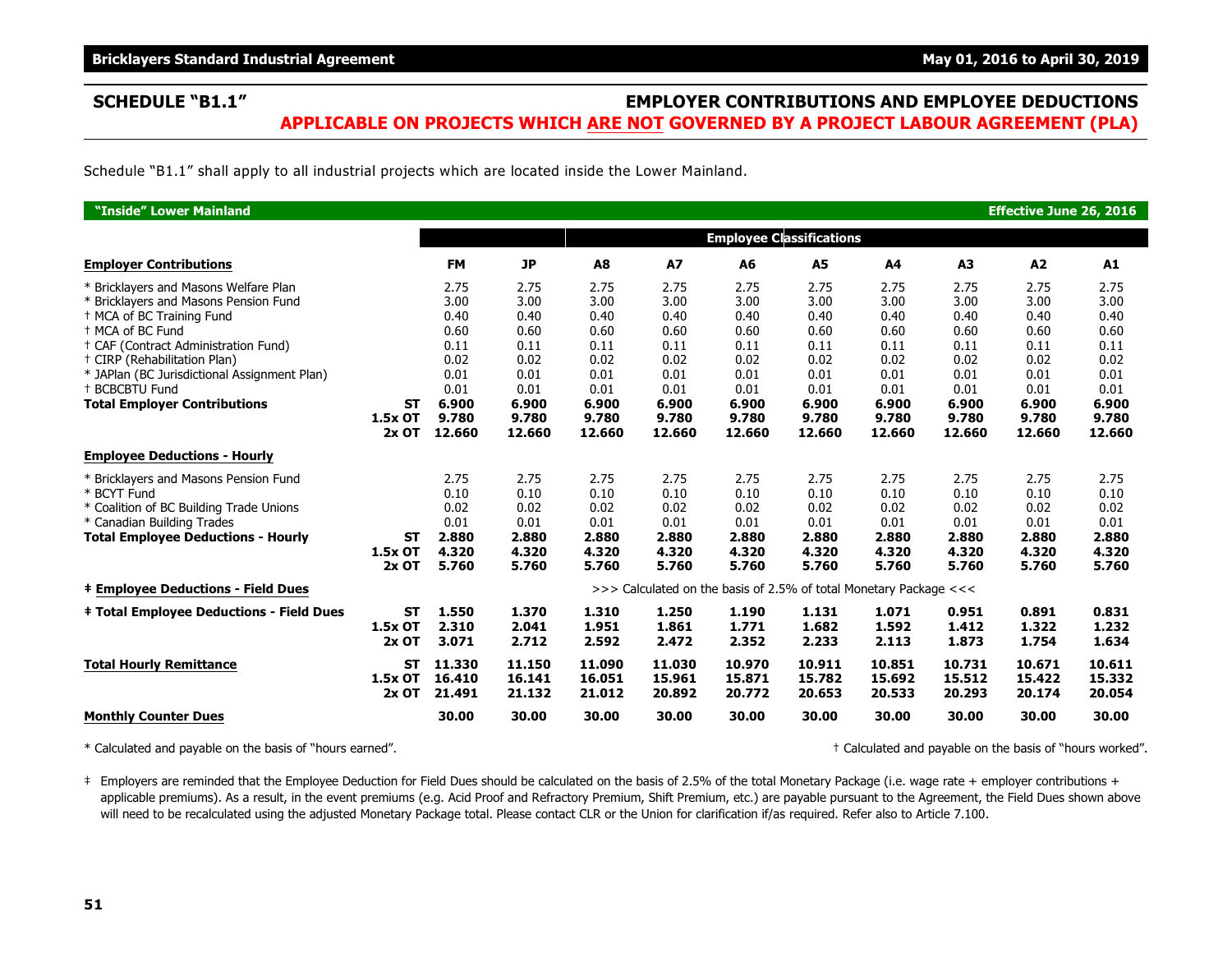## SCHEDULE "B1.1"

## EMPLOYER CONTRIBUTIONS AND EMPLOYEE DEDUCTIONS

### APPLICABLE ON PROJECTS WHICH ARE NOT GOVERNED BY A PROJECT LABOUR AGREEMENT (PLA)

Schedule "B1.1" shall apply to all industrial projects which are located inside the Lower Mainland.

**"Inside" Lower Mainland** — **Effective June 26, 2016**

| | | | | Employee Classifications | | | | | | | |
|---|---|---|---|---|---|---|---|---|---|---|---|
| **Employer Contributions** | | **FM** | **JP** | **A8** | **A7** | **A6** | **A5** | **A4** | **A3** | **A2** | **A1** |
| * Bricklayers and Masons Welfare Plan | | 2.75 | 2.75 | 2.75 | 2.75 | 2.75 | 2.75 | 2.75 | 2.75 | 2.75 | 2.75 |
| * Bricklayers and Masons Pension Fund | | 3.00 | 3.00 | 3.00 | 3.00 | 3.00 | 3.00 | 3.00 | 3.00 | 3.00 | 3.00 |
| † MCA of BC Training Fund | | 0.40 | 0.40 | 0.40 | 0.40 | 0.40 | 0.40 | 0.40 | 0.40 | 0.40 | 0.40 |
| † MCA of BC Fund | | 0.60 | 0.60 | 0.60 | 0.60 | 0.60 | 0.60 | 0.60 | 0.60 | 0.60 | 0.60 |
| † CAF (Contract Administration Fund) | | 0.11 | 0.11 | 0.11 | 0.11 | 0.11 | 0.11 | 0.11 | 0.11 | 0.11 | 0.11 |
| † CIRP (Rehabilitation Plan) | | 0.02 | 0.02 | 0.02 | 0.02 | 0.02 | 0.02 | 0.02 | 0.02 | 0.02 | 0.02 |
| * JAPlan (BC Jurisdictional Assignment Plan) | | 0.01 | 0.01 | 0.01 | 0.01 | 0.01 | 0.01 | 0.01 | 0.01 | 0.01 | 0.01 |
| † BCBCBTU Fund | | 0.01 | 0.01 | 0.01 | 0.01 | 0.01 | 0.01 | 0.01 | 0.01 | 0.01 | 0.01 |
| **Total Employer Contributions** | **ST** | **6.900** | **6.900** | **6.900** | **6.900** | **6.900** | **6.900** | **6.900** | **6.900** | **6.900** | **6.900** |
| | **1.5x OT** | **9.780** | **9.780** | **9.780** | **9.780** | **9.780** | **9.780** | **9.780** | **9.780** | **9.780** | **9.780** |
| | **2x OT** | **12.660** | **12.660** | **12.660** | **12.660** | **12.660** | **12.660** | **12.660** | **12.660** | **12.660** | **12.660** |
| **Employee Deductions - Hourly** | | | | | | | | | | | |
| * Bricklayers and Masons Pension Fund | | 2.75 | 2.75 | 2.75 | 2.75 | 2.75 | 2.75 | 2.75 | 2.75 | 2.75 | 2.75 |
| * BCYT Fund | | 0.10 | 0.10 | 0.10 | 0.10 | 0.10 | 0.10 | 0.10 | 0.10 | 0.10 | 0.10 |
| * Coalition of BC Building Trade Unions | | 0.02 | 0.02 | 0.02 | 0.02 | 0.02 | 0.02 | 0.02 | 0.02 | 0.02 | 0.02 |
| * Canadian Building Trades | | 0.01 | 0.01 | 0.01 | 0.01 | 0.01 | 0.01 | 0.01 | 0.01 | 0.01 | 0.01 |
| **Total Employee Deductions - Hourly** | **ST** | **2.880** | **2.880** | **2.880** | **2.880** | **2.880** | **2.880** | **2.880** | **2.880** | **2.880** | **2.880** |
| | **1.5x OT** | **4.320** | **4.320** | **4.320** | **4.320** | **4.320** | **4.320** | **4.320** | **4.320** | **4.320** | **4.320** |
| | **2x OT** | **5.760** | **5.760** | **5.760** | **5.760** | **5.760** | **5.760** | **5.760** | **5.760** | **5.760** | **5.760** |
| **‡ Employee Deductions - Field Dues** | | >>> Calculated on the basis of 2.5% of total Monetary Package <<< | | | | | | | | | |
| **‡ Total Employee Deductions - Field Dues** | **ST** | **1.550** | **1.370** | **1.310** | **1.250** | **1.190** | **1.131** | **1.071** | **0.951** | **0.891** | **0.831** |
| | **1.5x OT** | **2.310** | **2.041** | **1.951** | **1.861** | **1.771** | **1.682** | **1.592** | **1.412** | **1.322** | **1.232** |
| | **2x OT** | **3.071** | **2.712** | **2.592** | **2.472** | **2.352** | **2.233** | **2.113** | **1.873** | **1.754** | **1.634** |
| **Total Hourly Remittance** | **ST** | **11.330** | **11.150** | **11.090** | **11.030** | **10.970** | **10.911** | **10.851** | **10.731** | **10.671** | **10.611** |
| | **1.5x OT** | **16.410** | **16.141** | **16.051** | **15.961** | **15.871** | **15.782** | **15.692** | **15.512** | **15.422** | **15.332** |
| | **2x OT** | **21.491** | **21.132** | **21.012** | **20.892** | **20.772** | **20.653** | **20.533** | **20.293** | **20.174** | **20.054** |
| **Monthly Counter Dues** | | **30.00** | **30.00** | **30.00** | **30.00** | **30.00** | **30.00** | **30.00** | **30.00** | **30.00** | **30.00** |

* Calculated and payable on the basis of "hours earned".

† Calculated and payable on the basis of "hours worked".

‡ Employers are reminded that the Employee Deduction for Field Dues should be calculated on the basis of 2.5% of the total Monetary Package (i.e. wage rate + employer contributions + applicable premiums). As a result, in the event premiums (e.g. Acid Proof and Refractory Premium, Shift Premium, etc.) are payable pursuant to the Agreement, the Field Dues shown above will need to be recalculated using the adjusted Monetary Package total. Please contact CLR or the Union for clarification if/as required. Refer also to Article 7.100.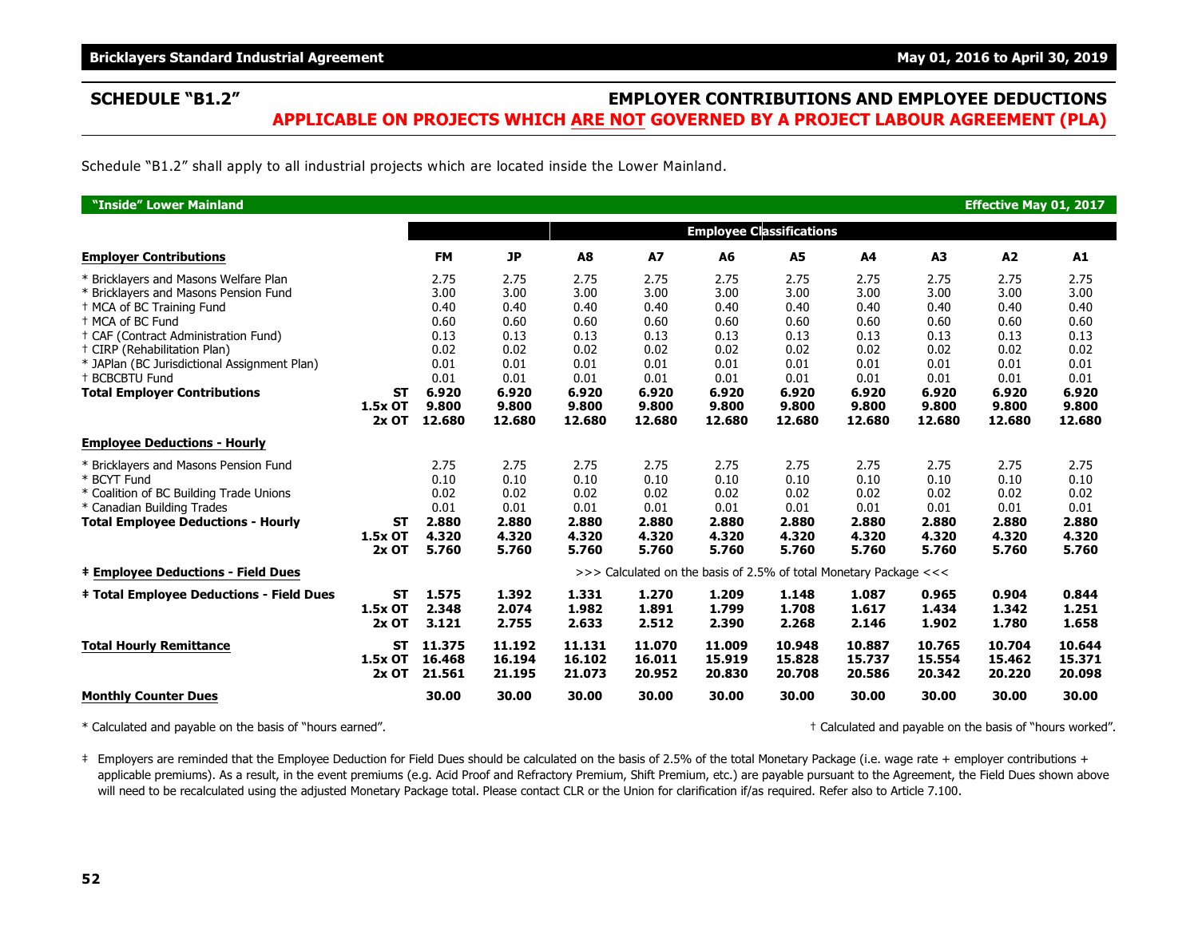## SCHEDULE "B1.2"

## EMPLOYER CONTRIBUTIONS AND EMPLOYEE DEDUCTIONS
**APPLICABLE ON PROJECTS WHICH ARE NOT GOVERNED BY A PROJECT LABOUR AGREEMENT (PLA)**

Schedule "B1.2" shall apply to all industrial projects which are located inside the Lower Mainland.

**"Inside" Lower Mainland** — **Effective May 01, 2017**

| | | | | Employee Classifications | | | | | | | |
|---|---|---|---|---|---|---|---|---|---|---|---|
| **Employer Contributions** | | **FM** | **JP** | **A8** | **A7** | **A6** | **A5** | **A4** | **A3** | **A2** | **A1** |
| * Bricklayers and Masons Welfare Plan | | 2.75 | 2.75 | 2.75 | 2.75 | 2.75 | 2.75 | 2.75 | 2.75 | 2.75 | 2.75 |
| * Bricklayers and Masons Pension Fund | | 3.00 | 3.00 | 3.00 | 3.00 | 3.00 | 3.00 | 3.00 | 3.00 | 3.00 | 3.00 |
| † MCA of BC Training Fund | | 0.40 | 0.40 | 0.40 | 0.40 | 0.40 | 0.40 | 0.40 | 0.40 | 0.40 | 0.40 |
| † MCA of BC Fund | | 0.60 | 0.60 | 0.60 | 0.60 | 0.60 | 0.60 | 0.60 | 0.60 | 0.60 | 0.60 |
| † CAF (Contract Administration Fund) | | 0.13 | 0.13 | 0.13 | 0.13 | 0.13 | 0.13 | 0.13 | 0.13 | 0.13 | 0.13 |
| † CIRP (Rehabilitation Plan) | | 0.02 | 0.02 | 0.02 | 0.02 | 0.02 | 0.02 | 0.02 | 0.02 | 0.02 | 0.02 |
| * JAPlan (BC Jurisdictional Assignment Plan) | | 0.01 | 0.01 | 0.01 | 0.01 | 0.01 | 0.01 | 0.01 | 0.01 | 0.01 | 0.01 |
| † BCBCBTU Fund | | 0.01 | 0.01 | 0.01 | 0.01 | 0.01 | 0.01 | 0.01 | 0.01 | 0.01 | 0.01 |
| **Total Employer Contributions** | **ST** | **6.920** | **6.920** | **6.920** | **6.920** | **6.920** | **6.920** | **6.920** | **6.920** | **6.920** | **6.920** |
| | **1.5x OT** | **9.800** | **9.800** | **9.800** | **9.800** | **9.800** | **9.800** | **9.800** | **9.800** | **9.800** | **9.800** |
| | **2x OT** | **12.680** | **12.680** | **12.680** | **12.680** | **12.680** | **12.680** | **12.680** | **12.680** | **12.680** | **12.680** |
| **Employee Deductions - Hourly** | | | | | | | | | | | |
| * Bricklayers and Masons Pension Fund | | 2.75 | 2.75 | 2.75 | 2.75 | 2.75 | 2.75 | 2.75 | 2.75 | 2.75 | 2.75 |
| * BCYT Fund | | 0.10 | 0.10 | 0.10 | 0.10 | 0.10 | 0.10 | 0.10 | 0.10 | 0.10 | 0.10 |
| * Coalition of BC Building Trade Unions | | 0.02 | 0.02 | 0.02 | 0.02 | 0.02 | 0.02 | 0.02 | 0.02 | 0.02 | 0.02 |
| * Canadian Building Trades | | 0.01 | 0.01 | 0.01 | 0.01 | 0.01 | 0.01 | 0.01 | 0.01 | 0.01 | 0.01 |
| **Total Employee Deductions - Hourly** | **ST** | **2.880** | **2.880** | **2.880** | **2.880** | **2.880** | **2.880** | **2.880** | **2.880** | **2.880** | **2.880** |
| | **1.5x OT** | **4.320** | **4.320** | **4.320** | **4.320** | **4.320** | **4.320** | **4.320** | **4.320** | **4.320** | **4.320** |
| | **2x OT** | **5.760** | **5.760** | **5.760** | **5.760** | **5.760** | **5.760** | **5.760** | **5.760** | **5.760** | **5.760** |
| **‡ Employee Deductions - Field Dues** | | >>> Calculated on the basis of 2.5% of total Monetary Package <<< | | | | | | | | | |
| **‡ Total Employee Deductions - Field Dues** | **ST** | **1.575** | **1.392** | **1.331** | **1.270** | **1.209** | **1.148** | **1.087** | **0.965** | **0.904** | **0.844** |
| | **1.5x OT** | **2.348** | **2.074** | **1.982** | **1.891** | **1.799** | **1.708** | **1.617** | **1.434** | **1.342** | **1.251** |
| | **2x OT** | **3.121** | **2.755** | **2.633** | **2.512** | **2.390** | **2.268** | **2.146** | **1.902** | **1.780** | **1.658** |
| **Total Hourly Remittance** | **ST** | **11.375** | **11.192** | **11.131** | **11.070** | **11.009** | **10.948** | **10.887** | **10.765** | **10.704** | **10.644** |
| | **1.5x OT** | **16.468** | **16.194** | **16.102** | **16.011** | **15.919** | **15.828** | **15.737** | **15.554** | **15.462** | **15.371** |
| | **2x OT** | **21.561** | **21.195** | **21.073** | **20.952** | **20.830** | **20.708** | **20.586** | **20.342** | **20.220** | **20.098** |
| **Monthly Counter Dues** | | **30.00** | **30.00** | **30.00** | **30.00** | **30.00** | **30.00** | **30.00** | **30.00** | **30.00** | **30.00** |

\* Calculated and payable on the basis of "hours earned".

† Calculated and payable on the basis of "hours worked".

‡ Employers are reminded that the Employee Deduction for Field Dues should be calculated on the basis of 2.5% of the total Monetary Package (i.e. wage rate + employer contributions + applicable premiums). As a result, in the event premiums (e.g. Acid Proof and Refractory Premium, Shift Premium, etc.) are payable pursuant to the Agreement, the Field Dues shown above will need to be recalculated using the adjusted Monetary Package total. Please contact CLR or the Union for clarification if/as required. Refer also to Article 7.100.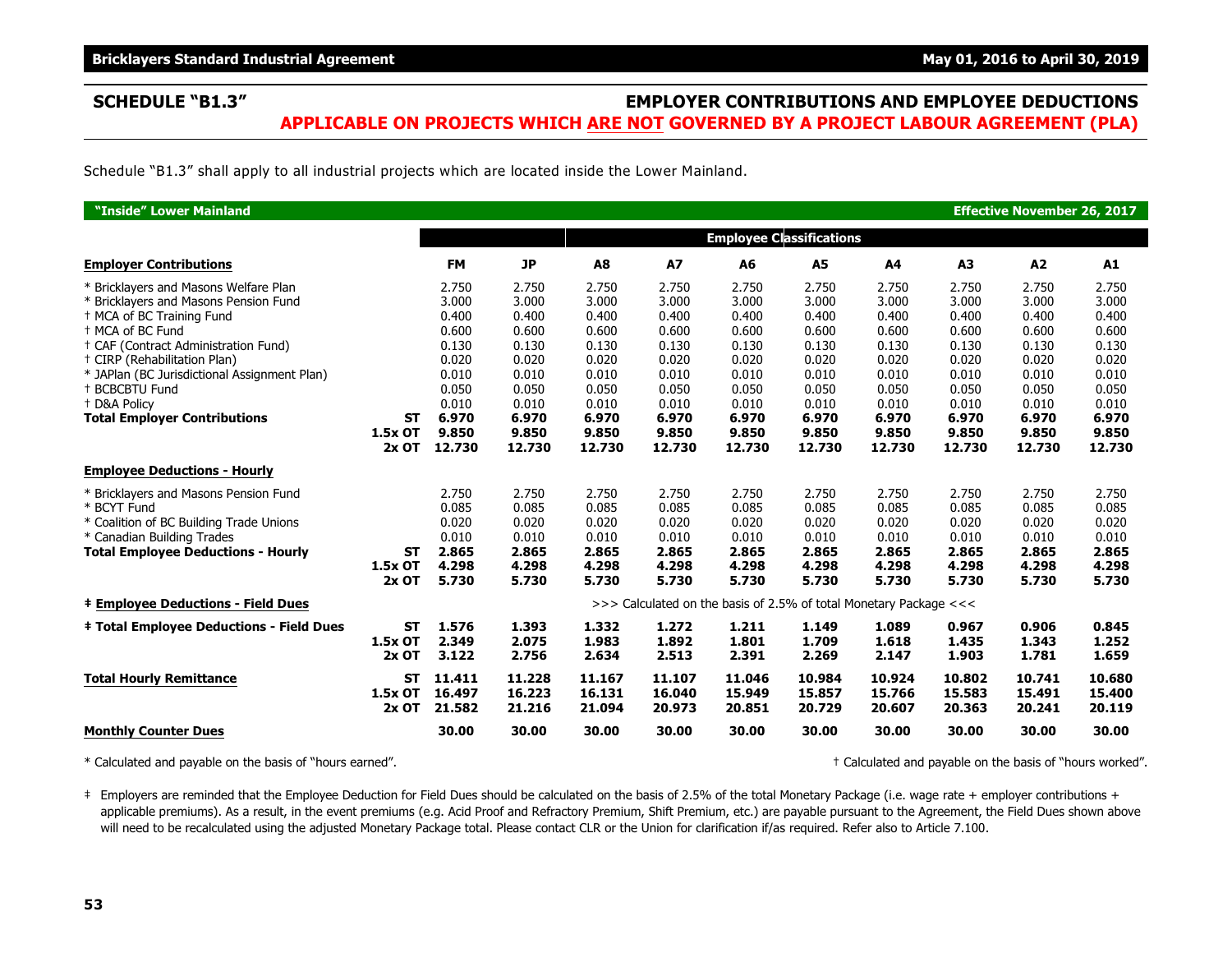## SCHEDULE "B1.3" EMPLOYER CONTRIBUTIONS AND EMPLOYEE DEDUCTIONS

**APPLICABLE ON PROJECTS WHICH ARE NOT GOVERNED BY A PROJECT LABOUR AGREEMENT (PLA)**

Schedule "B1.3" shall apply to all industrial projects which are located inside the Lower Mainland.

**"Inside" Lower Mainland** — **Effective November 26, 2017**

| | | | | Employee Classifications | | | | | | | |
|---|---|---|---|---|---|---|---|---|---|---|---|
| **Employer Contributions** | | **FM** | **JP** | **A8** | **A7** | **A6** | **A5** | **A4** | **A3** | **A2** | **A1** |
| * Bricklayers and Masons Welfare Plan | | 2.750 | 2.750 | 2.750 | 2.750 | 2.750 | 2.750 | 2.750 | 2.750 | 2.750 | 2.750 |
| * Bricklayers and Masons Pension Fund | | 3.000 | 3.000 | 3.000 | 3.000 | 3.000 | 3.000 | 3.000 | 3.000 | 3.000 | 3.000 |
| † MCA of BC Training Fund | | 0.400 | 0.400 | 0.400 | 0.400 | 0.400 | 0.400 | 0.400 | 0.400 | 0.400 | 0.400 |
| † MCA of BC Fund | | 0.600 | 0.600 | 0.600 | 0.600 | 0.600 | 0.600 | 0.600 | 0.600 | 0.600 | 0.600 |
| † CAF (Contract Administration Fund) | | 0.130 | 0.130 | 0.130 | 0.130 | 0.130 | 0.130 | 0.130 | 0.130 | 0.130 | 0.130 |
| † CIRP (Rehabilitation Plan) | | 0.020 | 0.020 | 0.020 | 0.020 | 0.020 | 0.020 | 0.020 | 0.020 | 0.020 | 0.020 |
| * JAPlan (BC Jurisdictional Assignment Plan) | | 0.010 | 0.010 | 0.010 | 0.010 | 0.010 | 0.010 | 0.010 | 0.010 | 0.010 | 0.010 |
| † BCBCBTU Fund | | 0.050 | 0.050 | 0.050 | 0.050 | 0.050 | 0.050 | 0.050 | 0.050 | 0.050 | 0.050 |
| † D&A Policy | | 0.010 | 0.010 | 0.010 | 0.010 | 0.010 | 0.010 | 0.010 | 0.010 | 0.010 | 0.010 |
| **Total Employer Contributions** | **ST** | **6.970** | **6.970** | **6.970** | **6.970** | **6.970** | **6.970** | **6.970** | **6.970** | **6.970** | **6.970** |
| | **1.5x OT** | **9.850** | **9.850** | **9.850** | **9.850** | **9.850** | **9.850** | **9.850** | **9.850** | **9.850** | **9.850** |
| | **2x OT** | **12.730** | **12.730** | **12.730** | **12.730** | **12.730** | **12.730** | **12.730** | **12.730** | **12.730** | **12.730** |
| **Employee Deductions - Hourly** | | | | | | | | | | | |
| * Bricklayers and Masons Pension Fund | | 2.750 | 2.750 | 2.750 | 2.750 | 2.750 | 2.750 | 2.750 | 2.750 | 2.750 | 2.750 |
| * BCYT Fund | | 0.085 | 0.085 | 0.085 | 0.085 | 0.085 | 0.085 | 0.085 | 0.085 | 0.085 | 0.085 |
| * Coalition of BC Building Trade Unions | | 0.020 | 0.020 | 0.020 | 0.020 | 0.020 | 0.020 | 0.020 | 0.020 | 0.020 | 0.020 |
| * Canadian Building Trades | | 0.010 | 0.010 | 0.010 | 0.010 | 0.010 | 0.010 | 0.010 | 0.010 | 0.010 | 0.010 |
| **Total Employee Deductions - Hourly** | **ST** | **2.865** | **2.865** | **2.865** | **2.865** | **2.865** | **2.865** | **2.865** | **2.865** | **2.865** | **2.865** |
| | **1.5x OT** | **4.298** | **4.298** | **4.298** | **4.298** | **4.298** | **4.298** | **4.298** | **4.298** | **4.298** | **4.298** |
| | **2x OT** | **5.730** | **5.730** | **5.730** | **5.730** | **5.730** | **5.730** | **5.730** | **5.730** | **5.730** | **5.730** |
| **‡ Employee Deductions - Field Dues** | | >>> Calculated on the basis of 2.5% of total Monetary Package <<< | | | | | | | | | |
| **‡ Total Employee Deductions - Field Dues** | **ST** | **1.576** | **1.393** | **1.332** | **1.272** | **1.211** | **1.149** | **1.089** | **0.967** | **0.906** | **0.845** |
| | **1.5x OT** | **2.349** | **2.075** | **1.983** | **1.892** | **1.801** | **1.709** | **1.618** | **1.435** | **1.343** | **1.252** |
| | **2x OT** | **3.122** | **2.756** | **2.634** | **2.513** | **2.391** | **2.269** | **2.147** | **1.903** | **1.781** | **1.659** |
| **Total Hourly Remittance** | **ST** | **11.411** | **11.228** | **11.167** | **11.107** | **11.046** | **10.984** | **10.924** | **10.802** | **10.741** | **10.680** |
| | **1.5x OT** | **16.497** | **16.223** | **16.131** | **16.040** | **15.949** | **15.857** | **15.766** | **15.583** | **15.491** | **15.400** |
| | **2x OT** | **21.582** | **21.216** | **21.094** | **20.973** | **20.851** | **20.729** | **20.607** | **20.363** | **20.241** | **20.119** |
| **Monthly Counter Dues** | | **30.00** | **30.00** | **30.00** | **30.00** | **30.00** | **30.00** | **30.00** | **30.00** | **30.00** | **30.00** |

* Calculated and payable on the basis of "hours earned".

† Calculated and payable on the basis of "hours worked".

‡ Employers are reminded that the Employee Deduction for Field Dues should be calculated on the basis of 2.5% of the total Monetary Package (i.e. wage rate + employer contributions + applicable premiums). As a result, in the event premiums (e.g. Acid Proof and Refractory Premium, Shift Premium, etc.) are payable pursuant to the Agreement, the Field Dues shown above will need to be recalculated using the adjusted Monetary Package total. Please contact CLR or the Union for clarification if/as required. Refer also to Article 7.100.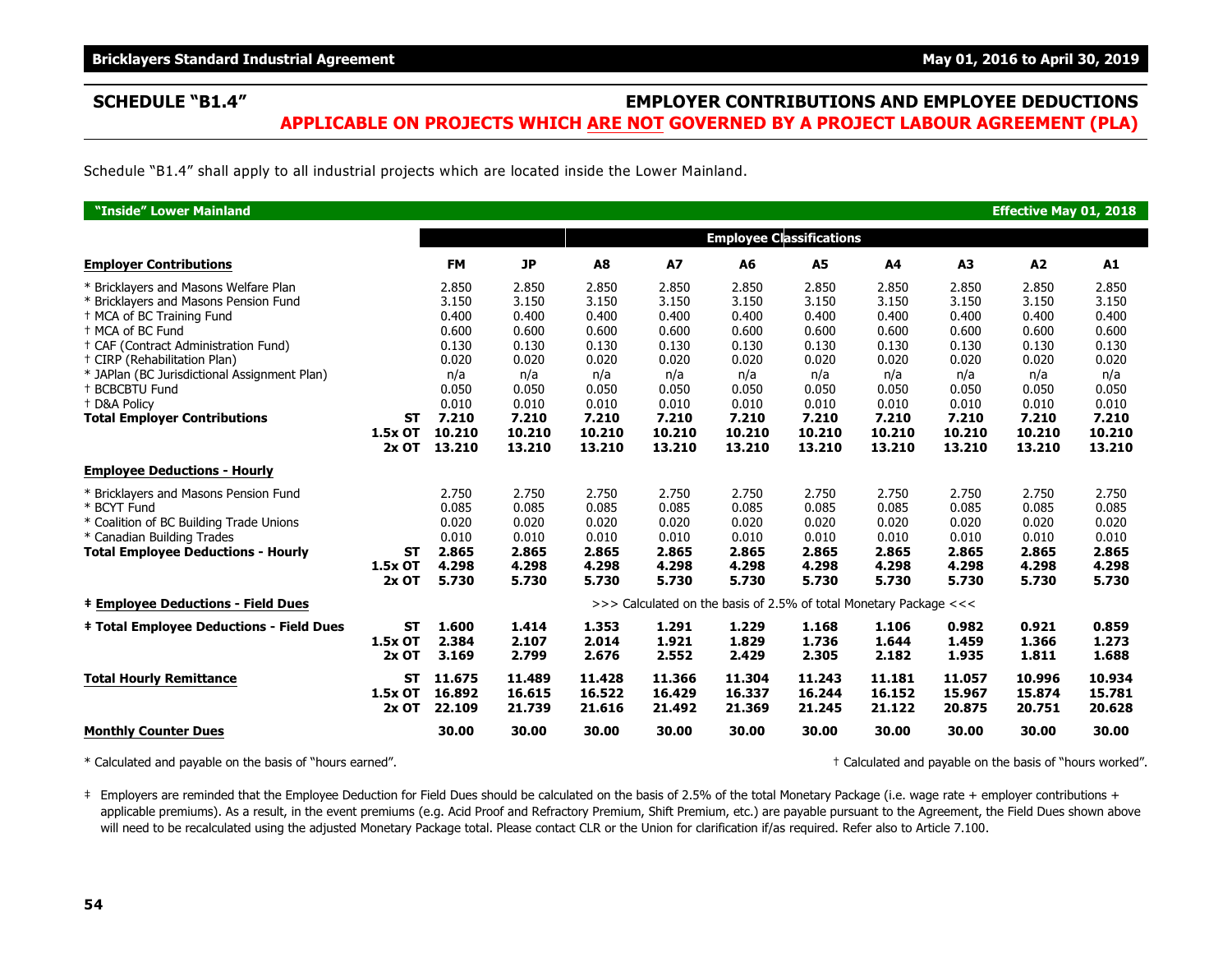## SCHEDULE "B1.4" EMPLOYER CONTRIBUTIONS AND EMPLOYEE DEDUCTIONS

**APPLICABLE ON PROJECTS WHICH ARE NOT GOVERNED BY A PROJECT LABOUR AGREEMENT (PLA)**

Schedule "B1.4" shall apply to all industrial projects which are located inside the Lower Mainland.

**"Inside" Lower Mainland** — **Effective May 01, 2018**

| | | | | Employee Classifications | | | | | | | |
|---|---|---|---|---|---|---|---|---|---|---|---|
| **Employer Contributions** | | **FM** | **JP** | **A8** | **A7** | **A6** | **A5** | **A4** | **A3** | **A2** | **A1** |
| * Bricklayers and Masons Welfare Plan | | 2.850 | 2.850 | 2.850 | 2.850 | 2.850 | 2.850 | 2.850 | 2.850 | 2.850 | 2.850 |
| * Bricklayers and Masons Pension Fund | | 3.150 | 3.150 | 3.150 | 3.150 | 3.150 | 3.150 | 3.150 | 3.150 | 3.150 | 3.150 |
| † MCA of BC Training Fund | | 0.400 | 0.400 | 0.400 | 0.400 | 0.400 | 0.400 | 0.400 | 0.400 | 0.400 | 0.400 |
| † MCA of BC Fund | | 0.600 | 0.600 | 0.600 | 0.600 | 0.600 | 0.600 | 0.600 | 0.600 | 0.600 | 0.600 |
| † CAF (Contract Administration Fund) | | 0.130 | 0.130 | 0.130 | 0.130 | 0.130 | 0.130 | 0.130 | 0.130 | 0.130 | 0.130 |
| † CIRP (Rehabilitation Plan) | | 0.020 | 0.020 | 0.020 | 0.020 | 0.020 | 0.020 | 0.020 | 0.020 | 0.020 | 0.020 |
| * JAPlan (BC Jurisdictional Assignment Plan) | | n/a | n/a | n/a | n/a | n/a | n/a | n/a | n/a | n/a | n/a |
| † BCBCBTU Fund | | 0.050 | 0.050 | 0.050 | 0.050 | 0.050 | 0.050 | 0.050 | 0.050 | 0.050 | 0.050 |
| † D&A Policy | | 0.010 | 0.010 | 0.010 | 0.010 | 0.010 | 0.010 | 0.010 | 0.010 | 0.010 | 0.010 |
| **Total Employer Contributions** | **ST** | **7.210** | **7.210** | **7.210** | **7.210** | **7.210** | **7.210** | **7.210** | **7.210** | **7.210** | **7.210** |
| | **1.5x OT** | **10.210** | **10.210** | **10.210** | **10.210** | **10.210** | **10.210** | **10.210** | **10.210** | **10.210** | **10.210** |
| | **2x OT** | **13.210** | **13.210** | **13.210** | **13.210** | **13.210** | **13.210** | **13.210** | **13.210** | **13.210** | **13.210** |
| **Employee Deductions - Hourly** | | | | | | | | | | | |
| * Bricklayers and Masons Pension Fund | | 2.750 | 2.750 | 2.750 | 2.750 | 2.750 | 2.750 | 2.750 | 2.750 | 2.750 | 2.750 |
| * BCYT Fund | | 0.085 | 0.085 | 0.085 | 0.085 | 0.085 | 0.085 | 0.085 | 0.085 | 0.085 | 0.085 |
| * Coalition of BC Building Trade Unions | | 0.020 | 0.020 | 0.020 | 0.020 | 0.020 | 0.020 | 0.020 | 0.020 | 0.020 | 0.020 |
| * Canadian Building Trades | | 0.010 | 0.010 | 0.010 | 0.010 | 0.010 | 0.010 | 0.010 | 0.010 | 0.010 | 0.010 |
| **Total Employee Deductions - Hourly** | **ST** | **2.865** | **2.865** | **2.865** | **2.865** | **2.865** | **2.865** | **2.865** | **2.865** | **2.865** | **2.865** |
| | **1.5x OT** | **4.298** | **4.298** | **4.298** | **4.298** | **4.298** | **4.298** | **4.298** | **4.298** | **4.298** | **4.298** |
| | **2x OT** | **5.730** | **5.730** | **5.730** | **5.730** | **5.730** | **5.730** | **5.730** | **5.730** | **5.730** | **5.730** |
| **‡ Employee Deductions - Field Dues** | | >>> Calculated on the basis of 2.5% of total Monetary Package <<< | | | | | | | | | |
| **‡ Total Employee Deductions - Field Dues** | **ST** | **1.600** | **1.414** | **1.353** | **1.291** | **1.229** | **1.168** | **1.106** | **0.982** | **0.921** | **0.859** |
| | **1.5x OT** | **2.384** | **2.107** | **2.014** | **1.921** | **1.829** | **1.736** | **1.644** | **1.459** | **1.366** | **1.273** |
| | **2x OT** | **3.169** | **2.799** | **2.676** | **2.552** | **2.429** | **2.305** | **2.182** | **1.935** | **1.811** | **1.688** |
| **Total Hourly Remittance** | **ST** | **11.675** | **11.489** | **11.428** | **11.366** | **11.304** | **11.243** | **11.181** | **11.057** | **10.996** | **10.934** |
| | **1.5x OT** | **16.892** | **16.615** | **16.522** | **16.429** | **16.337** | **16.244** | **16.152** | **15.967** | **15.874** | **15.781** |
| | **2x OT** | **22.109** | **21.739** | **21.616** | **21.492** | **21.369** | **21.245** | **21.122** | **20.875** | **20.751** | **20.628** |
| **Monthly Counter Dues** | | **30.00** | **30.00** | **30.00** | **30.00** | **30.00** | **30.00** | **30.00** | **30.00** | **30.00** | **30.00** |

* Calculated and payable on the basis of "hours earned".

† Calculated and payable on the basis of "hours worked".

‡ Employers are reminded that the Employee Deduction for Field Dues should be calculated on the basis of 2.5% of the total Monetary Package (i.e. wage rate + employer contributions + applicable premiums). As a result, in the event premiums (e.g. Acid Proof and Refractory Premium, Shift Premium, etc.) are payable pursuant to the Agreement, the Field Dues shown above will need to be recalculated using the adjusted Monetary Package total. Please contact CLR or the Union for clarification if/as required. Refer also to Article 7.100.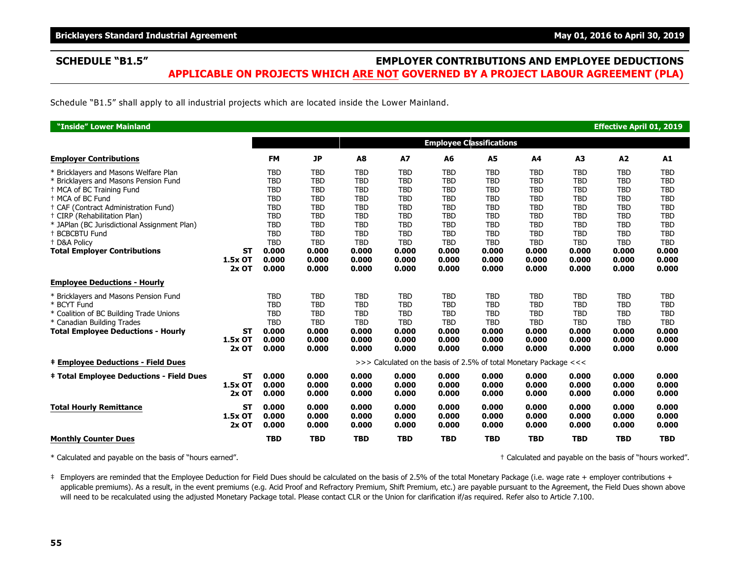## SCHEDULE "B1.5" — EMPLOYER CONTRIBUTIONS AND EMPLOYEE DEDUCTIONS

### APPLICABLE ON PROJECTS WHICH ARE NOT GOVERNED BY A PROJECT LABOUR AGREEMENT (PLA)

Schedule "B1.5" shall apply to all industrial projects which are located inside the Lower Mainland.

**"Inside" Lower Mainland** — **Effective April 01, 2019**

| | | | | Employee Classifications | | | | | | | |
|---|---|---|---|---|---|---|---|---|---|---|---|
| **Employer Contributions** | | **FM** | **JP** | **A8** | **A7** | **A6** | **A5** | **A4** | **A3** | **A2** | **A1** |
| * Bricklayers and Masons Welfare Plan | | TBD | TBD | TBD | TBD | TBD | TBD | TBD | TBD | TBD | TBD |
| * Bricklayers and Masons Pension Fund | | TBD | TBD | TBD | TBD | TBD | TBD | TBD | TBD | TBD | TBD |
| † MCA of BC Training Fund | | TBD | TBD | TBD | TBD | TBD | TBD | TBD | TBD | TBD | TBD |
| † MCA of BC Fund | | TBD | TBD | TBD | TBD | TBD | TBD | TBD | TBD | TBD | TBD |
| † CAF (Contract Administration Fund) | | TBD | TBD | TBD | TBD | TBD | TBD | TBD | TBD | TBD | TBD |
| † CIRP (Rehabilitation Plan) | | TBD | TBD | TBD | TBD | TBD | TBD | TBD | TBD | TBD | TBD |
| * JAPlan (BC Jurisdictional Assignment Plan) | | TBD | TBD | TBD | TBD | TBD | TBD | TBD | TBD | TBD | TBD |
| † BCBCBTU Fund | | TBD | TBD | TBD | TBD | TBD | TBD | TBD | TBD | TBD | TBD |
| † D&A Policy | | TBD | TBD | TBD | TBD | TBD | TBD | TBD | TBD | TBD | TBD |
| **Total Employer Contributions** | **ST** | **0.000** | **0.000** | **0.000** | **0.000** | **0.000** | **0.000** | **0.000** | **0.000** | **0.000** | **0.000** |
| | **1.5x OT** | **0.000** | **0.000** | **0.000** | **0.000** | **0.000** | **0.000** | **0.000** | **0.000** | **0.000** | **0.000** |
| | **2x OT** | **0.000** | **0.000** | **0.000** | **0.000** | **0.000** | **0.000** | **0.000** | **0.000** | **0.000** | **0.000** |
| **Employee Deductions - Hourly** | | | | | | | | | | | |
| * Bricklayers and Masons Pension Fund | | TBD | TBD | TBD | TBD | TBD | TBD | TBD | TBD | TBD | TBD |
| * BCYT Fund | | TBD | TBD | TBD | TBD | TBD | TBD | TBD | TBD | TBD | TBD |
| * Coalition of BC Building Trade Unions | | TBD | TBD | TBD | TBD | TBD | TBD | TBD | TBD | TBD | TBD |
| * Canadian Building Trades | | TBD | TBD | TBD | TBD | TBD | TBD | TBD | TBD | TBD | TBD |
| **Total Employee Deductions - Hourly** | **ST** | **0.000** | **0.000** | **0.000** | **0.000** | **0.000** | **0.000** | **0.000** | **0.000** | **0.000** | **0.000** |
| | **1.5x OT** | **0.000** | **0.000** | **0.000** | **0.000** | **0.000** | **0.000** | **0.000** | **0.000** | **0.000** | **0.000** |
| | **2x OT** | **0.000** | **0.000** | **0.000** | **0.000** | **0.000** | **0.000** | **0.000** | **0.000** | **0.000** | **0.000** |
| **‡ Employee Deductions - Field Dues** | | >>> Calculated on the basis of 2.5% of total Monetary Package <<< | | | | | | | | | |
| **‡ Total Employee Deductions - Field Dues** | **ST** | **0.000** | **0.000** | **0.000** | **0.000** | **0.000** | **0.000** | **0.000** | **0.000** | **0.000** | **0.000** |
| | **1.5x OT** | **0.000** | **0.000** | **0.000** | **0.000** | **0.000** | **0.000** | **0.000** | **0.000** | **0.000** | **0.000** |
| | **2x OT** | **0.000** | **0.000** | **0.000** | **0.000** | **0.000** | **0.000** | **0.000** | **0.000** | **0.000** | **0.000** |
| **Total Hourly Remittance** | **ST** | **0.000** | **0.000** | **0.000** | **0.000** | **0.000** | **0.000** | **0.000** | **0.000** | **0.000** | **0.000** |
| | **1.5x OT** | **0.000** | **0.000** | **0.000** | **0.000** | **0.000** | **0.000** | **0.000** | **0.000** | **0.000** | **0.000** |
| | **2x OT** | **0.000** | **0.000** | **0.000** | **0.000** | **0.000** | **0.000** | **0.000** | **0.000** | **0.000** | **0.000** |
| **Monthly Counter Dues** | | **TBD** | **TBD** | **TBD** | **TBD** | **TBD** | **TBD** | **TBD** | **TBD** | **TBD** | **TBD** |

* Calculated and payable on the basis of "hours earned".

† Calculated and payable on the basis of "hours worked".

‡ Employers are reminded that the Employee Deduction for Field Dues should be calculated on the basis of 2.5% of the total Monetary Package (i.e. wage rate + employer contributions + applicable premiums). As a result, in the event premiums (e.g. Acid Proof and Refractory Premium, Shift Premium, etc.) are payable pursuant to the Agreement, the Field Dues shown above will need to be recalculated using the adjusted Monetary Package total. Please contact CLR or the Union for clarification if/as required. Refer also to Article 7.100.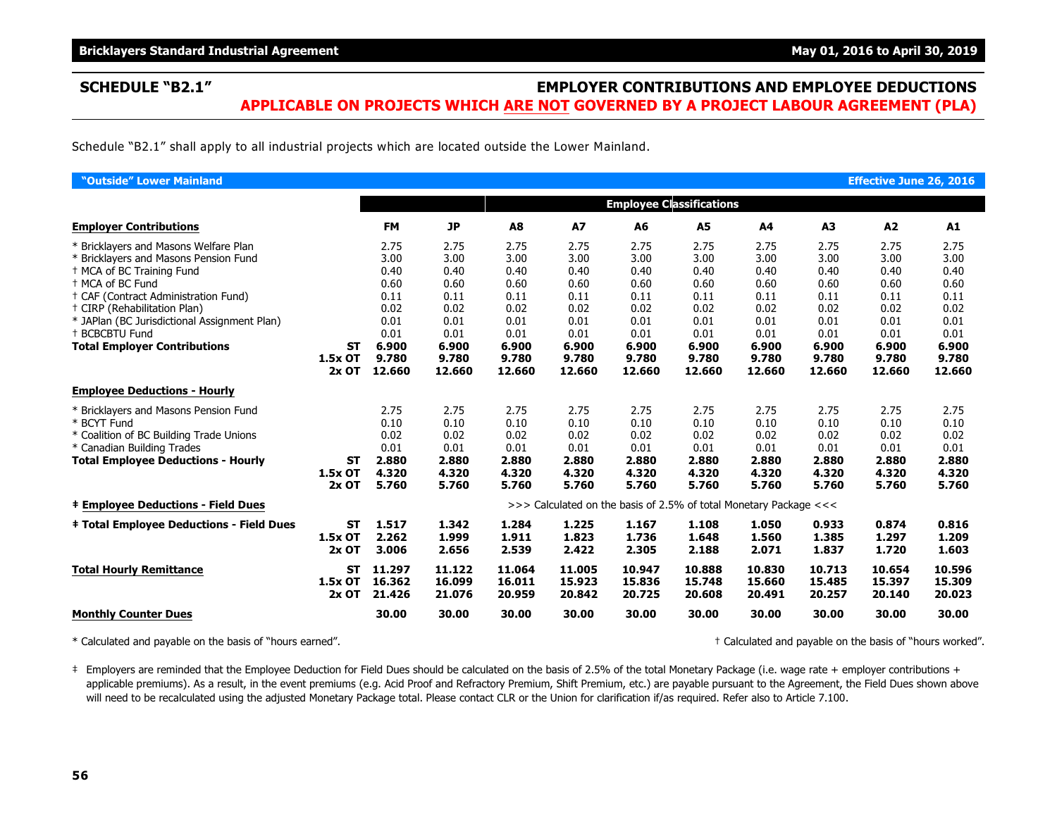## SCHEDULE "B2.1"

## EMPLOYER CONTRIBUTIONS AND EMPLOYEE DEDUCTIONS

### APPLICABLE ON PROJECTS WHICH ARE NOT GOVERNED BY A PROJECT LABOUR AGREEMENT (PLA)

Schedule "B2.1" shall apply to all industrial projects which are located outside the Lower Mainland.

**"Outside" Lower Mainland** — **Effective June 26, 2016**

| | | | | Employee Classifications | | | | | | | |
|---|---|---|---|---|---|---|---|---|---|---|---|
| **Employer Contributions** | | **FM** | **JP** | **A8** | **A7** | **A6** | **A5** | **A4** | **A3** | **A2** | **A1** |
| * Bricklayers and Masons Welfare Plan | | 2.75 | 2.75 | 2.75 | 2.75 | 2.75 | 2.75 | 2.75 | 2.75 | 2.75 | 2.75 |
| * Bricklayers and Masons Pension Fund | | 3.00 | 3.00 | 3.00 | 3.00 | 3.00 | 3.00 | 3.00 | 3.00 | 3.00 | 3.00 |
| † MCA of BC Training Fund | | 0.40 | 0.40 | 0.40 | 0.40 | 0.40 | 0.40 | 0.40 | 0.40 | 0.40 | 0.40 |
| † MCA of BC Fund | | 0.60 | 0.60 | 0.60 | 0.60 | 0.60 | 0.60 | 0.60 | 0.60 | 0.60 | 0.60 |
| † CAF (Contract Administration Fund) | | 0.11 | 0.11 | 0.11 | 0.11 | 0.11 | 0.11 | 0.11 | 0.11 | 0.11 | 0.11 |
| † CIRP (Rehabilitation Plan) | | 0.02 | 0.02 | 0.02 | 0.02 | 0.02 | 0.02 | 0.02 | 0.02 | 0.02 | 0.02 |
| * JAPlan (BC Jurisdictional Assignment Plan) | | 0.01 | 0.01 | 0.01 | 0.01 | 0.01 | 0.01 | 0.01 | 0.01 | 0.01 | 0.01 |
| † BCBCBTU Fund | | 0.01 | 0.01 | 0.01 | 0.01 | 0.01 | 0.01 | 0.01 | 0.01 | 0.01 | 0.01 |
| **Total Employer Contributions** | **ST** | **6.900** | **6.900** | **6.900** | **6.900** | **6.900** | **6.900** | **6.900** | **6.900** | **6.900** | **6.900** |
| | **1.5x OT** | **9.780** | **9.780** | **9.780** | **9.780** | **9.780** | **9.780** | **9.780** | **9.780** | **9.780** | **9.780** |
| | **2x OT** | **12.660** | **12.660** | **12.660** | **12.660** | **12.660** | **12.660** | **12.660** | **12.660** | **12.660** | **12.660** |
| **Employee Deductions - Hourly** | | | | | | | | | | | |
| * Bricklayers and Masons Pension Fund | | 2.75 | 2.75 | 2.75 | 2.75 | 2.75 | 2.75 | 2.75 | 2.75 | 2.75 | 2.75 |
| * BCYT Fund | | 0.10 | 0.10 | 0.10 | 0.10 | 0.10 | 0.10 | 0.10 | 0.10 | 0.10 | 0.10 |
| * Coalition of BC Building Trade Unions | | 0.02 | 0.02 | 0.02 | 0.02 | 0.02 | 0.02 | 0.02 | 0.02 | 0.02 | 0.02 |
| * Canadian Building Trades | | 0.01 | 0.01 | 0.01 | 0.01 | 0.01 | 0.01 | 0.01 | 0.01 | 0.01 | 0.01 |
| **Total Employee Deductions - Hourly** | **ST** | **2.880** | **2.880** | **2.880** | **2.880** | **2.880** | **2.880** | **2.880** | **2.880** | **2.880** | **2.880** |
| | **1.5x OT** | **4.320** | **4.320** | **4.320** | **4.320** | **4.320** | **4.320** | **4.320** | **4.320** | **4.320** | **4.320** |
| | **2x OT** | **5.760** | **5.760** | **5.760** | **5.760** | **5.760** | **5.760** | **5.760** | **5.760** | **5.760** | **5.760** |
| **‡ Employee Deductions - Field Dues** | | >>> Calculated on the basis of 2.5% of total Monetary Package <<< | | | | | | | | | |
| **‡ Total Employee Deductions - Field Dues** | **ST** | **1.517** | **1.342** | **1.284** | **1.225** | **1.167** | **1.108** | **1.050** | **0.933** | **0.874** | **0.816** |
| | **1.5x OT** | **2.262** | **1.999** | **1.911** | **1.823** | **1.736** | **1.648** | **1.560** | **1.385** | **1.297** | **1.209** |
| | **2x OT** | **3.006** | **2.656** | **2.539** | **2.422** | **2.305** | **2.188** | **2.071** | **1.837** | **1.720** | **1.603** |
| **Total Hourly Remittance** | **ST** | **11.297** | **11.122** | **11.064** | **11.005** | **10.947** | **10.888** | **10.830** | **10.713** | **10.654** | **10.596** |
| | **1.5x OT** | **16.362** | **16.099** | **16.011** | **15.923** | **15.836** | **15.748** | **15.660** | **15.485** | **15.397** | **15.309** |
| | **2x OT** | **21.426** | **21.076** | **20.959** | **20.842** | **20.725** | **20.608** | **20.491** | **20.257** | **20.140** | **20.023** |
| **Monthly Counter Dues** | | **30.00** | **30.00** | **30.00** | **30.00** | **30.00** | **30.00** | **30.00** | **30.00** | **30.00** | **30.00** |

* Calculated and payable on the basis of "hours earned".

† Calculated and payable on the basis of "hours worked".

‡ Employers are reminded that the Employee Deduction for Field Dues should be calculated on the basis of 2.5% of the total Monetary Package (i.e. wage rate + employer contributions + applicable premiums). As a result, in the event premiums (e.g. Acid Proof and Refractory Premium, Shift Premium, etc.) are payable pursuant to the Agreement, the Field Dues shown above will need to be recalculated using the adjusted Monetary Package total. Please contact CLR or the Union for clarification if/as required. Refer also to Article 7.100.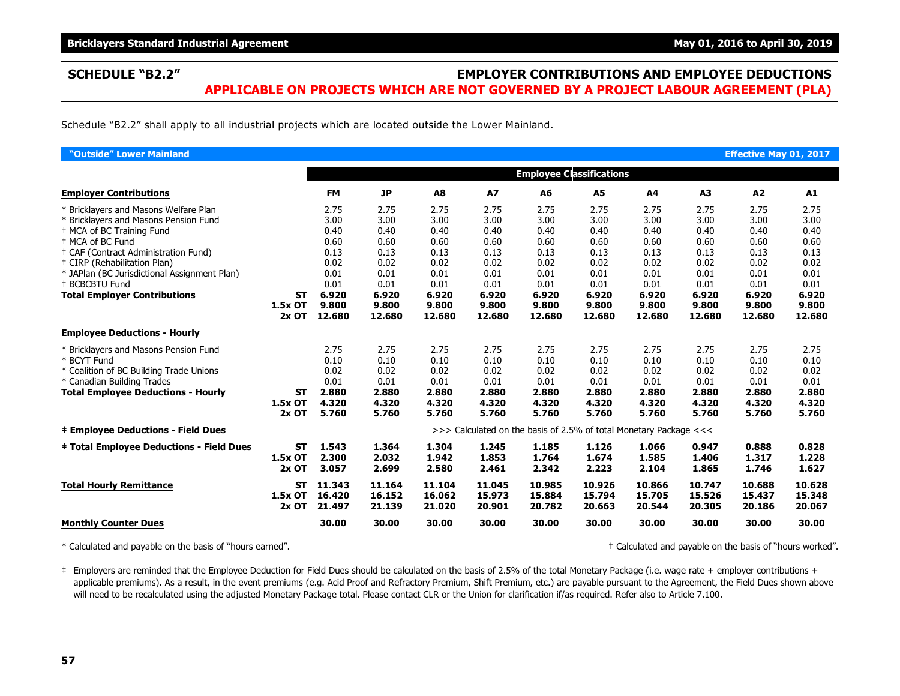## SCHEDULE "B2.2"

## EMPLOYER CONTRIBUTIONS AND EMPLOYEE DEDUCTIONS

### APPLICABLE ON PROJECTS WHICH ARE NOT GOVERNED BY A PROJECT LABOUR AGREEMENT (PLA)

Schedule "B2.2" shall apply to all industrial projects which are located outside the Lower Mainland.

**"Outside" Lower Mainland** — **Effective May 01, 2017**

| | | | | Employee Classifications | | | | | | | |
|---|---|---|---|---|---|---|---|---|---|---|---|
| **Employer Contributions** | | **FM** | **JP** | **A8** | **A7** | **A6** | **A5** | **A4** | **A3** | **A2** | **A1** |
| * Bricklayers and Masons Welfare Plan | | 2.75 | 2.75 | 2.75 | 2.75 | 2.75 | 2.75 | 2.75 | 2.75 | 2.75 | 2.75 |
| * Bricklayers and Masons Pension Fund | | 3.00 | 3.00 | 3.00 | 3.00 | 3.00 | 3.00 | 3.00 | 3.00 | 3.00 | 3.00 |
| † MCA of BC Training Fund | | 0.40 | 0.40 | 0.40 | 0.40 | 0.40 | 0.40 | 0.40 | 0.40 | 0.40 | 0.40 |
| † MCA of BC Fund | | 0.60 | 0.60 | 0.60 | 0.60 | 0.60 | 0.60 | 0.60 | 0.60 | 0.60 | 0.60 |
| † CAF (Contract Administration Fund) | | 0.13 | 0.13 | 0.13 | 0.13 | 0.13 | 0.13 | 0.13 | 0.13 | 0.13 | 0.13 |
| † CIRP (Rehabilitation Plan) | | 0.02 | 0.02 | 0.02 | 0.02 | 0.02 | 0.02 | 0.02 | 0.02 | 0.02 | 0.02 |
| * JAPlan (BC Jurisdictional Assignment Plan) | | 0.01 | 0.01 | 0.01 | 0.01 | 0.01 | 0.01 | 0.01 | 0.01 | 0.01 | 0.01 |
| † BCBCBTU Fund | | 0.01 | 0.01 | 0.01 | 0.01 | 0.01 | 0.01 | 0.01 | 0.01 | 0.01 | 0.01 |
| **Total Employer Contributions** | **ST** | **6.920** | **6.920** | **6.920** | **6.920** | **6.920** | **6.920** | **6.920** | **6.920** | **6.920** | **6.920** |
| | **1.5x OT** | **9.800** | **9.800** | **9.800** | **9.800** | **9.800** | **9.800** | **9.800** | **9.800** | **9.800** | **9.800** |
| | **2x OT** | **12.680** | **12.680** | **12.680** | **12.680** | **12.680** | **12.680** | **12.680** | **12.680** | **12.680** | **12.680** |
| **Employee Deductions - Hourly** | | | | | | | | | | | |
| * Bricklayers and Masons Pension Fund | | 2.75 | 2.75 | 2.75 | 2.75 | 2.75 | 2.75 | 2.75 | 2.75 | 2.75 | 2.75 |
| * BCYT Fund | | 0.10 | 0.10 | 0.10 | 0.10 | 0.10 | 0.10 | 0.10 | 0.10 | 0.10 | 0.10 |
| * Coalition of BC Building Trade Unions | | 0.02 | 0.02 | 0.02 | 0.02 | 0.02 | 0.02 | 0.02 | 0.02 | 0.02 | 0.02 |
| * Canadian Building Trades | | 0.01 | 0.01 | 0.01 | 0.01 | 0.01 | 0.01 | 0.01 | 0.01 | 0.01 | 0.01 |
| **Total Employee Deductions - Hourly** | **ST** | **2.880** | **2.880** | **2.880** | **2.880** | **2.880** | **2.880** | **2.880** | **2.880** | **2.880** | **2.880** |
| | **1.5x OT** | **4.320** | **4.320** | **4.320** | **4.320** | **4.320** | **4.320** | **4.320** | **4.320** | **4.320** | **4.320** |
| | **2x OT** | **5.760** | **5.760** | **5.760** | **5.760** | **5.760** | **5.760** | **5.760** | **5.760** | **5.760** | **5.760** |
| **‡ Employee Deductions - Field Dues** | | >>> Calculated on the basis of 2.5% of total Monetary Package <<< | | | | | | | | | |
| **‡ Total Employee Deductions - Field Dues** | **ST** | **1.543** | **1.364** | **1.304** | **1.245** | **1.185** | **1.126** | **1.066** | **0.947** | **0.888** | **0.828** |
| | **1.5x OT** | **2.300** | **2.032** | **1.942** | **1.853** | **1.764** | **1.674** | **1.585** | **1.406** | **1.317** | **1.228** |
| | **2x OT** | **3.057** | **2.699** | **2.580** | **2.461** | **2.342** | **2.223** | **2.104** | **1.865** | **1.746** | **1.627** |
| **Total Hourly Remittance** | **ST** | **11.343** | **11.164** | **11.104** | **11.045** | **10.985** | **10.926** | **10.866** | **10.747** | **10.688** | **10.628** |
| | **1.5x OT** | **16.420** | **16.152** | **16.062** | **15.973** | **15.884** | **15.794** | **15.705** | **15.526** | **15.437** | **15.348** |
| | **2x OT** | **21.497** | **21.139** | **21.020** | **20.901** | **20.782** | **20.663** | **20.544** | **20.305** | **20.186** | **20.067** |
| **Monthly Counter Dues** | | **30.00** | **30.00** | **30.00** | **30.00** | **30.00** | **30.00** | **30.00** | **30.00** | **30.00** | **30.00** |

* Calculated and payable on the basis of "hours earned".

† Calculated and payable on the basis of "hours worked".

‡ Employers are reminded that the Employee Deduction for Field Dues should be calculated on the basis of 2.5% of the total Monetary Package (i.e. wage rate + employer contributions + applicable premiums). As a result, in the event premiums (e.g. Acid Proof and Refractory Premium, Shift Premium, etc.) are payable pursuant to the Agreement, the Field Dues shown above will need to be recalculated using the adjusted Monetary Package total. Please contact CLR or the Union for clarification if/as required. Refer also to Article 7.100.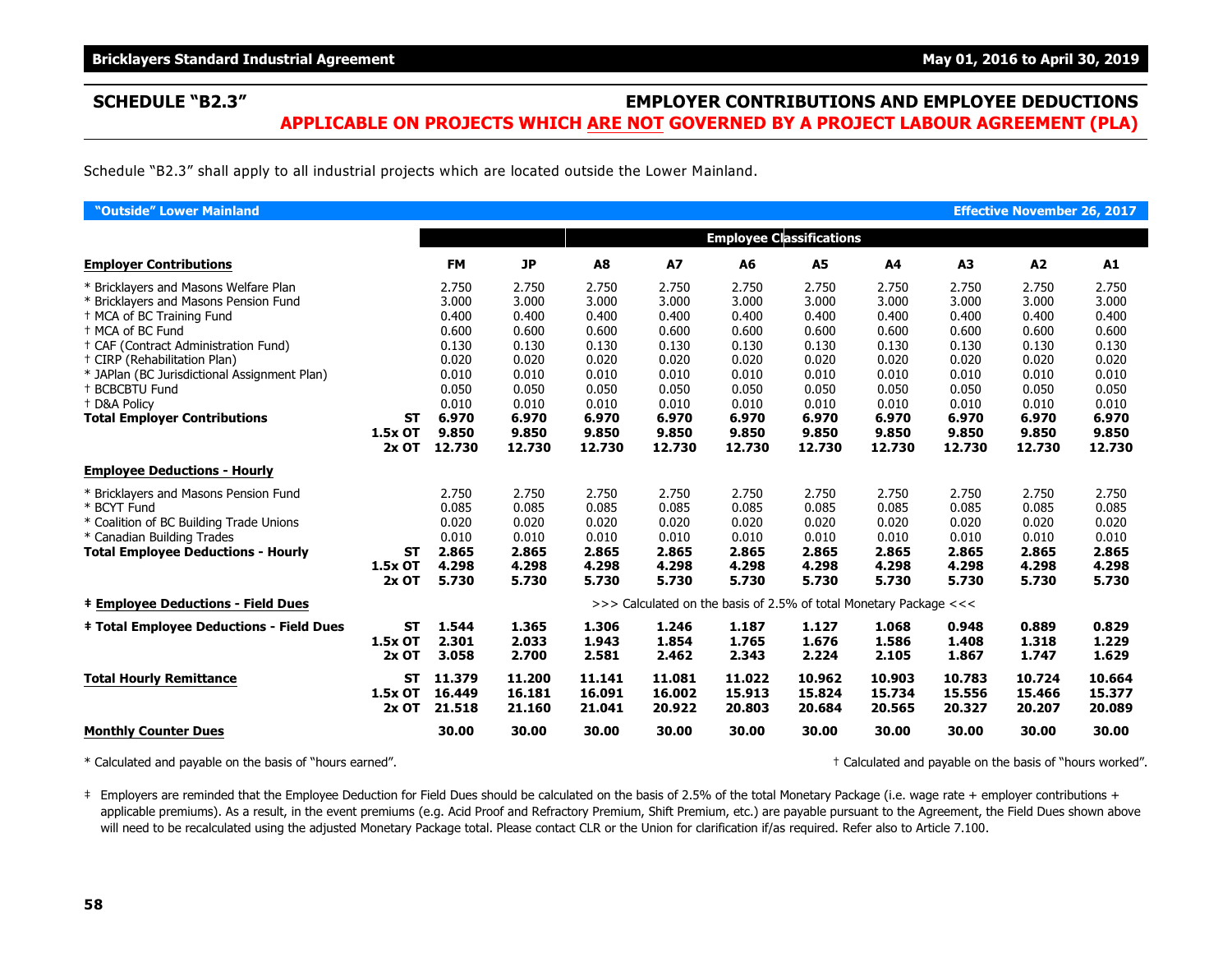## SCHEDULE "B2.3"

## EMPLOYER CONTRIBUTIONS AND EMPLOYEE DEDUCTIONS
**APPLICABLE ON PROJECTS WHICH ARE NOT GOVERNED BY A PROJECT LABOUR AGREEMENT (PLA)**

Schedule "B2.3" shall apply to all industrial projects which are located outside the Lower Mainland.

**"Outside" Lower Mainland** — **Effective November 26, 2017**

| | | | | Employee Classifications | | | | | | | |
|---|---|---|---|---|---|---|---|---|---|---|---|
| **Employer Contributions** | | **FM** | **JP** | **A8** | **A7** | **A6** | **A5** | **A4** | **A3** | **A2** | **A1** |
| * Bricklayers and Masons Welfare Plan | | 2.750 | 2.750 | 2.750 | 2.750 | 2.750 | 2.750 | 2.750 | 2.750 | 2.750 | 2.750 |
| * Bricklayers and Masons Pension Fund | | 3.000 | 3.000 | 3.000 | 3.000 | 3.000 | 3.000 | 3.000 | 3.000 | 3.000 | 3.000 |
| † MCA of BC Training Fund | | 0.400 | 0.400 | 0.400 | 0.400 | 0.400 | 0.400 | 0.400 | 0.400 | 0.400 | 0.400 |
| † MCA of BC Fund | | 0.600 | 0.600 | 0.600 | 0.600 | 0.600 | 0.600 | 0.600 | 0.600 | 0.600 | 0.600 |
| † CAF (Contract Administration Fund) | | 0.130 | 0.130 | 0.130 | 0.130 | 0.130 | 0.130 | 0.130 | 0.130 | 0.130 | 0.130 |
| † CIRP (Rehabilitation Plan) | | 0.020 | 0.020 | 0.020 | 0.020 | 0.020 | 0.020 | 0.020 | 0.020 | 0.020 | 0.020 |
| * JAPlan (BC Jurisdictional Assignment Plan) | | 0.010 | 0.010 | 0.010 | 0.010 | 0.010 | 0.010 | 0.010 | 0.010 | 0.010 | 0.010 |
| † BCBCBTU Fund | | 0.050 | 0.050 | 0.050 | 0.050 | 0.050 | 0.050 | 0.050 | 0.050 | 0.050 | 0.050 |
| † D&A Policy | | 0.010 | 0.010 | 0.010 | 0.010 | 0.010 | 0.010 | 0.010 | 0.010 | 0.010 | 0.010 |
| **Total Employer Contributions** | **ST** | **6.970** | **6.970** | **6.970** | **6.970** | **6.970** | **6.970** | **6.970** | **6.970** | **6.970** | **6.970** |
| | **1.5x OT** | **9.850** | **9.850** | **9.850** | **9.850** | **9.850** | **9.850** | **9.850** | **9.850** | **9.850** | **9.850** |
| | **2x OT** | **12.730** | **12.730** | **12.730** | **12.730** | **12.730** | **12.730** | **12.730** | **12.730** | **12.730** | **12.730** |
| **Employee Deductions - Hourly** | | | | | | | | | | | |
| * Bricklayers and Masons Pension Fund | | 2.750 | 2.750 | 2.750 | 2.750 | 2.750 | 2.750 | 2.750 | 2.750 | 2.750 | 2.750 |
| * BCYT Fund | | 0.085 | 0.085 | 0.085 | 0.085 | 0.085 | 0.085 | 0.085 | 0.085 | 0.085 | 0.085 |
| * Coalition of BC Building Trade Unions | | 0.020 | 0.020 | 0.020 | 0.020 | 0.020 | 0.020 | 0.020 | 0.020 | 0.020 | 0.020 |
| * Canadian Building Trades | | 0.010 | 0.010 | 0.010 | 0.010 | 0.010 | 0.010 | 0.010 | 0.010 | 0.010 | 0.010 |
| **Total Employee Deductions - Hourly** | **ST** | **2.865** | **2.865** | **2.865** | **2.865** | **2.865** | **2.865** | **2.865** | **2.865** | **2.865** | **2.865** |
| | **1.5x OT** | **4.298** | **4.298** | **4.298** | **4.298** | **4.298** | **4.298** | **4.298** | **4.298** | **4.298** | **4.298** |
| | **2x OT** | **5.730** | **5.730** | **5.730** | **5.730** | **5.730** | **5.730** | **5.730** | **5.730** | **5.730** | **5.730** |
| **‡ Employee Deductions - Field Dues** | | >>> Calculated on the basis of 2.5% of total Monetary Package <<< | | | | | | | | | |
| **‡ Total Employee Deductions - Field Dues** | **ST** | **1.544** | **1.365** | **1.306** | **1.246** | **1.187** | **1.127** | **1.068** | **0.948** | **0.889** | **0.829** |
| | **1.5x OT** | **2.301** | **2.033** | **1.943** | **1.854** | **1.765** | **1.676** | **1.586** | **1.408** | **1.318** | **1.229** |
| | **2x OT** | **3.058** | **2.700** | **2.581** | **2.462** | **2.343** | **2.224** | **2.105** | **1.867** | **1.747** | **1.629** |
| **Total Hourly Remittance** | **ST** | **11.379** | **11.200** | **11.141** | **11.081** | **11.022** | **10.962** | **10.903** | **10.783** | **10.724** | **10.664** |
| | **1.5x OT** | **16.449** | **16.181** | **16.091** | **16.002** | **15.913** | **15.824** | **15.734** | **15.556** | **15.466** | **15.377** |
| | **2x OT** | **21.518** | **21.160** | **21.041** | **20.922** | **20.803** | **20.684** | **20.565** | **20.327** | **20.207** | **20.089** |
| **Monthly Counter Dues** | | **30.00** | **30.00** | **30.00** | **30.00** | **30.00** | **30.00** | **30.00** | **30.00** | **30.00** | **30.00** |

* Calculated and payable on the basis of "hours earned".

† Calculated and payable on the basis of "hours worked".

‡ Employers are reminded that the Employee Deduction for Field Dues should be calculated on the basis of 2.5% of the total Monetary Package (i.e. wage rate + employer contributions + applicable premiums). As a result, in the event premiums (e.g. Acid Proof and Refractory Premium, Shift Premium, etc.) are payable pursuant to the Agreement, the Field Dues shown above will need to be recalculated using the adjusted Monetary Package total. Please contact CLR or the Union for clarification if/as required. Refer also to Article 7.100.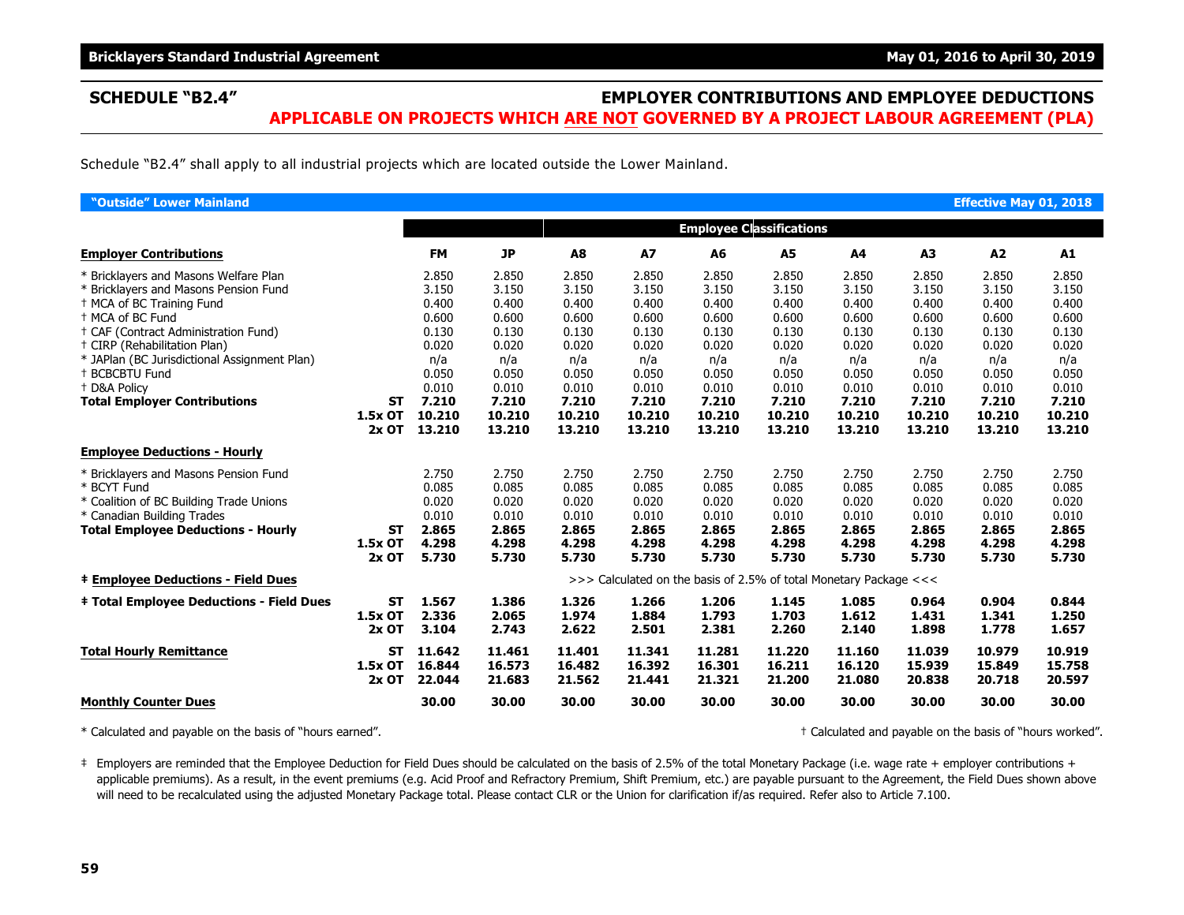## SCHEDULE "B2.4" EMPLOYER CONTRIBUTIONS AND EMPLOYEE DEDUCTIONS

### APPLICABLE ON PROJECTS WHICH ARE NOT GOVERNED BY A PROJECT LABOUR AGREEMENT (PLA)

Schedule "B2.4" shall apply to all industrial projects which are located outside the Lower Mainland.

**"Outside" Lower Mainland** — **Effective May 01, 2018**

| | | | | Employee Classifications | | | | | | | |
|---|---|---|---|---|---|---|---|---|---|---|---|
| **Employer Contributions** | | **FM** | **JP** | **A8** | **A7** | **A6** | **A5** | **A4** | **A3** | **A2** | **A1** |
| * Bricklayers and Masons Welfare Plan | | 2.850 | 2.850 | 2.850 | 2.850 | 2.850 | 2.850 | 2.850 | 2.850 | 2.850 | 2.850 |
| * Bricklayers and Masons Pension Fund | | 3.150 | 3.150 | 3.150 | 3.150 | 3.150 | 3.150 | 3.150 | 3.150 | 3.150 | 3.150 |
| † MCA of BC Training Fund | | 0.400 | 0.400 | 0.400 | 0.400 | 0.400 | 0.400 | 0.400 | 0.400 | 0.400 | 0.400 |
| † MCA of BC Fund | | 0.600 | 0.600 | 0.600 | 0.600 | 0.600 | 0.600 | 0.600 | 0.600 | 0.600 | 0.600 |
| † CAF (Contract Administration Fund) | | 0.130 | 0.130 | 0.130 | 0.130 | 0.130 | 0.130 | 0.130 | 0.130 | 0.130 | 0.130 |
| † CIRP (Rehabilitation Plan) | | 0.020 | 0.020 | 0.020 | 0.020 | 0.020 | 0.020 | 0.020 | 0.020 | 0.020 | 0.020 |
| * JAPlan (BC Jurisdictional Assignment Plan) | | n/a | n/a | n/a | n/a | n/a | n/a | n/a | n/a | n/a | n/a |
| † BCBCBTU Fund | | 0.050 | 0.050 | 0.050 | 0.050 | 0.050 | 0.050 | 0.050 | 0.050 | 0.050 | 0.050 |
| † D&A Policy | | 0.010 | 0.010 | 0.010 | 0.010 | 0.010 | 0.010 | 0.010 | 0.010 | 0.010 | 0.010 |
| **Total Employer Contributions** | **ST** | **7.210** | **7.210** | **7.210** | **7.210** | **7.210** | **7.210** | **7.210** | **7.210** | **7.210** | **7.210** |
| | **1.5x OT** | **10.210** | **10.210** | **10.210** | **10.210** | **10.210** | **10.210** | **10.210** | **10.210** | **10.210** | **10.210** |
| | **2x OT** | **13.210** | **13.210** | **13.210** | **13.210** | **13.210** | **13.210** | **13.210** | **13.210** | **13.210** | **13.210** |
| **Employee Deductions - Hourly** | | | | | | | | | | | |
| * Bricklayers and Masons Pension Fund | | 2.750 | 2.750 | 2.750 | 2.750 | 2.750 | 2.750 | 2.750 | 2.750 | 2.750 | 2.750 |
| * BCYT Fund | | 0.085 | 0.085 | 0.085 | 0.085 | 0.085 | 0.085 | 0.085 | 0.085 | 0.085 | 0.085 |
| * Coalition of BC Building Trade Unions | | 0.020 | 0.020 | 0.020 | 0.020 | 0.020 | 0.020 | 0.020 | 0.020 | 0.020 | 0.020 |
| * Canadian Building Trades | | 0.010 | 0.010 | 0.010 | 0.010 | 0.010 | 0.010 | 0.010 | 0.010 | 0.010 | 0.010 |
| **Total Employee Deductions - Hourly** | **ST** | **2.865** | **2.865** | **2.865** | **2.865** | **2.865** | **2.865** | **2.865** | **2.865** | **2.865** | **2.865** |
| | **1.5x OT** | **4.298** | **4.298** | **4.298** | **4.298** | **4.298** | **4.298** | **4.298** | **4.298** | **4.298** | **4.298** |
| | **2x OT** | **5.730** | **5.730** | **5.730** | **5.730** | **5.730** | **5.730** | **5.730** | **5.730** | **5.730** | **5.730** |
| **‡ Employee Deductions - Field Dues** | | >>> Calculated on the basis of 2.5% of total Monetary Package <<< | | | | | | | | | |
| **‡ Total Employee Deductions - Field Dues** | **ST** | **1.567** | **1.386** | **1.326** | **1.266** | **1.206** | **1.145** | **1.085** | **0.964** | **0.904** | **0.844** |
| | **1.5x OT** | **2.336** | **2.065** | **1.974** | **1.884** | **1.793** | **1.703** | **1.612** | **1.431** | **1.341** | **1.250** |
| | **2x OT** | **3.104** | **2.743** | **2.622** | **2.501** | **2.381** | **2.260** | **2.140** | **1.898** | **1.778** | **1.657** |
| **Total Hourly Remittance** | **ST** | **11.642** | **11.461** | **11.401** | **11.341** | **11.281** | **11.220** | **11.160** | **11.039** | **10.979** | **10.919** |
| | **1.5x OT** | **16.844** | **16.573** | **16.482** | **16.392** | **16.301** | **16.211** | **16.120** | **15.939** | **15.849** | **15.758** |
| | **2x OT** | **22.044** | **21.683** | **21.562** | **21.441** | **21.321** | **21.200** | **21.080** | **20.838** | **20.718** | **20.597** |
| **Monthly Counter Dues** | | **30.00** | **30.00** | **30.00** | **30.00** | **30.00** | **30.00** | **30.00** | **30.00** | **30.00** | **30.00** |

\* Calculated and payable on the basis of "hours earned".

† Calculated and payable on the basis of "hours worked".

‡ Employers are reminded that the Employee Deduction for Field Dues should be calculated on the basis of 2.5% of the total Monetary Package (i.e. wage rate + employer contributions + applicable premiums). As a result, in the event premiums (e.g. Acid Proof and Refractory Premium, Shift Premium, etc.) are payable pursuant to the Agreement, the Field Dues shown above will need to be recalculated using the adjusted Monetary Package total. Please contact CLR or the Union for clarification if/as required. Refer also to Article 7.100.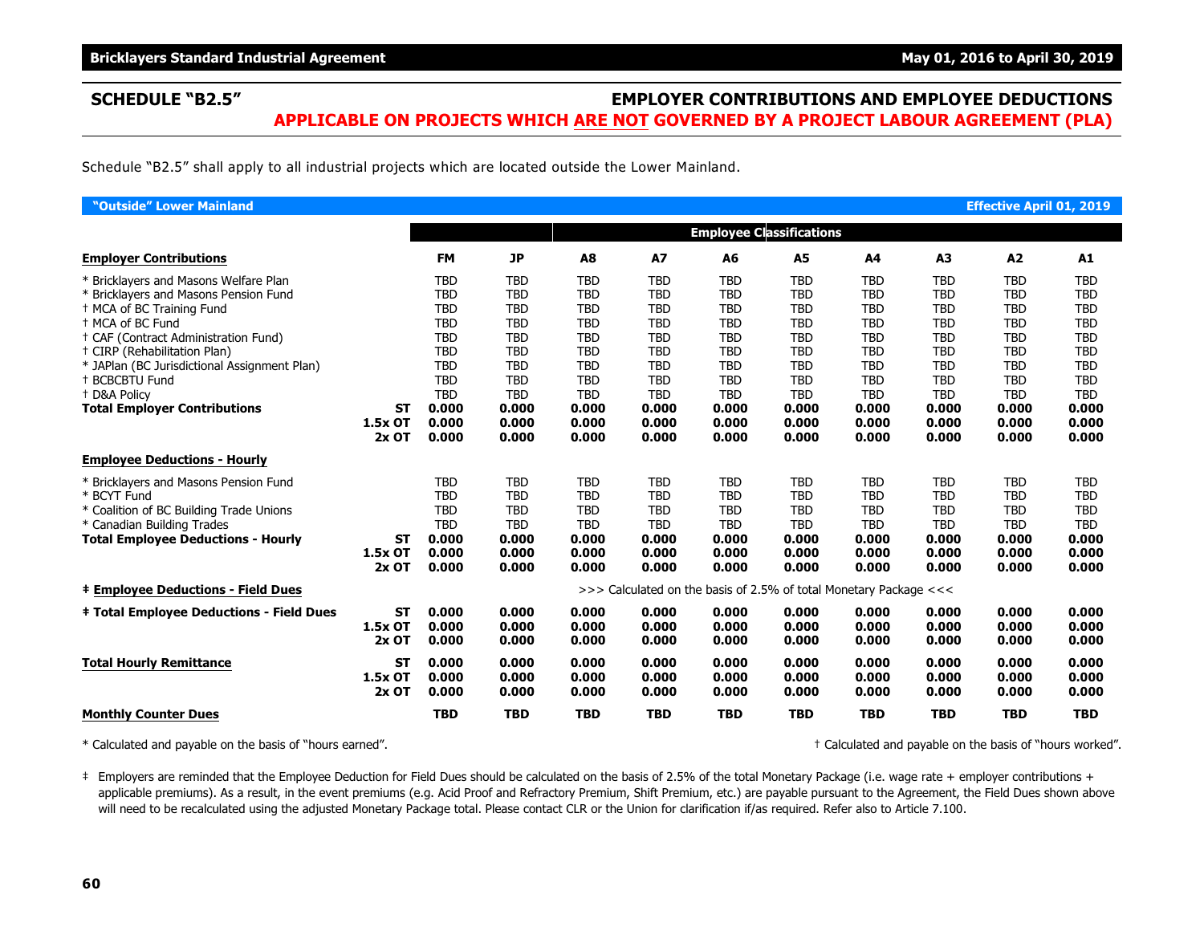## SCHEDULE "B2.5"

## EMPLOYER CONTRIBUTIONS AND EMPLOYEE DEDUCTIONS

### APPLICABLE ON PROJECTS WHICH ARE NOT GOVERNED BY A PROJECT LABOUR AGREEMENT (PLA)

Schedule "B2.5" shall apply to all industrial projects which are located outside the Lower Mainland.

**"Outside" Lower Mainland** — **Effective April 01, 2019**

| | | | | Employee Classifications | | | | | | | |
|---|---|---|---|---|---|---|---|---|---|---|---|
| **Employer Contributions** | | **FM** | **JP** | **A8** | **A7** | **A6** | **A5** | **A4** | **A3** | **A2** | **A1** |
| * Bricklayers and Masons Welfare Plan | | TBD | TBD | TBD | TBD | TBD | TBD | TBD | TBD | TBD | TBD |
| * Bricklayers and Masons Pension Fund | | TBD | TBD | TBD | TBD | TBD | TBD | TBD | TBD | TBD | TBD |
| † MCA of BC Training Fund | | TBD | TBD | TBD | TBD | TBD | TBD | TBD | TBD | TBD | TBD |
| † MCA of BC Fund | | TBD | TBD | TBD | TBD | TBD | TBD | TBD | TBD | TBD | TBD |
| † CAF (Contract Administration Fund) | | TBD | TBD | TBD | TBD | TBD | TBD | TBD | TBD | TBD | TBD |
| † CIRP (Rehabilitation Plan) | | TBD | TBD | TBD | TBD | TBD | TBD | TBD | TBD | TBD | TBD |
| * JAPlan (BC Jurisdictional Assignment Plan) | | TBD | TBD | TBD | TBD | TBD | TBD | TBD | TBD | TBD | TBD |
| † BCBCBTU Fund | | TBD | TBD | TBD | TBD | TBD | TBD | TBD | TBD | TBD | TBD |
| † D&A Policy | | TBD | TBD | TBD | TBD | TBD | TBD | TBD | TBD | TBD | TBD |
| **Total Employer Contributions** | **ST** | **0.000** | **0.000** | **0.000** | **0.000** | **0.000** | **0.000** | **0.000** | **0.000** | **0.000** | **0.000** |
| | **1.5x OT** | **0.000** | **0.000** | **0.000** | **0.000** | **0.000** | **0.000** | **0.000** | **0.000** | **0.000** | **0.000** |
| | **2x OT** | **0.000** | **0.000** | **0.000** | **0.000** | **0.000** | **0.000** | **0.000** | **0.000** | **0.000** | **0.000** |
| **Employee Deductions - Hourly** | | | | | | | | | | | |
| * Bricklayers and Masons Pension Fund | | TBD | TBD | TBD | TBD | TBD | TBD | TBD | TBD | TBD | TBD |
| * BCYT Fund | | TBD | TBD | TBD | TBD | TBD | TBD | TBD | TBD | TBD | TBD |
| * Coalition of BC Building Trade Unions | | TBD | TBD | TBD | TBD | TBD | TBD | TBD | TBD | TBD | TBD |
| * Canadian Building Trades | | TBD | TBD | TBD | TBD | TBD | TBD | TBD | TBD | TBD | TBD |
| **Total Employee Deductions - Hourly** | **ST** | **0.000** | **0.000** | **0.000** | **0.000** | **0.000** | **0.000** | **0.000** | **0.000** | **0.000** | **0.000** |
| | **1.5x OT** | **0.000** | **0.000** | **0.000** | **0.000** | **0.000** | **0.000** | **0.000** | **0.000** | **0.000** | **0.000** |
| | **2x OT** | **0.000** | **0.000** | **0.000** | **0.000** | **0.000** | **0.000** | **0.000** | **0.000** | **0.000** | **0.000** |
| **‡ Employee Deductions - Field Dues** | | >>> Calculated on the basis of 2.5% of total Monetary Package <<< | | | | | | | | | |
| **‡ Total Employee Deductions - Field Dues** | **ST** | **0.000** | **0.000** | **0.000** | **0.000** | **0.000** | **0.000** | **0.000** | **0.000** | **0.000** | **0.000** |
| | **1.5x OT** | **0.000** | **0.000** | **0.000** | **0.000** | **0.000** | **0.000** | **0.000** | **0.000** | **0.000** | **0.000** |
| | **2x OT** | **0.000** | **0.000** | **0.000** | **0.000** | **0.000** | **0.000** | **0.000** | **0.000** | **0.000** | **0.000** |
| **Total Hourly Remittance** | **ST** | **0.000** | **0.000** | **0.000** | **0.000** | **0.000** | **0.000** | **0.000** | **0.000** | **0.000** | **0.000** |
| | **1.5x OT** | **0.000** | **0.000** | **0.000** | **0.000** | **0.000** | **0.000** | **0.000** | **0.000** | **0.000** | **0.000** |
| | **2x OT** | **0.000** | **0.000** | **0.000** | **0.000** | **0.000** | **0.000** | **0.000** | **0.000** | **0.000** | **0.000** |
| **Monthly Counter Dues** | | **TBD** | **TBD** | **TBD** | **TBD** | **TBD** | **TBD** | **TBD** | **TBD** | **TBD** | **TBD** |

* Calculated and payable on the basis of "hours earned".

† Calculated and payable on the basis of "hours worked".

‡ Employers are reminded that the Employee Deduction for Field Dues should be calculated on the basis of 2.5% of the total Monetary Package (i.e. wage rate + employer contributions + applicable premiums). As a result, in the event premiums (e.g. Acid Proof and Refractory Premium, Shift Premium, etc.) are payable pursuant to the Agreement, the Field Dues shown above will need to be recalculated using the adjusted Monetary Package total. Please contact CLR or the Union for clarification if/as required. Refer also to Article 7.100.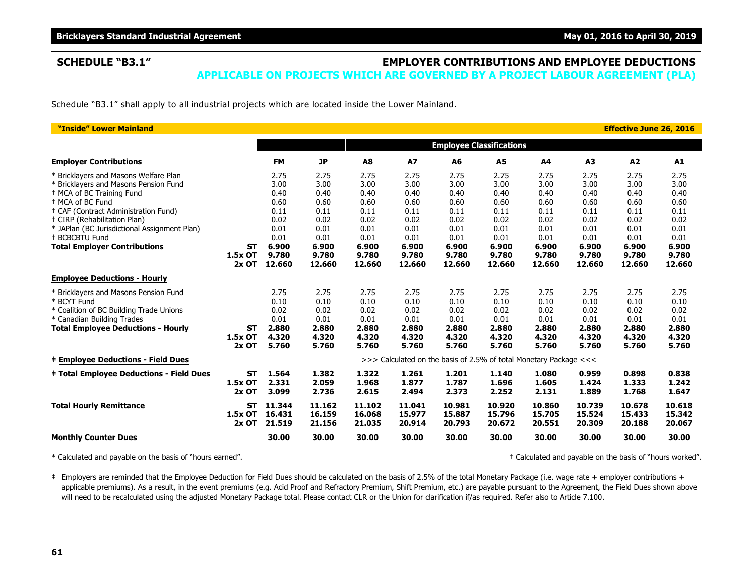## SCHEDULE "B3.1"

## EMPLOYER CONTRIBUTIONS AND EMPLOYEE DEDUCTIONS

### APPLICABLE ON PROJECTS WHICH ARE GOVERNED BY A PROJECT LABOUR AGREEMENT (PLA)

Schedule "B3.1" shall apply to all industrial projects which are located inside the Lower Mainland.

**"Inside" Lower Mainland** — **Effective June 26, 2016**

| | | | | Employee Classifications | | | | | | | |
|---|---|---|---|---|---|---|---|---|---|---|---|
| **Employer Contributions** | | **FM** | **JP** | **A8** | **A7** | **A6** | **A5** | **A4** | **A3** | **A2** | **A1** |
| * Bricklayers and Masons Welfare Plan | | 2.75 | 2.75 | 2.75 | 2.75 | 2.75 | 2.75 | 2.75 | 2.75 | 2.75 | 2.75 |
| * Bricklayers and Masons Pension Fund | | 3.00 | 3.00 | 3.00 | 3.00 | 3.00 | 3.00 | 3.00 | 3.00 | 3.00 | 3.00 |
| † MCA of BC Training Fund | | 0.40 | 0.40 | 0.40 | 0.40 | 0.40 | 0.40 | 0.40 | 0.40 | 0.40 | 0.40 |
| † MCA of BC Fund | | 0.60 | 0.60 | 0.60 | 0.60 | 0.60 | 0.60 | 0.60 | 0.60 | 0.60 | 0.60 |
| † CAF (Contract Administration Fund) | | 0.11 | 0.11 | 0.11 | 0.11 | 0.11 | 0.11 | 0.11 | 0.11 | 0.11 | 0.11 |
| † CIRP (Rehabilitation Plan) | | 0.02 | 0.02 | 0.02 | 0.02 | 0.02 | 0.02 | 0.02 | 0.02 | 0.02 | 0.02 |
| * JAPlan (BC Jurisdictional Assignment Plan) | | 0.01 | 0.01 | 0.01 | 0.01 | 0.01 | 0.01 | 0.01 | 0.01 | 0.01 | 0.01 |
| † BCBCBTU Fund | | 0.01 | 0.01 | 0.01 | 0.01 | 0.01 | 0.01 | 0.01 | 0.01 | 0.01 | 0.01 |
| **Total Employer Contributions** | **ST** | **6.900** | **6.900** | **6.900** | **6.900** | **6.900** | **6.900** | **6.900** | **6.900** | **6.900** | **6.900** |
| | **1.5x OT** | **9.780** | **9.780** | **9.780** | **9.780** | **9.780** | **9.780** | **9.780** | **9.780** | **9.780** | **9.780** |
| | **2x OT** | **12.660** | **12.660** | **12.660** | **12.660** | **12.660** | **12.660** | **12.660** | **12.660** | **12.660** | **12.660** |
| **Employee Deductions - Hourly** | | | | | | | | | | | |
| * Bricklayers and Masons Pension Fund | | 2.75 | 2.75 | 2.75 | 2.75 | 2.75 | 2.75 | 2.75 | 2.75 | 2.75 | 2.75 |
| * BCYT Fund | | 0.10 | 0.10 | 0.10 | 0.10 | 0.10 | 0.10 | 0.10 | 0.10 | 0.10 | 0.10 |
| * Coalition of BC Building Trade Unions | | 0.02 | 0.02 | 0.02 | 0.02 | 0.02 | 0.02 | 0.02 | 0.02 | 0.02 | 0.02 |
| * Canadian Building Trades | | 0.01 | 0.01 | 0.01 | 0.01 | 0.01 | 0.01 | 0.01 | 0.01 | 0.01 | 0.01 |
| **Total Employee Deductions - Hourly** | **ST** | **2.880** | **2.880** | **2.880** | **2.880** | **2.880** | **2.880** | **2.880** | **2.880** | **2.880** | **2.880** |
| | **1.5x OT** | **4.320** | **4.320** | **4.320** | **4.320** | **4.320** | **4.320** | **4.320** | **4.320** | **4.320** | **4.320** |
| | **2x OT** | **5.760** | **5.760** | **5.760** | **5.760** | **5.760** | **5.760** | **5.760** | **5.760** | **5.760** | **5.760** |
| **‡ Employee Deductions - Field Dues** | | >>> Calculated on the basis of 2.5% of total Monetary Package <<< | | | | | | | | | |
| **‡ Total Employee Deductions - Field Dues** | **ST** | **1.564** | **1.382** | **1.322** | **1.261** | **1.201** | **1.140** | **1.080** | **0.959** | **0.898** | **0.838** |
| | **1.5x OT** | **2.331** | **2.059** | **1.968** | **1.877** | **1.787** | **1.696** | **1.605** | **1.424** | **1.333** | **1.242** |
| | **2x OT** | **3.099** | **2.736** | **2.615** | **2.494** | **2.373** | **2.252** | **2.131** | **1.889** | **1.768** | **1.647** |
| **Total Hourly Remittance** | **ST** | **11.344** | **11.162** | **11.102** | **11.041** | **10.981** | **10.920** | **10.860** | **10.739** | **10.678** | **10.618** |
| | **1.5x OT** | **16.431** | **16.159** | **16.068** | **15.977** | **15.887** | **15.796** | **15.705** | **15.524** | **15.433** | **15.342** |
| | **2x OT** | **21.519** | **21.156** | **21.035** | **20.914** | **20.793** | **20.672** | **20.551** | **20.309** | **20.188** | **20.067** |
| **Monthly Counter Dues** | | **30.00** | **30.00** | **30.00** | **30.00** | **30.00** | **30.00** | **30.00** | **30.00** | **30.00** | **30.00** |

* Calculated and payable on the basis of "hours earned".

† Calculated and payable on the basis of "hours worked".

‡ Employers are reminded that the Employee Deduction for Field Dues should be calculated on the basis of 2.5% of the total Monetary Package (i.e. wage rate + employer contributions + applicable premiums). As a result, in the event premiums (e.g. Acid Proof and Refractory Premium, Shift Premium, etc.) are payable pursuant to the Agreement, the Field Dues shown above will need to be recalculated using the adjusted Monetary Package total. Please contact CLR or the Union for clarification if/as required. Refer also to Article 7.100.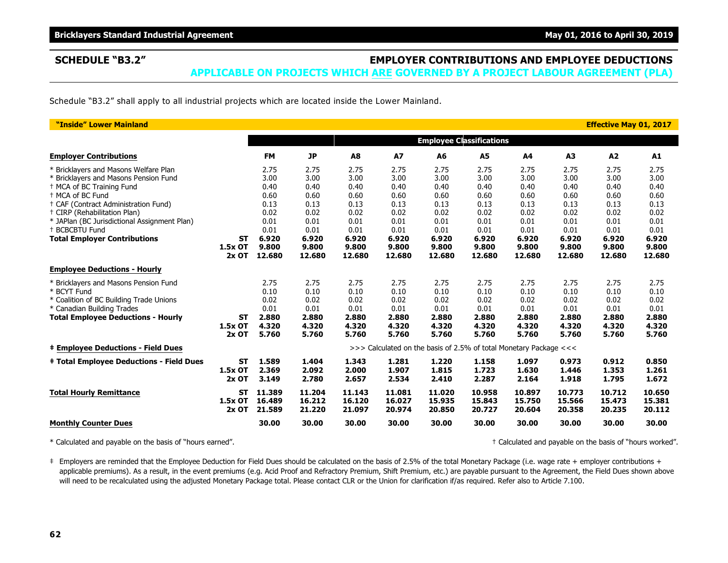## SCHEDULE "B3.2"

## EMPLOYER CONTRIBUTIONS AND EMPLOYEE DEDUCTIONS
### APPLICABLE ON PROJECTS WHICH ARE GOVERNED BY A PROJECT LABOUR AGREEMENT (PLA)

Schedule "B3.2" shall apply to all industrial projects which are located inside the Lower Mainland.

**"Inside" Lower Mainland** — **Effective May 01, 2017**

| | | | | Employee Classifications | | | | | | | |
|---|---|---|---|---|---|---|---|---|---|---|---|
| **Employer Contributions** | | **FM** | **JP** | **A8** | **A7** | **A6** | **A5** | **A4** | **A3** | **A2** | **A1** |
| * Bricklayers and Masons Welfare Plan | | 2.75 | 2.75 | 2.75 | 2.75 | 2.75 | 2.75 | 2.75 | 2.75 | 2.75 | 2.75 |
| * Bricklayers and Masons Pension Fund | | 3.00 | 3.00 | 3.00 | 3.00 | 3.00 | 3.00 | 3.00 | 3.00 | 3.00 | 3.00 |
| † MCA of BC Training Fund | | 0.40 | 0.40 | 0.40 | 0.40 | 0.40 | 0.40 | 0.40 | 0.40 | 0.40 | 0.40 |
| † MCA of BC Fund | | 0.60 | 0.60 | 0.60 | 0.60 | 0.60 | 0.60 | 0.60 | 0.60 | 0.60 | 0.60 |
| † CAF (Contract Administration Fund) | | 0.13 | 0.13 | 0.13 | 0.13 | 0.13 | 0.13 | 0.13 | 0.13 | 0.13 | 0.13 |
| † CIRP (Rehabilitation Plan) | | 0.02 | 0.02 | 0.02 | 0.02 | 0.02 | 0.02 | 0.02 | 0.02 | 0.02 | 0.02 |
| * JAPlan (BC Jurisdictional Assignment Plan) | | 0.01 | 0.01 | 0.01 | 0.01 | 0.01 | 0.01 | 0.01 | 0.01 | 0.01 | 0.01 |
| † BCBCBTU Fund | | 0.01 | 0.01 | 0.01 | 0.01 | 0.01 | 0.01 | 0.01 | 0.01 | 0.01 | 0.01 |
| **Total Employer Contributions** | **ST** | **6.920** | **6.920** | **6.920** | **6.920** | **6.920** | **6.920** | **6.920** | **6.920** | **6.920** | **6.920** |
| | **1.5x OT** | **9.800** | **9.800** | **9.800** | **9.800** | **9.800** | **9.800** | **9.800** | **9.800** | **9.800** | **9.800** |
| | **2x OT** | **12.680** | **12.680** | **12.680** | **12.680** | **12.680** | **12.680** | **12.680** | **12.680** | **12.680** | **12.680** |
| **Employee Deductions - Hourly** | | | | | | | | | | | |
| * Bricklayers and Masons Pension Fund | | 2.75 | 2.75 | 2.75 | 2.75 | 2.75 | 2.75 | 2.75 | 2.75 | 2.75 | 2.75 |
| * BCYT Fund | | 0.10 | 0.10 | 0.10 | 0.10 | 0.10 | 0.10 | 0.10 | 0.10 | 0.10 | 0.10 |
| * Coalition of BC Building Trade Unions | | 0.02 | 0.02 | 0.02 | 0.02 | 0.02 | 0.02 | 0.02 | 0.02 | 0.02 | 0.02 |
| * Canadian Building Trades | | 0.01 | 0.01 | 0.01 | 0.01 | 0.01 | 0.01 | 0.01 | 0.01 | 0.01 | 0.01 |
| **Total Employee Deductions - Hourly** | **ST** | **2.880** | **2.880** | **2.880** | **2.880** | **2.880** | **2.880** | **2.880** | **2.880** | **2.880** | **2.880** |
| | **1.5x OT** | **4.320** | **4.320** | **4.320** | **4.320** | **4.320** | **4.320** | **4.320** | **4.320** | **4.320** | **4.320** |
| | **2x OT** | **5.760** | **5.760** | **5.760** | **5.760** | **5.760** | **5.760** | **5.760** | **5.760** | **5.760** | **5.760** |
| **‡ Employee Deductions - Field Dues** | | >>> Calculated on the basis of 2.5% of total Monetary Package <<< | | | | | | | | | |
| **‡ Total Employee Deductions - Field Dues** | **ST** | **1.589** | **1.404** | **1.343** | **1.281** | **1.220** | **1.158** | **1.097** | **0.973** | **0.912** | **0.850** |
| | **1.5x OT** | **2.369** | **2.092** | **2.000** | **1.907** | **1.815** | **1.723** | **1.630** | **1.446** | **1.353** | **1.261** |
| | **2x OT** | **3.149** | **2.780** | **2.657** | **2.534** | **2.410** | **2.287** | **2.164** | **1.918** | **1.795** | **1.672** |
| **Total Hourly Remittance** | **ST** | **11.389** | **11.204** | **11.143** | **11.081** | **11.020** | **10.958** | **10.897** | **10.773** | **10.712** | **10.650** |
| | **1.5x OT** | **16.489** | **16.212** | **16.120** | **16.027** | **15.935** | **15.843** | **15.750** | **15.566** | **15.473** | **15.381** |
| | **2x OT** | **21.589** | **21.220** | **21.097** | **20.974** | **20.850** | **20.727** | **20.604** | **20.358** | **20.235** | **20.112** |
| **Monthly Counter Dues** | | **30.00** | **30.00** | **30.00** | **30.00** | **30.00** | **30.00** | **30.00** | **30.00** | **30.00** | **30.00** |

\* Calculated and payable on the basis of "hours earned".

† Calculated and payable on the basis of "hours worked".

‡ Employers are reminded that the Employee Deduction for Field Dues should be calculated on the basis of 2.5% of the total Monetary Package (i.e. wage rate + employer contributions + applicable premiums). As a result, in the event premiums (e.g. Acid Proof and Refractory Premium, Shift Premium, etc.) are payable pursuant to the Agreement, the Field Dues shown above will need to be recalculated using the adjusted Monetary Package total. Please contact CLR or the Union for clarification if/as required. Refer also to Article 7.100.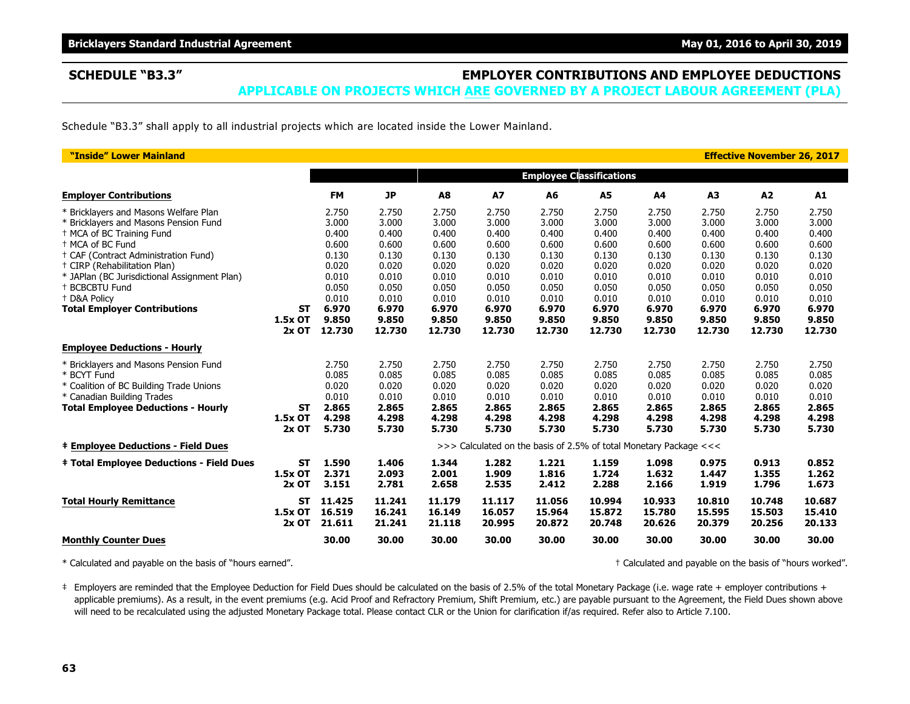## SCHEDULE "B3.3" — EMPLOYER CONTRIBUTIONS AND EMPLOYEE DEDUCTIONS

### APPLICABLE ON PROJECTS WHICH ARE GOVERNED BY A PROJECT LABOUR AGREEMENT (PLA)

Schedule "B3.3" shall apply to all industrial projects which are located inside the Lower Mainland.

**"Inside" Lower Mainland** — **Effective November 26, 2017**

| | | | | Employee Classifications | | | | | | | |
|---|---|---|---|---|---|---|---|---|---|---|---|
| **Employer Contributions** | | **FM** | **JP** | **A8** | **A7** | **A6** | **A5** | **A4** | **A3** | **A2** | **A1** |
| * Bricklayers and Masons Welfare Plan | | 2.750 | 2.750 | 2.750 | 2.750 | 2.750 | 2.750 | 2.750 | 2.750 | 2.750 | 2.750 |
| * Bricklayers and Masons Pension Fund | | 3.000 | 3.000 | 3.000 | 3.000 | 3.000 | 3.000 | 3.000 | 3.000 | 3.000 | 3.000 |
| † MCA of BC Training Fund | | 0.400 | 0.400 | 0.400 | 0.400 | 0.400 | 0.400 | 0.400 | 0.400 | 0.400 | 0.400 |
| † MCA of BC Fund | | 0.600 | 0.600 | 0.600 | 0.600 | 0.600 | 0.600 | 0.600 | 0.600 | 0.600 | 0.600 |
| † CAF (Contract Administration Fund) | | 0.130 | 0.130 | 0.130 | 0.130 | 0.130 | 0.130 | 0.130 | 0.130 | 0.130 | 0.130 |
| † CIRP (Rehabilitation Plan) | | 0.020 | 0.020 | 0.020 | 0.020 | 0.020 | 0.020 | 0.020 | 0.020 | 0.020 | 0.020 |
| * JAPlan (BC Jurisdictional Assignment Plan) | | 0.010 | 0.010 | 0.010 | 0.010 | 0.010 | 0.010 | 0.010 | 0.010 | 0.010 | 0.010 |
| † BCBCBTU Fund | | 0.050 | 0.050 | 0.050 | 0.050 | 0.050 | 0.050 | 0.050 | 0.050 | 0.050 | 0.050 |
| † D&A Policy | | 0.010 | 0.010 | 0.010 | 0.010 | 0.010 | 0.010 | 0.010 | 0.010 | 0.010 | 0.010 |
| **Total Employer Contributions** | **ST** | **6.970** | **6.970** | **6.970** | **6.970** | **6.970** | **6.970** | **6.970** | **6.970** | **6.970** | **6.970** |
| | **1.5x OT** | **9.850** | **9.850** | **9.850** | **9.850** | **9.850** | **9.850** | **9.850** | **9.850** | **9.850** | **9.850** |
| | **2x OT** | **12.730** | **12.730** | **12.730** | **12.730** | **12.730** | **12.730** | **12.730** | **12.730** | **12.730** | **12.730** |
| **Employee Deductions - Hourly** | | | | | | | | | | | |
| * Bricklayers and Masons Pension Fund | | 2.750 | 2.750 | 2.750 | 2.750 | 2.750 | 2.750 | 2.750 | 2.750 | 2.750 | 2.750 |
| * BCYT Fund | | 0.085 | 0.085 | 0.085 | 0.085 | 0.085 | 0.085 | 0.085 | 0.085 | 0.085 | 0.085 |
| * Coalition of BC Building Trade Unions | | 0.020 | 0.020 | 0.020 | 0.020 | 0.020 | 0.020 | 0.020 | 0.020 | 0.020 | 0.020 |
| * Canadian Building Trades | | 0.010 | 0.010 | 0.010 | 0.010 | 0.010 | 0.010 | 0.010 | 0.010 | 0.010 | 0.010 |
| **Total Employee Deductions - Hourly** | **ST** | **2.865** | **2.865** | **2.865** | **2.865** | **2.865** | **2.865** | **2.865** | **2.865** | **2.865** | **2.865** |
| | **1.5x OT** | **4.298** | **4.298** | **4.298** | **4.298** | **4.298** | **4.298** | **4.298** | **4.298** | **4.298** | **4.298** |
| | **2x OT** | **5.730** | **5.730** | **5.730** | **5.730** | **5.730** | **5.730** | **5.730** | **5.730** | **5.730** | **5.730** |
| **‡ Employee Deductions - Field Dues** | | >>> Calculated on the basis of 2.5% of total Monetary Package <<< | | | | | | | | | |
| **‡ Total Employee Deductions - Field Dues** | **ST** | **1.590** | **1.406** | **1.344** | **1.282** | **1.221** | **1.159** | **1.098** | **0.975** | **0.913** | **0.852** |
| | **1.5x OT** | **2.371** | **2.093** | **2.001** | **1.909** | **1.816** | **1.724** | **1.632** | **1.447** | **1.355** | **1.262** |
| | **2x OT** | **3.151** | **2.781** | **2.658** | **2.535** | **2.412** | **2.288** | **2.166** | **1.919** | **1.796** | **1.673** |
| **Total Hourly Remittance** | **ST** | **11.425** | **11.241** | **11.179** | **11.117** | **11.056** | **10.994** | **10.933** | **10.810** | **10.748** | **10.687** |
| | **1.5x OT** | **16.519** | **16.241** | **16.149** | **16.057** | **15.964** | **15.872** | **15.780** | **15.595** | **15.503** | **15.410** |
| | **2x OT** | **21.611** | **21.241** | **21.118** | **20.995** | **20.872** | **20.748** | **20.626** | **20.379** | **20.256** | **20.133** |
| **Monthly Counter Dues** | | **30.00** | **30.00** | **30.00** | **30.00** | **30.00** | **30.00** | **30.00** | **30.00** | **30.00** | **30.00** |

* Calculated and payable on the basis of "hours earned".

† Calculated and payable on the basis of "hours worked".

‡ Employers are reminded that the Employee Deduction for Field Dues should be calculated on the basis of 2.5% of the total Monetary Package (i.e. wage rate + employer contributions + applicable premiums). As a result, in the event premiums (e.g. Acid Proof and Refractory Premium, Shift Premium, etc.) are payable pursuant to the Agreement, the Field Dues shown above will need to be recalculated using the adjusted Monetary Package total. Please contact CLR or the Union for clarification if/as required. Refer also to Article 7.100.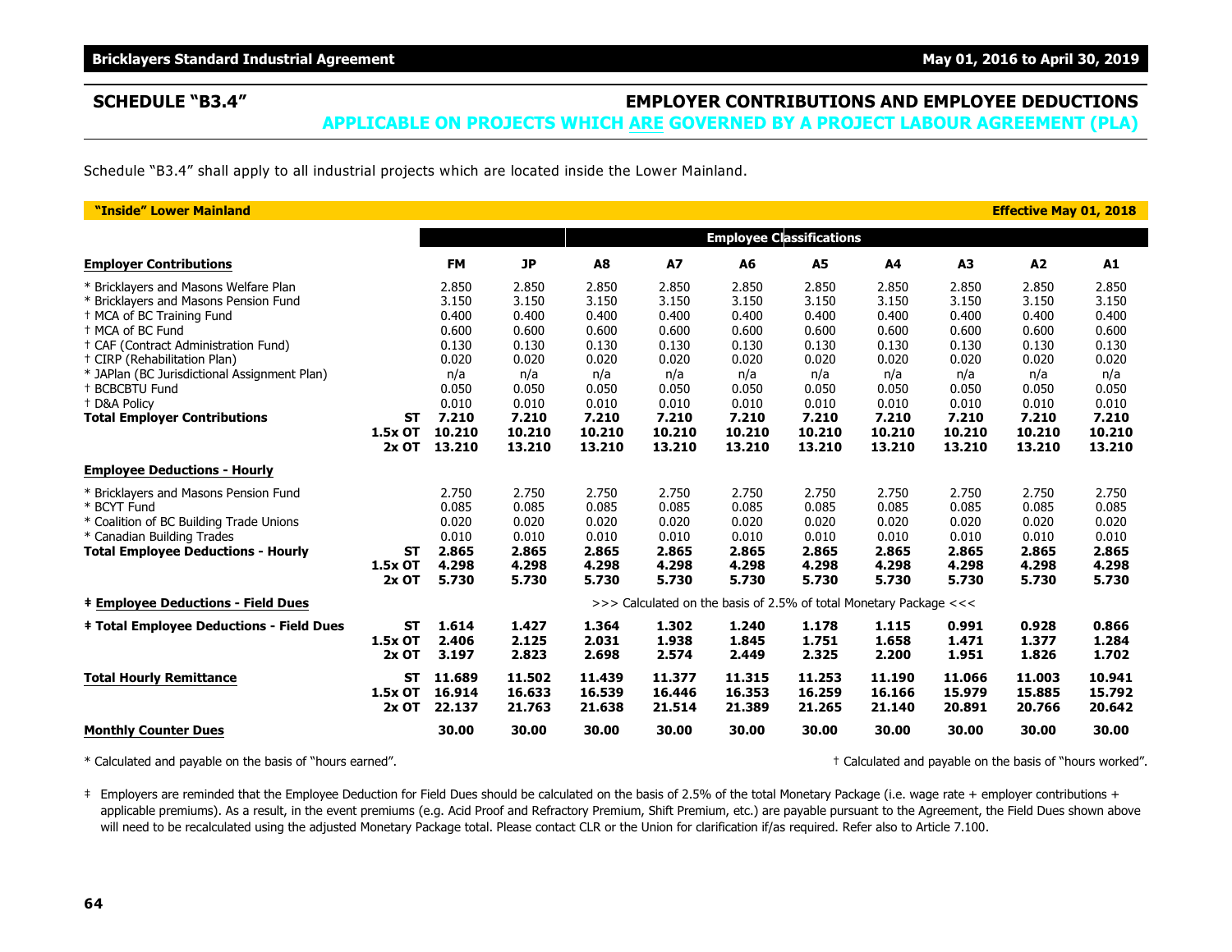## SCHEDULE "B3.4" — EMPLOYER CONTRIBUTIONS AND EMPLOYEE DEDUCTIONS

### APPLICABLE ON PROJECTS WHICH ARE GOVERNED BY A PROJECT LABOUR AGREEMENT (PLA)

Schedule "B3.4" shall apply to all industrial projects which are located inside the Lower Mainland.

**"Inside" Lower Mainland** — **Effective May 01, 2018**

| | | | | Employee Classifications | | | | | | | |
|---|---|---|---|---|---|---|---|---|---|---|---|
| **Employer Contributions** | | **FM** | **JP** | **A8** | **A7** | **A6** | **A5** | **A4** | **A3** | **A2** | **A1** |
| * Bricklayers and Masons Welfare Plan | | 2.850 | 2.850 | 2.850 | 2.850 | 2.850 | 2.850 | 2.850 | 2.850 | 2.850 | 2.850 |
| * Bricklayers and Masons Pension Fund | | 3.150 | 3.150 | 3.150 | 3.150 | 3.150 | 3.150 | 3.150 | 3.150 | 3.150 | 3.150 |
| † MCA of BC Training Fund | | 0.400 | 0.400 | 0.400 | 0.400 | 0.400 | 0.400 | 0.400 | 0.400 | 0.400 | 0.400 |
| † MCA of BC Fund | | 0.600 | 0.600 | 0.600 | 0.600 | 0.600 | 0.600 | 0.600 | 0.600 | 0.600 | 0.600 |
| † CAF (Contract Administration Fund) | | 0.130 | 0.130 | 0.130 | 0.130 | 0.130 | 0.130 | 0.130 | 0.130 | 0.130 | 0.130 |
| † CIRP (Rehabilitation Plan) | | 0.020 | 0.020 | 0.020 | 0.020 | 0.020 | 0.020 | 0.020 | 0.020 | 0.020 | 0.020 |
| * JAPlan (BC Jurisdictional Assignment Plan) | | n/a | n/a | n/a | n/a | n/a | n/a | n/a | n/a | n/a | n/a |
| † BCBCBTU Fund | | 0.050 | 0.050 | 0.050 | 0.050 | 0.050 | 0.050 | 0.050 | 0.050 | 0.050 | 0.050 |
| † D&A Policy | | 0.010 | 0.010 | 0.010 | 0.010 | 0.010 | 0.010 | 0.010 | 0.010 | 0.010 | 0.010 |
| **Total Employer Contributions** | **ST** | **7.210** | **7.210** | **7.210** | **7.210** | **7.210** | **7.210** | **7.210** | **7.210** | **7.210** | **7.210** |
| | **1.5x OT** | **10.210** | **10.210** | **10.210** | **10.210** | **10.210** | **10.210** | **10.210** | **10.210** | **10.210** | **10.210** |
| | **2x OT** | **13.210** | **13.210** | **13.210** | **13.210** | **13.210** | **13.210** | **13.210** | **13.210** | **13.210** | **13.210** |
| **Employee Deductions - Hourly** | | | | | | | | | | | |
| * Bricklayers and Masons Pension Fund | | 2.750 | 2.750 | 2.750 | 2.750 | 2.750 | 2.750 | 2.750 | 2.750 | 2.750 | 2.750 |
| * BCYT Fund | | 0.085 | 0.085 | 0.085 | 0.085 | 0.085 | 0.085 | 0.085 | 0.085 | 0.085 | 0.085 |
| * Coalition of BC Building Trade Unions | | 0.020 | 0.020 | 0.020 | 0.020 | 0.020 | 0.020 | 0.020 | 0.020 | 0.020 | 0.020 |
| * Canadian Building Trades | | 0.010 | 0.010 | 0.010 | 0.010 | 0.010 | 0.010 | 0.010 | 0.010 | 0.010 | 0.010 |
| **Total Employee Deductions - Hourly** | **ST** | **2.865** | **2.865** | **2.865** | **2.865** | **2.865** | **2.865** | **2.865** | **2.865** | **2.865** | **2.865** |
| | **1.5x OT** | **4.298** | **4.298** | **4.298** | **4.298** | **4.298** | **4.298** | **4.298** | **4.298** | **4.298** | **4.298** |
| | **2x OT** | **5.730** | **5.730** | **5.730** | **5.730** | **5.730** | **5.730** | **5.730** | **5.730** | **5.730** | **5.730** |
| **‡ Employee Deductions - Field Dues** | | >>> Calculated on the basis of 2.5% of total Monetary Package <<< | | | | | | | | | |
| **‡ Total Employee Deductions - Field Dues** | **ST** | **1.614** | **1.427** | **1.364** | **1.302** | **1.240** | **1.178** | **1.115** | **0.991** | **0.928** | **0.866** |
| | **1.5x OT** | **2.406** | **2.125** | **2.031** | **1.938** | **1.845** | **1.751** | **1.658** | **1.471** | **1.377** | **1.284** |
| | **2x OT** | **3.197** | **2.823** | **2.698** | **2.574** | **2.449** | **2.325** | **2.200** | **1.951** | **1.826** | **1.702** |
| **Total Hourly Remittance** | **ST** | **11.689** | **11.502** | **11.439** | **11.377** | **11.315** | **11.253** | **11.190** | **11.066** | **11.003** | **10.941** |
| | **1.5x OT** | **16.914** | **16.633** | **16.539** | **16.446** | **16.353** | **16.259** | **16.166** | **15.979** | **15.885** | **15.792** |
| | **2x OT** | **22.137** | **21.763** | **21.638** | **21.514** | **21.389** | **21.265** | **21.140** | **20.891** | **20.766** | **20.642** |
| **Monthly Counter Dues** | | **30.00** | **30.00** | **30.00** | **30.00** | **30.00** | **30.00** | **30.00** | **30.00** | **30.00** | **30.00** |

* Calculated and payable on the basis of "hours earned".

† Calculated and payable on the basis of "hours worked".

‡ Employers are reminded that the Employee Deduction for Field Dues should be calculated on the basis of 2.5% of the total Monetary Package (i.e. wage rate + employer contributions + applicable premiums). As a result, in the event premiums (e.g. Acid Proof and Refractory Premium, Shift Premium, etc.) are payable pursuant to the Agreement, the Field Dues shown above will need to be recalculated using the adjusted Monetary Package total. Please contact CLR or the Union for clarification if/as required. Refer also to Article 7.100.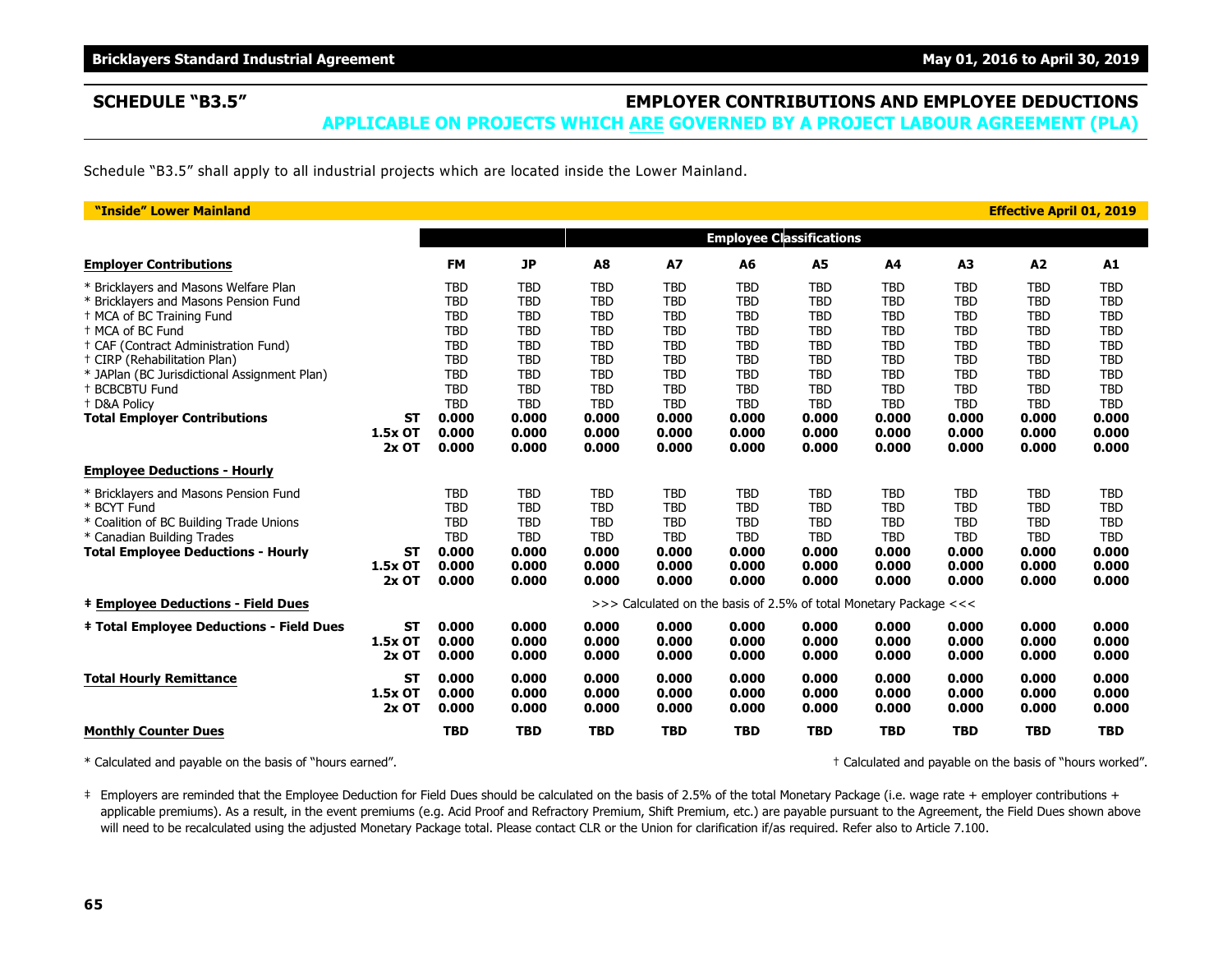## SCHEDULE "B3.5" EMPLOYER CONTRIBUTIONS AND EMPLOYEE DEDUCTIONS

### APPLICABLE ON PROJECTS WHICH ARE GOVERNED BY A PROJECT LABOUR AGREEMENT (PLA)

Schedule "B3.5" shall apply to all industrial projects which are located inside the Lower Mainland.

**"Inside" Lower Mainland** — **Effective April 01, 2019**

| | | | | Employee Classifications | | | | | | | |
|---|---|---|---|---|---|---|---|---|---|---|---|
| **Employer Contributions** | | **FM** | **JP** | **A8** | **A7** | **A6** | **A5** | **A4** | **A3** | **A2** | **A1** |
| * Bricklayers and Masons Welfare Plan | | TBD | TBD | TBD | TBD | TBD | TBD | TBD | TBD | TBD | TBD |
| * Bricklayers and Masons Pension Fund | | TBD | TBD | TBD | TBD | TBD | TBD | TBD | TBD | TBD | TBD |
| † MCA of BC Training Fund | | TBD | TBD | TBD | TBD | TBD | TBD | TBD | TBD | TBD | TBD |
| † MCA of BC Fund | | TBD | TBD | TBD | TBD | TBD | TBD | TBD | TBD | TBD | TBD |
| † CAF (Contract Administration Fund) | | TBD | TBD | TBD | TBD | TBD | TBD | TBD | TBD | TBD | TBD |
| † CIRP (Rehabilitation Plan) | | TBD | TBD | TBD | TBD | TBD | TBD | TBD | TBD | TBD | TBD |
| * JAPlan (BC Jurisdictional Assignment Plan) | | TBD | TBD | TBD | TBD | TBD | TBD | TBD | TBD | TBD | TBD |
| † BCBCBTU Fund | | TBD | TBD | TBD | TBD | TBD | TBD | TBD | TBD | TBD | TBD |
| † D&A Policy | | TBD | TBD | TBD | TBD | TBD | TBD | TBD | TBD | TBD | TBD |
| **Total Employer Contributions** | **ST** | **0.000** | **0.000** | **0.000** | **0.000** | **0.000** | **0.000** | **0.000** | **0.000** | **0.000** | **0.000** |
| | **1.5x OT** | **0.000** | **0.000** | **0.000** | **0.000** | **0.000** | **0.000** | **0.000** | **0.000** | **0.000** | **0.000** |
| | **2x OT** | **0.000** | **0.000** | **0.000** | **0.000** | **0.000** | **0.000** | **0.000** | **0.000** | **0.000** | **0.000** |
| **Employee Deductions - Hourly** | | | | | | | | | | | |
| * Bricklayers and Masons Pension Fund | | TBD | TBD | TBD | TBD | TBD | TBD | TBD | TBD | TBD | TBD |
| * BCYT Fund | | TBD | TBD | TBD | TBD | TBD | TBD | TBD | TBD | TBD | TBD |
| * Coalition of BC Building Trade Unions | | TBD | TBD | TBD | TBD | TBD | TBD | TBD | TBD | TBD | TBD |
| * Canadian Building Trades | | TBD | TBD | TBD | TBD | TBD | TBD | TBD | TBD | TBD | TBD |
| **Total Employee Deductions - Hourly** | **ST** | **0.000** | **0.000** | **0.000** | **0.000** | **0.000** | **0.000** | **0.000** | **0.000** | **0.000** | **0.000** |
| | **1.5x OT** | **0.000** | **0.000** | **0.000** | **0.000** | **0.000** | **0.000** | **0.000** | **0.000** | **0.000** | **0.000** |
| | **2x OT** | **0.000** | **0.000** | **0.000** | **0.000** | **0.000** | **0.000** | **0.000** | **0.000** | **0.000** | **0.000** |
| **‡ Employee Deductions - Field Dues** | | >>> Calculated on the basis of 2.5% of total Monetary Package <<< | | | | | | | | | |
| **‡ Total Employee Deductions - Field Dues** | **ST** | **0.000** | **0.000** | **0.000** | **0.000** | **0.000** | **0.000** | **0.000** | **0.000** | **0.000** | **0.000** |
| | **1.5x OT** | **0.000** | **0.000** | **0.000** | **0.000** | **0.000** | **0.000** | **0.000** | **0.000** | **0.000** | **0.000** |
| | **2x OT** | **0.000** | **0.000** | **0.000** | **0.000** | **0.000** | **0.000** | **0.000** | **0.000** | **0.000** | **0.000** |
| **Total Hourly Remittance** | **ST** | **0.000** | **0.000** | **0.000** | **0.000** | **0.000** | **0.000** | **0.000** | **0.000** | **0.000** | **0.000** |
| | **1.5x OT** | **0.000** | **0.000** | **0.000** | **0.000** | **0.000** | **0.000** | **0.000** | **0.000** | **0.000** | **0.000** |
| | **2x OT** | **0.000** | **0.000** | **0.000** | **0.000** | **0.000** | **0.000** | **0.000** | **0.000** | **0.000** | **0.000** |
| **Monthly Counter Dues** | | **TBD** | **TBD** | **TBD** | **TBD** | **TBD** | **TBD** | **TBD** | **TBD** | **TBD** | **TBD** |

\* Calculated and payable on the basis of "hours earned".

† Calculated and payable on the basis of "hours worked".

‡ Employers are reminded that the Employee Deduction for Field Dues should be calculated on the basis of 2.5% of the total Monetary Package (i.e. wage rate + employer contributions + applicable premiums). As a result, in the event premiums (e.g. Acid Proof and Refractory Premium, Shift Premium, etc.) are payable pursuant to the Agreement, the Field Dues shown above will need to be recalculated using the adjusted Monetary Package total. Please contact CLR or the Union for clarification if/as required. Refer also to Article 7.100.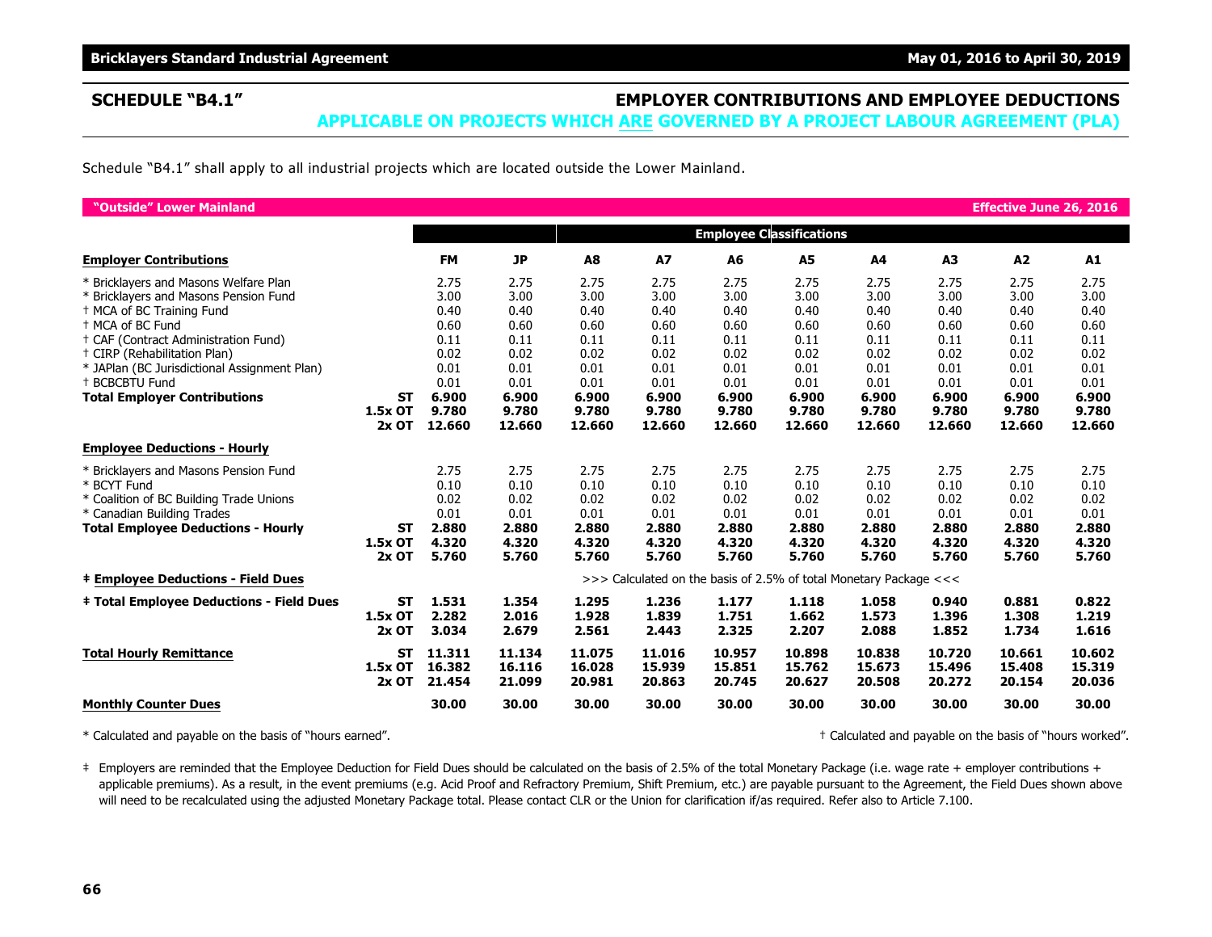## SCHEDULE "B4.1"

## EMPLOYER CONTRIBUTIONS AND EMPLOYEE DEDUCTIONS APPLICABLE ON PROJECTS WHICH ARE GOVERNED BY A PROJECT LABOUR AGREEMENT (PLA)

Schedule "B4.1" shall apply to all industrial projects which are located outside the Lower Mainland.

**"Outside" Lower Mainland** — **Effective June 26, 2016**

| | | | | Employee Classifications | | | | | | | |
|---|---|---|---|---|---|---|---|---|---|---|---|
| **Employer Contributions** | | **FM** | **JP** | **A8** | **A7** | **A6** | **A5** | **A4** | **A3** | **A2** | **A1** |
| * Bricklayers and Masons Welfare Plan | | 2.75 | 2.75 | 2.75 | 2.75 | 2.75 | 2.75 | 2.75 | 2.75 | 2.75 | 2.75 |
| * Bricklayers and Masons Pension Fund | | 3.00 | 3.00 | 3.00 | 3.00 | 3.00 | 3.00 | 3.00 | 3.00 | 3.00 | 3.00 |
| † MCA of BC Training Fund | | 0.40 | 0.40 | 0.40 | 0.40 | 0.40 | 0.40 | 0.40 | 0.40 | 0.40 | 0.40 |
| † MCA of BC Fund | | 0.60 | 0.60 | 0.60 | 0.60 | 0.60 | 0.60 | 0.60 | 0.60 | 0.60 | 0.60 |
| † CAF (Contract Administration Fund) | | 0.11 | 0.11 | 0.11 | 0.11 | 0.11 | 0.11 | 0.11 | 0.11 | 0.11 | 0.11 |
| † CIRP (Rehabilitation Plan) | | 0.02 | 0.02 | 0.02 | 0.02 | 0.02 | 0.02 | 0.02 | 0.02 | 0.02 | 0.02 |
| * JAPlan (BC Jurisdictional Assignment Plan) | | 0.01 | 0.01 | 0.01 | 0.01 | 0.01 | 0.01 | 0.01 | 0.01 | 0.01 | 0.01 |
| † BCBCBTU Fund | | 0.01 | 0.01 | 0.01 | 0.01 | 0.01 | 0.01 | 0.01 | 0.01 | 0.01 | 0.01 |
| **Total Employer Contributions** | **ST** | **6.900** | **6.900** | **6.900** | **6.900** | **6.900** | **6.900** | **6.900** | **6.900** | **6.900** | **6.900** |
| | **1.5x OT** | **9.780** | **9.780** | **9.780** | **9.780** | **9.780** | **9.780** | **9.780** | **9.780** | **9.780** | **9.780** |
| | **2x OT** | **12.660** | **12.660** | **12.660** | **12.660** | **12.660** | **12.660** | **12.660** | **12.660** | **12.660** | **12.660** |
| **Employee Deductions - Hourly** | | | | | | | | | | | |
| * Bricklayers and Masons Pension Fund | | 2.75 | 2.75 | 2.75 | 2.75 | 2.75 | 2.75 | 2.75 | 2.75 | 2.75 | 2.75 |
| * BCYT Fund | | 0.10 | 0.10 | 0.10 | 0.10 | 0.10 | 0.10 | 0.10 | 0.10 | 0.10 | 0.10 |
| * Coalition of BC Building Trade Unions | | 0.02 | 0.02 | 0.02 | 0.02 | 0.02 | 0.02 | 0.02 | 0.02 | 0.02 | 0.02 |
| * Canadian Building Trades | | 0.01 | 0.01 | 0.01 | 0.01 | 0.01 | 0.01 | 0.01 | 0.01 | 0.01 | 0.01 |
| **Total Employee Deductions - Hourly** | **ST** | **2.880** | **2.880** | **2.880** | **2.880** | **2.880** | **2.880** | **2.880** | **2.880** | **2.880** | **2.880** |
| | **1.5x OT** | **4.320** | **4.320** | **4.320** | **4.320** | **4.320** | **4.320** | **4.320** | **4.320** | **4.320** | **4.320** |
| | **2x OT** | **5.760** | **5.760** | **5.760** | **5.760** | **5.760** | **5.760** | **5.760** | **5.760** | **5.760** | **5.760** |
| **‡ Employee Deductions - Field Dues** | | >>> Calculated on the basis of 2.5% of total Monetary Package <<< | | | | | | | | | |
| **‡ Total Employee Deductions - Field Dues** | **ST** | **1.531** | **1.354** | **1.295** | **1.236** | **1.177** | **1.118** | **1.058** | **0.940** | **0.881** | **0.822** |
| | **1.5x OT** | **2.282** | **2.016** | **1.928** | **1.839** | **1.751** | **1.662** | **1.573** | **1.396** | **1.308** | **1.219** |
| | **2x OT** | **3.034** | **2.679** | **2.561** | **2.443** | **2.325** | **2.207** | **2.088** | **1.852** | **1.734** | **1.616** |
| **Total Hourly Remittance** | **ST** | **11.311** | **11.134** | **11.075** | **11.016** | **10.957** | **10.898** | **10.838** | **10.720** | **10.661** | **10.602** |
| | **1.5x OT** | **16.382** | **16.116** | **16.028** | **15.939** | **15.851** | **15.762** | **15.673** | **15.496** | **15.408** | **15.319** |
| | **2x OT** | **21.454** | **21.099** | **20.981** | **20.863** | **20.745** | **20.627** | **20.508** | **20.272** | **20.154** | **20.036** |
| **Monthly Counter Dues** | | **30.00** | **30.00** | **30.00** | **30.00** | **30.00** | **30.00** | **30.00** | **30.00** | **30.00** | **30.00** |

* Calculated and payable on the basis of "hours earned".

† Calculated and payable on the basis of "hours worked".

‡ Employers are reminded that the Employee Deduction for Field Dues should be calculated on the basis of 2.5% of the total Monetary Package (i.e. wage rate + employer contributions + applicable premiums). As a result, in the event premiums (e.g. Acid Proof and Refractory Premium, Shift Premium, etc.) are payable pursuant to the Agreement, the Field Dues shown above will need to be recalculated using the adjusted Monetary Package total. Please contact CLR or the Union for clarification if/as required. Refer also to Article 7.100.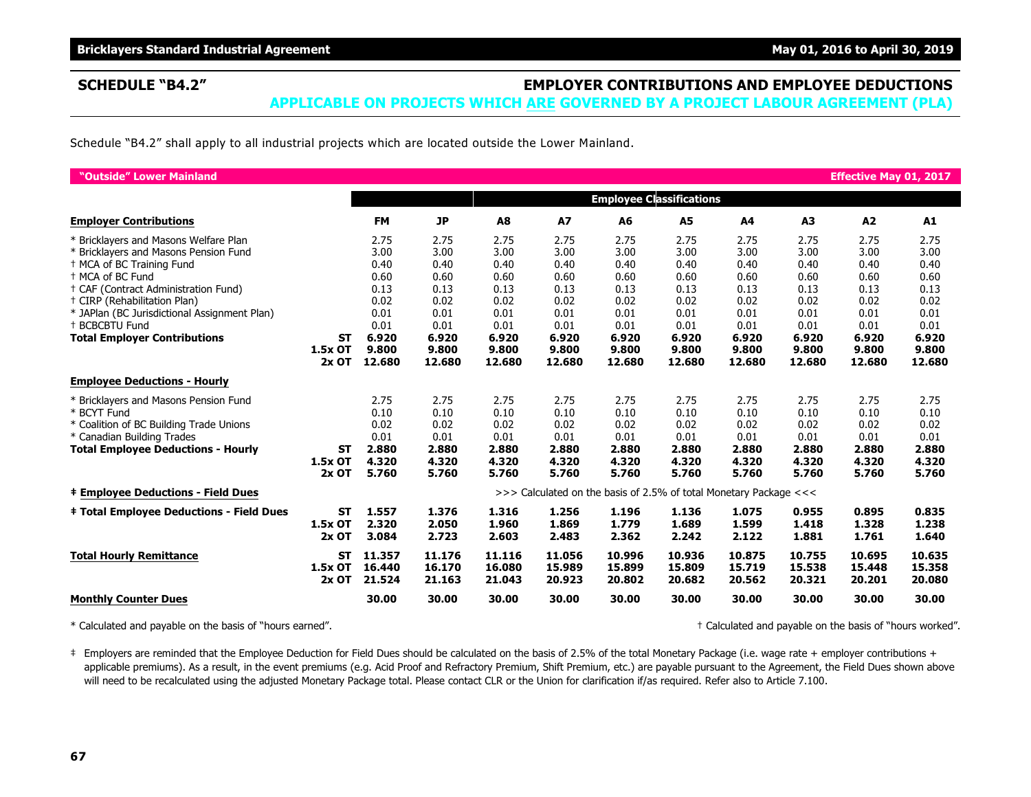## SCHEDULE "B4.2" — EMPLOYER CONTRIBUTIONS AND EMPLOYEE DEDUCTIONS

### APPLICABLE ON PROJECTS WHICH ARE GOVERNED BY A PROJECT LABOUR AGREEMENT (PLA)

Schedule "B4.2" shall apply to all industrial projects which are located outside the Lower Mainland.

**"Outside" Lower Mainland** — **Effective May 01, 2017**

| | | | | Employee Classifications | | | | | | | |
|---|---|---|---|---|---|---|---|---|---|---|---|
| **Employer Contributions** | | **FM** | **JP** | **A8** | **A7** | **A6** | **A5** | **A4** | **A3** | **A2** | **A1** |
| * Bricklayers and Masons Welfare Plan | | 2.75 | 2.75 | 2.75 | 2.75 | 2.75 | 2.75 | 2.75 | 2.75 | 2.75 | 2.75 |
| * Bricklayers and Masons Pension Fund | | 3.00 | 3.00 | 3.00 | 3.00 | 3.00 | 3.00 | 3.00 | 3.00 | 3.00 | 3.00 |
| † MCA of BC Training Fund | | 0.40 | 0.40 | 0.40 | 0.40 | 0.40 | 0.40 | 0.40 | 0.40 | 0.40 | 0.40 |
| † MCA of BC Fund | | 0.60 | 0.60 | 0.60 | 0.60 | 0.60 | 0.60 | 0.60 | 0.60 | 0.60 | 0.60 |
| † CAF (Contract Administration Fund) | | 0.13 | 0.13 | 0.13 | 0.13 | 0.13 | 0.13 | 0.13 | 0.13 | 0.13 | 0.13 |
| † CIRP (Rehabilitation Plan) | | 0.02 | 0.02 | 0.02 | 0.02 | 0.02 | 0.02 | 0.02 | 0.02 | 0.02 | 0.02 |
| * JAPlan (BC Jurisdictional Assignment Plan) | | 0.01 | 0.01 | 0.01 | 0.01 | 0.01 | 0.01 | 0.01 | 0.01 | 0.01 | 0.01 |
| † BCBCBTU Fund | | 0.01 | 0.01 | 0.01 | 0.01 | 0.01 | 0.01 | 0.01 | 0.01 | 0.01 | 0.01 |
| **Total Employer Contributions** | **ST** | **6.920** | **6.920** | **6.920** | **6.920** | **6.920** | **6.920** | **6.920** | **6.920** | **6.920** | **6.920** |
| | **1.5x OT** | **9.800** | **9.800** | **9.800** | **9.800** | **9.800** | **9.800** | **9.800** | **9.800** | **9.800** | **9.800** |
| | **2x OT** | **12.680** | **12.680** | **12.680** | **12.680** | **12.680** | **12.680** | **12.680** | **12.680** | **12.680** | **12.680** |
| **Employee Deductions - Hourly** | | | | | | | | | | | |
| * Bricklayers and Masons Pension Fund | | 2.75 | 2.75 | 2.75 | 2.75 | 2.75 | 2.75 | 2.75 | 2.75 | 2.75 | 2.75 |
| * BCYT Fund | | 0.10 | 0.10 | 0.10 | 0.10 | 0.10 | 0.10 | 0.10 | 0.10 | 0.10 | 0.10 |
| * Coalition of BC Building Trade Unions | | 0.02 | 0.02 | 0.02 | 0.02 | 0.02 | 0.02 | 0.02 | 0.02 | 0.02 | 0.02 |
| * Canadian Building Trades | | 0.01 | 0.01 | 0.01 | 0.01 | 0.01 | 0.01 | 0.01 | 0.01 | 0.01 | 0.01 |
| **Total Employee Deductions - Hourly** | **ST** | **2.880** | **2.880** | **2.880** | **2.880** | **2.880** | **2.880** | **2.880** | **2.880** | **2.880** | **2.880** |
| | **1.5x OT** | **4.320** | **4.320** | **4.320** | **4.320** | **4.320** | **4.320** | **4.320** | **4.320** | **4.320** | **4.320** |
| | **2x OT** | **5.760** | **5.760** | **5.760** | **5.760** | **5.760** | **5.760** | **5.760** | **5.760** | **5.760** | **5.760** |
| **‡ Employee Deductions - Field Dues** | | >>> Calculated on the basis of 2.5% of total Monetary Package <<< | | | | | | | | | |
| **‡ Total Employee Deductions - Field Dues** | **ST** | **1.557** | **1.376** | **1.316** | **1.256** | **1.196** | **1.136** | **1.075** | **0.955** | **0.895** | **0.835** |
| | **1.5x OT** | **2.320** | **2.050** | **1.960** | **1.869** | **1.779** | **1.689** | **1.599** | **1.418** | **1.328** | **1.238** |
| | **2x OT** | **3.084** | **2.723** | **2.603** | **2.483** | **2.362** | **2.242** | **2.122** | **1.881** | **1.761** | **1.640** |
| **Total Hourly Remittance** | **ST** | **11.357** | **11.176** | **11.116** | **11.056** | **10.996** | **10.936** | **10.875** | **10.755** | **10.695** | **10.635** |
| | **1.5x OT** | **16.440** | **16.170** | **16.080** | **15.989** | **15.899** | **15.809** | **15.719** | **15.538** | **15.448** | **15.358** |
| | **2x OT** | **21.524** | **21.163** | **21.043** | **20.923** | **20.802** | **20.682** | **20.562** | **20.321** | **20.201** | **20.080** |
| **Monthly Counter Dues** | | **30.00** | **30.00** | **30.00** | **30.00** | **30.00** | **30.00** | **30.00** | **30.00** | **30.00** | **30.00** |

* Calculated and payable on the basis of "hours earned".

† Calculated and payable on the basis of "hours worked".

‡ Employers are reminded that the Employee Deduction for Field Dues should be calculated on the basis of 2.5% of the total Monetary Package (i.e. wage rate + employer contributions + applicable premiums). As a result, in the event premiums (e.g. Acid Proof and Refractory Premium, Shift Premium, etc.) are payable pursuant to the Agreement, the Field Dues shown above will need to be recalculated using the adjusted Monetary Package total. Please contact CLR or the Union for clarification if/as required. Refer also to Article 7.100.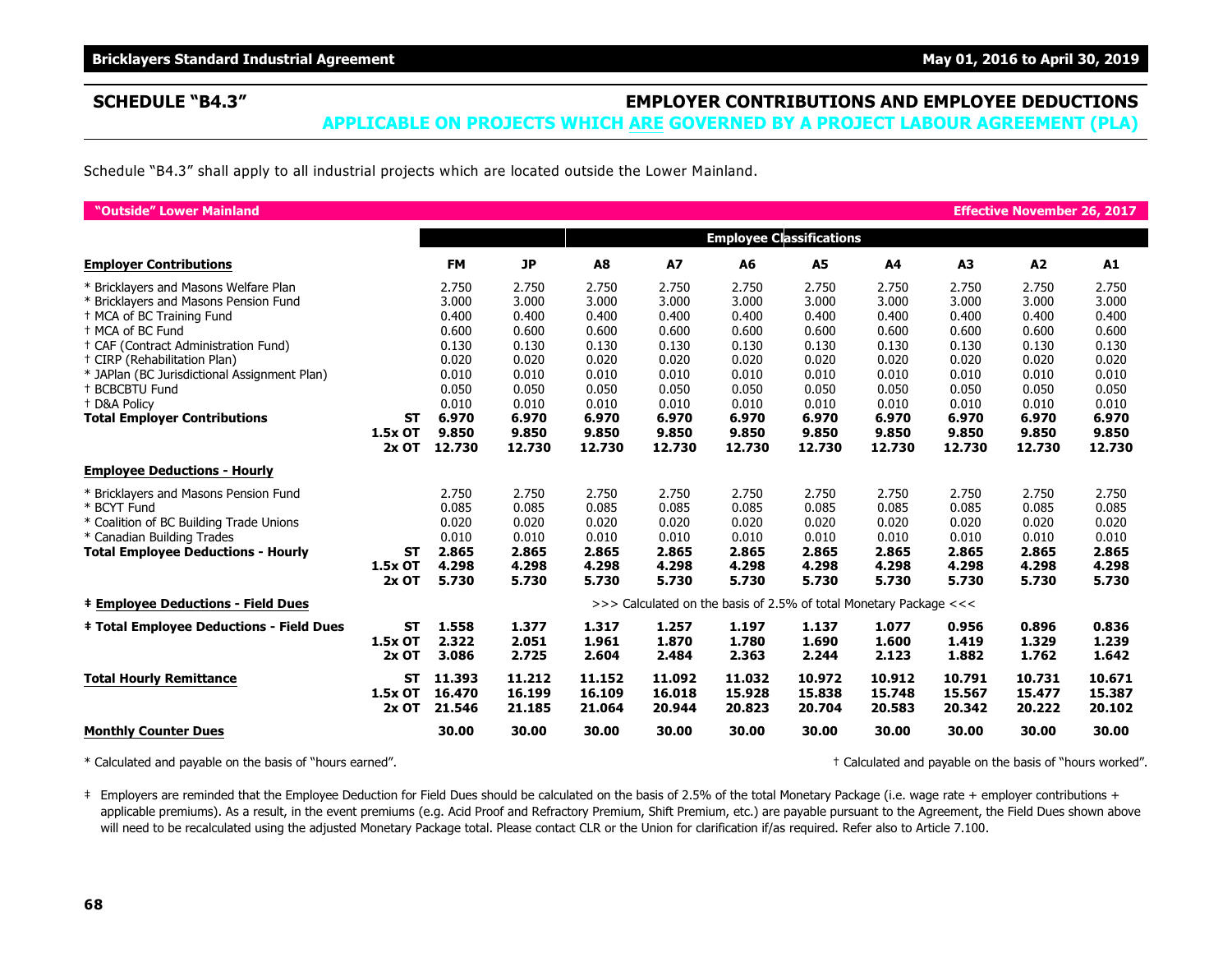## SCHEDULE "B4.3"

## EMPLOYER CONTRIBUTIONS AND EMPLOYEE DEDUCTIONS

### APPLICABLE ON PROJECTS WHICH ARE GOVERNED BY A PROJECT LABOUR AGREEMENT (PLA)

Schedule "B4.3" shall apply to all industrial projects which are located outside the Lower Mainland.

**"Outside" Lower Mainland** — **Effective November 26, 2017**

| | | | | Employee Classifications | | | | | | | |
|---|---|---|---|---|---|---|---|---|---|---|---|
| **Employer Contributions** | | **FM** | **JP** | **A8** | **A7** | **A6** | **A5** | **A4** | **A3** | **A2** | **A1** |
| * Bricklayers and Masons Welfare Plan | | 2.750 | 2.750 | 2.750 | 2.750 | 2.750 | 2.750 | 2.750 | 2.750 | 2.750 | 2.750 |
| * Bricklayers and Masons Pension Fund | | 3.000 | 3.000 | 3.000 | 3.000 | 3.000 | 3.000 | 3.000 | 3.000 | 3.000 | 3.000 |
| † MCA of BC Training Fund | | 0.400 | 0.400 | 0.400 | 0.400 | 0.400 | 0.400 | 0.400 | 0.400 | 0.400 | 0.400 |
| † MCA of BC Fund | | 0.600 | 0.600 | 0.600 | 0.600 | 0.600 | 0.600 | 0.600 | 0.600 | 0.600 | 0.600 |
| † CAF (Contract Administration Fund) | | 0.130 | 0.130 | 0.130 | 0.130 | 0.130 | 0.130 | 0.130 | 0.130 | 0.130 | 0.130 |
| † CIRP (Rehabilitation Plan) | | 0.020 | 0.020 | 0.020 | 0.020 | 0.020 | 0.020 | 0.020 | 0.020 | 0.020 | 0.020 |
| * JAPlan (BC Jurisdictional Assignment Plan) | | 0.010 | 0.010 | 0.010 | 0.010 | 0.010 | 0.010 | 0.010 | 0.010 | 0.010 | 0.010 |
| † BCBCBTU Fund | | 0.050 | 0.050 | 0.050 | 0.050 | 0.050 | 0.050 | 0.050 | 0.050 | 0.050 | 0.050 |
| † D&A Policy | | 0.010 | 0.010 | 0.010 | 0.010 | 0.010 | 0.010 | 0.010 | 0.010 | 0.010 | 0.010 |
| **Total Employer Contributions** | **ST** | **6.970** | **6.970** | **6.970** | **6.970** | **6.970** | **6.970** | **6.970** | **6.970** | **6.970** | **6.970** |
| | **1.5x OT** | **9.850** | **9.850** | **9.850** | **9.850** | **9.850** | **9.850** | **9.850** | **9.850** | **9.850** | **9.850** |
| | **2x OT** | **12.730** | **12.730** | **12.730** | **12.730** | **12.730** | **12.730** | **12.730** | **12.730** | **12.730** | **12.730** |
| **Employee Deductions - Hourly** | | | | | | | | | | | |
| * Bricklayers and Masons Pension Fund | | 2.750 | 2.750 | 2.750 | 2.750 | 2.750 | 2.750 | 2.750 | 2.750 | 2.750 | 2.750 |
| * BCYT Fund | | 0.085 | 0.085 | 0.085 | 0.085 | 0.085 | 0.085 | 0.085 | 0.085 | 0.085 | 0.085 |
| * Coalition of BC Building Trade Unions | | 0.020 | 0.020 | 0.020 | 0.020 | 0.020 | 0.020 | 0.020 | 0.020 | 0.020 | 0.020 |
| * Canadian Building Trades | | 0.010 | 0.010 | 0.010 | 0.010 | 0.010 | 0.010 | 0.010 | 0.010 | 0.010 | 0.010 |
| **Total Employee Deductions - Hourly** | **ST** | **2.865** | **2.865** | **2.865** | **2.865** | **2.865** | **2.865** | **2.865** | **2.865** | **2.865** | **2.865** |
| | **1.5x OT** | **4.298** | **4.298** | **4.298** | **4.298** | **4.298** | **4.298** | **4.298** | **4.298** | **4.298** | **4.298** |
| | **2x OT** | **5.730** | **5.730** | **5.730** | **5.730** | **5.730** | **5.730** | **5.730** | **5.730** | **5.730** | **5.730** |
| **‡ Employee Deductions - Field Dues** | | >>> Calculated on the basis of 2.5% of total Monetary Package <<< | | | | | | | | | |
| **‡ Total Employee Deductions - Field Dues** | **ST** | **1.558** | **1.377** | **1.317** | **1.257** | **1.197** | **1.137** | **1.077** | **0.956** | **0.896** | **0.836** |
| | **1.5x OT** | **2.322** | **2.051** | **1.961** | **1.870** | **1.780** | **1.690** | **1.600** | **1.419** | **1.329** | **1.239** |
| | **2x OT** | **3.086** | **2.725** | **2.604** | **2.484** | **2.363** | **2.244** | **2.123** | **1.882** | **1.762** | **1.642** |
| **Total Hourly Remittance** | **ST** | **11.393** | **11.212** | **11.152** | **11.092** | **11.032** | **10.972** | **10.912** | **10.791** | **10.731** | **10.671** |
| | **1.5x OT** | **16.470** | **16.199** | **16.109** | **16.018** | **15.928** | **15.838** | **15.748** | **15.567** | **15.477** | **15.387** |
| | **2x OT** | **21.546** | **21.185** | **21.064** | **20.944** | **20.823** | **20.704** | **20.583** | **20.342** | **20.222** | **20.102** |
| **Monthly Counter Dues** | | **30.00** | **30.00** | **30.00** | **30.00** | **30.00** | **30.00** | **30.00** | **30.00** | **30.00** | **30.00** |

* Calculated and payable on the basis of "hours earned".

† Calculated and payable on the basis of "hours worked".

‡ Employers are reminded that the Employee Deduction for Field Dues should be calculated on the basis of 2.5% of the total Monetary Package (i.e. wage rate + employer contributions + applicable premiums). As a result, in the event premiums (e.g. Acid Proof and Refractory Premium, Shift Premium, etc.) are payable pursuant to the Agreement, the Field Dues shown above will need to be recalculated using the adjusted Monetary Package total. Please contact CLR or the Union for clarification if/as required. Refer also to Article 7.100.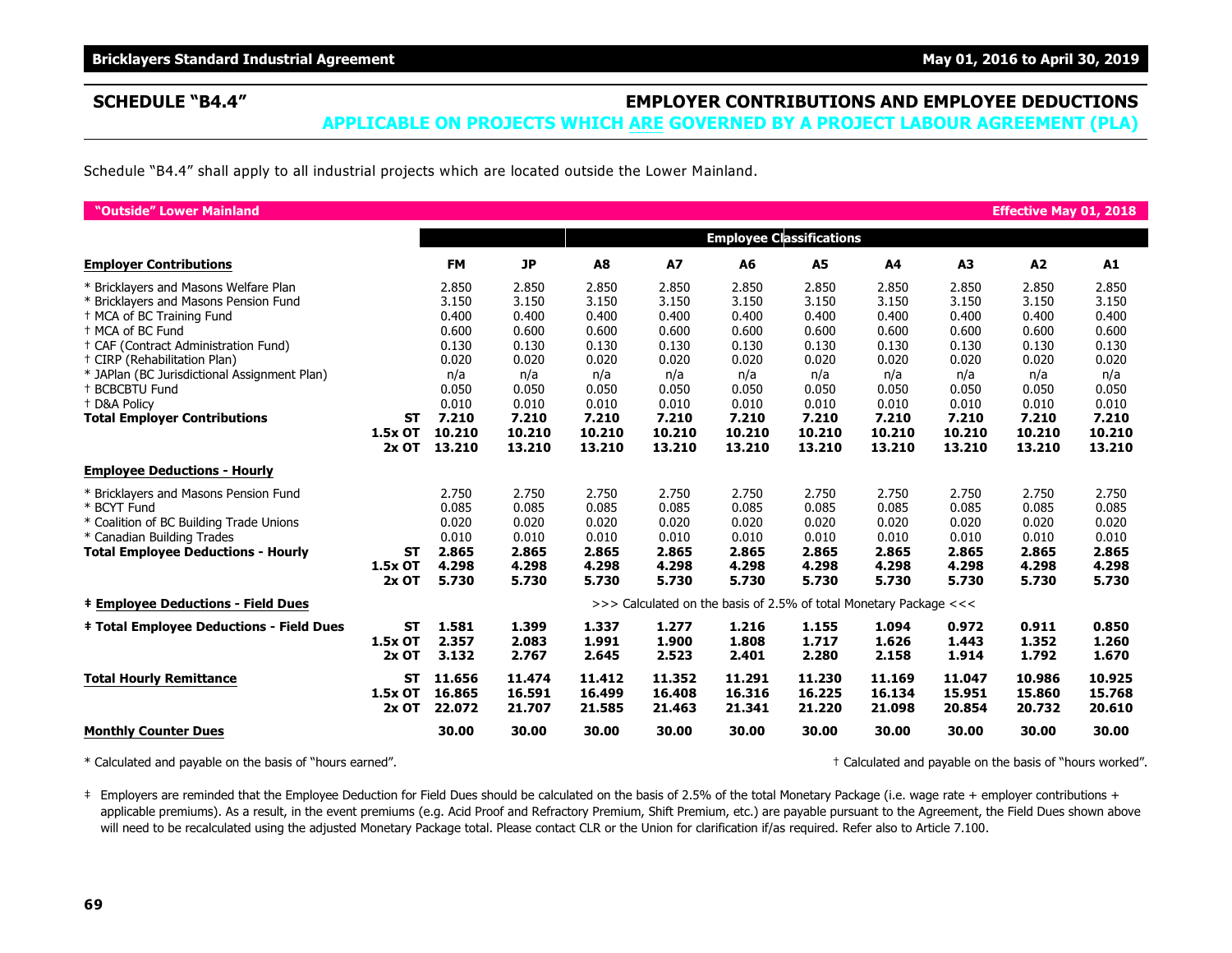## SCHEDULE "B4.4" — EMPLOYER CONTRIBUTIONS AND EMPLOYEE DEDUCTIONS

### APPLICABLE ON PROJECTS WHICH ARE GOVERNED BY A PROJECT LABOUR AGREEMENT (PLA)

Schedule "B4.4" shall apply to all industrial projects which are located outside the Lower Mainland.

**"Outside" Lower Mainland** — **Effective May 01, 2018**

| | | | | Employee Classifications | | | | | | | |
|---|---|---|---|---|---|---|---|---|---|---|---|
| **Employer Contributions** | | **FM** | **JP** | **A8** | **A7** | **A6** | **A5** | **A4** | **A3** | **A2** | **A1** |
| * Bricklayers and Masons Welfare Plan | | 2.850 | 2.850 | 2.850 | 2.850 | 2.850 | 2.850 | 2.850 | 2.850 | 2.850 | 2.850 |
| * Bricklayers and Masons Pension Fund | | 3.150 | 3.150 | 3.150 | 3.150 | 3.150 | 3.150 | 3.150 | 3.150 | 3.150 | 3.150 |
| † MCA of BC Training Fund | | 0.400 | 0.400 | 0.400 | 0.400 | 0.400 | 0.400 | 0.400 | 0.400 | 0.400 | 0.400 |
| † MCA of BC Fund | | 0.600 | 0.600 | 0.600 | 0.600 | 0.600 | 0.600 | 0.600 | 0.600 | 0.600 | 0.600 |
| † CAF (Contract Administration Fund) | | 0.130 | 0.130 | 0.130 | 0.130 | 0.130 | 0.130 | 0.130 | 0.130 | 0.130 | 0.130 |
| † CIRP (Rehabilitation Plan) | | 0.020 | 0.020 | 0.020 | 0.020 | 0.020 | 0.020 | 0.020 | 0.020 | 0.020 | 0.020 |
| * JAPlan (BC Jurisdictional Assignment Plan) | | n/a | n/a | n/a | n/a | n/a | n/a | n/a | n/a | n/a | n/a |
| † BCBCBTU Fund | | 0.050 | 0.050 | 0.050 | 0.050 | 0.050 | 0.050 | 0.050 | 0.050 | 0.050 | 0.050 |
| † D&A Policy | | 0.010 | 0.010 | 0.010 | 0.010 | 0.010 | 0.010 | 0.010 | 0.010 | 0.010 | 0.010 |
| **Total Employer Contributions** | **ST** | **7.210** | **7.210** | **7.210** | **7.210** | **7.210** | **7.210** | **7.210** | **7.210** | **7.210** | **7.210** |
| | **1.5x OT** | **10.210** | **10.210** | **10.210** | **10.210** | **10.210** | **10.210** | **10.210** | **10.210** | **10.210** | **10.210** |
| | **2x OT** | **13.210** | **13.210** | **13.210** | **13.210** | **13.210** | **13.210** | **13.210** | **13.210** | **13.210** | **13.210** |
| **Employee Deductions - Hourly** | | | | | | | | | | | |
| * Bricklayers and Masons Pension Fund | | 2.750 | 2.750 | 2.750 | 2.750 | 2.750 | 2.750 | 2.750 | 2.750 | 2.750 | 2.750 |
| * BCYT Fund | | 0.085 | 0.085 | 0.085 | 0.085 | 0.085 | 0.085 | 0.085 | 0.085 | 0.085 | 0.085 |
| * Coalition of BC Building Trade Unions | | 0.020 | 0.020 | 0.020 | 0.020 | 0.020 | 0.020 | 0.020 | 0.020 | 0.020 | 0.020 |
| * Canadian Building Trades | | 0.010 | 0.010 | 0.010 | 0.010 | 0.010 | 0.010 | 0.010 | 0.010 | 0.010 | 0.010 |
| **Total Employee Deductions - Hourly** | **ST** | **2.865** | **2.865** | **2.865** | **2.865** | **2.865** | **2.865** | **2.865** | **2.865** | **2.865** | **2.865** |
| | **1.5x OT** | **4.298** | **4.298** | **4.298** | **4.298** | **4.298** | **4.298** | **4.298** | **4.298** | **4.298** | **4.298** |
| | **2x OT** | **5.730** | **5.730** | **5.730** | **5.730** | **5.730** | **5.730** | **5.730** | **5.730** | **5.730** | **5.730** |
| **‡ Employee Deductions - Field Dues** | | >>> Calculated on the basis of 2.5% of total Monetary Package <<< | | | | | | | | | |
| **‡ Total Employee Deductions - Field Dues** | **ST** | **1.581** | **1.399** | **1.337** | **1.277** | **1.216** | **1.155** | **1.094** | **0.972** | **0.911** | **0.850** |
| | **1.5x OT** | **2.357** | **2.083** | **1.991** | **1.900** | **1.808** | **1.717** | **1.626** | **1.443** | **1.352** | **1.260** |
| | **2x OT** | **3.132** | **2.767** | **2.645** | **2.523** | **2.401** | **2.280** | **2.158** | **1.914** | **1.792** | **1.670** |
| **Total Hourly Remittance** | **ST** | **11.656** | **11.474** | **11.412** | **11.352** | **11.291** | **11.230** | **11.169** | **11.047** | **10.986** | **10.925** |
| | **1.5x OT** | **16.865** | **16.591** | **16.499** | **16.408** | **16.316** | **16.225** | **16.134** | **15.951** | **15.860** | **15.768** |
| | **2x OT** | **22.072** | **21.707** | **21.585** | **21.463** | **21.341** | **21.220** | **21.098** | **20.854** | **20.732** | **20.610** |
| **Monthly Counter Dues** | | **30.00** | **30.00** | **30.00** | **30.00** | **30.00** | **30.00** | **30.00** | **30.00** | **30.00** | **30.00** |

\* Calculated and payable on the basis of "hours earned".

† Calculated and payable on the basis of "hours worked".

‡ Employers are reminded that the Employee Deduction for Field Dues should be calculated on the basis of 2.5% of the total Monetary Package (i.e. wage rate + employer contributions + applicable premiums). As a result, in the event premiums (e.g. Acid Proof and Refractory Premium, Shift Premium, etc.) are payable pursuant to the Agreement, the Field Dues shown above will need to be recalculated using the adjusted Monetary Package total. Please contact CLR or the Union for clarification if/as required. Refer also to Article 7.100.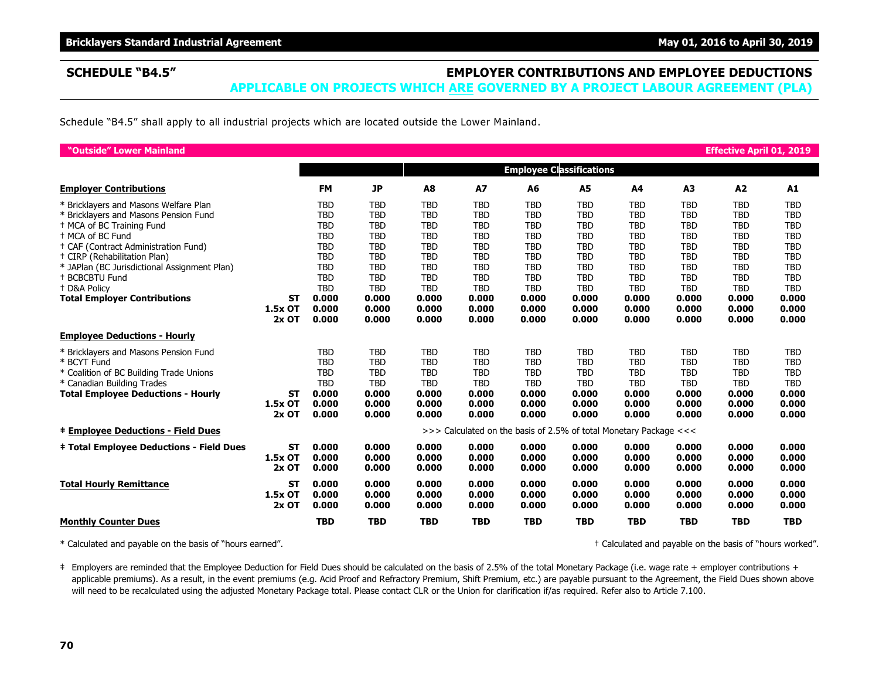## SCHEDULE "B4.5" — EMPLOYER CONTRIBUTIONS AND EMPLOYEE DEDUCTIONS

### APPLICABLE ON PROJECTS WHICH ARE GOVERNED BY A PROJECT LABOUR AGREEMENT (PLA)

Schedule "B4.5" shall apply to all industrial projects which are located outside the Lower Mainland.

**"Outside" Lower Mainland** — **Effective April 01, 2019**

| | | | | Employee Classifications | | | | | | | |
|---|---|---|---|---|---|---|---|---|---|---|---|
| **Employer Contributions** | | **FM** | **JP** | **A8** | **A7** | **A6** | **A5** | **A4** | **A3** | **A2** | **A1** |
| * Bricklayers and Masons Welfare Plan | | TBD | TBD | TBD | TBD | TBD | TBD | TBD | TBD | TBD | TBD |
| * Bricklayers and Masons Pension Fund | | TBD | TBD | TBD | TBD | TBD | TBD | TBD | TBD | TBD | TBD |
| † MCA of BC Training Fund | | TBD | TBD | TBD | TBD | TBD | TBD | TBD | TBD | TBD | TBD |
| † MCA of BC Fund | | TBD | TBD | TBD | TBD | TBD | TBD | TBD | TBD | TBD | TBD |
| † CAF (Contract Administration Fund) | | TBD | TBD | TBD | TBD | TBD | TBD | TBD | TBD | TBD | TBD |
| † CIRP (Rehabilitation Plan) | | TBD | TBD | TBD | TBD | TBD | TBD | TBD | TBD | TBD | TBD |
| * JAPlan (BC Jurisdictional Assignment Plan) | | TBD | TBD | TBD | TBD | TBD | TBD | TBD | TBD | TBD | TBD |
| † BCBCBTU Fund | | TBD | TBD | TBD | TBD | TBD | TBD | TBD | TBD | TBD | TBD |
| † D&A Policy | | TBD | TBD | TBD | TBD | TBD | TBD | TBD | TBD | TBD | TBD |
| **Total Employer Contributions** | **ST** | **0.000** | **0.000** | **0.000** | **0.000** | **0.000** | **0.000** | **0.000** | **0.000** | **0.000** | **0.000** |
| | **1.5x OT** | **0.000** | **0.000** | **0.000** | **0.000** | **0.000** | **0.000** | **0.000** | **0.000** | **0.000** | **0.000** |
| | **2x OT** | **0.000** | **0.000** | **0.000** | **0.000** | **0.000** | **0.000** | **0.000** | **0.000** | **0.000** | **0.000** |
| **Employee Deductions - Hourly** | | | | | | | | | | | |
| * Bricklayers and Masons Pension Fund | | TBD | TBD | TBD | TBD | TBD | TBD | TBD | TBD | TBD | TBD |
| * BCYT Fund | | TBD | TBD | TBD | TBD | TBD | TBD | TBD | TBD | TBD | TBD |
| * Coalition of BC Building Trade Unions | | TBD | TBD | TBD | TBD | TBD | TBD | TBD | TBD | TBD | TBD |
| * Canadian Building Trades | | TBD | TBD | TBD | TBD | TBD | TBD | TBD | TBD | TBD | TBD |
| **Total Employee Deductions - Hourly** | **ST** | **0.000** | **0.000** | **0.000** | **0.000** | **0.000** | **0.000** | **0.000** | **0.000** | **0.000** | **0.000** |
| | **1.5x OT** | **0.000** | **0.000** | **0.000** | **0.000** | **0.000** | **0.000** | **0.000** | **0.000** | **0.000** | **0.000** |
| | **2x OT** | **0.000** | **0.000** | **0.000** | **0.000** | **0.000** | **0.000** | **0.000** | **0.000** | **0.000** | **0.000** |
| **‡ Employee Deductions - Field Dues** | | >>> Calculated on the basis of 2.5% of total Monetary Package <<< | | | | | | | | | |
| **‡ Total Employee Deductions - Field Dues** | **ST** | **0.000** | **0.000** | **0.000** | **0.000** | **0.000** | **0.000** | **0.000** | **0.000** | **0.000** | **0.000** |
| | **1.5x OT** | **0.000** | **0.000** | **0.000** | **0.000** | **0.000** | **0.000** | **0.000** | **0.000** | **0.000** | **0.000** |
| | **2x OT** | **0.000** | **0.000** | **0.000** | **0.000** | **0.000** | **0.000** | **0.000** | **0.000** | **0.000** | **0.000** |
| **Total Hourly Remittance** | **ST** | **0.000** | **0.000** | **0.000** | **0.000** | **0.000** | **0.000** | **0.000** | **0.000** | **0.000** | **0.000** |
| | **1.5x OT** | **0.000** | **0.000** | **0.000** | **0.000** | **0.000** | **0.000** | **0.000** | **0.000** | **0.000** | **0.000** |
| | **2x OT** | **0.000** | **0.000** | **0.000** | **0.000** | **0.000** | **0.000** | **0.000** | **0.000** | **0.000** | **0.000** |
| **Monthly Counter Dues** | | **TBD** | **TBD** | **TBD** | **TBD** | **TBD** | **TBD** | **TBD** | **TBD** | **TBD** | **TBD** |

* Calculated and payable on the basis of "hours earned".

† Calculated and payable on the basis of "hours worked".

‡ Employers are reminded that the Employee Deduction for Field Dues should be calculated on the basis of 2.5% of the total Monetary Package (i.e. wage rate + employer contributions + applicable premiums). As a result, in the event premiums (e.g. Acid Proof and Refractory Premium, Shift Premium, etc.) are payable pursuant to the Agreement, the Field Dues shown above will need to be recalculated using the adjusted Monetary Package total. Please contact CLR or the Union for clarification if/as required. Refer also to Article 7.100.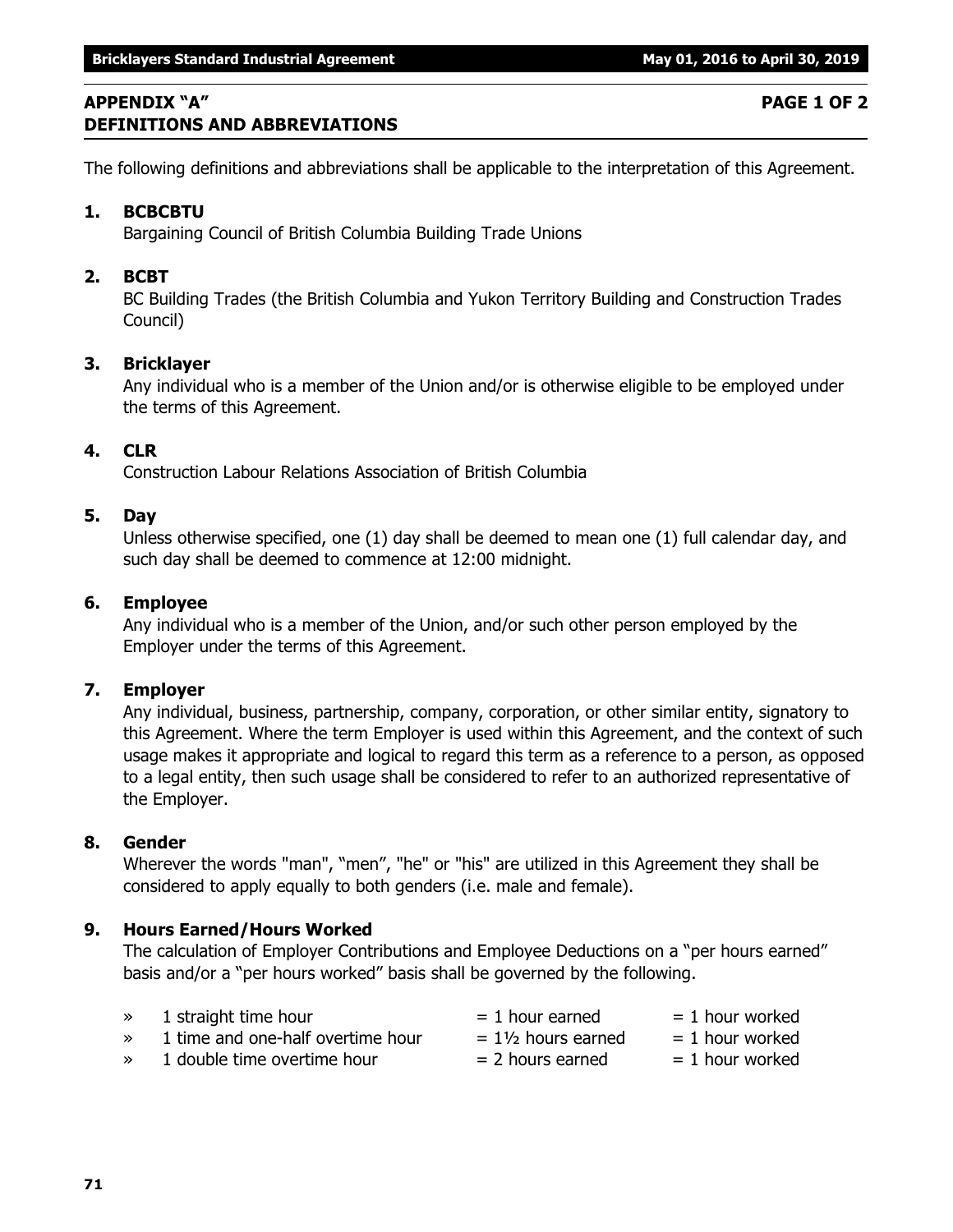## APPENDIX "A" PAGE 1 OF 2
## DEFINITIONS AND ABBREVIATIONS

The following definitions and abbreviations shall be applicable to the interpretation of this Agreement.

**1. BCBCBTU**
Bargaining Council of British Columbia Building Trade Unions

**2. BCBT**
BC Building Trades (the British Columbia and Yukon Territory Building and Construction Trades Council)

**3. Bricklayer**
Any individual who is a member of the Union and/or is otherwise eligible to be employed under the terms of this Agreement.

**4. CLR**
Construction Labour Relations Association of British Columbia

**5. Day**
Unless otherwise specified, one (1) day shall be deemed to mean one (1) full calendar day, and such day shall be deemed to commence at 12:00 midnight.

**6. Employee**
Any individual who is a member of the Union, and/or such other person employed by the Employer under the terms of this Agreement.

**7. Employer**
Any individual, business, partnership, company, corporation, or other similar entity, signatory to this Agreement. Where the term Employer is used within this Agreement, and the context of such usage makes it appropriate and logical to regard this term as a reference to a person, as opposed to a legal entity, then such usage shall be considered to refer to an authorized representative of the Employer.

**8. Gender**
Wherever the words "man", "men", "he" or "his" are utilized in this Agreement they shall be considered to apply equally to both genders (i.e. male and female).

**9. Hours Earned/Hours Worked**
The calculation of Employer Contributions and Employee Deductions on a "per hours earned" basis and/or a "per hours worked" basis shall be governed by the following.

- » 1 straight time hour = 1 hour earned = 1 hour worked
- » 1 time and one-half overtime hour = 1½ hours earned = 1 hour worked
- » 1 double time overtime hour = 2 hours earned = 1 hour worked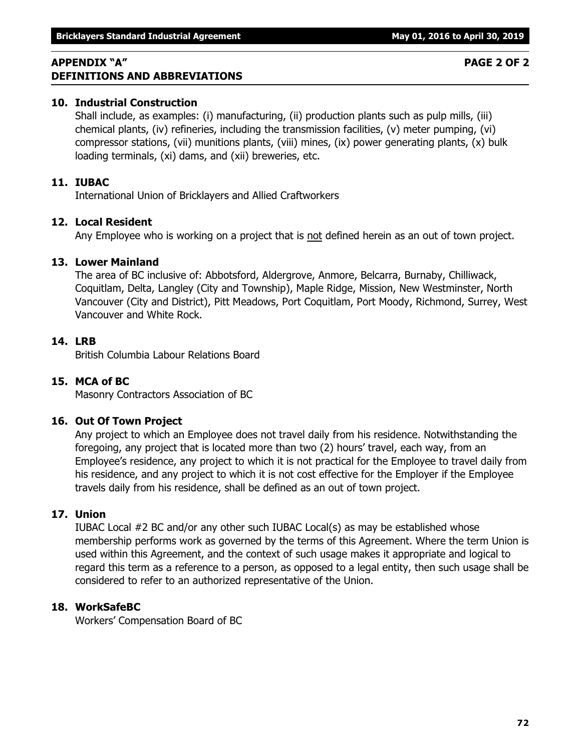## APPENDIX "A" PAGE 2 OF 2
## DEFINITIONS AND ABBREVIATIONS

**10. Industrial Construction**

Shall include, as examples: (i) manufacturing, (ii) production plants such as pulp mills, (iii) chemical plants, (iv) refineries, including the transmission facilities, (v) meter pumping, (vi) compressor stations, (vii) munitions plants, (viii) mines, (ix) power generating plants, (x) bulk loading terminals, (xi) dams, and (xii) breweries, etc.

**11. IUBAC**

International Union of Bricklayers and Allied Craftworkers

**12. Local Resident**

Any Employee who is working on a project that is <u>not</u> defined herein as an out of town project.

**13. Lower Mainland**

The area of BC inclusive of: Abbotsford, Aldergrove, Anmore, Belcarra, Burnaby, Chilliwack, Coquitlam, Delta, Langley (City and Township), Maple Ridge, Mission, New Westminster, North Vancouver (City and District), Pitt Meadows, Port Coquitlam, Port Moody, Richmond, Surrey, West Vancouver and White Rock.

**14. LRB**

British Columbia Labour Relations Board

**15. MCA of BC**

Masonry Contractors Association of BC

**16. Out Of Town Project**

Any project to which an Employee does not travel daily from his residence. Notwithstanding the foregoing, any project that is located more than two (2) hours' travel, each way, from an Employee's residence, any project to which it is not practical for the Employee to travel daily from his residence, and any project to which it is not cost effective for the Employer if the Employee travels daily from his residence, shall be defined as an out of town project.

**17. Union**

IUBAC Local #2 BC and/or any other such IUBAC Local(s) as may be established whose membership performs work as governed by the terms of this Agreement. Where the term Union is used within this Agreement, and the context of such usage makes it appropriate and logical to regard this term as a reference to a person, as opposed to a legal entity, then such usage shall be considered to refer to an authorized representative of the Union.

**18. WorkSafeBC**

Workers' Compensation Board of BC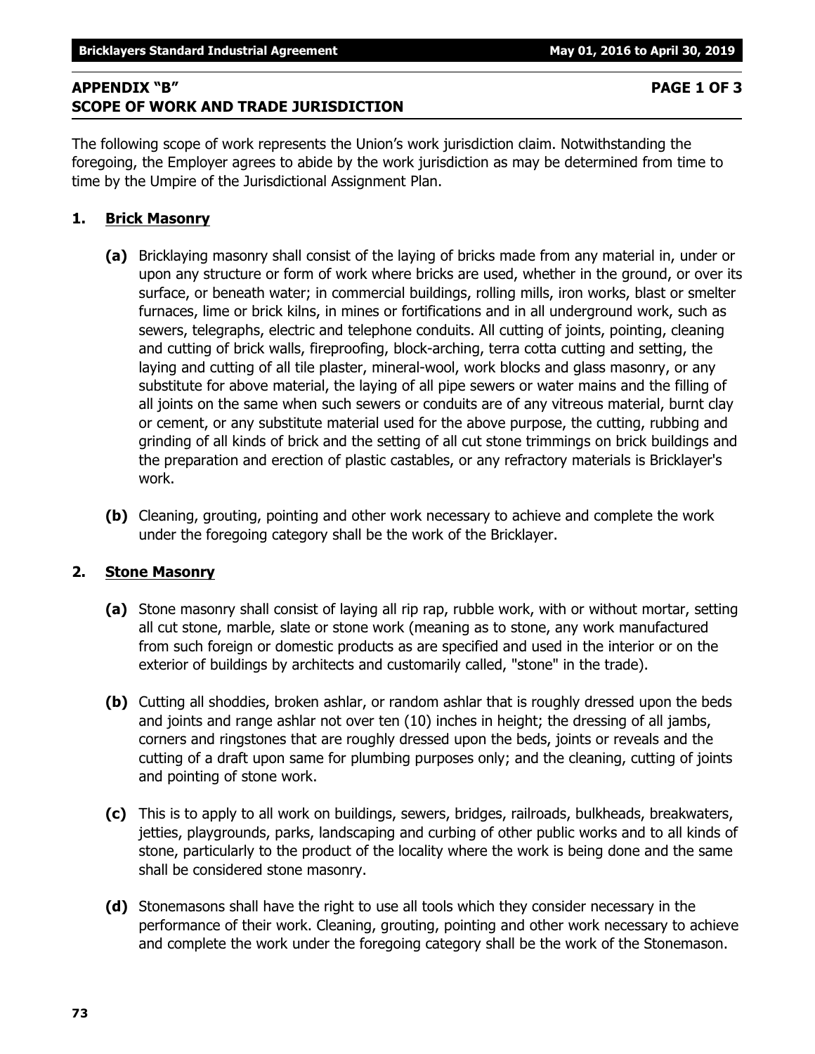## APPENDIX "B" PAGE 1 OF 3
## SCOPE OF WORK AND TRADE JURISDICTION

The following scope of work represents the Union's work jurisdiction claim. Notwithstanding the foregoing, the Employer agrees to abide by the work jurisdiction as may be determined from time to time by the Umpire of the Jurisdictional Assignment Plan.

### 1. Brick Masonry

**(a)** Bricklaying masonry shall consist of the laying of bricks made from any material in, under or upon any structure or form of work where bricks are used, whether in the ground, or over its surface, or beneath water; in commercial buildings, rolling mills, iron works, blast or smelter furnaces, lime or brick kilns, in mines or fortifications and in all underground work, such as sewers, telegraphs, electric and telephone conduits. All cutting of joints, pointing, cleaning and cutting of brick walls, fireproofing, block-arching, terra cotta cutting and setting, the laying and cutting of all tile plaster, mineral-wool, work blocks and glass masonry, or any substitute for above material, the laying of all pipe sewers or water mains and the filling of all joints on the same when such sewers or conduits are of any vitreous material, burnt clay or cement, or any substitute material used for the above purpose, the cutting, rubbing and grinding of all kinds of brick and the setting of all cut stone trimmings on brick buildings and the preparation and erection of plastic castables, or any refractory materials is Bricklayer's work.

**(b)** Cleaning, grouting, pointing and other work necessary to achieve and complete the work under the foregoing category shall be the work of the Bricklayer.

### 2. Stone Masonry

**(a)** Stone masonry shall consist of laying all rip rap, rubble work, with or without mortar, setting all cut stone, marble, slate or stone work (meaning as to stone, any work manufactured from such foreign or domestic products as are specified and used in the interior or on the exterior of buildings by architects and customarily called, "stone" in the trade).

**(b)** Cutting all shoddies, broken ashlar, or random ashlar that is roughly dressed upon the beds and joints and range ashlar not over ten (10) inches in height; the dressing of all jambs, corners and ringstones that are roughly dressed upon the beds, joints or reveals and the cutting of a draft upon same for plumbing purposes only; and the cleaning, cutting of joints and pointing of stone work.

**(c)** This is to apply to all work on buildings, sewers, bridges, railroads, bulkheads, breakwaters, jetties, playgrounds, parks, landscaping and curbing of other public works and to all kinds of stone, particularly to the product of the locality where the work is being done and the same shall be considered stone masonry.

**(d)** Stonemasons shall have the right to use all tools which they consider necessary in the performance of their work. Cleaning, grouting, pointing and other work necessary to achieve and complete the work under the foregoing category shall be the work of the Stonemason.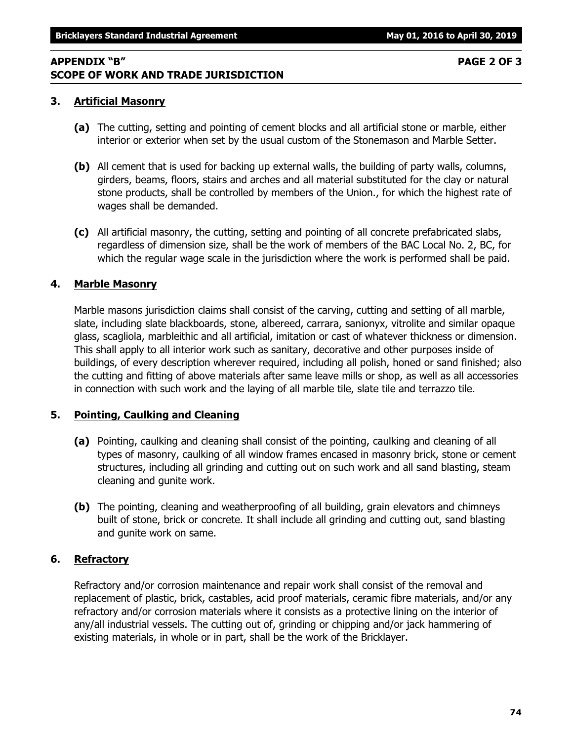## APPENDIX "B" PAGE 2 OF 3
## SCOPE OF WORK AND TRADE JURISDICTION

### 3. Artificial Masonry

**(a)** The cutting, setting and pointing of cement blocks and all artificial stone or marble, either interior or exterior when set by the usual custom of the Stonemason and Marble Setter.

**(b)** All cement that is used for backing up external walls, the building of party walls, columns, girders, beams, floors, stairs and arches and all material substituted for the clay or natural stone products, shall be controlled by members of the Union., for which the highest rate of wages shall be demanded.

**(c)** All artificial masonry, the cutting, setting and pointing of all concrete prefabricated slabs, regardless of dimension size, shall be the work of members of the BAC Local No. 2, BC, for which the regular wage scale in the jurisdiction where the work is performed shall be paid.

### 4. Marble Masonry

Marble masons jurisdiction claims shall consist of the carving, cutting and setting of all marble, slate, including slate blackboards, stone, albereed, carrara, sanionyx, vitrolite and similar opaque glass, scagliola, marbleithic and all artificial, imitation or cast of whatever thickness or dimension. This shall apply to all interior work such as sanitary, decorative and other purposes inside of buildings, of every description wherever required, including all polish, honed or sand finished; also the cutting and fitting of above materials after same leave mills or shop, as well as all accessories in connection with such work and the laying of all marble tile, slate tile and terrazzo tile.

### 5. Pointing, Caulking and Cleaning

**(a)** Pointing, caulking and cleaning shall consist of the pointing, caulking and cleaning of all types of masonry, caulking of all window frames encased in masonry brick, stone or cement structures, including all grinding and cutting out on such work and all sand blasting, steam cleaning and gunite work.

**(b)** The pointing, cleaning and weatherproofing of all building, grain elevators and chimneys built of stone, brick or concrete. It shall include all grinding and cutting out, sand blasting and gunite work on same.

### 6. Refractory

Refractory and/or corrosion maintenance and repair work shall consist of the removal and replacement of plastic, brick, castables, acid proof materials, ceramic fibre materials, and/or any refractory and/or corrosion materials where it consists as a protective lining on the interior of any/all industrial vessels. The cutting out of, grinding or chipping and/or jack hammering of existing materials, in whole or in part, shall be the work of the Bricklayer.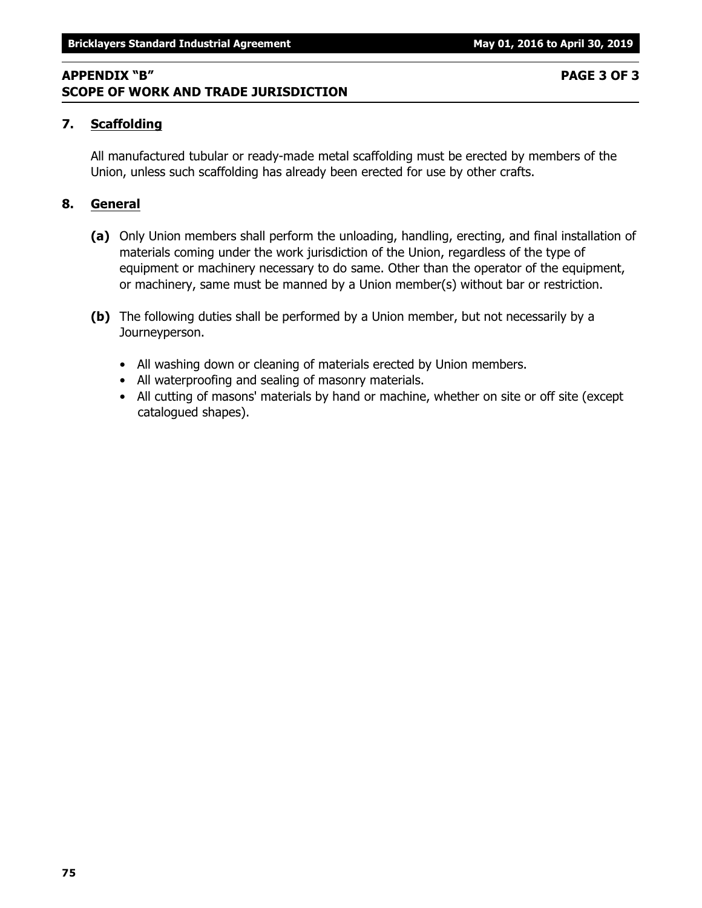## APPENDIX "B"
## SCOPE OF WORK AND TRADE JURISDICTION

### 7. Scaffolding

All manufactured tubular or ready-made metal scaffolding must be erected by members of the Union, unless such scaffolding has already been erected for use by other crafts.

### 8. General

**(a)** Only Union members shall perform the unloading, handling, erecting, and final installation of materials coming under the work jurisdiction of the Union, regardless of the type of equipment or machinery necessary to do same. Other than the operator of the equipment, or machinery, same must be manned by a Union member(s) without bar or restriction.

**(b)** The following duties shall be performed by a Union member, but not necessarily by a Journeyperson.

- All washing down or cleaning of materials erected by Union members.
- All waterproofing and sealing of masonry materials.
- All cutting of masons' materials by hand or machine, whether on site or off site (except catalogued shapes).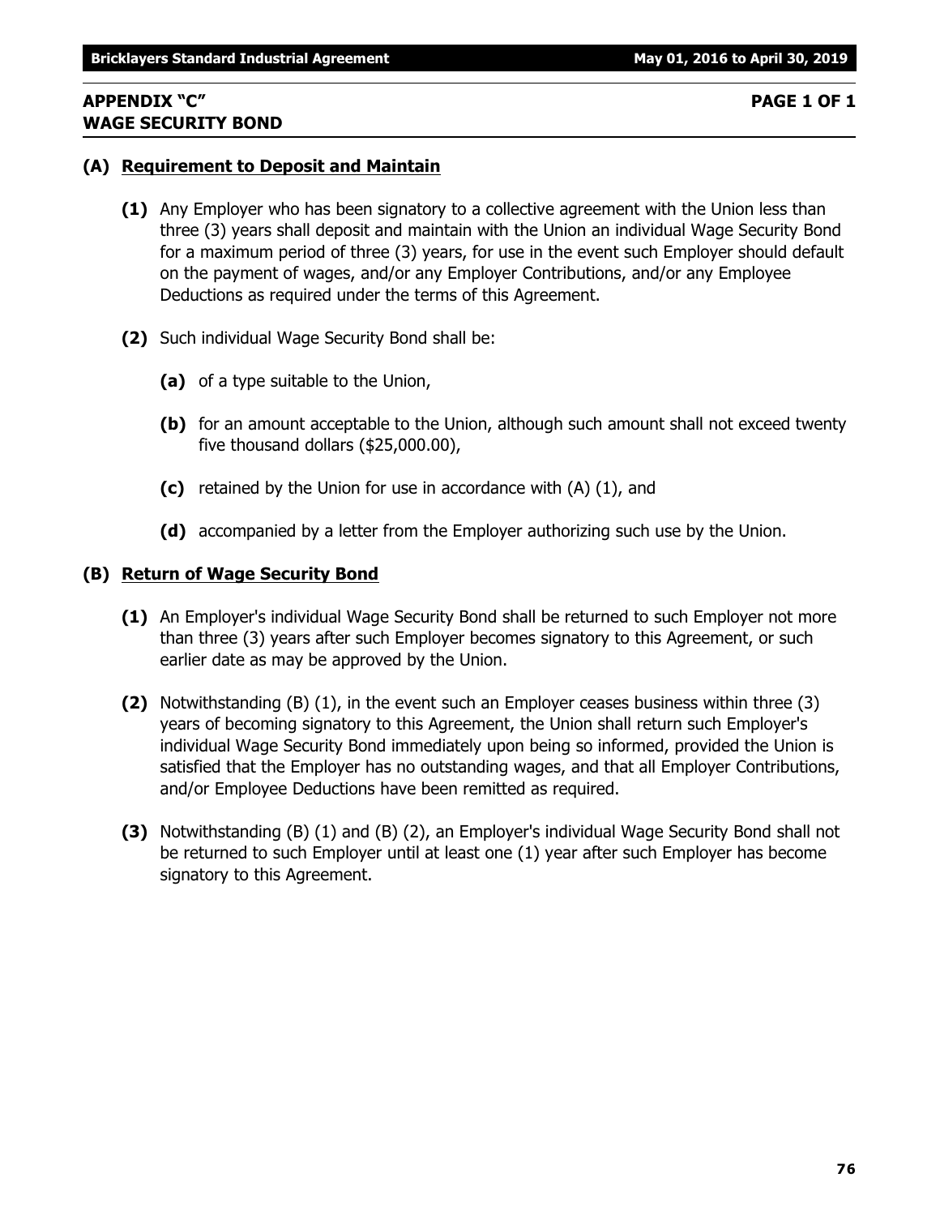## APPENDIX "C"
## WAGE SECURITY BOND

PAGE 1 OF 1

### (A) Requirement to Deposit and Maintain

**(1)** Any Employer who has been signatory to a collective agreement with the Union less than three (3) years shall deposit and maintain with the Union an individual Wage Security Bond for a maximum period of three (3) years, for use in the event such Employer should default on the payment of wages, and/or any Employer Contributions, and/or any Employee Deductions as required under the terms of this Agreement.

**(2)** Such individual Wage Security Bond shall be:

- **(a)** of a type suitable to the Union,
- **(b)** for an amount acceptable to the Union, although such amount shall not exceed twenty five thousand dollars ($25,000.00),
- **(c)** retained by the Union for use in accordance with (A) (1), and
- **(d)** accompanied by a letter from the Employer authorizing such use by the Union.

### (B) Return of Wage Security Bond

**(1)** An Employer's individual Wage Security Bond shall be returned to such Employer not more than three (3) years after such Employer becomes signatory to this Agreement, or such earlier date as may be approved by the Union.

**(2)** Notwithstanding (B) (1), in the event such an Employer ceases business within three (3) years of becoming signatory to this Agreement, the Union shall return such Employer's individual Wage Security Bond immediately upon being so informed, provided the Union is satisfied that the Employer has no outstanding wages, and that all Employer Contributions, and/or Employee Deductions have been remitted as required.

**(3)** Notwithstanding (B) (1) and (B) (2), an Employer's individual Wage Security Bond shall not be returned to such Employer until at least one (1) year after such Employer has become signatory to this Agreement.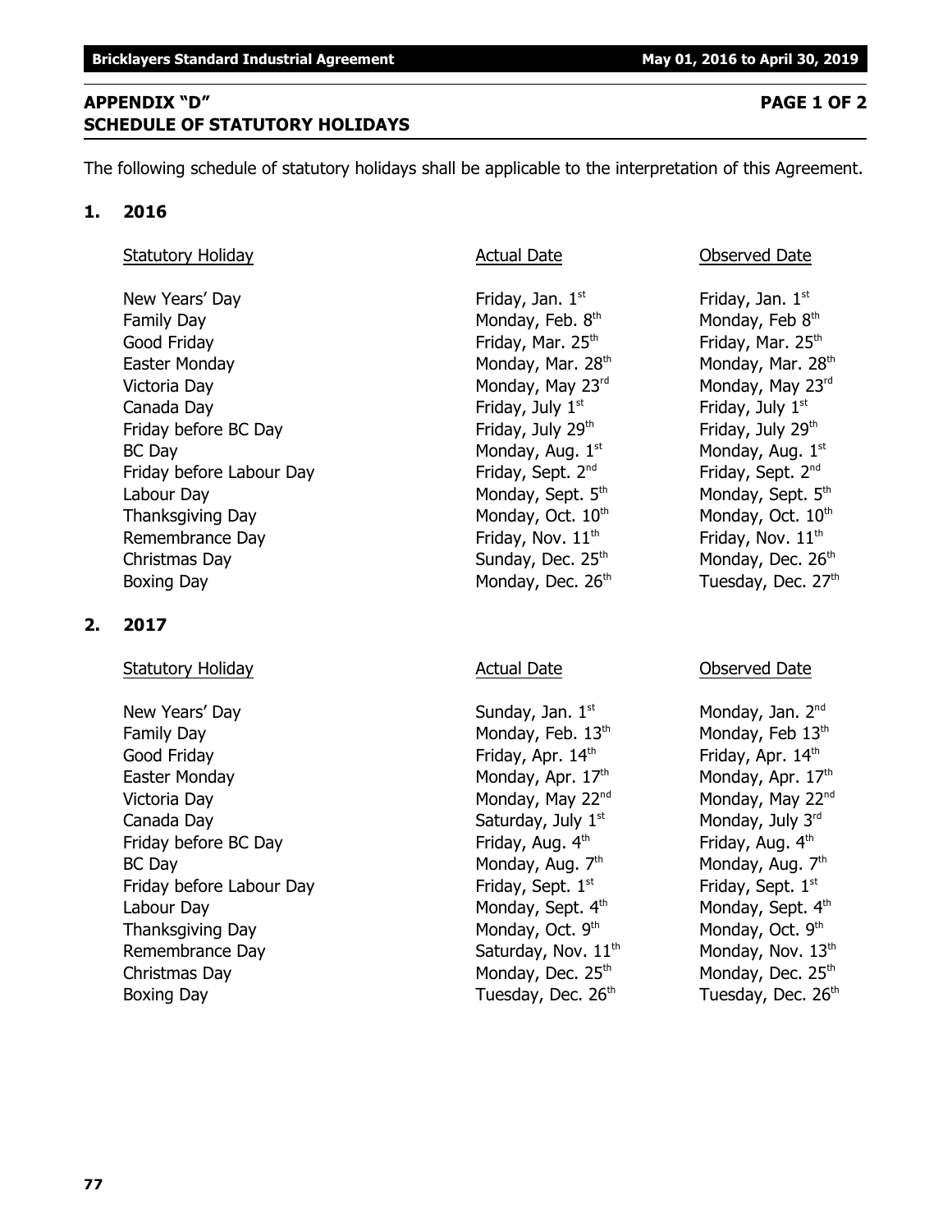## APPENDIX "D" PAGE 1 OF 2
## SCHEDULE OF STATUTORY HOLIDAYS

The following schedule of statutory holidays shall be applicable to the interpretation of this Agreement.

### 1. 2016

| Statutory Holiday | Actual Date | Observed Date |
|---|---|---|
| New Years' Day | Friday, Jan. 1st | Friday, Jan. 1st |
| Family Day | Monday, Feb. 8th | Monday, Feb 8th |
| Good Friday | Friday, Mar. 25th | Friday, Mar. 25th |
| Easter Monday | Monday, Mar. 28th | Monday, Mar. 28th |
| Victoria Day | Monday, May 23rd | Monday, May 23rd |
| Canada Day | Friday, July 1st | Friday, July 1st |
| Friday before BC Day | Friday, July 29th | Friday, July 29th |
| BC Day | Monday, Aug. 1st | Monday, Aug. 1st |
| Friday before Labour Day | Friday, Sept. 2nd | Friday, Sept. 2nd |
| Labour Day | Monday, Sept. 5th | Monday, Sept. 5th |
| Thanksgiving Day | Monday, Oct. 10th | Monday, Oct. 10th |
| Remembrance Day | Friday, Nov. 11th | Friday, Nov. 11th |
| Christmas Day | Sunday, Dec. 25th | Monday, Dec. 26th |
| Boxing Day | Monday, Dec. 26th | Tuesday, Dec. 27th |

### 2. 2017

| Statutory Holiday | Actual Date | Observed Date |
|---|---|---|
| New Years' Day | Sunday, Jan. 1st | Monday, Jan. 2nd |
| Family Day | Monday, Feb. 13th | Monday, Feb 13th |
| Good Friday | Friday, Apr. 14th | Friday, Apr. 14th |
| Easter Monday | Monday, Apr. 17th | Monday, Apr. 17th |
| Victoria Day | Monday, May 22nd | Monday, May 22nd |
| Canada Day | Saturday, July 1st | Monday, July 3rd |
| Friday before BC Day | Friday, Aug. 4th | Friday, Aug. 4th |
| BC Day | Monday, Aug. 7th | Monday, Aug. 7th |
| Friday before Labour Day | Friday, Sept. 1st | Friday, Sept. 1st |
| Labour Day | Monday, Sept. 4th | Monday, Sept. 4th |
| Thanksgiving Day | Monday, Oct. 9th | Monday, Oct. 9th |
| Remembrance Day | Saturday, Nov. 11th | Monday, Nov. 13th |
| Christmas Day | Monday, Dec. 25th | Monday, Dec. 25th |
| Boxing Day | Tuesday, Dec. 26th | Tuesday, Dec. 26th |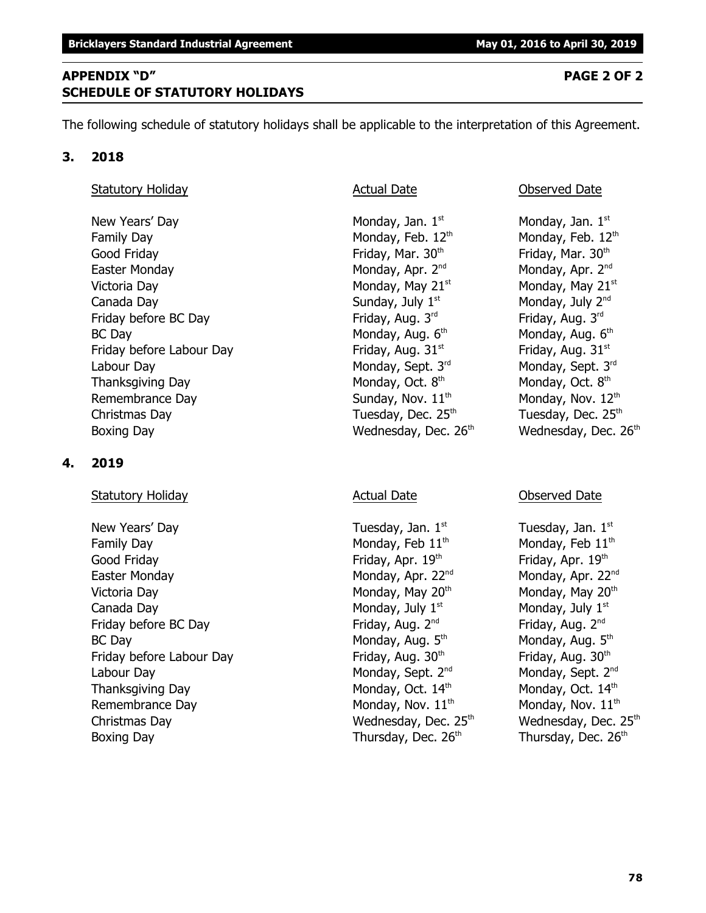## APPENDIX "D" PAGE 2 OF 2
## SCHEDULE OF STATUTORY HOLIDAYS

The following schedule of statutory holidays shall be applicable to the interpretation of this Agreement.

### 3. 2018

| Statutory Holiday | Actual Date | Observed Date |
|---|---|---|
| New Years' Day | Monday, Jan. 1st | Monday, Jan. 1st |
| Family Day | Monday, Feb. 12th | Monday, Feb. 12th |
| Good Friday | Friday, Mar. 30th | Friday, Mar. 30th |
| Easter Monday | Monday, Apr. 2nd | Monday, Apr. 2nd |
| Victoria Day | Monday, May 21st | Monday, May 21st |
| Canada Day | Sunday, July 1st | Monday, July 2nd |
| Friday before BC Day | Friday, Aug. 3rd | Friday, Aug. 3rd |
| BC Day | Monday, Aug. 6th | Monday, Aug. 6th |
| Friday before Labour Day | Friday, Aug. 31st | Friday, Aug. 31st |
| Labour Day | Monday, Sept. 3rd | Monday, Sept. 3rd |
| Thanksgiving Day | Monday, Oct. 8th | Monday, Oct. 8th |
| Remembrance Day | Sunday, Nov. 11th | Monday, Nov. 12th |
| Christmas Day | Tuesday, Dec. 25th | Tuesday, Dec. 25th |
| Boxing Day | Wednesday, Dec. 26th | Wednesday, Dec. 26th |

### 4. 2019

| Statutory Holiday | Actual Date | Observed Date |
|---|---|---|
| New Years' Day | Tuesday, Jan. 1st | Tuesday, Jan. 1st |
| Family Day | Monday, Feb 11th | Monday, Feb 11th |
| Good Friday | Friday, Apr. 19th | Friday, Apr. 19th |
| Easter Monday | Monday, Apr. 22nd | Monday, Apr. 22nd |
| Victoria Day | Monday, May 20th | Monday, May 20th |
| Canada Day | Monday, July 1st | Monday, July 1st |
| Friday before BC Day | Friday, Aug. 2nd | Friday, Aug. 2nd |
| BC Day | Monday, Aug. 5th | Monday, Aug. 5th |
| Friday before Labour Day | Friday, Aug. 30th | Friday, Aug. 30th |
| Labour Day | Monday, Sept. 2nd | Monday, Sept. 2nd |
| Thanksgiving Day | Monday, Oct. 14th | Monday, Oct. 14th |
| Remembrance Day | Monday, Nov. 11th | Monday, Nov. 11th |
| Christmas Day | Wednesday, Dec. 25th | Wednesday, Dec. 25th |
| Boxing Day | Thursday, Dec. 26th | Thursday, Dec. 26th |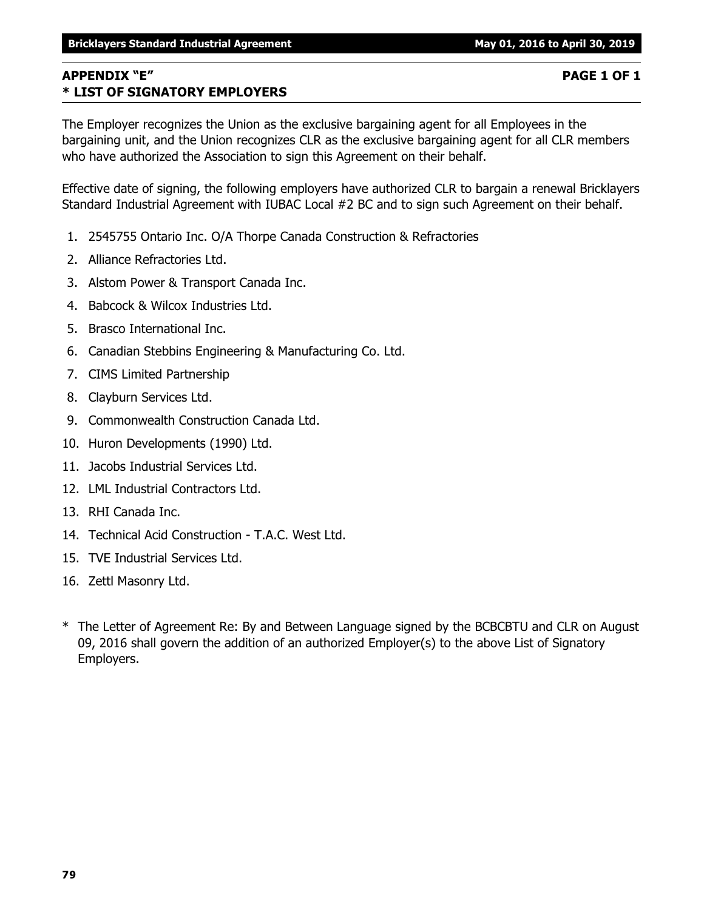## APPENDIX “E” PAGE 1 OF 1
## * LIST OF SIGNATORY EMPLOYERS

The Employer recognizes the Union as the exclusive bargaining agent for all Employees in the bargaining unit, and the Union recognizes CLR as the exclusive bargaining agent for all CLR members who have authorized the Association to sign this Agreement on their behalf.

Effective date of signing, the following employers have authorized CLR to bargain a renewal Bricklayers Standard Industrial Agreement with IUBAC Local #2 BC and to sign such Agreement on their behalf.

1. 2545755 Ontario Inc. O/A Thorpe Canada Construction & Refractories
2. Alliance Refractories Ltd.
3. Alstom Power & Transport Canada Inc.
4. Babcock & Wilcox Industries Ltd.
5. Brasco International Inc.
6. Canadian Stebbins Engineering & Manufacturing Co. Ltd.
7. CIMS Limited Partnership
8. Clayburn Services Ltd.
9. Commonwealth Construction Canada Ltd.
10. Huron Developments (1990) Ltd.
11. Jacobs Industrial Services Ltd.
12. LML Industrial Contractors Ltd.
13. RHI Canada Inc.
14. Technical Acid Construction - T.A.C. West Ltd.
15. TVE Industrial Services Ltd.
16. Zettl Masonry Ltd.

\* The Letter of Agreement Re: By and Between Language signed by the BCBCBTU and CLR on August 09, 2016 shall govern the addition of an authorized Employer(s) to the above List of Signatory Employers.